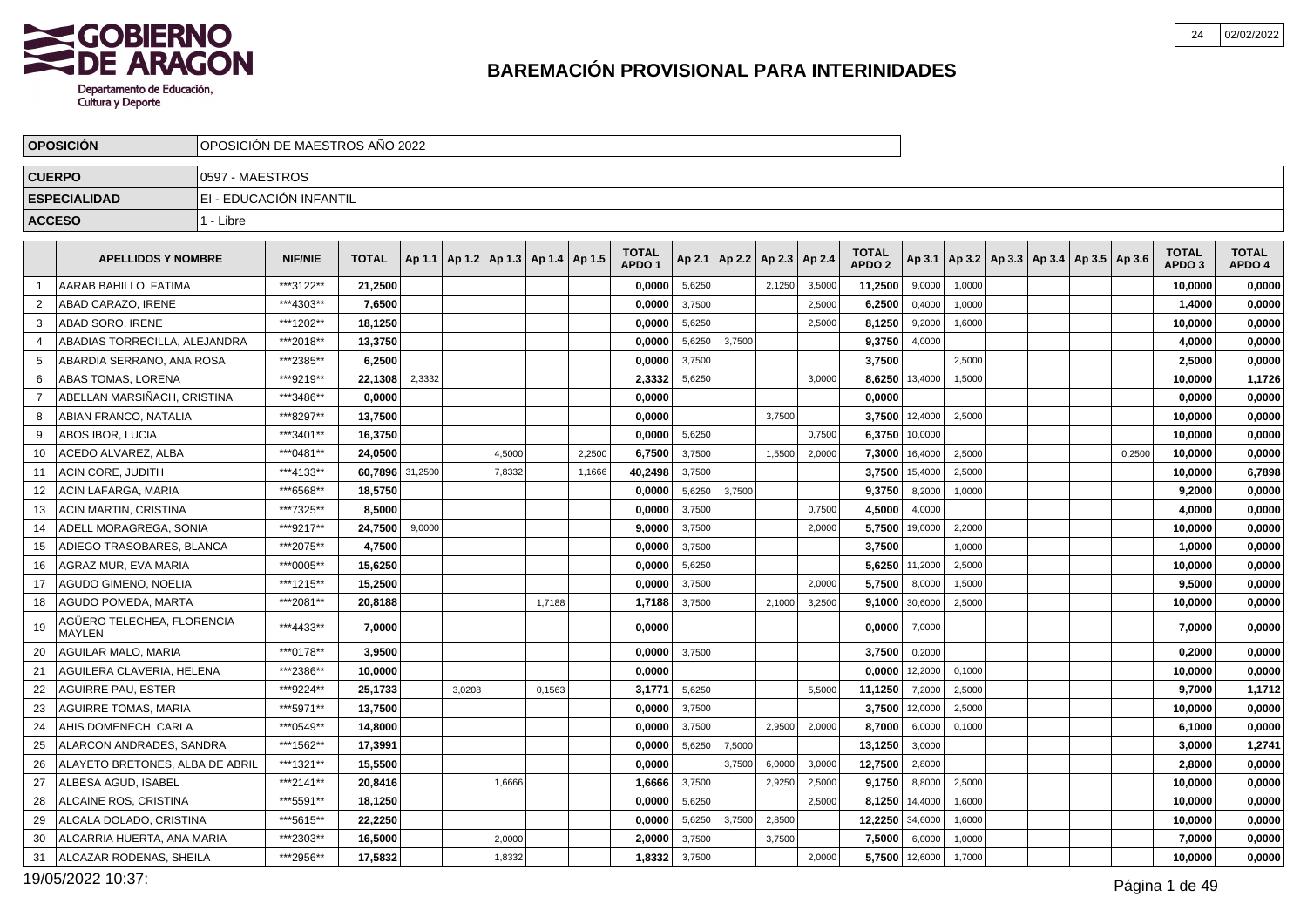# BAREMACIÓN PROVISIONAL PARA INTERINIDADES

**GOBIERNO DE ARAGON**
Departamento de Educación, Cultura y Deporte

| | |
|---|---|
| **OPOSICIÓN** | OPOSICIÓN DE MAESTROS AÑO 2022 |
| **CUERPO** | 0597 - MAESTROS |
| **ESPECIALIDAD** | EI - EDUCACIÓN INFANTIL |
| **ACCESO** | 1 - Libre |

| | APELLIDOS Y NOMBRE | NIF/NIE | TOTAL | Ap 1.1 | Ap 1.2 | Ap 1.3 | Ap 1.4 | Ap 1.5 | TOTAL APDO 1 | Ap 2.1 | Ap 2.2 | Ap 2.3 | Ap 2.4 | TOTAL APDO 2 | Ap 3.1 | Ap 3.2 | Ap 3.3 | Ap 3.4 | Ap 3.5 | Ap 3.6 | TOTAL APDO 3 | TOTAL APDO 4 |
|---|---|---|---|---|---|---|---|---|---|---|---|---|---|---|---|---|---|---|---|---|---|---|
| 1 | AARAB BAHILLO, FATIMA | ***3122** | **21,2500** | | | | | | **0,0000** | 5,6250 | | 2,1250 | 3,5000 | **11,2500** | 9,0000 | 1,0000 | | | | | **10,0000** | **0,0000** |
| 2 | ABAD CARAZO, IRENE | ***4303** | **7,6500** | | | | | | **0,0000** | 3,7500 | | | 2,5000 | **6,2500** | 0,4000 | 1,0000 | | | | | **1,4000** | **0,0000** |
| 3 | ABAD SORO, IRENE | ***1202** | **18,1250** | | | | | | **0,0000** | 5,6250 | | | 2,5000 | **8,1250** | 9,2000 | 1,6000 | | | | | **10,0000** | **0,0000** |
| 4 | ABADIAS TORRECILLA, ALEJANDRA | ***2018** | **13,3750** | | | | | | **0,0000** | 5,6250 | 3,7500 | | | **9,3750** | 4,0000 | | | | | | **4,0000** | **0,0000** |
| 5 | ABARDIA SERRANO, ANA ROSA | ***2385** | **6,2500** | | | | | | **0,0000** | 3,7500 | | | | **3,7500** | | 2,5000 | | | | | **2,5000** | **0,0000** |
| 6 | ABAS TOMAS, LORENA | ***9219** | **22,1308** | 2,3332 | | | | | **2,3332** | 5,6250 | | | 3,0000 | **8,6250** | 13,4000 | 1,5000 | | | | | **10,0000** | **1,1726** |
| 7 | ABELLAN MARSIÑACH, CRISTINA | ***3486** | **0,0000** | | | | | | **0,0000** | | | | | **0,0000** | | | | | | | **0,0000** | **0,0000** |
| 8 | ABIAN FRANCO, NATALIA | ***8297** | **13,7500** | | | | | | **0,0000** | | | 3,7500 | | **3,7500** | 12,4000 | 2,5000 | | | | | **10,0000** | **0,0000** |
| 9 | ABOS IBOR, LUCIA | ***3401** | **16,3750** | | | | | | **0,0000** | 5,6250 | | | 0,7500 | **6,3750** | 10,0000 | | | | | | **10,0000** | **0,0000** |
| 10 | ACEDO ALVAREZ, ALBA | ***0481** | **24,0500** | | | 4,5000 | | 2,2500 | **6,7500** | 3,7500 | | 1,5500 | 2,0000 | **7,3000** | 16,4000 | 2,5000 | | | | 0,2500 | **10,0000** | **0,0000** |
| 11 | ACIN CORE, JUDITH | ***4133** | **60,7896** | 31,2500 | | 7,8332 | | 1,1666 | **40,2498** | 3,7500 | | | | **3,7500** | 15,4000 | 2,5000 | | | | | **10,0000** | **6,7898** |
| 12 | ACIN LAFARGA, MARIA | ***6568** | **18,5750** | | | | | | **0,0000** | 5,6250 | 3,7500 | | | **9,3750** | 8,2000 | 1,0000 | | | | | **9,2000** | **0,0000** |
| 13 | ACIN MARTIN, CRISTINA | ***7325** | **8,5000** | | | | | | **0,0000** | 3,7500 | | | 0,7500 | **4,5000** | 4,0000 | | | | | | **4,0000** | **0,0000** |
| 14 | ADELL MORAGREGA, SONIA | ***9217** | **24,7500** | 9,0000 | | | | | **9,0000** | 3,7500 | | | 2,0000 | **5,7500** | 19,0000 | 2,2000 | | | | | **10,0000** | **0,0000** |
| 15 | ADIEGO TRASOBARES, BLANCA | ***2075** | **4,7500** | | | | | | **0,0000** | 3,7500 | | | | **3,7500** | | 1,0000 | | | | | **1,0000** | **0,0000** |
| 16 | AGRAZ MUR, EVA MARIA | ***0005** | **15,6250** | | | | | | **0,0000** | 5,6250 | | | | **5,6250** | 11,2000 | 2,5000 | | | | | **10,0000** | **0,0000** |
| 17 | AGUDO GIMENO, NOELIA | ***1215** | **15,2500** | | | | | | **0,0000** | 3,7500 | | | 2,0000 | **5,7500** | 8,0000 | 1,5000 | | | | | **9,5000** | **0,0000** |
| 18 | AGUDO POMEDA, MARTA | ***2081** | **20,8188** | | | | 1,7188 | | **1,7188** | 3,7500 | | 2,1000 | 3,2500 | **9,1000** | 30,6000 | 2,5000 | | | | | **10,0000** | **0,0000** |
| 19 | AGÜERO TELECHEA, FLORENCIA MAYLEN | ***4433** | **7,0000** | | | | | | **0,0000** | | | | | **0,0000** | 7,0000 | | | | | | **7,0000** | **0,0000** |
| 20 | AGUILAR MALO, MARIA | ***0178** | **3,9500** | | | | | | **0,0000** | 3,7500 | | | | **3,7500** | 0,2000 | | | | | | **0,2000** | **0,0000** |
| 21 | AGUILERA CLAVERIA, HELENA | ***2386** | **10,0000** | | | | | | **0,0000** | | | | | **0,0000** | 12,2000 | 0,1000 | | | | | **10,0000** | **0,0000** |
| 22 | AGUIRRE PAU, ESTER | ***9224** | **25,1733** | | 3,0208 | | 0,1563 | | **3,1771** | 5,6250 | | | 5,5000 | **11,1250** | 7,2000 | 2,5000 | | | | | **9,7000** | **1,1712** |
| 23 | AGUIRRE TOMAS, MARIA | ***5971** | **13,7500** | | | | | | **0,0000** | 3,7500 | | | | **3,7500** | 12,0000 | 2,5000 | | | | | **10,0000** | **0,0000** |
| 24 | AHIS DOMENECH, CARLA | ***0549** | **14,8000** | | | | | | **0,0000** | 3,7500 | | 2,9500 | 2,0000 | **8,7000** | 6,0000 | 0,1000 | | | | | **6,1000** | **0,0000** |
| 25 | ALARCON ANDRADES, SANDRA | ***1562** | **17,3991** | | | | | | **0,0000** | 5,6250 | 7,5000 | | | **13,1250** | 3,0000 | | | | | | **3,0000** | **1,2741** |
| 26 | ALAYETO BRETONES, ALBA DE ABRIL | ***1321** | **15,5500** | | | | | | **0,0000** | | 3,7500 | 6,0000 | 3,0000 | **12,7500** | 2,8000 | | | | | | **2,8000** | **0,0000** |
| 27 | ALBESA AGUD, ISABEL | ***2141** | **20,8416** | | | 1,6666 | | | **1,6666** | 3,7500 | | 2,9250 | 2,5000 | **9,1750** | 8,8000 | 2,5000 | | | | | **10,0000** | **0,0000** |
| 28 | ALCAINE ROS, CRISTINA | ***5591** | **18,1250** | | | | | | **0,0000** | 5,6250 | | | 2,5000 | **8,1250** | 14,4000 | 1,6000 | | | | | **10,0000** | **0,0000** |
| 29 | ALCALA DOLADO, CRISTINA | ***5615** | **22,2250** | | | | | | **0,0000** | 5,6250 | 3,7500 | 2,8500 | | **12,2250** | 34,6000 | 1,6000 | | | | | **10,0000** | **0,0000** |
| 30 | ALCARRIA HUERTA, ANA MARIA | ***2303** | **16,5000** | | | 2,0000 | | | **2,0000** | 3,7500 | | 3,7500 | | **7,5000** | 6,0000 | 1,0000 | | | | | **7,0000** | **0,0000** |
| 31 | ALCAZAR RODENAS, SHEILA | ***2956** | **17,5832** | | | 1,8332 | | | **1,8332** | 3,7500 | | | 2,0000 | **5,7500** | 12,6000 | 1,7000 | | | | | **10,0000** | **0,0000** |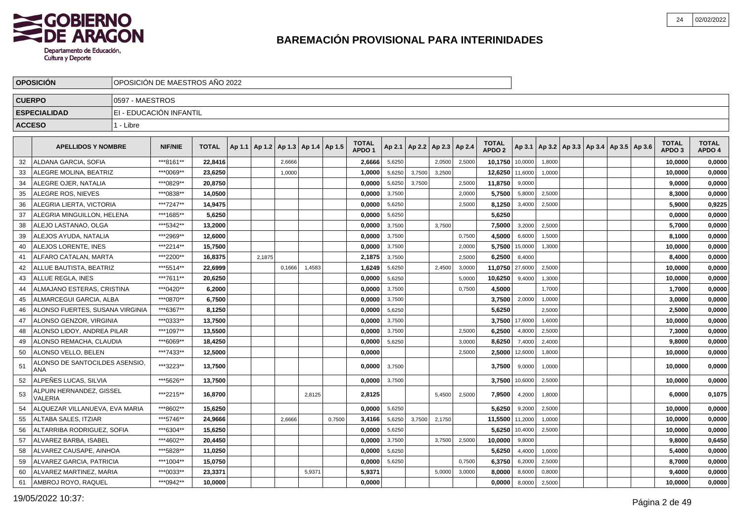# BAREMACIÓN PROVISIONAL PARA INTERINIDADES

| OPOSICIÓN | OPOSICIÓN DE MAESTROS AÑO 2022 |
|---|---|
| CUERPO | 0597 - MAESTROS |
| ESPECIALIDAD | EI - EDUCACIÓN INFANTIL |
| ACCESO | 1 - Libre |

| | APELLIDOS Y NOMBRE | NIF/NIE | TOTAL | Ap 1.1 | Ap 1.2 | Ap 1.3 | Ap 1.4 | Ap 1.5 | TOTAL APDO 1 | Ap 2.1 | Ap 2.2 | Ap 2.3 | Ap 2.4 | TOTAL APDO 2 | Ap 3.1 | Ap 3.2 | Ap 3.3 | Ap 3.4 | Ap 3.5 | Ap 3.6 | TOTAL APDO 3 | TOTAL APDO 4 |
|---|---|---|---|---|---|---|---|---|---|---|---|---|---|---|---|---|---|---|---|---|---|---|
| 32 | ALDANA GARCIA, SOFIA | ***8161** | 22,8416 | | | 2,6666 | | | 2,6666 | 5,6250 | | 2,0500 | 2,5000 | 10,1750 | 10,0000 | 1,8000 | | | | | 10,0000 | 0,0000 |
| 33 | ALEGRE MOLINA, BEATRIZ | ***0069** | 23,6250 | | | 1,0000 | | | 1,0000 | 5,6250 | 3,7500 | 3,2500 | | 12,6250 | 11,6000 | 1,0000 | | | | | 10,0000 | 0,0000 |
| 34 | ALEGRE OJER, NATALIA | ***0829** | 20,8750 | | | | | | 0,0000 | 5,6250 | 3,7500 | | 2,5000 | 11,8750 | 9,0000 | | | | | | 9,0000 | 0,0000 |
| 35 | ALEGRE ROS, NIEVES | ***0838** | 14,0500 | | | | | | 0,0000 | 3,7500 | | | 2,0000 | 5,7500 | 5,8000 | 2,5000 | | | | | 8,3000 | 0,0000 |
| 36 | ALEGRIA LIERTA, VICTORIA | ***7247** | 14,9475 | | | | | | 0,0000 | 5,6250 | | | 2,5000 | 8,1250 | 3,4000 | 2,5000 | | | | | 5,9000 | 0,9225 |
| 37 | ALEGRIA MINGUILLON, HELENA | ***1685** | 5,6250 | | | | | | 0,0000 | 5,6250 | | | | 5,6250 | | | | | | | 0,0000 | 0,0000 |
| 38 | ALEJO LASTANAO, OLGA | ***5342** | 13,2000 | | | | | | 0,0000 | 3,7500 | | 3,7500 | | 7,5000 | 3,2000 | 2,5000 | | | | | 5,7000 | 0,0000 |
| 39 | ALEJOS AYUDA, NATALIA | ***2969** | 12,6000 | | | | | | 0,0000 | 3,7500 | | | 0,7500 | 4,5000 | 6,6000 | 1,5000 | | | | | 8,1000 | 0,0000 |
| 40 | ALEJOS LORENTE, INES | ***2214** | 15,7500 | | | | | | 0,0000 | 3,7500 | | | 2,0000 | 5,7500 | 15,0000 | 1,3000 | | | | | 10,0000 | 0,0000 |
| 41 | ALFARO CATALAN, MARTA | ***2200** | 16,8375 | | 2,1875 | | | | 2,1875 | 3,7500 | | | 2,5000 | 6,2500 | 8,4000 | | | | | | 8,4000 | 0,0000 |
| 42 | ALLUE BAUTISTA, BEATRIZ | ***5514** | 22,6999 | | | 0,1666 | 1,4583 | | 1,6249 | 5,6250 | | 2,4500 | 3,0000 | 11,0750 | 27,6000 | 2,5000 | | | | | 10,0000 | 0,0000 |
| 43 | ALLUE REGLA, INES | ***7611** | 20,6250 | | | | | | 0,0000 | 5,6250 | | | 5,0000 | 10,6250 | 9,4000 | 1,3000 | | | | | 10,0000 | 0,0000 |
| 44 | ALMAJANO ESTERAS, CRISTINA | ***0420** | 6,2000 | | | | | | 0,0000 | 3,7500 | | | 0,7500 | 4,5000 | | 1,7000 | | | | | 1,7000 | 0,0000 |
| 45 | ALMARCEGUI GARCIA, ALBA | ***0870** | 6,7500 | | | | | | 0,0000 | 3,7500 | | | | 3,7500 | 2,0000 | 1,0000 | | | | | 3,0000 | 0,0000 |
| 46 | ALONSO FUERTES, SUSANA VIRGINIA | ***6367** | 8,1250 | | | | | | 0,0000 | 5,6250 | | | | 5,6250 | | 2,5000 | | | | | 2,5000 | 0,0000 |
| 47 | ALONSO GENZOR, VIRGINIA | ***0333** | 13,7500 | | | | | | 0,0000 | 3,7500 | | | | 3,7500 | 17,6000 | 1,6000 | | | | | 10,0000 | 0,0000 |
| 48 | ALONSO LIDOY, ANDREA PILAR | ***1097** | 13,5500 | | | | | | 0,0000 | 3,7500 | | | 2,5000 | 6,2500 | 4,8000 | 2,5000 | | | | | 7,3000 | 0,0000 |
| 49 | ALONSO REMACHA, CLAUDIA | ***6069** | 18,4250 | | | | | | 0,0000 | 5,6250 | | | 3,0000 | 8,6250 | 7,4000 | 2,4000 | | | | | 9,8000 | 0,0000 |
| 50 | ALONSO VELLO, BELEN | ***7433** | 12,5000 | | | | | | 0,0000 | | | | 2,5000 | 2,5000 | 12,6000 | 1,8000 | | | | | 10,0000 | 0,0000 |
| 51 | ALONSO DE SANTOCILDES ASENSIO, ANA | ***3223** | 13,7500 | | | | | | 0,0000 | 3,7500 | | | | 3,7500 | 9,0000 | 1,0000 | | | | | 10,0000 | 0,0000 |
| 52 | ALPEÑES LUCAS, SILVIA | ***5626** | 13,7500 | | | | | | 0,0000 | 3,7500 | | | | 3,7500 | 10,6000 | 2,5000 | | | | | 10,0000 | 0,0000 |
| 53 | ALPUIN HERNANDEZ, GISSEL VALERIA | ***2215** | 16,8700 | | | | 2,8125 | | 2,8125 | | | 5,4500 | 2,5000 | 7,9500 | 4,2000 | 1,8000 | | | | | 6,0000 | 0,1075 |
| 54 | ALQUEZAR VILLANUEVA, EVA MARIA | ***8602** | 15,6250 | | | | | | 0,0000 | 5,6250 | | | | 5,6250 | 9,2000 | 2,5000 | | | | | 10,0000 | 0,0000 |
| 55 | ALTABA SALES, ITZIAR | ***5746** | 24,9666 | | | 2,6666 | | 0,7500 | 3,4166 | 5,6250 | 3,7500 | 2,1750 | | 11,5500 | 11,2000 | 1,0000 | | | | | 10,0000 | 0,0000 |
| 56 | ALTARRIBA RODRIGUEZ, SOFIA | ***6304** | 15,6250 | | | | | | 0,0000 | 5,6250 | | | | 5,6250 | 10,4000 | 2,5000 | | | | | 10,0000 | 0,0000 |
| 57 | ALVAREZ BARBA, ISABEL | ***4602** | 20,4450 | | | | | | 0,0000 | 3,7500 | | 3,7500 | 2,5000 | 10,0000 | 9,8000 | | | | | | 9,8000 | 0,6450 |
| 58 | ALVAREZ CAUSAPE, AINHOA | ***5828** | 11,0250 | | | | | | 0,0000 | 5,6250 | | | | 5,6250 | 4,4000 | 1,0000 | | | | | 5,4000 | 0,0000 |
| 59 | ALVAREZ GARCIA, PATRICIA | ***1004** | 15,0750 | | | | | | 0,0000 | 5,6250 | | | 0,7500 | 6,3750 | 6,2000 | 2,5000 | | | | | 8,7000 | 0,0000 |
| 60 | ALVAREZ MARTINEZ, MARIA | ***0033** | 23,3371 | | | | 5,9371 | | 5,9371 | | | 5,0000 | 3,0000 | 8,0000 | 8,6000 | 0,8000 | | | | | 9,4000 | 0,0000 |
| 61 | AMBROJ ROYO, RAQUEL | ***0942** | 10,0000 | | | | | | 0,0000 | | | | | 0,0000 | 8,0000 | 2,5000 | | | | | 10,0000 | 0,0000 |

19/05/2022 10:37: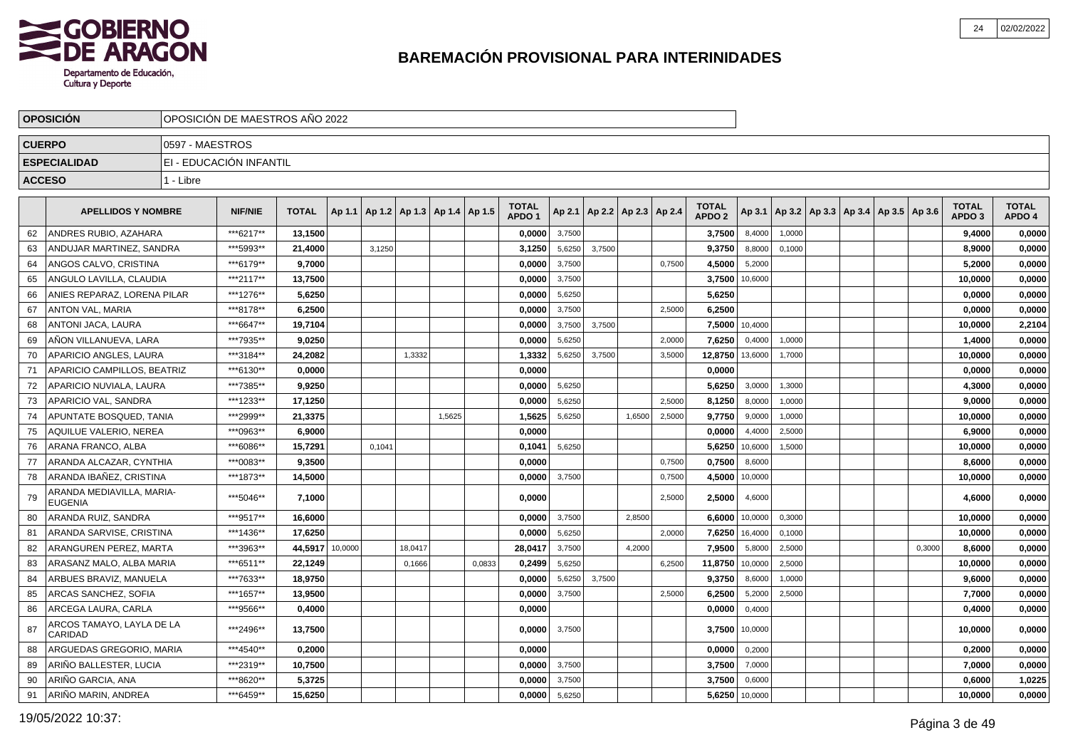# BAREMACIÓN PROVISIONAL PARA INTERINIDADES

| | |
|---|---|
| **OPOSICIÓN** | OPOSICIÓN DE MAESTROS AÑO 2022 |
| **CUERPO** | 0597 - MAESTROS |
| **ESPECIALIDAD** | EI - EDUCACIÓN INFANTIL |
| **ACCESO** | 1 - Libre |

| | APELLIDOS Y NOMBRE | NIF/NIE | TOTAL | Ap 1.1 | Ap 1.2 | Ap 1.3 | Ap 1.4 | Ap 1.5 | TOTAL APDO 1 | Ap 2.1 | Ap 2.2 | Ap 2.3 | Ap 2.4 | TOTAL APDO 2 | Ap 3.1 | Ap 3.2 | Ap 3.3 | Ap 3.4 | Ap 3.5 | Ap 3.6 | TOTAL APDO 3 | TOTAL APDO 4 |
|---|---|---|---|---|---|---|---|---|---|---|---|---|---|---|---|---|---|---|---|---|---|---|
| 62 | ANDRES RUBIO, AZAHARA | ***6217** | **13,1500** | | | | | | **0,0000** | 3,7500 | | | | **3,7500** | 8,4000 | 1,0000 | | | | | **9,4000** | **0,0000** |
| 63 | ANDUJAR MARTINEZ, SANDRA | ***5993** | **21,4000** | | 3,1250 | | | | **3,1250** | 5,6250 | 3,7500 | | | **9,3750** | 8,8000 | 0,1000 | | | | | **8,9000** | **0,0000** |
| 64 | ANGOS CALVO, CRISTINA | ***6179** | **9,7000** | | | | | | **0,0000** | 3,7500 | | | 0,7500 | **4,5000** | 5,2000 | | | | | | **5,2000** | **0,0000** |
| 65 | ANGULO LAVILLA, CLAUDIA | ***2117** | **13,7500** | | | | | | **0,0000** | 3,7500 | | | | **3,7500** | 10,6000 | | | | | | **10,0000** | **0,0000** |
| 66 | ANIES REPARAZ, LORENA PILAR | ***1276** | **5,6250** | | | | | | **0,0000** | 5,6250 | | | | **5,6250** | | | | | | | **0,0000** | **0,0000** |
| 67 | ANTON VAL, MARIA | ***8178** | **6,2500** | | | | | | **0,0000** | 3,7500 | | | 2,5000 | **6,2500** | | | | | | | **0,0000** | **0,0000** |
| 68 | ANTONI JACA, LAURA | ***6647** | **19,7104** | | | | | | **0,0000** | 3,7500 | 3,7500 | | | **7,5000** | 10,4000 | | | | | | **10,0000** | **2,2104** |
| 69 | AÑON VILLANUEVA, LARA | ***7935** | **9,0250** | | | | | | **0,0000** | 5,6250 | | | 2,0000 | **7,6250** | 0,4000 | 1,0000 | | | | | **1,4000** | **0,0000** |
| 70 | APARICIO ANGLES, LAURA | ***3184** | **24,2082** | | | 1,3332 | | | **1,3332** | 5,6250 | 3,7500 | | 3,5000 | **12,8750** | 13,6000 | 1,7000 | | | | | **10,0000** | **0,0000** |
| 71 | APARICIO CAMPILLOS, BEATRIZ | ***6130** | **0,0000** | | | | | | **0,0000** | | | | | **0,0000** | | | | | | | **0,0000** | **0,0000** |
| 72 | APARICIO NUVIALA, LAURA | ***7385** | **9,9250** | | | | | | **0,0000** | 5,6250 | | | | **5,6250** | 3,0000 | 1,3000 | | | | | **4,3000** | **0,0000** |
| 73 | APARICIO VAL, SANDRA | ***1233** | **17,1250** | | | | | | **0,0000** | 5,6250 | | | 2,5000 | **8,1250** | 8,0000 | 1,0000 | | | | | **9,0000** | **0,0000** |
| 74 | APUNTATE BOSQUED, TANIA | ***2999** | **21,3375** | | | | 1,5625 | | **1,5625** | 5,6250 | | 1,6500 | 2,5000 | **9,7750** | 9,0000 | 1,0000 | | | | | **10,0000** | **0,0000** |
| 75 | AQUILUE VALERIO, NEREA | ***0963** | **6,9000** | | | | | | **0,0000** | | | | | **0,0000** | 4,4000 | 2,5000 | | | | | **6,9000** | **0,0000** |
| 76 | ARANA FRANCO, ALBA | ***6086** | **15,7291** | | 0,1041 | | | | **0,1041** | 5,6250 | | | | **5,6250** | 10,6000 | 1,5000 | | | | | **10,0000** | **0,0000** |
| 77 | ARANDA ALCAZAR, CYNTHIA | ***0083** | **9,3500** | | | | | | **0,0000** | | | | 0,7500 | **0,7500** | 8,6000 | | | | | | **8,6000** | **0,0000** |
| 78 | ARANDA IBAÑEZ, CRISTINA | ***1873** | **14,5000** | | | | | | **0,0000** | 3,7500 | | | 0,7500 | **4,5000** | 10,0000 | | | | | | **10,0000** | **0,0000** |
| 79 | ARANDA MEDIAVILLA, MARIA-EUGENIA | ***5046** | **7,1000** | | | | | | **0,0000** | | | | 2,5000 | **2,5000** | 4,6000 | | | | | | **4,6000** | **0,0000** |
| 80 | ARANDA RUIZ, SANDRA | ***9517** | **16,6000** | | | | | | **0,0000** | 3,7500 | | 2,8500 | | **6,6000** | 10,0000 | 0,3000 | | | | | **10,0000** | **0,0000** |
| 81 | ARANDA SARVISE, CRISTINA | ***1436** | **17,6250** | | | | | | **0,0000** | 5,6250 | | | 2,0000 | **7,6250** | 16,4000 | 0,1000 | | | | | **10,0000** | **0,0000** |
| 82 | ARANGUREN PEREZ, MARTA | ***3963** | **44,5917** | 10,0000 | | 18,0417 | | | **28,0417** | 3,7500 | | 4,2000 | | **7,9500** | 5,8000 | 2,5000 | | | | 0,3000 | **8,6000** | **0,0000** |
| 83 | ARASANZ MALO, ALBA MARIA | ***6511** | **22,1249** | | | 0,1666 | | 0,0833 | **0,2499** | 5,6250 | | | 6,2500 | **11,8750** | 10,0000 | 2,5000 | | | | | **10,0000** | **0,0000** |
| 84 | ARBUES BRAVIZ, MANUELA | ***7633** | **18,9750** | | | | | | **0,0000** | 5,6250 | 3,7500 | | | **9,3750** | 8,6000 | 1,0000 | | | | | **9,6000** | **0,0000** |
| 85 | ARCAS SANCHEZ, SOFIA | ***1657** | **13,9500** | | | | | | **0,0000** | 3,7500 | | | 2,5000 | **6,2500** | 5,2000 | 2,5000 | | | | | **7,7000** | **0,0000** |
| 86 | ARCEGA LAURA, CARLA | ***9566** | **0,4000** | | | | | | **0,0000** | | | | | **0,0000** | 0,4000 | | | | | | **0,4000** | **0,0000** |
| 87 | ARCOS TAMAYO, LAYLA DE LA CARIDAD | ***2496** | **13,7500** | | | | | | **0,0000** | 3,7500 | | | | **3,7500** | 10,0000 | | | | | | **10,0000** | **0,0000** |
| 88 | ARGUEDAS GREGORIO, MARIA | ***4540** | **0,2000** | | | | | | **0,0000** | | | | | **0,0000** | 0,2000 | | | | | | **0,2000** | **0,0000** |
| 89 | ARIÑO BALLESTER, LUCIA | ***2319** | **10,7500** | | | | | | **0,0000** | 3,7500 | | | | **3,7500** | 7,0000 | | | | | | **7,0000** | **0,0000** |
| 90 | ARIÑO GARCIA, ANA | ***8620** | **5,3725** | | | | | | **0,0000** | 3,7500 | | | | **3,7500** | 0,6000 | | | | | | **0,6000** | **1,0225** |
| 91 | ARIÑO MARIN, ANDREA | ***6459** | **15,6250** | | | | | | **0,0000** | 5,6250 | | | | **5,6250** | 10,0000 | | | | | | **10,0000** | **0,0000** |

19/05/2022 10:37: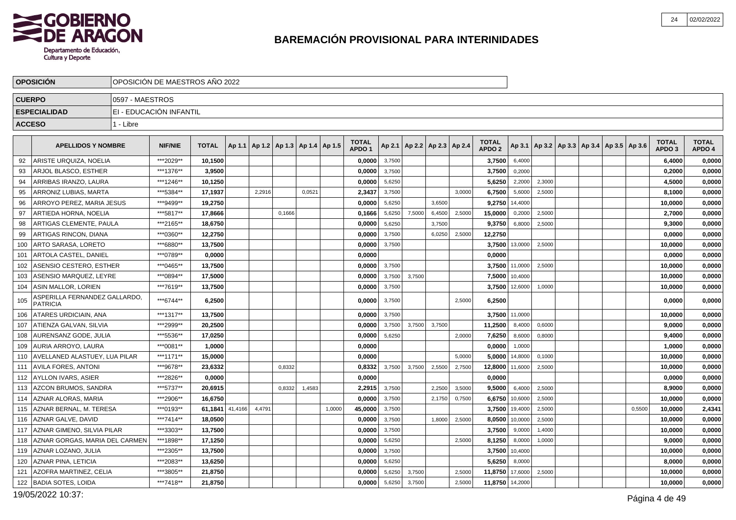# BAREMACIÓN PROVISIONAL PARA INTERINIDADES

| OPOSICIÓN | OPOSICIÓN DE MAESTROS AÑO 2022 |
|---|---|
| CUERPO | 0597 - MAESTROS |
| ESPECIALIDAD | EI - EDUCACIÓN INFANTIL |
| ACCESO | 1 - Libre |

| | APELLIDOS Y NOMBRE | NIF/NIE | TOTAL | Ap 1.1 | Ap 1.2 | Ap 1.3 | Ap 1.4 | Ap 1.5 | TOTAL APDO 1 | Ap 2.1 | Ap 2.2 | Ap 2.3 | Ap 2.4 | TOTAL APDO 2 | Ap 3.1 | Ap 3.2 | Ap 3.3 | Ap 3.4 | Ap 3.5 | Ap 3.6 | TOTAL APDO 3 | TOTAL APDO 4 |
|---|---|---|---|---|---|---|---|---|---|---|---|---|---|---|---|---|---|---|---|---|---|---|
| 92 | ARISTE URQUIZA, NOELIA | ***2029** | 10,1500 | | | | | | 0,0000 | 3,7500 | | | | 3,7500 | 6,4000 | | | | | | 6,4000 | 0,0000 |
| 93 | ARJOL BLASCO, ESTHER | ***1376** | 3,9500 | | | | | | 0,0000 | 3,7500 | | | | 3,7500 | 0,2000 | | | | | | 0,2000 | 0,0000 |
| 94 | ARRIBAS IRANZO, LAURA | ***1246** | 10,1250 | | | | | | 0,0000 | 5,6250 | | | | 5,6250 | 2,2000 | 2,3000 | | | | | 4,5000 | 0,0000 |
| 95 | ARRONIZ LUBIAS, MARTA | ***5384** | 17,1937 | | 2,2916 | | 0,0521 | | 2,3437 | 3,7500 | | | 3,0000 | 6,7500 | 5,6000 | 2,5000 | | | | | 8,1000 | 0,0000 |
| 96 | ARROYO PEREZ, MARIA JESUS | ***9499** | 19,2750 | | | | | | 0,0000 | 5,6250 | | 3,6500 | | 9,2750 | 14,4000 | | | | | | 10,0000 | 0,0000 |
| 97 | ARTIEDA HORNA, NOELIA | ***5817** | 17,8666 | | | 0,1666 | | | 0,1666 | 5,6250 | 7,5000 | 6,4500 | 2,5000 | 15,0000 | 0,2000 | 2,5000 | | | | | 2,7000 | 0,0000 |
| 98 | ARTIGAS CLEMENTE, PAULA | ***2165** | 18,6750 | | | | | | 0,0000 | 5,6250 | | 3,7500 | | 9,3750 | 6,8000 | 2,5000 | | | | | 9,3000 | 0,0000 |
| 99 | ARTIGAS RINCON, DIANA | ***0360** | 12,2750 | | | | | | 0,0000 | 3,7500 | | 6,0250 | 2,5000 | 12,2750 | | | | | | | 0,0000 | 0,0000 |
| 100 | ARTO SARASA, LORETO | ***6880** | 13,7500 | | | | | | 0,0000 | 3,7500 | | | | 3,7500 | 13,0000 | 2,5000 | | | | | 10,0000 | 0,0000 |
| 101 | ARTOLA CASTEL, DANIEL | ***0789** | 0,0000 | | | | | | 0,0000 | | | | | 0,0000 | | | | | | | 0,0000 | 0,0000 |
| 102 | ASENSIO CESTERO, ESTHER | ***0465** | 13,7500 | | | | | | 0,0000 | 3,7500 | | | | 3,7500 | 11,0000 | 2,5000 | | | | | 10,0000 | 0,0000 |
| 103 | ASENSIO MARQUEZ, LEYRE | ***0894** | 17,5000 | | | | | | 0,0000 | 3,7500 | 3,7500 | | | 7,5000 | 10,4000 | | | | | | 10,0000 | 0,0000 |
| 104 | ASIN MALLOR, LORIEN | ***7619** | 13,7500 | | | | | | 0,0000 | 3,7500 | | | | 3,7500 | 12,6000 | 1,0000 | | | | | 10,0000 | 0,0000 |
| 105 | ASPERILLA FERNANDEZ GALLARDO, PATRICIA | ***6744** | 6,2500 | | | | | | 0,0000 | 3,7500 | | | 2,5000 | 6,2500 | | | | | | | 0,0000 | 0,0000 |
| 106 | ATARES URDICIAIN, ANA | ***1317** | 13,7500 | | | | | | 0,0000 | 3,7500 | | | | 3,7500 | 11,0000 | | | | | | 10,0000 | 0,0000 |
| 107 | ATIENZA GALVAN, SILVIA | ***2999** | 20,2500 | | | | | | 0,0000 | 3,7500 | 3,7500 | 3,7500 | | 11,2500 | 8,4000 | 0,6000 | | | | | 9,0000 | 0,0000 |
| 108 | AURENSANZ GODE, JULIA | ***5536** | 17,0250 | | | | | | 0,0000 | 5,6250 | | | 2,0000 | 7,6250 | 8,6000 | 0,8000 | | | | | 9,4000 | 0,0000 |
| 109 | AURIA ARROYO, LAURA | ***0081** | 1,0000 | | | | | | 0,0000 | | | | | 0,0000 | 1,0000 | | | | | | 1,0000 | 0,0000 |
| 110 | AVELLANED ALASTUEY, LUA PILAR | ***1171** | 15,0000 | | | | | | 0,0000 | | | | 5,0000 | 5,0000 | 14,8000 | 0,1000 | | | | | 10,0000 | 0,0000 |
| 111 | AVILA FORES, ANTONI | ***9678** | 23,6332 | | | 0,8332 | | | 0,8332 | 3,7500 | 3,7500 | 2,5500 | 2,7500 | 12,8000 | 11,6000 | 2,5000 | | | | | 10,0000 | 0,0000 |
| 112 | AYLLON IVARS, ASIER | ***2826** | 0,0000 | | | | | | 0,0000 | | | | | 0,0000 | | | | | | | 0,0000 | 0,0000 |
| 113 | AZCON BRUMOS, SANDRA | ***5737** | 20,6915 | | | 0,8332 | 1,4583 | | 2,2915 | 3,7500 | | 2,2500 | 3,5000 | 9,5000 | 6,4000 | 2,5000 | | | | | 8,9000 | 0,0000 |
| 114 | AZNAR ALORAS, MARIA | ***2906** | 16,6750 | | | | | | 0,0000 | 3,7500 | | 2,1750 | 0,7500 | 6,6750 | 10,6000 | 2,5000 | | | | | 10,0000 | 0,0000 |
| 115 | AZNAR BERNAL, M. TERESA | ***0193** | 61,1841 | 41,4166 | 4,4791 | | | 1,0000 | 45,0000 | 3,7500 | | | | 3,7500 | 19,4000 | 2,5000 | | | | 0,5500 | 10,0000 | 2,4341 |
| 116 | AZNAR GALVE, DAVID | ***7414** | 18,0500 | | | | | | 0,0000 | 3,7500 | | 1,8000 | 2,5000 | 8,0500 | 10,0000 | 2,5000 | | | | | 10,0000 | 0,0000 |
| 117 | AZNAR GIMENO, SILVIA PILAR | ***3303** | 13,7500 | | | | | | 0,0000 | 3,7500 | | | | 3,7500 | 9,0000 | 1,4000 | | | | | 10,0000 | 0,0000 |
| 118 | AZNAR GORGAS, MARIA DEL CARMEN | ***1898** | 17,1250 | | | | | | 0,0000 | 5,6250 | | | 2,5000 | 8,1250 | 8,0000 | 1,0000 | | | | | 9,0000 | 0,0000 |
| 119 | AZNAR LOZANO, JULIA | ***2305** | 13,7500 | | | | | | 0,0000 | 3,7500 | | | | 3,7500 | 10,4000 | | | | | | 10,0000 | 0,0000 |
| 120 | AZNAR PINA, LETICIA | ***2083** | 13,6250 | | | | | | 0,0000 | 5,6250 | | | | 5,6250 | 8,0000 | | | | | | 8,0000 | 0,0000 |
| 121 | AZOFRA MARTINEZ, CELIA | ***3805** | 21,8750 | | | | | | 0,0000 | 5,6250 | 3,7500 | | 2,5000 | 11,8750 | 17,6000 | 2,5000 | | | | | 10,0000 | 0,0000 |
| 122 | BADIA SOTES, LOIDA | ***7418** | 21,8750 | | | | | | 0,0000 | 5,6250 | 3,7500 | | 2,5000 | 11,8750 | 14,2000 | | | | | | 10,0000 | 0,0000 |

19/05/2022 10:37: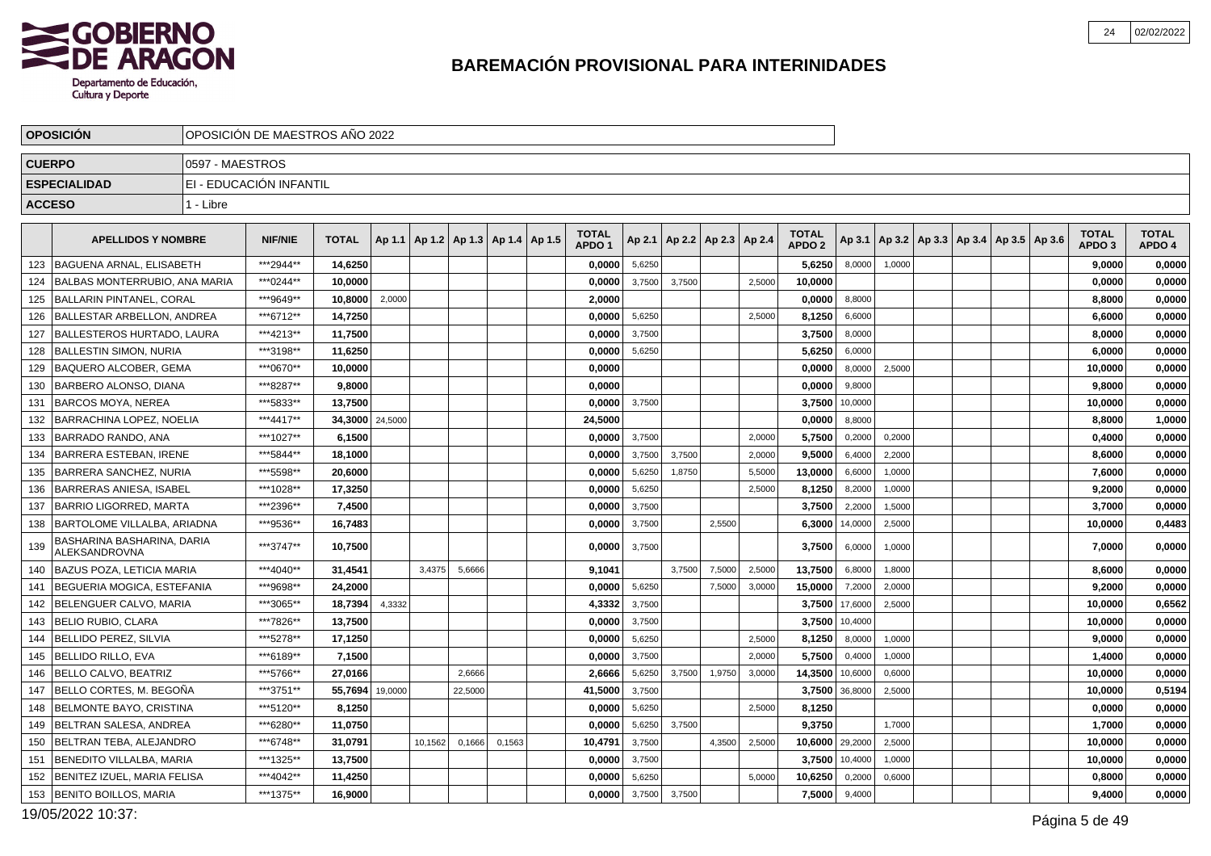# BAREMACIÓN PROVISIONAL PARA INTERINIDADES

| OPOSICIÓN | OPOSICIÓN DE MAESTROS AÑO 2022 |
|---|---|
| CUERPO | 0597 - MAESTROS |
| ESPECIALIDAD | EI - EDUCACIÓN INFANTIL |
| ACCESO | 1 - Libre |

| | APELLIDOS Y NOMBRE | NIF/NIE | TOTAL | Ap 1.1 | Ap 1.2 | Ap 1.3 | Ap 1.4 | Ap 1.5 | TOTAL APDO 1 | Ap 2.1 | Ap 2.2 | Ap 2.3 | Ap 2.4 | TOTAL APDO 2 | Ap 3.1 | Ap 3.2 | Ap 3.3 | Ap 3.4 | Ap 3.5 | Ap 3.6 | TOTAL APDO 3 | TOTAL APDO 4 |
|---|---|---|---|---|---|---|---|---|---|---|---|---|---|---|---|---|---|---|---|---|---|---|
| 123 | BAGUENA ARNAL, ELISABETH | ***2944** | 14,6250 | | | | | | 0,0000 | 5,6250 | | | | 5,6250 | 8,0000 | 1,0000 | | | | | 9,0000 | 0,0000 |
| 124 | BALBAS MONTERRUBIO, ANA MARIA | ***0244** | 10,0000 | | | | | | 0,0000 | 3,7500 | 3,7500 | | 2,5000 | 10,0000 | | | | | | | 0,0000 | 0,0000 |
| 125 | BALLARIN PINTANEL, CORAL | ***9649** | 10,8000 | 2,0000 | | | | | 2,0000 | | | | | 0,0000 | 8,8000 | | | | | | 8,8000 | 0,0000 |
| 126 | BALLESTAR ARBELLON, ANDREA | ***6712** | 14,7250 | | | | | | 0,0000 | 5,6250 | | | 2,5000 | 8,1250 | 6,6000 | | | | | | 6,6000 | 0,0000 |
| 127 | BALLESTEROS HURTADO, LAURA | ***4213** | 11,7500 | | | | | | 0,0000 | 3,7500 | | | | 3,7500 | 8,0000 | | | | | | 8,0000 | 0,0000 |
| 128 | BALLESTIN SIMON, NURIA | ***3198** | 11,6250 | | | | | | 0,0000 | 5,6250 | | | | 5,6250 | 6,0000 | | | | | | 6,0000 | 0,0000 |
| 129 | BAQUERO ALCOBER, GEMA | ***0670** | 10,0000 | | | | | | 0,0000 | | | | | 0,0000 | 8,0000 | 2,5000 | | | | | 10,0000 | 0,0000 |
| 130 | BARBERO ALONSO, DIANA | ***8287** | 9,8000 | | | | | | 0,0000 | | | | | 0,0000 | 9,8000 | | | | | | 9,8000 | 0,0000 |
| 131 | BARCOS MOYA, NEREA | ***5833** | 13,7500 | | | | | | 0,0000 | 3,7500 | | | | 3,7500 | 10,0000 | | | | | | 10,0000 | 0,0000 |
| 132 | BARRACHINA LOPEZ, NOELIA | ***4417** | 34,3000 | 24,5000 | | | | | 24,5000 | | | | | 0,0000 | 8,8000 | | | | | | 8,8000 | 1,0000 |
| 133 | BARRADO RANDO, ANA | ***1027** | 6,1500 | | | | | | 0,0000 | 3,7500 | | | 2,0000 | 5,7500 | 0,2000 | 0,2000 | | | | | 0,4000 | 0,0000 |
| 134 | BARRERA ESTEBAN, IRENE | ***5844** | 18,1000 | | | | | | 0,0000 | 3,7500 | 3,7500 | | 2,0000 | 9,5000 | 6,4000 | 2,2000 | | | | | 8,6000 | 0,0000 |
| 135 | BARRERA SANCHEZ, NURIA | ***5598** | 20,6000 | | | | | | 0,0000 | 5,6250 | 1,8750 | | 5,5000 | 13,0000 | 6,6000 | 1,0000 | | | | | 7,6000 | 0,0000 |
| 136 | BARRERAS ANIESA, ISABEL | ***1028** | 17,3250 | | | | | | 0,0000 | 5,6250 | | | 2,5000 | 8,1250 | 8,2000 | 1,0000 | | | | | 9,2000 | 0,0000 |
| 137 | BARRIO LIGORRED, MARTA | ***2396** | 7,4500 | | | | | | 0,0000 | 3,7500 | | | | 3,7500 | 2,2000 | 1,5000 | | | | | 3,7000 | 0,0000 |
| 138 | BARTOLOME VILLALBA, ARIADNA | ***9536** | 16,7483 | | | | | | 0,0000 | 3,7500 | | 2,5500 | | 6,3000 | 14,0000 | 2,5000 | | | | | 10,0000 | 0,4483 |
| 139 | BASHARINA BASHARINA, DARIA ALEKSANDROVNA | ***3747** | 10,7500 | | | | | | 0,0000 | 3,7500 | | | | 3,7500 | 6,0000 | 1,0000 | | | | | 7,0000 | 0,0000 |
| 140 | BAZUS POZA, LETICIA MARIA | ***4040** | 31,4541 | | 3,4375 | 5,6666 | | | 9,1041 | | 3,7500 | 7,5000 | 2,5000 | 13,7500 | 6,8000 | 1,8000 | | | | | 8,6000 | 0,0000 |
| 141 | BEGUERIA MOGICA, ESTEFANIA | ***9698** | 24,2000 | | | | | | 0,0000 | 5,6250 | | 7,5000 | 3,0000 | 15,0000 | 7,2000 | 2,0000 | | | | | 9,2000 | 0,0000 |
| 142 | BELENGUER CALVO, MARIA | ***3065** | 18,7394 | 4,3332 | | | | | 4,3332 | 3,7500 | | | | 3,7500 | 17,6000 | 2,5000 | | | | | 10,0000 | 0,6562 |
| 143 | BELIO RUBIO, CLARA | ***7826** | 13,7500 | | | | | | 0,0000 | 3,7500 | | | | 3,7500 | 10,4000 | | | | | | 10,0000 | 0,0000 |
| 144 | BELLIDO PEREZ, SILVIA | ***5278** | 17,1250 | | | | | | 0,0000 | 5,6250 | | | 2,5000 | 8,1250 | 8,0000 | 1,0000 | | | | | 9,0000 | 0,0000 |
| 145 | BELLIDO RILLO, EVA | ***6189** | 7,1500 | | | | | | 0,0000 | 3,7500 | | | 2,0000 | 5,7500 | 0,4000 | 1,0000 | | | | | 1,4000 | 0,0000 |
| 146 | BELLO CALVO, BEATRIZ | ***5766** | 27,0166 | | | 2,6666 | | | 2,6666 | 5,6250 | 3,7500 | 1,9750 | 3,0000 | 14,3500 | 10,6000 | 0,6000 | | | | | 10,0000 | 0,0000 |
| 147 | BELLO CORTES, M. BEGOÑA | ***3751** | 55,7694 | 19,0000 | | 22,5000 | | | 41,5000 | 3,7500 | | | | 3,7500 | 36,8000 | 2,5000 | | | | | 10,0000 | 0,5194 |
| 148 | BELMONTE BAYO, CRISTINA | ***5120** | 8,1250 | | | | | | 0,0000 | 5,6250 | | | 2,5000 | 8,1250 | | | | | | | 0,0000 | 0,0000 |
| 149 | BELTRAN SALESA, ANDREA | ***6280** | 11,0750 | | | | | | 0,0000 | 5,6250 | 3,7500 | | | 9,3750 | | 1,7000 | | | | | 1,7000 | 0,0000 |
| 150 | BELTRAN TEBA, ALEJANDRO | ***6748** | 31,0791 | | 10,1562 | 0,1666 | 0,1563 | | 10,4791 | 3,7500 | | 4,3500 | 2,5000 | 10,6000 | 29,2000 | 2,5000 | | | | | 10,0000 | 0,0000 |
| 151 | BENEDITO VILLALBA, MARIA | ***1325** | 13,7500 | | | | | | 0,0000 | 3,7500 | | | | 3,7500 | 10,4000 | 1,0000 | | | | | 10,0000 | 0,0000 |
| 152 | BENITEZ IZUEL, MARIA FELISA | ***4042** | 11,4250 | | | | | | 0,0000 | 5,6250 | | | 5,0000 | 10,6250 | 0,2000 | 0,6000 | | | | | 0,8000 | 0,0000 |
| 153 | BENITO BOILLOS, MARIA | ***1375** | 16,9000 | | | | | | 0,0000 | 3,7500 | 3,7500 | | | 7,5000 | 9,4000 | | | | | | 9,4000 | 0,0000 |

19/05/2022 10:37: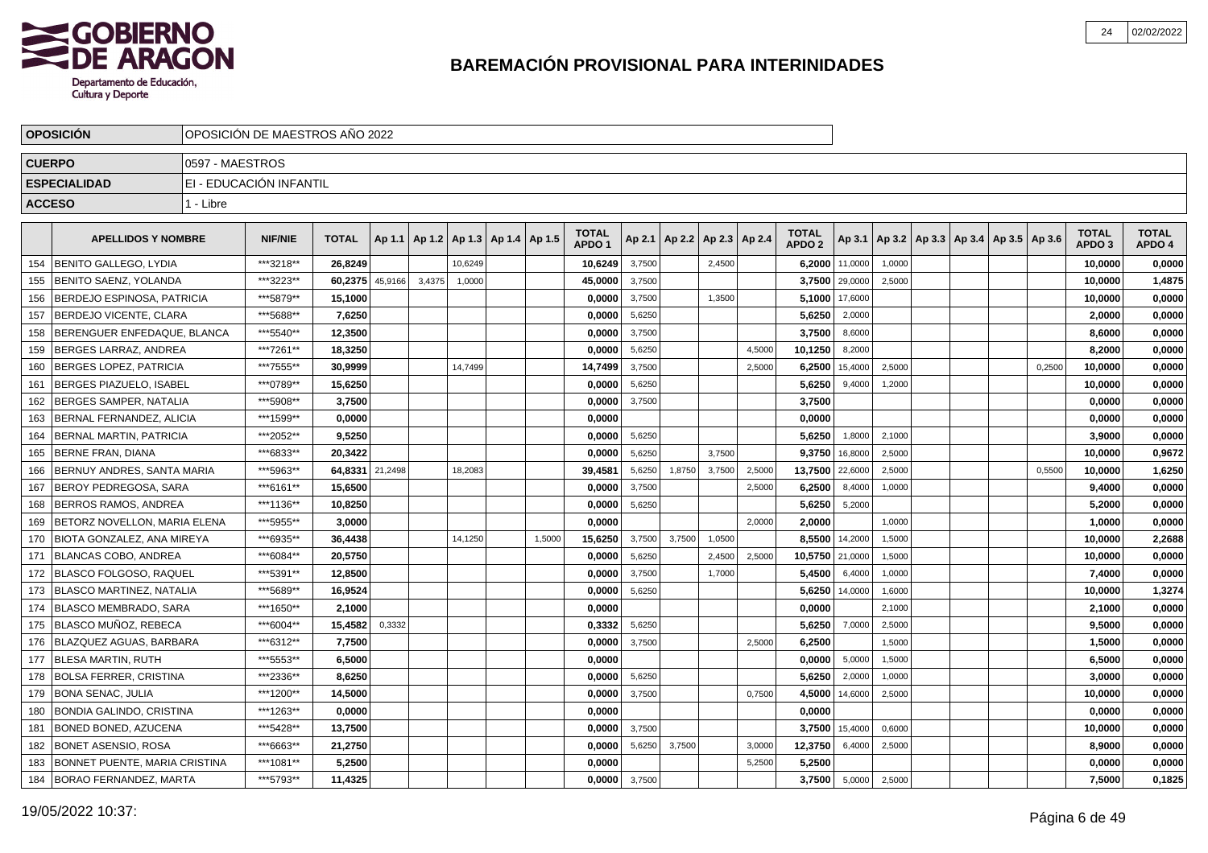# BAREMACIÓN PROVISIONAL PARA INTERINIDADES

| | |
|---|---|
| **OPOSICIÓN** | OPOSICIÓN DE MAESTROS AÑO 2022 |
| **CUERPO** | 0597 - MAESTROS |
| **ESPECIALIDAD** | EI - EDUCACIÓN INFANTIL |
| **ACCESO** | 1 - Libre |

| | APELLIDOS Y NOMBRE | NIF/NIE | TOTAL | Ap 1.1 | Ap 1.2 | Ap 1.3 | Ap 1.4 | Ap 1.5 | TOTAL APDO 1 | Ap 2.1 | Ap 2.2 | Ap 2.3 | Ap 2.4 | TOTAL APDO 2 | Ap 3.1 | Ap 3.2 | Ap 3.3 | Ap 3.4 | Ap 3.5 | Ap 3.6 | TOTAL APDO 3 | TOTAL APDO 4 |
|---|---|---|---|---|---|---|---|---|---|---|---|---|---|---|---|---|---|---|---|---|---|---|
| 154 | BENITO GALLEGO, LYDIA | ***3218** | **26,8249** | | | 10,6249 | | | **10,6249** | 3,7500 | | 2,4500 | | **6,2000** | 11,0000 | 1,0000 | | | | | **10,0000** | **0,0000** |
| 155 | BENITO SAENZ, YOLANDA | ***3223** | **60,2375** | 45,9166 | 3,4375 | 1,0000 | | | **45,0000** | 3,7500 | | | | **3,7500** | 29,0000 | 2,5000 | | | | | **10,0000** | **1,4875** |
| 156 | BERDEJO ESPINOSA, PATRICIA | ***5879** | **15,1000** | | | | | | **0,0000** | 3,7500 | | 1,3500 | | **5,1000** | 17,6000 | | | | | | **10,0000** | **0,0000** |
| 157 | BERDEJO VICENTE, CLARA | ***5688** | **7,6250** | | | | | | **0,0000** | 5,6250 | | | | **5,6250** | 2,0000 | | | | | | **2,0000** | **0,0000** |
| 158 | BERENGUER ENFEDAQUE, BLANCA | ***5540** | **12,3500** | | | | | | **0,0000** | 3,7500 | | | | **3,7500** | 8,6000 | | | | | | **8,6000** | **0,0000** |
| 159 | BERGES LARRAZ, ANDREA | ***7261** | **18,3250** | | | | | | **0,0000** | 5,6250 | | | 4,5000 | **10,1250** | 8,2000 | | | | | | **8,2000** | **0,0000** |
| 160 | BERGES LOPEZ, PATRICIA | ***7555** | **30,9999** | | | 14,7499 | | | **14,7499** | 3,7500 | | | 2,5000 | **6,2500** | 15,4000 | 2,5000 | | | | 0,2500 | **10,0000** | **0,0000** |
| 161 | BERGES PIAZUELO, ISABEL | ***0789** | **15,6250** | | | | | | **0,0000** | 5,6250 | | | | **5,6250** | 9,4000 | 1,2000 | | | | | **10,0000** | **0,0000** |
| 162 | BERGES SAMPER, NATALIA | ***5908** | **3,7500** | | | | | | **0,0000** | 3,7500 | | | | **3,7500** | | | | | | | **0,0000** | **0,0000** |
| 163 | BERNAL FERNANDEZ, ALICIA | ***1599** | **0,0000** | | | | | | **0,0000** | | | | | **0,0000** | | | | | | | **0,0000** | **0,0000** |
| 164 | BERNAL MARTIN, PATRICIA | ***2052** | **9,5250** | | | | | | **0,0000** | 5,6250 | | | | **5,6250** | 1,8000 | 2,1000 | | | | | **3,9000** | **0,0000** |
| 165 | BERNE FRAN, DIANA | ***6833** | **20,3422** | | | | | | **0,0000** | 5,6250 | | 3,7500 | | **9,3750** | 16,8000 | 2,5000 | | | | | **10,0000** | **0,9672** |
| 166 | BERNUY ANDRES, SANTA MARIA | ***5963** | **64,8331** | 21,2498 | | 18,2083 | | | **39,4581** | 5,6250 | 1,8750 | 3,7500 | 2,5000 | **13,7500** | 22,6000 | 2,5000 | | | | 0,5500 | **10,0000** | **1,6250** |
| 167 | BEROY PEDREGOSA, SARA | ***6161** | **15,6500** | | | | | | **0,0000** | 3,7500 | | | 2,5000 | **6,2500** | 8,4000 | 1,0000 | | | | | **9,4000** | **0,0000** |
| 168 | BERROS RAMOS, ANDREA | ***1136** | **10,8250** | | | | | | **0,0000** | 5,6250 | | | | **5,6250** | 5,2000 | | | | | | **5,2000** | **0,0000** |
| 169 | BETORZ NOVELLON, MARIA ELENA | ***5955** | **3,0000** | | | | | | **0,0000** | | | | 2,0000 | **2,0000** | | 1,0000 | | | | | **1,0000** | **0,0000** |
| 170 | BIOTA GONZALEZ, ANA MIREYA | ***6935** | **36,4438** | | | 14,1250 | | 1,5000 | **15,6250** | 3,7500 | 3,7500 | 1,0500 | | **8,5500** | 14,2000 | 1,5000 | | | | | **10,0000** | **2,2688** |
| 171 | BLANCAS COBO, ANDREA | ***6084** | **20,5750** | | | | | | **0,0000** | 5,6250 | | 2,4500 | 2,5000 | **10,5750** | 21,0000 | 1,5000 | | | | | **10,0000** | **0,0000** |
| 172 | BLASCO FOLGOSO, RAQUEL | ***5391** | **12,8500** | | | | | | **0,0000** | 3,7500 | | 1,7000 | | **5,4500** | 6,4000 | 1,0000 | | | | | **7,4000** | **0,0000** |
| 173 | BLASCO MARTINEZ, NATALIA | ***5689** | **16,9524** | | | | | | **0,0000** | 5,6250 | | | | **5,6250** | 14,0000 | 1,6000 | | | | | **10,0000** | **1,3274** |
| 174 | BLASCO MEMBRADO, SARA | ***1650** | **2,1000** | | | | | | **0,0000** | | | | | **0,0000** | | 2,1000 | | | | | **2,1000** | **0,0000** |
| 175 | BLASCO MUÑOZ, REBECA | ***6004** | **15,4582** | 0,3332 | | | | | **0,3332** | 5,6250 | | | | **5,6250** | 7,0000 | 2,5000 | | | | | **9,5000** | **0,0000** |
| 176 | BLAZQUEZ AGUAS, BARBARA | ***6312** | **7,7500** | | | | | | **0,0000** | 3,7500 | | | 2,5000 | **6,2500** | | 1,5000 | | | | | **1,5000** | **0,0000** |
| 177 | BLESA MARTIN, RUTH | ***5553** | **6,5000** | | | | | | **0,0000** | | | | | **0,0000** | 5,0000 | 1,5000 | | | | | **6,5000** | **0,0000** |
| 178 | BOLSA FERRER, CRISTINA | ***2336** | **8,6250** | | | | | | **0,0000** | 5,6250 | | | | **5,6250** | 2,0000 | 1,0000 | | | | | **3,0000** | **0,0000** |
| 179 | BONA SENAC, JULIA | ***1200** | **14,5000** | | | | | | **0,0000** | 3,7500 | | | 0,7500 | **4,5000** | 14,6000 | 2,5000 | | | | | **10,0000** | **0,0000** |
| 180 | BONDIA GALINDO, CRISTINA | ***1263** | **0,0000** | | | | | | **0,0000** | | | | | **0,0000** | | | | | | | **0,0000** | **0,0000** |
| 181 | BONED BONED, AZUCENA | ***5428** | **13,7500** | | | | | | **0,0000** | 3,7500 | | | | **3,7500** | 15,4000 | 0,6000 | | | | | **10,0000** | **0,0000** |
| 182 | BONET ASENSIO, ROSA | ***6663** | **21,2750** | | | | | | **0,0000** | 5,6250 | 3,7500 | | 3,0000 | **12,3750** | 6,4000 | 2,5000 | | | | | **8,9000** | **0,0000** |
| 183 | BONNET PUENTE, MARIA CRISTINA | ***1081** | **5,2500** | | | | | | **0,0000** | | | | 5,2500 | **5,2500** | | | | | | | **0,0000** | **0,0000** |
| 184 | BORAO FERNANDEZ, MARTA | ***5793** | **11,4325** | | | | | | **0,0000** | 3,7500 | | | | **3,7500** | 5,0000 | 2,5000 | | | | | **7,5000** | **0,1825** |

19/05/2022 10:37: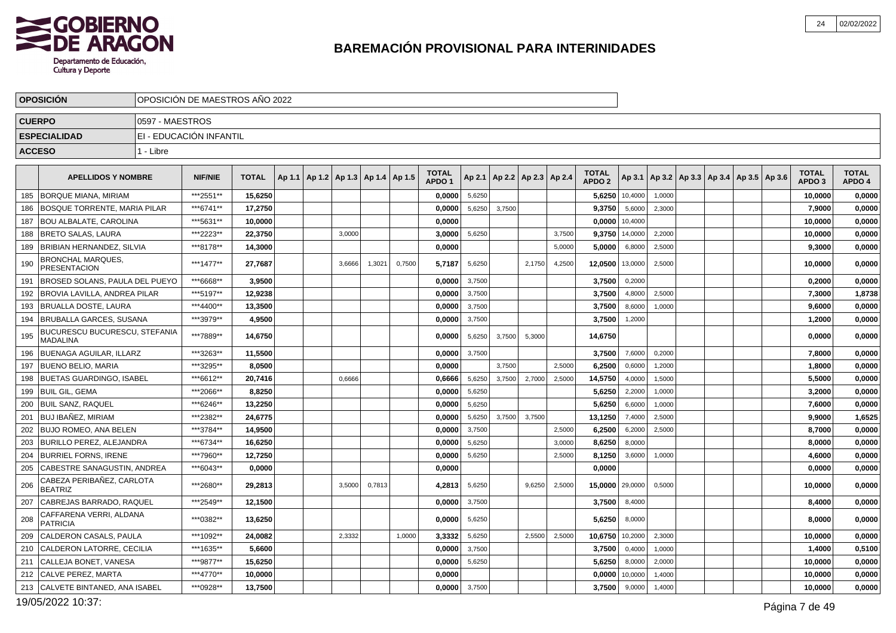# BAREMACIÓN PROVISIONAL PARA INTERINIDADES

| | |
|---|---|
| **OPOSICIÓN** | OPOSICIÓN DE MAESTROS AÑO 2022 |
| **CUERPO** | 0597 - MAESTROS |
| **ESPECIALIDAD** | EI - EDUCACIÓN INFANTIL |
| **ACCESO** | 1 - Libre |

| | APELLIDOS Y NOMBRE | NIF/NIE | TOTAL | Ap 1.1 | Ap 1.2 | Ap 1.3 | Ap 1.4 | Ap 1.5 | TOTAL APDO 1 | Ap 2.1 | Ap 2.2 | Ap 2.3 | Ap 2.4 | TOTAL APDO 2 | Ap 3.1 | Ap 3.2 | Ap 3.3 | Ap 3.4 | Ap 3.5 | Ap 3.6 | TOTAL APDO 3 | TOTAL APDO 4 |
|---|---|---|---|---|---|---|---|---|---|---|---|---|---|---|---|---|---|---|---|---|---|---|
| 185 | BORQUE MIANA, MIRIAM | ***2551** | 15,6250 | | | | | | 0,0000 | 5,6250 | | | | 5,6250 | 10,4000 | 1,0000 | | | | | 10,0000 | 0,0000 |
| 186 | BOSQUE TORRENTE, MARIA PILAR | ***6741** | 17,2750 | | | | | | 0,0000 | 5,6250 | 3,7500 | | | 9,3750 | 5,6000 | 2,3000 | | | | | 7,9000 | 0,0000 |
| 187 | BOU ALBALATE, CAROLINA | ***5631** | 10,0000 | | | | | | 0,0000 | | | | | 0,0000 | 10,4000 | | | | | | 10,0000 | 0,0000 |
| 188 | BRETO SALAS, LAURA | ***2223** | 22,3750 | | | 3,0000 | | | 3,0000 | 5,6250 | | | 3,7500 | 9,3750 | 14,0000 | 2,2000 | | | | | 10,0000 | 0,0000 |
| 189 | BRIBIAN HERNANDEZ, SILVIA | ***8178** | 14,3000 | | | | | | 0,0000 | | | | 5,0000 | 5,0000 | 6,8000 | 2,5000 | | | | | 9,3000 | 0,0000 |
| 190 | BRONCHAL MARQUES, PRESENTACION | ***1477** | 27,7687 | | | 3,6666 | 1,3021 | 0,7500 | 5,7187 | 5,6250 | | 2,1750 | 4,2500 | 12,0500 | 13,0000 | 2,5000 | | | | | 10,0000 | 0,0000 |
| 191 | BROSED SOLANS, PAULA DEL PUEYO | ***6668** | 3,9500 | | | | | | 0,0000 | 3,7500 | | | | 3,7500 | 0,2000 | | | | | | 0,2000 | 0,0000 |
| 192 | BROVIA LAVILLA, ANDREA PILAR | ***5197** | 12,9238 | | | | | | 0,0000 | 3,7500 | | | | 3,7500 | 4,8000 | 2,5000 | | | | | 7,3000 | 1,8738 |
| 193 | BRUALLA DOSTE, LAURA | ***4400** | 13,3500 | | | | | | 0,0000 | 3,7500 | | | | 3,7500 | 8,6000 | 1,0000 | | | | | 9,6000 | 0,0000 |
| 194 | BRUBALLA GARCES, SUSANA | ***3979** | 4,9500 | | | | | | 0,0000 | 3,7500 | | | | 3,7500 | 1,2000 | | | | | | 1,2000 | 0,0000 |
| 195 | BUCURESCU BUCURESCU, STEFANIA MADALINA | ***7889** | 14,6750 | | | | | | 0,0000 | 5,6250 | 3,7500 | 5,3000 | | 14,6750 | | | | | | | 0,0000 | 0,0000 |
| 196 | BUENAGA AGUILAR, ILLARZ | ***3263** | 11,5500 | | | | | | 0,0000 | 3,7500 | | | | 3,7500 | 7,6000 | 0,2000 | | | | | 7,8000 | 0,0000 |
| 197 | BUENO BELIO, MARIA | ***3295** | 8,0500 | | | | | | 0,0000 | | 3,7500 | | 2,5000 | 6,2500 | 0,6000 | 1,2000 | | | | | 1,8000 | 0,0000 |
| 198 | BUETAS GUARDINGO, ISABEL | ***6612** | 20,7416 | | | 0,6666 | | | 0,6666 | 5,6250 | 3,7500 | 2,7000 | 2,5000 | 14,5750 | 4,0000 | 1,5000 | | | | | 5,5000 | 0,0000 |
| 199 | BUIL GIL, GEMA | ***2066** | 8,8250 | | | | | | 0,0000 | 5,6250 | | | | 5,6250 | 2,2000 | 1,0000 | | | | | 3,2000 | 0,0000 |
| 200 | BUIL SANZ, RAQUEL | ***6246** | 13,2250 | | | | | | 0,0000 | 5,6250 | | | | 5,6250 | 6,6000 | 1,0000 | | | | | 7,6000 | 0,0000 |
| 201 | BUJ IBAÑEZ, MIRIAM | ***2382** | 24,6775 | | | | | | 0,0000 | 5,6250 | 3,7500 | 3,7500 | | 13,1250 | 7,4000 | 2,5000 | | | | | 9,9000 | 1,6525 |
| 202 | BUJO ROMEO, ANA BELEN | ***3784** | 14,9500 | | | | | | 0,0000 | 3,7500 | | | 2,5000 | 6,2500 | 6,2000 | 2,5000 | | | | | 8,7000 | 0,0000 |
| 203 | BURILLO PEREZ, ALEJANDRA | ***6734** | 16,6250 | | | | | | 0,0000 | 5,6250 | | | 3,0000 | 8,6250 | 8,0000 | | | | | | 8,0000 | 0,0000 |
| 204 | BURRIEL FORNS, IRENE | ***7960** | 12,7250 | | | | | | 0,0000 | 5,6250 | | | 2,5000 | 8,1250 | 3,6000 | 1,0000 | | | | | 4,6000 | 0,0000 |
| 205 | CABESTRE SANAGUSTIN, ANDREA | ***6043** | 0,0000 | | | | | | 0,0000 | | | | | 0,0000 | | | | | | | 0,0000 | 0,0000 |
| 206 | CABEZA PERIBAÑEZ, CARLOTA BEATRIZ | ***2680** | 29,2813 | | | 3,5000 | 0,7813 | | 4,2813 | 5,6250 | | 9,6250 | 2,5000 | 15,0000 | 29,0000 | 0,5000 | | | | | 10,0000 | 0,0000 |
| 207 | CABREJAS BARRADO, RAQUEL | ***2549** | 12,1500 | | | | | | 0,0000 | 3,7500 | | | | 3,7500 | 8,4000 | | | | | | 8,4000 | 0,0000 |
| 208 | CAFFARENA VERRI, ALDANA PATRICIA | ***0382** | 13,6250 | | | | | | 0,0000 | 5,6250 | | | | 5,6250 | 8,0000 | | | | | | 8,0000 | 0,0000 |
| 209 | CALDERON CASALS, PAULA | ***1092** | 24,0082 | | | 2,3332 | | 1,0000 | 3,3332 | 5,6250 | | 2,5500 | 2,5000 | 10,6750 | 10,2000 | 2,3000 | | | | | 10,0000 | 0,0000 |
| 210 | CALDERON LATORRE, CECILIA | ***1635** | 5,6600 | | | | | | 0,0000 | 3,7500 | | | | 3,7500 | 0,4000 | 1,0000 | | | | | 1,4000 | 0,5100 |
| 211 | CALLEJA BONET, VANESA | ***9877** | 15,6250 | | | | | | 0,0000 | 5,6250 | | | | 5,6250 | 8,0000 | 2,0000 | | | | | 10,0000 | 0,0000 |
| 212 | CALVE PEREZ, MARTA | ***4770** | 10,0000 | | | | | | 0,0000 | | | | | 0,0000 | 10,0000 | 1,4000 | | | | | 10,0000 | 0,0000 |
| 213 | CALVETE BINTANED, ANA ISABEL | ***0928** | 13,7500 | | | | | | 0,0000 | 3,7500 | | | | 3,7500 | 9,0000 | 1,4000 | | | | | 10,0000 | 0,0000 |

19/05/2022 10:37: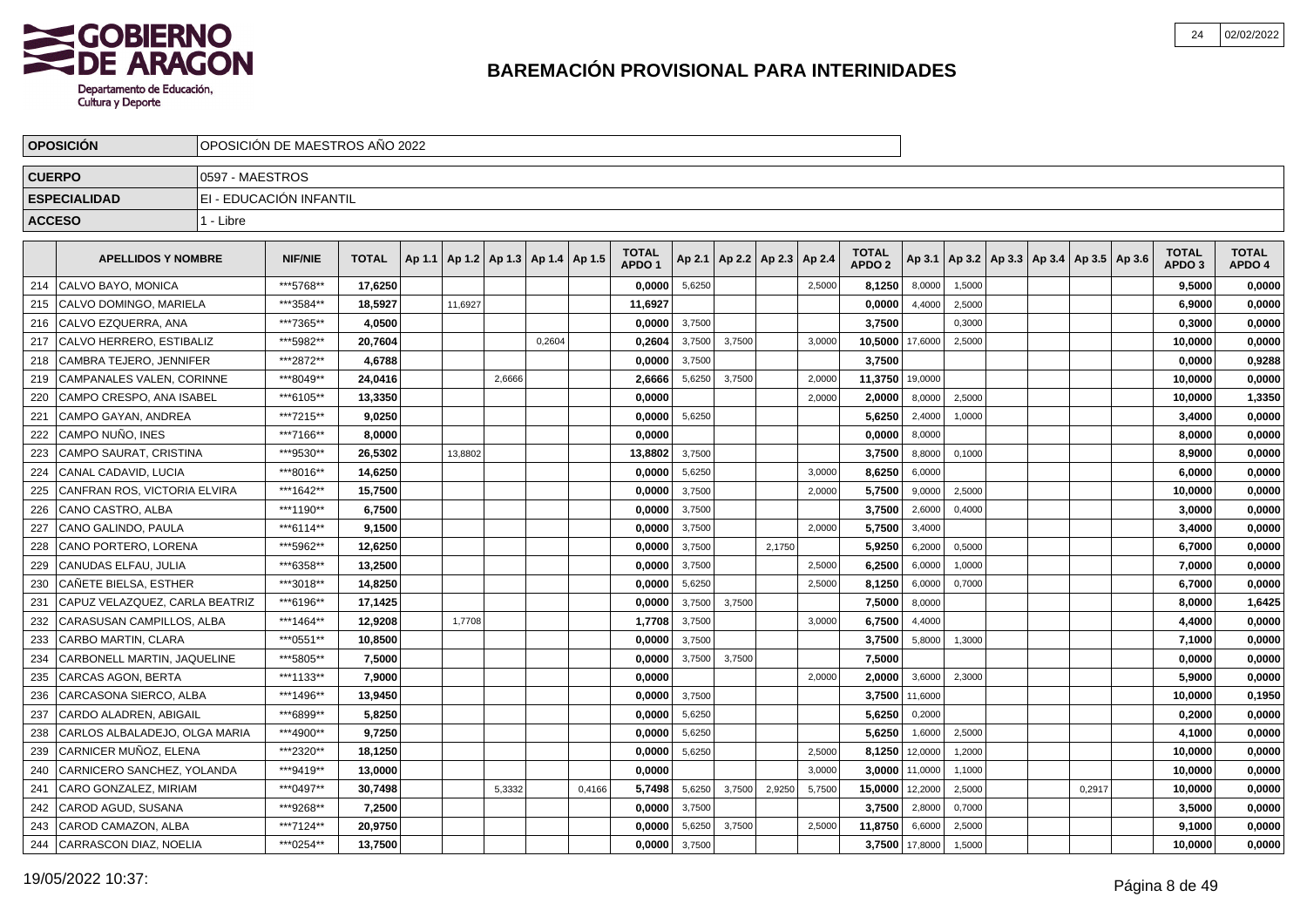# BAREMACIÓN PROVISIONAL PARA INTERINIDADES

| OPOSICIÓN | OPOSICIÓN DE MAESTROS AÑO 2022 |
|---|---|
| CUERPO | 0597 - MAESTROS |
| ESPECIALIDAD | EI - EDUCACIÓN INFANTIL |
| ACCESO | 1 - Libre |

| | APELLIDOS Y NOMBRE | NIF/NIE | TOTAL | Ap 1.1 | Ap 1.2 | Ap 1.3 | Ap 1.4 | Ap 1.5 | TOTAL APDO 1 | Ap 2.1 | Ap 2.2 | Ap 2.3 | Ap 2.4 | TOTAL APDO 2 | Ap 3.1 | Ap 3.2 | Ap 3.3 | Ap 3.4 | Ap 3.5 | Ap 3.6 | TOTAL APDO 3 | TOTAL APDO 4 |
|---|---|---|---|---|---|---|---|---|---|---|---|---|---|---|---|---|---|---|---|---|---|---|
| 214 | CALVO BAYO, MONICA | ***5768** | 17,6250 | | | | | | 0,0000 | 5,6250 | | | 2,5000 | 8,1250 | 8,0000 | 1,5000 | | | | | 9,5000 | 0,0000 |
| 215 | CALVO DOMINGO, MARIELA | ***3584** | 18,5927 | | 11,6927 | | | | 11,6927 | | | | | 0,0000 | 4,4000 | 2,5000 | | | | | 6,9000 | 0,0000 |
| 216 | CALVO EZQUERRA, ANA | ***7365** | 4,0500 | | | | | | 0,0000 | 3,7500 | | | | 3,7500 | | 0,3000 | | | | | 0,3000 | 0,0000 |
| 217 | CALVO HERRERO, ESTIBALIZ | ***5982** | 20,7604 | | | | 0,2604 | | 0,2604 | 3,7500 | 3,7500 | | 3,0000 | 10,5000 | 17,6000 | 2,5000 | | | | | 10,0000 | 0,0000 |
| 218 | CAMBRA TEJERO, JENNIFER | ***2872** | 4,6788 | | | | | | 0,0000 | 3,7500 | | | | 3,7500 | | | | | | | 0,0000 | 0,9288 |
| 219 | CAMPANALES VALEN, CORINNE | ***8049** | 24,0416 | | | 2,6666 | | | 2,6666 | 5,6250 | 3,7500 | | 2,0000 | 11,3750 | 19,0000 | | | | | | 10,0000 | 0,0000 |
| 220 | CAMPO CRESPO, ANA ISABEL | ***6105** | 13,3350 | | | | | | 0,0000 | | | | 2,0000 | 2,0000 | 8,0000 | 2,5000 | | | | | 10,0000 | 1,3350 |
| 221 | CAMPO GAYAN, ANDREA | ***7215** | 9,0250 | | | | | | 0,0000 | 5,6250 | | | | 5,6250 | 2,4000 | 1,0000 | | | | | 3,4000 | 0,0000 |
| 222 | CAMPO NUÑO, INES | ***7166** | 8,0000 | | | | | | 0,0000 | | | | | 0,0000 | 8,0000 | | | | | | 8,0000 | 0,0000 |
| 223 | CAMPO SAURAT, CRISTINA | ***9530** | 26,5302 | | 13,8802 | | | | 13,8802 | 3,7500 | | | | 3,7500 | 8,8000 | 0,1000 | | | | | 8,9000 | 0,0000 |
| 224 | CANAL CADAVID, LUCIA | ***8016** | 14,6250 | | | | | | 0,0000 | 5,6250 | | | 3,0000 | 8,6250 | 6,0000 | | | | | | 6,0000 | 0,0000 |
| 225 | CANFRAN ROS, VICTORIA ELVIRA | ***1642** | 15,7500 | | | | | | 0,0000 | 3,7500 | | | 2,0000 | 5,7500 | 9,0000 | 2,5000 | | | | | 10,0000 | 0,0000 |
| 226 | CANO CASTRO, ALBA | ***1190** | 6,7500 | | | | | | 0,0000 | 3,7500 | | | | 3,7500 | 2,6000 | 0,4000 | | | | | 3,0000 | 0,0000 |
| 227 | CANO GALINDO, PAULA | ***6114** | 9,1500 | | | | | | 0,0000 | 3,7500 | | | 2,0000 | 5,7500 | 3,4000 | | | | | | 3,4000 | 0,0000 |
| 228 | CANO PORTERO, LORENA | ***5962** | 12,6250 | | | | | | 0,0000 | 3,7500 | | 2,1750 | | 5,9250 | 6,2000 | 0,5000 | | | | | 6,7000 | 0,0000 |
| 229 | CANUDAS ELFAU, JULIA | ***6358** | 13,2500 | | | | | | 0,0000 | 3,7500 | | | 2,5000 | 6,2500 | 6,0000 | 1,0000 | | | | | 7,0000 | 0,0000 |
| 230 | CAÑETE BIELSA, ESTHER | ***3018** | 14,8250 | | | | | | 0,0000 | 5,6250 | | | 2,5000 | 8,1250 | 6,0000 | 0,7000 | | | | | 6,7000 | 0,0000 |
| 231 | CAPUZ VELAZQUEZ, CARLA BEATRIZ | ***6196** | 17,1425 | | | | | | 0,0000 | 3,7500 | 3,7500 | | | 7,5000 | 8,0000 | | | | | | 8,0000 | 1,6425 |
| 232 | CARASUSAN CAMPILLOS, ALBA | ***1464** | 12,9208 | | 1,7708 | | | | 1,7708 | 3,7500 | | | 3,0000 | 6,7500 | 4,4000 | | | | | | 4,4000 | 0,0000 |
| 233 | CARBO MARTIN, CLARA | ***0551** | 10,8500 | | | | | | 0,0000 | 3,7500 | | | | 3,7500 | 5,8000 | 1,3000 | | | | | 7,1000 | 0,0000 |
| 234 | CARBONELL MARTIN, JAQUELINE | ***5805** | 7,5000 | | | | | | 0,0000 | 3,7500 | 3,7500 | | | 7,5000 | | | | | | | 0,0000 | 0,0000 |
| 235 | CARCAS AGON, BERTA | ***1133** | 7,9000 | | | | | | 0,0000 | | | | 2,0000 | 2,0000 | 3,6000 | 2,3000 | | | | | 5,9000 | 0,0000 |
| 236 | CARCASONA SIERCO, ALBA | ***1496** | 13,9450 | | | | | | 0,0000 | 3,7500 | | | | 3,7500 | 11,6000 | | | | | | 10,0000 | 0,1950 |
| 237 | CARDO ALADREN, ABIGAIL | ***6899** | 5,8250 | | | | | | 0,0000 | 5,6250 | | | | 5,6250 | 0,2000 | | | | | | 0,2000 | 0,0000 |
| 238 | CARLOS ALBALADEJO, OLGA MARIA | ***4900** | 9,7250 | | | | | | 0,0000 | 5,6250 | | | | 5,6250 | 1,6000 | 2,5000 | | | | | 4,1000 | 0,0000 |
| 239 | CARNICER MUÑOZ, ELENA | ***2320** | 18,1250 | | | | | | 0,0000 | 5,6250 | | | 2,5000 | 8,1250 | 12,0000 | 1,2000 | | | | | 10,0000 | 0,0000 |
| 240 | CARNICERO SANCHEZ, YOLANDA | ***9419** | 13,0000 | | | | | | 0,0000 | | | | 3,0000 | 3,0000 | 11,0000 | 1,1000 | | | | | 10,0000 | 0,0000 |
| 241 | CARO GONZALEZ, MIRIAM | ***0497** | 30,7498 | | | 5,3332 | | 0,4166 | 5,7498 | 5,6250 | 3,7500 | 2,9250 | 5,7500 | 15,0000 | 12,2000 | 2,5000 | | | 0,2917 | | 10,0000 | 0,0000 |
| 242 | CAROD AGUD, SUSANA | ***9268** | 7,2500 | | | | | | 0,0000 | 3,7500 | | | | 3,7500 | 2,8000 | 0,7000 | | | | | 3,5000 | 0,0000 |
| 243 | CAROD CAMAZON, ALBA | ***7124** | 20,9750 | | | | | | 0,0000 | 5,6250 | 3,7500 | | 2,5000 | 11,8750 | 6,6000 | 2,5000 | | | | | 9,1000 | 0,0000 |
| 244 | CARRASCON DIAZ, NOELIA | ***0254** | 13,7500 | | | | | | 0,0000 | 3,7500 | | | | 3,7500 | 17,8000 | 1,5000 | | | | | 10,0000 | 0,0000 |

19/05/2022 10:37: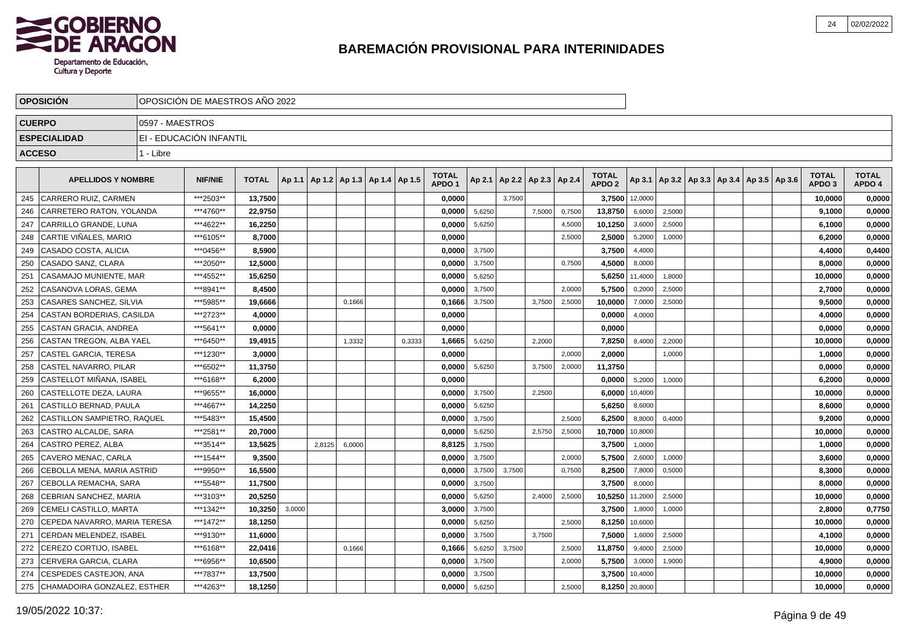# BAREMACIÓN PROVISIONAL PARA INTERINIDADES

| OPOSICIÓN | OPOSICIÓN DE MAESTROS AÑO 2022 |
|---|---|
| CUERPO | 0597 - MAESTROS |
| ESPECIALIDAD | EI - EDUCACIÓN INFANTIL |
| ACCESO | 1 - Libre |

| | APELLIDOS Y NOMBRE | NIF/NIE | TOTAL | Ap 1.1 | Ap 1.2 | Ap 1.3 | Ap 1.4 | Ap 1.5 | TOTAL APDO 1 | Ap 2.1 | Ap 2.2 | Ap 2.3 | Ap 2.4 | TOTAL APDO 2 | Ap 3.1 | Ap 3.2 | Ap 3.3 | Ap 3.4 | Ap 3.5 | Ap 3.6 | TOTAL APDO 3 | TOTAL APDO 4 |
|---|---|---|---|---|---|---|---|---|---|---|---|---|---|---|---|---|---|---|---|---|---|---|
| 245 | CARRERO RUIZ, CARMEN | ***2503** | 13,7500 | | | | | | 0,0000 | | 3,7500 | | | 3,7500 | 12,0000 | | | | | | 10,0000 | 0,0000 |
| 246 | CARRETERO RATON, YOLANDA | ***4760** | 22,9750 | | | | | | 0,0000 | 5,6250 | | 7,5000 | 0,7500 | 13,8750 | 6,6000 | 2,5000 | | | | | 9,1000 | 0,0000 |
| 247 | CARRILLO GRANDE, LUNA | ***4622** | 16,2250 | | | | | | 0,0000 | 5,6250 | | | 4,5000 | 10,1250 | 3,6000 | 2,5000 | | | | | 6,1000 | 0,0000 |
| 248 | CARTIE VIÑALES, MARIO | ***6105** | 8,7000 | | | | | | 0,0000 | | | | 2,5000 | 2,5000 | 5,2000 | 1,0000 | | | | | 6,2000 | 0,0000 |
| 249 | CASADO COSTA, ALICIA | ***0456** | 8,5900 | | | | | | 0,0000 | 3,7500 | | | | 3,7500 | 4,4000 | | | | | | 4,4000 | 0,4400 |
| 250 | CASADO SANZ, CLARA | ***2050** | 12,5000 | | | | | | 0,0000 | 3,7500 | | | 0,7500 | 4,5000 | 8,0000 | | | | | | 8,0000 | 0,0000 |
| 251 | CASAMAJO MUNIENTE, MAR | ***4552** | 15,6250 | | | | | | 0,0000 | 5,6250 | | | | 5,6250 | 11,4000 | 1,8000 | | | | | 10,0000 | 0,0000 |
| 252 | CASANOVA LORAS, GEMA | ***8941** | 8,4500 | | | | | | 0,0000 | 3,7500 | | | 2,0000 | 5,7500 | 0,2000 | 2,5000 | | | | | 2,7000 | 0,0000 |
| 253 | CASARES SANCHEZ, SILVIA | ***5985** | 19,6666 | | | 0,1666 | | | 0,1666 | 3,7500 | | 3,7500 | 2,5000 | 10,0000 | 7,0000 | 2,5000 | | | | | 9,5000 | 0,0000 |
| 254 | CASTAN BORDERIAS, CASILDA | ***2723** | 4,0000 | | | | | | 0,0000 | | | | | 0,0000 | 4,0000 | | | | | | 4,0000 | 0,0000 |
| 255 | CASTAN GRACIA, ANDREA | ***5641** | 0,0000 | | | | | | 0,0000 | | | | | 0,0000 | | | | | | | 0,0000 | 0,0000 |
| 256 | CASTAN TREGON, ALBA YAEL | ***6450** | 19,4915 | | | 1,3332 | | 0,3333 | 1,6665 | 5,6250 | | 2,2000 | | 7,8250 | 8,4000 | 2,2000 | | | | | 10,0000 | 0,0000 |
| 257 | CASTEL GARCIA, TERESA | ***1230** | 3,0000 | | | | | | 0,0000 | | | | 2,0000 | 2,0000 | | 1,0000 | | | | | 1,0000 | 0,0000 |
| 258 | CASTEL NAVARRO, PILAR | ***6502** | 11,3750 | | | | | | 0,0000 | 5,6250 | | 3,7500 | 2,0000 | 11,3750 | | | | | | | 0,0000 | 0,0000 |
| 259 | CASTELLOT MIÑANA, ISABEL | ***6168** | 6,2000 | | | | | | 0,0000 | | | | | 0,0000 | 5,2000 | 1,0000 | | | | | 6,2000 | 0,0000 |
| 260 | CASTELLOTE DEZA, LAURA | ***9655** | 16,0000 | | | | | | 0,0000 | 3,7500 | | 2,2500 | | 6,0000 | 10,4000 | | | | | | 10,0000 | 0,0000 |
| 261 | CASTILLO BERNAD, PAULA | ***4667** | 14,2250 | | | | | | 0,0000 | 5,6250 | | | | 5,6250 | 8,6000 | | | | | | 8,6000 | 0,0000 |
| 262 | CASTILLON SAMPIETRO, RAQUEL | ***5483** | 15,4500 | | | | | | 0,0000 | 3,7500 | | | 2,5000 | 6,2500 | 8,8000 | 0,4000 | | | | | 9,2000 | 0,0000 |
| 263 | CASTRO ALCALDE, SARA | ***2581** | 20,7000 | | | | | | 0,0000 | 5,6250 | | 2,5750 | 2,5000 | 10,7000 | 10,8000 | | | | | | 10,0000 | 0,0000 |
| 264 | CASTRO PEREZ, ALBA | ***3514** | 13,5625 | | 2,8125 | 6,0000 | | | 8,8125 | 3,7500 | | | | 3,7500 | 1,0000 | | | | | | 1,0000 | 0,0000 |
| 265 | CAVERO MENAC, CARLA | ***1544** | 9,3500 | | | | | | 0,0000 | 3,7500 | | | 2,0000 | 5,7500 | 2,6000 | 1,0000 | | | | | 3,6000 | 0,0000 |
| 266 | CEBOLLA MENA, MARIA ASTRID | ***9950** | 16,5500 | | | | | | 0,0000 | 3,7500 | 3,7500 | | 0,7500 | 8,2500 | 7,8000 | 0,5000 | | | | | 8,3000 | 0,0000 |
| 267 | CEBOLLA REMACHA, SARA | ***5548** | 11,7500 | | | | | | 0,0000 | 3,7500 | | | | 3,7500 | 8,0000 | | | | | | 8,0000 | 0,0000 |
| 268 | CEBRIAN SANCHEZ, MARIA | ***3103** | 20,5250 | | | | | | 0,0000 | 5,6250 | | 2,4000 | 2,5000 | 10,5250 | 11,2000 | 2,5000 | | | | | 10,0000 | 0,0000 |
| 269 | CEMELI CASTILLO, MARTA | ***1342** | 10,3250 | 3,0000 | | | | | 3,0000 | 3,7500 | | | | 3,7500 | 1,8000 | 1,0000 | | | | | 2,8000 | 0,7750 |
| 270 | CEPEDA NAVARRO, MARIA TERESA | ***1472** | 18,1250 | | | | | | 0,0000 | 5,6250 | | | 2,5000 | 8,1250 | 10,6000 | | | | | | 10,0000 | 0,0000 |
| 271 | CERDAN MELENDEZ, ISABEL | ***9130** | 11,6000 | | | | | | 0,0000 | 3,7500 | | 3,7500 | | 7,5000 | 1,6000 | 2,5000 | | | | | 4,1000 | 0,0000 |
| 272 | CEREZO CORTIJO, ISABEL | ***6168** | 22,0416 | | | 0,1666 | | | 0,1666 | 5,6250 | 3,7500 | | 2,5000 | 11,8750 | 9,4000 | 2,5000 | | | | | 10,0000 | 0,0000 |
| 273 | CERVERA GARCIA, CLARA | ***6956** | 10,6500 | | | | | | 0,0000 | 3,7500 | | | 2,0000 | 5,7500 | 3,0000 | 1,9000 | | | | | 4,9000 | 0,0000 |
| 274 | CESPEDES CASTEJON, ANA | ***7837** | 13,7500 | | | | | | 0,0000 | 3,7500 | | | | 3,7500 | 10,4000 | | | | | | 10,0000 | 0,0000 |
| 275 | CHAMADOIRA GONZALEZ, ESTHER | ***4263** | 18,1250 | | | | | | 0,0000 | 5,6250 | | | 2,5000 | 8,1250 | 20,8000 | | | | | | 10,0000 | 0,0000 |

19/05/2022 10:37: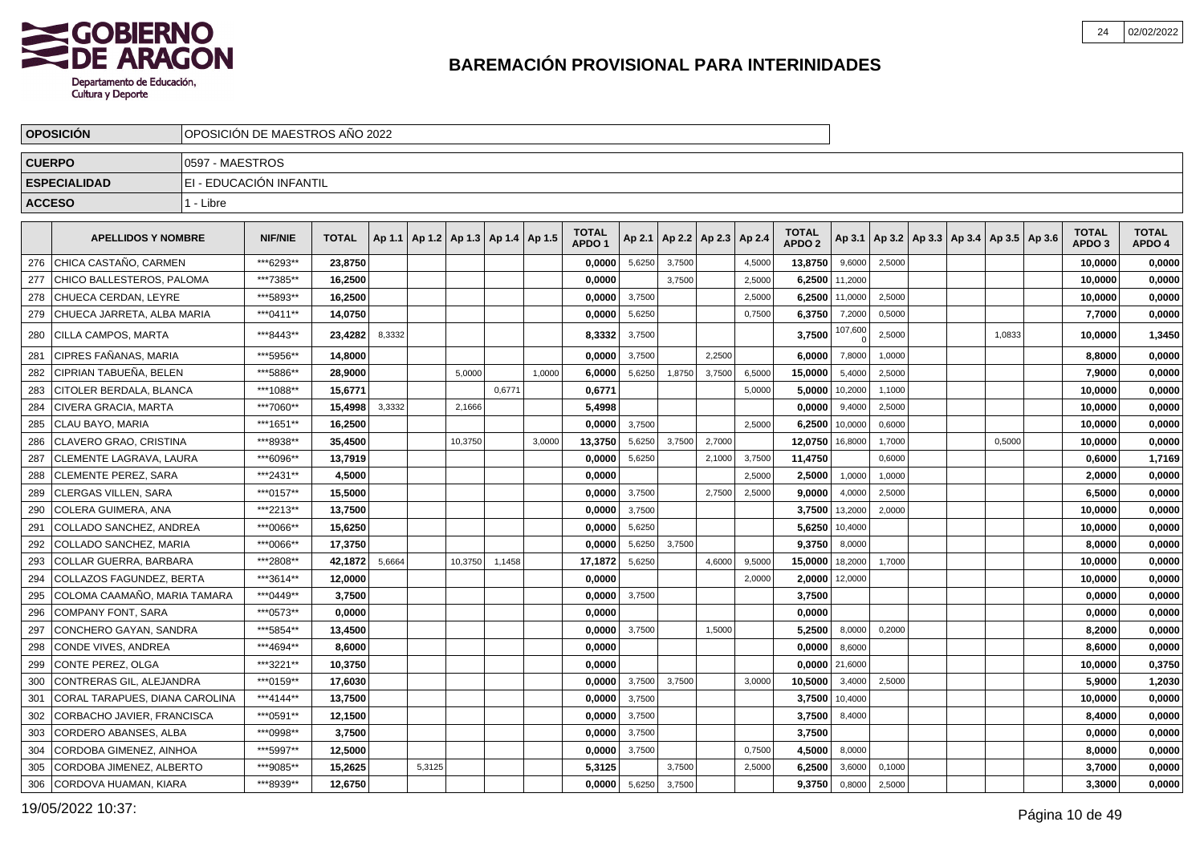# BAREMACIÓN PROVISIONAL PARA INTERINIDADES

| | |
|---|---|
| **OPOSICIÓN** | OPOSICIÓN DE MAESTROS AÑO 2022 |
| **CUERPO** | 0597 - MAESTROS |
| **ESPECIALIDAD** | EI - EDUCACIÓN INFANTIL |
| **ACCESO** | 1 - Libre |

| | APELLIDOS Y NOMBRE | NIF/NIE | TOTAL | Ap 1.1 | Ap 1.2 | Ap 1.3 | Ap 1.4 | Ap 1.5 | TOTAL APDO 1 | Ap 2.1 | Ap 2.2 | Ap 2.3 | Ap 2.4 | TOTAL APDO 2 | Ap 3.1 | Ap 3.2 | Ap 3.3 | Ap 3.4 | Ap 3.5 | Ap 3.6 | TOTAL APDO 3 | TOTAL APDO 4 |
|---|---|---|---|---|---|---|---|---|---|---|---|---|---|---|---|---|---|---|---|---|---|---|
| 276 | CHICA CASTAÑO, CARMEN | ***6293** | 23,8750 | | | | | | 0,0000 | 5,6250 | 3,7500 | | 4,5000 | 13,8750 | 9,6000 | 2,5000 | | | | | 10,0000 | 0,0000 |
| 277 | CHICO BALLESTEROS, PALOMA | ***7385** | 16,2500 | | | | | | 0,0000 | | 3,7500 | | 2,5000 | 6,2500 | 11,2000 | | | | | | 10,0000 | 0,0000 |
| 278 | CHUECA CERDAN, LEYRE | ***5893** | 16,2500 | | | | | | 0,0000 | 3,7500 | | | 2,5000 | 6,2500 | 11,0000 | 2,5000 | | | | | 10,0000 | 0,0000 |
| 279 | CHUECA JARRETA, ALBA MARIA | ***0411** | 14,0750 | | | | | | 0,0000 | 5,6250 | | | 0,7500 | 6,3750 | 7,2000 | 0,5000 | | | | | 7,7000 | 0,0000 |
| 280 | CILLA CAMPOS, MARTA | ***8443** | 23,4282 | 8,3332 | | | | | 8,3332 | 3,7500 | | | | 3,7500 | 107,6000 | 2,5000 | | | 1,0833 | | 10,0000 | 1,3450 |
| 281 | CIPRES FAÑANAS, MARIA | ***5956** | 14,8000 | | | | | | 0,0000 | 3,7500 | | 2,2500 | | 6,0000 | 7,8000 | 1,0000 | | | | | 8,8000 | 0,0000 |
| 282 | CIPRIAN TABUEÑA, BELEN | ***5886** | 28,9000 | | | 5,0000 | | 1,0000 | 6,0000 | 5,6250 | 1,8750 | 3,7500 | 6,5000 | 15,0000 | 5,4000 | 2,5000 | | | | | 7,9000 | 0,0000 |
| 283 | CITOLER BERDALA, BLANCA | ***1088** | 15,6771 | | | | 0,6771 | | 0,6771 | | | | 5,0000 | 5,0000 | 10,2000 | 1,1000 | | | | | 10,0000 | 0,0000 |
| 284 | CIVERA GRACIA, MARTA | ***7060** | 15,4998 | 3,3332 | | 2,1666 | | | 5,4998 | | | | | 0,0000 | 9,4000 | 2,5000 | | | | | 10,0000 | 0,0000 |
| 285 | CLAU BAYO, MARIA | ***1651** | 16,2500 | | | | | | 0,0000 | 3,7500 | | | 2,5000 | 6,2500 | 10,0000 | 0,6000 | | | | | 10,0000 | 0,0000 |
| 286 | CLAVERO GRAO, CRISTINA | ***8938** | 35,4500 | | | 10,3750 | | 3,0000 | 13,3750 | 5,6250 | 3,7500 | 2,7000 | | 12,0750 | 16,8000 | 1,7000 | | | 0,5000 | | 10,0000 | 0,0000 |
| 287 | CLEMENTE LAGRAVA, LAURA | ***6096** | 13,7919 | | | | | | 0,0000 | 5,6250 | | 2,1000 | 3,7500 | 11,4750 | | 0,6000 | | | | | 0,6000 | 1,7169 |
| 288 | CLEMENTE PEREZ, SARA | ***2431** | 4,5000 | | | | | | 0,0000 | | | | 2,5000 | 2,5000 | 1,0000 | 1,0000 | | | | | 2,0000 | 0,0000 |
| 289 | CLERGAS VILLEN, SARA | ***0157** | 15,5000 | | | | | | 0,0000 | 3,7500 | | 2,7500 | 2,5000 | 9,0000 | 4,0000 | 2,5000 | | | | | 6,5000 | 0,0000 |
| 290 | COLERA GUIMERA, ANA | ***2213** | 13,7500 | | | | | | 0,0000 | 3,7500 | | | | 3,7500 | 13,2000 | 2,0000 | | | | | 10,0000 | 0,0000 |
| 291 | COLLADO SANCHEZ, ANDREA | ***0066** | 15,6250 | | | | | | 0,0000 | 5,6250 | | | | 5,6250 | 10,4000 | | | | | | 10,0000 | 0,0000 |
| 292 | COLLADO SANCHEZ, MARIA | ***0066** | 17,3750 | | | | | | 0,0000 | 5,6250 | 3,7500 | | | 9,3750 | 8,0000 | | | | | | 8,0000 | 0,0000 |
| 293 | COLLAR GUERRA, BARBARA | ***2808** | 42,1872 | 5,6664 | | 10,3750 | 1,1458 | | 17,1872 | 5,6250 | | 4,6000 | 9,5000 | 15,0000 | 18,2000 | 1,7000 | | | | | 10,0000 | 0,0000 |
| 294 | COLLAZOS FAGUNDEZ, BERTA | ***3614** | 12,0000 | | | | | | 0,0000 | | | | 2,0000 | 2,0000 | 12,0000 | | | | | | 10,0000 | 0,0000 |
| 295 | COLOMA CAAMAÑO, MARIA TAMARA | ***0449** | 3,7500 | | | | | | 0,0000 | 3,7500 | | | | 3,7500 | | | | | | | 0,0000 | 0,0000 |
| 296 | COMPANY FONT, SARA | ***0573** | 0,0000 | | | | | | 0,0000 | | | | | 0,0000 | | | | | | | 0,0000 | 0,0000 |
| 297 | CONCHERO GAYAN, SANDRA | ***5854** | 13,4500 | | | | | | 0,0000 | 3,7500 | | 1,5000 | | 5,2500 | 8,0000 | 0,2000 | | | | | 8,2000 | 0,0000 |
| 298 | CONDE VIVES, ANDREA | ***4694** | 8,6000 | | | | | | 0,0000 | | | | | 0,0000 | 8,6000 | | | | | | 8,6000 | 0,0000 |
| 299 | CONTE PEREZ, OLGA | ***3221** | 10,3750 | | | | | | 0,0000 | | | | | 0,0000 | 21,6000 | | | | | | 10,0000 | 0,3750 |
| 300 | CONTRERAS GIL, ALEJANDRA | ***0159** | 17,6030 | | | | | | 0,0000 | 3,7500 | 3,7500 | | 3,0000 | 10,5000 | 3,4000 | 2,5000 | | | | | 5,9000 | 1,2030 |
| 301 | CORAL TARAPUES, DIANA CAROLINA | ***4144** | 13,7500 | | | | | | 0,0000 | 3,7500 | | | | 3,7500 | 10,4000 | | | | | | 10,0000 | 0,0000 |
| 302 | CORBACHO JAVIER, FRANCISCA | ***0591** | 12,1500 | | | | | | 0,0000 | 3,7500 | | | | 3,7500 | 8,4000 | | | | | | 8,4000 | 0,0000 |
| 303 | CORDERO ABANSES, ALBA | ***0998** | 3,7500 | | | | | | 0,0000 | 3,7500 | | | | 3,7500 | | | | | | | 0,0000 | 0,0000 |
| 304 | CORDOBA GIMENEZ, AINHOA | ***5997** | 12,5000 | | | | | | 0,0000 | 3,7500 | | | 0,7500 | 4,5000 | 8,0000 | | | | | | 8,0000 | 0,0000 |
| 305 | CORDOBA JIMENEZ, ALBERTO | ***9085** | 15,2625 | | 5,3125 | | | | 5,3125 | | | 3,7500 | 2,5000 | 6,2500 | 3,6000 | 0,1000 | | | | | 3,7000 | 0,0000 |
| 306 | CORDOVA HUAMAN, KIARA | ***8939** | 12,6750 | | | | | | 0,0000 | 5,6250 | 3,7500 | | | 9,3750 | 0,8000 | 2,5000 | | | | | 3,3000 | 0,0000 |

19/05/2022 10:37: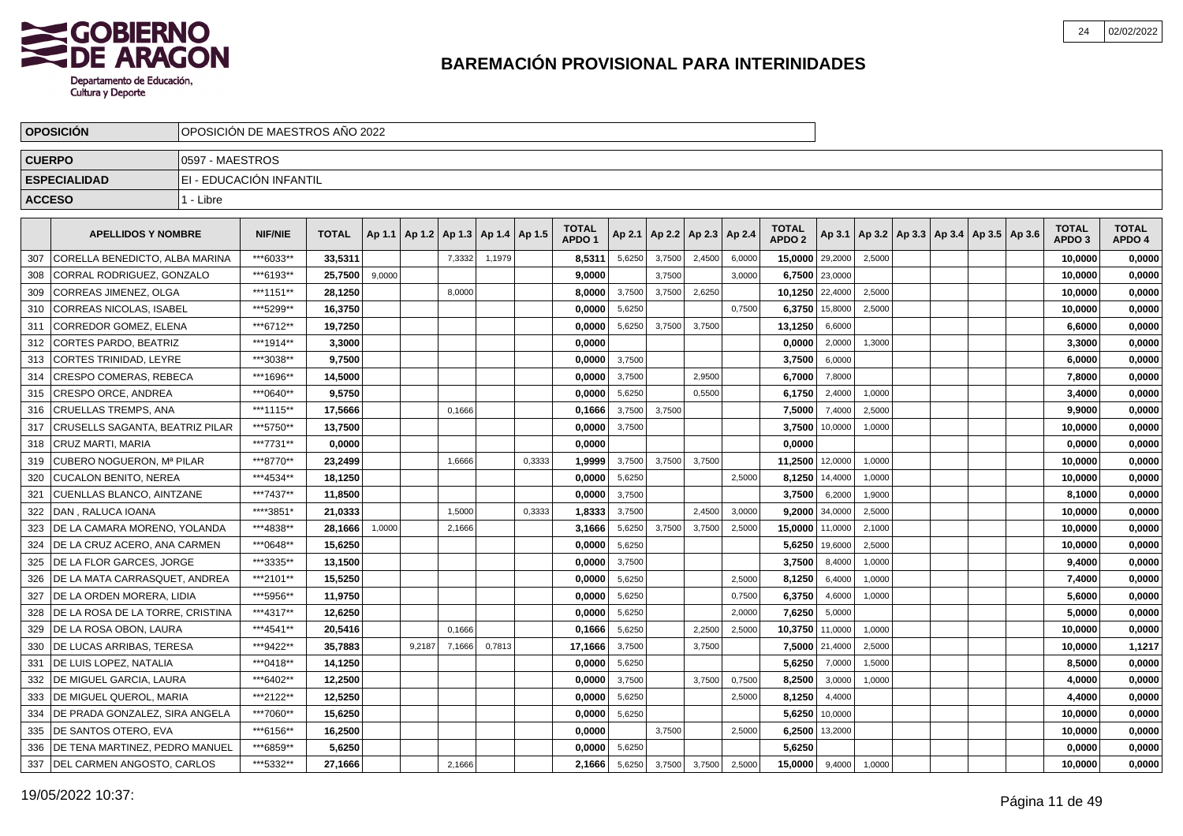# BAREMACIÓN PROVISIONAL PARA INTERINIDADES

| OPOSICIÓN | OPOSICIÓN DE MAESTROS AÑO 2022 |
|---|---|
| CUERPO | 0597 - MAESTROS |
| ESPECIALIDAD | EI - EDUCACIÓN INFANTIL |
| ACCESO | 1 - Libre |

| | APELLIDOS Y NOMBRE | NIF/NIE | TOTAL | Ap 1.1 | Ap 1.2 | Ap 1.3 | Ap 1.4 | Ap 1.5 | TOTAL APDO 1 | Ap 2.1 | Ap 2.2 | Ap 2.3 | Ap 2.4 | TOTAL APDO 2 | Ap 3.1 | Ap 3.2 | Ap 3.3 | Ap 3.4 | Ap 3.5 | Ap 3.6 | TOTAL APDO 3 | TOTAL APDO 4 |
|---|---|---|---|---|---|---|---|---|---|---|---|---|---|---|---|---|---|---|---|---|---|---|
| 307 | CORELLA BENEDICTO, ALBA MARINA | ***6033** | 33,5311 | | | 7,3332 | 1,1979 | | 8,5311 | 5,6250 | 3,7500 | 2,4500 | 6,0000 | 15,0000 | 29,2000 | 2,5000 | | | | | 10,0000 | 0,0000 |
| 308 | CORRAL RODRIGUEZ, GONZALO | ***6193** | 25,7500 | 9,0000 | | | | | 9,0000 | | 3,7500 | | 3,0000 | 6,7500 | 23,0000 | | | | | | 10,0000 | 0,0000 |
| 309 | CORREAS JIMENEZ, OLGA | ***1151** | 28,1250 | | | 8,0000 | | | 8,0000 | 3,7500 | 3,7500 | 2,6250 | | 10,1250 | 22,4000 | 2,5000 | | | | | 10,0000 | 0,0000 |
| 310 | CORREAS NICOLAS, ISABEL | ***5299** | 16,3750 | | | | | | 0,0000 | 5,6250 | | | 0,7500 | 6,3750 | 15,8000 | 2,5000 | | | | | 10,0000 | 0,0000 |
| 311 | CORREDOR GOMEZ, ELENA | ***6712** | 19,7250 | | | | | | 0,0000 | 5,6250 | 3,7500 | 3,7500 | | 13,1250 | 6,6000 | | | | | | 6,6000 | 0,0000 |
| 312 | CORTES PARDO, BEATRIZ | ***1914** | 3,3000 | | | | | | 0,0000 | | | | | 0,0000 | 2,0000 | 1,3000 | | | | | 3,3000 | 0,0000 |
| 313 | CORTES TRINIDAD, LEYRE | ***3038** | 9,7500 | | | | | | 0,0000 | 3,7500 | | | | 3,7500 | 6,0000 | | | | | | 6,0000 | 0,0000 |
| 314 | CRESPO COMERAS, REBECA | ***1696** | 14,5000 | | | | | | 0,0000 | 3,7500 | | 2,9500 | | 6,7000 | 7,8000 | | | | | | 7,8000 | 0,0000 |
| 315 | CRESPO ORCE, ANDREA | ***0640** | 9,5750 | | | | | | 0,0000 | 5,6250 | | 0,5500 | | 6,1750 | 2,4000 | 1,0000 | | | | | 3,4000 | 0,0000 |
| 316 | CRUELLAS TREMPS, ANA | ***1115** | 17,5666 | | | 0,1666 | | | 0,1666 | 3,7500 | 3,7500 | | | 7,5000 | 7,4000 | 2,5000 | | | | | 9,9000 | 0,0000 |
| 317 | CRUSELLS SAGANTA, BEATRIZ PILAR | ***5750** | 13,7500 | | | | | | 0,0000 | 3,7500 | | | | 3,7500 | 10,0000 | 1,0000 | | | | | 10,0000 | 0,0000 |
| 318 | CRUZ MARTI, MARIA | ***7731** | 0,0000 | | | | | | 0,0000 | | | | | 0,0000 | | | | | | | 0,0000 | 0,0000 |
| 319 | CUBERO NOGUERON, Mª PILAR | ***8770** | 23,2499 | | | 1,6666 | | 0,3333 | 1,9999 | 3,7500 | 3,7500 | 3,7500 | | 11,2500 | 12,0000 | 1,0000 | | | | | 10,0000 | 0,0000 |
| 320 | CUCALON BENITO, NEREA | ***4534** | 18,1250 | | | | | | 0,0000 | 5,6250 | | | 2,5000 | 8,1250 | 14,4000 | 1,0000 | | | | | 10,0000 | 0,0000 |
| 321 | CUENLLAS BLANCO, AINTZANE | ***7437** | 11,8500 | | | | | | 0,0000 | 3,7500 | | | | 3,7500 | 6,2000 | 1,9000 | | | | | 8,1000 | 0,0000 |
| 322 | DAN , RALUCA IOANA | ****3851* | 21,0333 | | | 1,5000 | | 0,3333 | 1,8333 | 3,7500 | | 2,4500 | 3,0000 | 9,2000 | 34,0000 | 2,5000 | | | | | 10,0000 | 0,0000 |
| 323 | DE LA CAMARA MORENO, YOLANDA | ***4838** | 28,1666 | 1,0000 | | 2,1666 | | | 3,1666 | 5,6250 | 3,7500 | 3,7500 | 2,5000 | 15,0000 | 11,0000 | 2,1000 | | | | | 10,0000 | 0,0000 |
| 324 | DE LA CRUZ ACERO, ANA CARMEN | ***0648** | 15,6250 | | | | | | 0,0000 | 5,6250 | | | | 5,6250 | 19,6000 | 2,5000 | | | | | 10,0000 | 0,0000 |
| 325 | DE LA FLOR GARCES, JORGE | ***3335** | 13,1500 | | | | | | 0,0000 | 3,7500 | | | | 3,7500 | 8,4000 | 1,0000 | | | | | 9,4000 | 0,0000 |
| 326 | DE LA MATA CARRASQUET, ANDREA | ***2101** | 15,5250 | | | | | | 0,0000 | 5,6250 | | | 2,5000 | 8,1250 | 6,4000 | 1,0000 | | | | | 7,4000 | 0,0000 |
| 327 | DE LA ORDEN MORERA, LIDIA | ***5956** | 11,9750 | | | | | | 0,0000 | 5,6250 | | | 0,7500 | 6,3750 | 4,6000 | 1,0000 | | | | | 5,6000 | 0,0000 |
| 328 | DE LA ROSA DE LA TORRE, CRISTINA | ***4317** | 12,6250 | | | | | | 0,0000 | 5,6250 | | | 2,0000 | 7,6250 | 5,0000 | | | | | | 5,0000 | 0,0000 |
| 329 | DE LA ROSA OBON, LAURA | ***4541** | 20,5416 | | | 0,1666 | | | 0,1666 | 5,6250 | | 2,2500 | 2,5000 | 10,3750 | 11,0000 | 1,0000 | | | | | 10,0000 | 0,0000 |
| 330 | DE LUCAS ARRIBAS, TERESA | ***9422** | 35,7883 | | 9,2187 | 7,1666 | 0,7813 | | 17,1666 | 3,7500 | | 3,7500 | | 7,5000 | 21,4000 | 2,5000 | | | | | 10,0000 | 1,1217 |
| 331 | DE LUIS LOPEZ, NATALIA | ***0418** | 14,1250 | | | | | | 0,0000 | 5,6250 | | | | 5,6250 | 7,0000 | 1,5000 | | | | | 8,5000 | 0,0000 |
| 332 | DE MIGUEL GARCIA, LAURA | ***6402** | 12,2500 | | | | | | 0,0000 | 3,7500 | | 3,7500 | 0,7500 | 8,2500 | 3,0000 | 1,0000 | | | | | 4,0000 | 0,0000 |
| 333 | DE MIGUEL QUEROL, MARIA | ***2122** | 12,5250 | | | | | | 0,0000 | 5,6250 | | | 2,5000 | 8,1250 | 4,4000 | | | | | | 4,4000 | 0,0000 |
| 334 | DE PRADA GONZALEZ, SIRA ANGELA | ***7060** | 15,6250 | | | | | | 0,0000 | 5,6250 | | | | 5,6250 | 10,0000 | | | | | | 10,0000 | 0,0000 |
| 335 | DE SANTOS OTERO, EVA | ***6156** | 16,2500 | | | | | | 0,0000 | | 3,7500 | | 2,5000 | 6,2500 | 13,2000 | | | | | | 10,0000 | 0,0000 |
| 336 | DE TENA MARTINEZ, PEDRO MANUEL | ***6859** | 5,6250 | | | | | | 0,0000 | 5,6250 | | | | 5,6250 | | | | | | | 0,0000 | 0,0000 |
| 337 | DEL CARMEN ANGOSTO, CARLOS | ***5332** | 27,1666 | | | 2,1666 | | | 2,1666 | 5,6250 | 3,7500 | 3,7500 | 2,5000 | 15,0000 | 9,4000 | 1,0000 | | | | | 10,0000 | 0,0000 |

19/05/2022 10:37: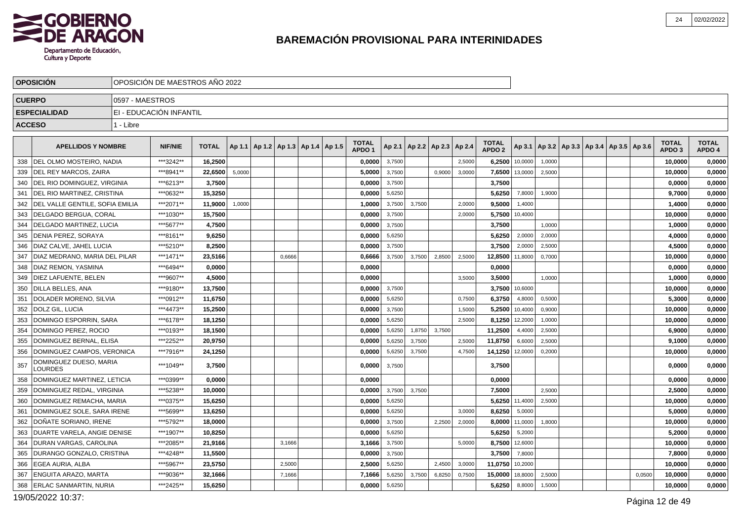# BAREMACIÓN PROVISIONAL PARA INTERINIDADES

| OPOSICIÓN | OPOSICIÓN DE MAESTROS AÑO 2022 |
|---|---|
| CUERPO | 0597 - MAESTROS |
| ESPECIALIDAD | EI - EDUCACIÓN INFANTIL |
| ACCESO | 1 - Libre |

| | APELLIDOS Y NOMBRE | NIF/NIE | TOTAL | Ap 1.1 | Ap 1.2 | Ap 1.3 | Ap 1.4 | Ap 1.5 | TOTAL APDO 1 | Ap 2.1 | Ap 2.2 | Ap 2.3 | Ap 2.4 | TOTAL APDO 2 | Ap 3.1 | Ap 3.2 | Ap 3.3 | Ap 3.4 | Ap 3.5 | Ap 3.6 | TOTAL APDO 3 | TOTAL APDO 4 |
|---|---|---|---|---|---|---|---|---|---|---|---|---|---|---|---|---|---|---|---|---|---|---|
| 338 | DEL OLMO MOSTEIRO, NADIA | ***3242** | 16,2500 | | | | | | 0,0000 | 3,7500 | | | 2,5000 | 6,2500 | 10,0000 | 1,0000 | | | | | 10,0000 | 0,0000 |
| 339 | DEL REY MARCOS, ZAIRA | ***8941** | 22,6500 | 5,0000 | | | | | 5,0000 | 3,7500 | | 0,9000 | 3,0000 | 7,6500 | 13,0000 | 2,5000 | | | | | 10,0000 | 0,0000 |
| 340 | DEL RIO DOMINGUEZ, VIRGINIA | ***6213** | 3,7500 | | | | | | 0,0000 | 3,7500 | | | | 3,7500 | | | | | | | 0,0000 | 0,0000 |
| 341 | DEL RIO MARTINEZ, CRISTINA | ***0632** | 15,3250 | | | | | | 0,0000 | 5,6250 | | | | 5,6250 | 7,8000 | 1,9000 | | | | | 9,7000 | 0,0000 |
| 342 | DEL VALLE GENTILE, SOFIA EMILIA | ***2071** | 11,9000 | 1,0000 | | | | | 1,0000 | 3,7500 | 3,7500 | | 2,0000 | 9,5000 | 1,4000 | | | | | | 1,4000 | 0,0000 |
| 343 | DELGADO BERGUA, CORAL | ***1030** | 15,7500 | | | | | | 0,0000 | 3,7500 | | | 2,0000 | 5,7500 | 10,4000 | | | | | | 10,0000 | 0,0000 |
| 344 | DELGADO MARTINEZ, LUCIA | ***5677** | 4,7500 | | | | | | 0,0000 | 3,7500 | | | | 3,7500 | | 1,0000 | | | | | 1,0000 | 0,0000 |
| 345 | DENIA PEREZ, SORAYA | ***8161** | 9,6250 | | | | | | 0,0000 | 5,6250 | | | | 5,6250 | 2,0000 | 2,0000 | | | | | 4,0000 | 0,0000 |
| 346 | DIAZ CALVE, JAHEL LUCIA | ***5210** | 8,2500 | | | | | | 0,0000 | 3,7500 | | | | 3,7500 | 2,0000 | 2,5000 | | | | | 4,5000 | 0,0000 |
| 347 | DIAZ MEDRANO, MARIA DEL PILAR | ***1471** | 23,5166 | | | 0,6666 | | | 0,6666 | 3,7500 | 3,7500 | 2,8500 | 2,5000 | 12,8500 | 11,8000 | 0,7000 | | | | | 10,0000 | 0,0000 |
| 348 | DIAZ REMON, YASMINA | ***6494** | 0,0000 | | | | | | 0,0000 | | | | | 0,0000 | | | | | | | 0,0000 | 0,0000 |
| 349 | DIEZ LAFUENTE, BELEN | ***9607** | 4,5000 | | | | | | 0,0000 | | | | 3,5000 | 3,5000 | | 1,0000 | | | | | 1,0000 | 0,0000 |
| 350 | DILLA BELLES, ANA | ***9180** | 13,7500 | | | | | | 0,0000 | 3,7500 | | | | 3,7500 | 10,6000 | | | | | | 10,0000 | 0,0000 |
| 351 | DOLADER MORENO, SILVIA | ***0912** | 11,6750 | | | | | | 0,0000 | 5,6250 | | | 0,7500 | 6,3750 | 4,8000 | 0,5000 | | | | | 5,3000 | 0,0000 |
| 352 | DOLZ GIL, LUCIA | ***4473** | 15,2500 | | | | | | 0,0000 | 3,7500 | | | 1,5000 | 5,2500 | 10,4000 | 0,9000 | | | | | 10,0000 | 0,0000 |
| 353 | DOMINGO ESPORRIN, SARA | ***6178** | 18,1250 | | | | | | 0,0000 | 5,6250 | | | 2,5000 | 8,1250 | 12,2000 | 1,0000 | | | | | 10,0000 | 0,0000 |
| 354 | DOMINGO PEREZ, ROCIO | ***0193** | 18,1500 | | | | | | 0,0000 | 5,6250 | 1,8750 | 3,7500 | | 11,2500 | 4,4000 | 2,5000 | | | | | 6,9000 | 0,0000 |
| 355 | DOMINGUEZ BERNAL, ELISA | ***2252** | 20,9750 | | | | | | 0,0000 | 5,6250 | 3,7500 | | 2,5000 | 11,8750 | 6,6000 | 2,5000 | | | | | 9,1000 | 0,0000 |
| 356 | DOMINGUEZ CAMPOS, VERONICA | ***7916** | 24,1250 | | | | | | 0,0000 | 5,6250 | 3,7500 | | 4,7500 | 14,1250 | 12,0000 | 0,2000 | | | | | 10,0000 | 0,0000 |
| 357 | DOMINGUEZ DUESO, MARIA LOURDES | ***1049** | 3,7500 | | | | | | 0,0000 | 3,7500 | | | | 3,7500 | | | | | | | 0,0000 | 0,0000 |
| 358 | DOMINGUEZ MARTINEZ, LETICIA | ***0399** | 0,0000 | | | | | | 0,0000 | | | | | 0,0000 | | | | | | | 0,0000 | 0,0000 |
| 359 | DOMINGUEZ REDAL, VIRGINIA | ***5238** | 10,0000 | | | | | | 0,0000 | 3,7500 | 3,7500 | | | 7,5000 | | 2,5000 | | | | | 2,5000 | 0,0000 |
| 360 | DOMINGUEZ REMACHA, MARIA | ***0375** | 15,6250 | | | | | | 0,0000 | 5,6250 | | | | 5,6250 | 11,4000 | 2,5000 | | | | | 10,0000 | 0,0000 |
| 361 | DOMINGUEZ SOLE, SARA IRENE | ***5699** | 13,6250 | | | | | | 0,0000 | 5,6250 | | | 3,0000 | 8,6250 | 5,0000 | | | | | | 5,0000 | 0,0000 |
| 362 | DOÑATE SORIANO, IRENE | ***5792** | 18,0000 | | | | | | 0,0000 | 3,7500 | | 2,2500 | 2,0000 | 8,0000 | 11,0000 | 1,8000 | | | | | 10,0000 | 0,0000 |
| 363 | DUARTE VARELA, ANGIE DENISE | ***1907** | 10,8250 | | | | | | 0,0000 | 5,6250 | | | | 5,6250 | 5,2000 | | | | | | 5,2000 | 0,0000 |
| 364 | DURAN VARGAS, CAROLINA | ***2085** | 21,9166 | | | 3,1666 | | | 3,1666 | 3,7500 | | | 5,0000 | 8,7500 | 12,6000 | | | | | | 10,0000 | 0,0000 |
| 365 | DURANGO GONZALO, CRISTINA | ***4248** | 11,5500 | | | | | | 0,0000 | 3,7500 | | | | 3,7500 | 7,8000 | | | | | | 7,8000 | 0,0000 |
| 366 | EGEA AURIA, ALBA | ***5967** | 23,5750 | | | 2,5000 | | | 2,5000 | 5,6250 | | 2,4500 | 3,0000 | 11,0750 | 10,2000 | | | | | | 10,0000 | 0,0000 |
| 367 | ENGUITA ARAZO, MARTA | ***9036** | 32,1666 | | | 7,1666 | | | 7,1666 | 5,6250 | 3,7500 | 6,8250 | 0,7500 | 15,0000 | 18,8000 | 2,5000 | | | | 0,0500 | 10,0000 | 0,0000 |
| 368 | ERLAC SANMARTIN, NURIA | ***2425** | 15,6250 | | | | | | 0,0000 | 5,6250 | | | | 5,6250 | 8,8000 | 1,5000 | | | | | 10,0000 | 0,0000 |

19/05/2022 10:37: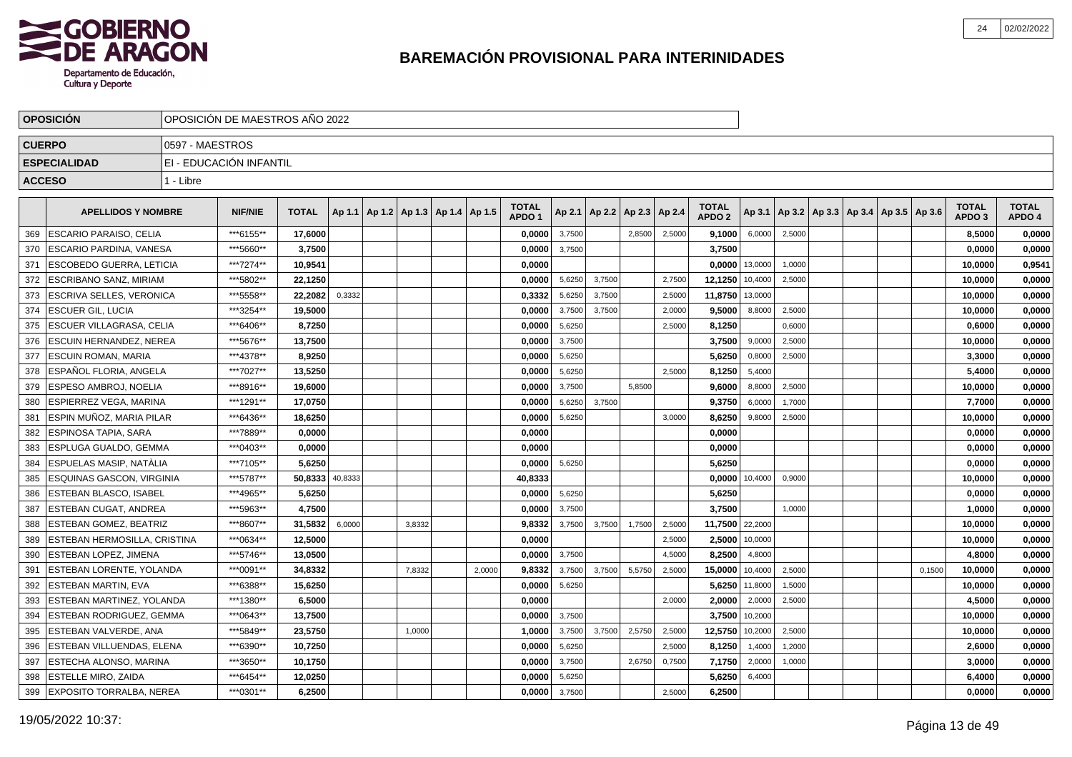# BAREMACIÓN PROVISIONAL PARA INTERINIDADES

| OPOSICIÓN | OPOSICIÓN DE MAESTROS AÑO 2022 |
|---|---|
| CUERPO | 0597 - MAESTROS |
| ESPECIALIDAD | EI - EDUCACIÓN INFANTIL |
| ACCESO | 1 - Libre |

| | APELLIDOS Y NOMBRE | NIF/NIE | TOTAL | Ap 1.1 | Ap 1.2 | Ap 1.3 | Ap 1.4 | Ap 1.5 | TOTAL APDO 1 | Ap 2.1 | Ap 2.2 | Ap 2.3 | Ap 2.4 | TOTAL APDO 2 | Ap 3.1 | Ap 3.2 | Ap 3.3 | Ap 3.4 | Ap 3.5 | Ap 3.6 | TOTAL APDO 3 | TOTAL APDO 4 |
|---|---|---|---|---|---|---|---|---|---|---|---|---|---|---|---|---|---|---|---|---|---|---|
| 369 | ESCARIO PARAISO, CELIA | ***6155** | 17,6000 | | | | | | 0,0000 | 3,7500 | | 2,8500 | 2,5000 | 9,1000 | 6,0000 | 2,5000 | | | | | 8,5000 | 0,0000 |
| 370 | ESCARIO PARDINA, VANESA | ***5660** | 3,7500 | | | | | | 0,0000 | 3,7500 | | | | 3,7500 | | | | | | | 0,0000 | 0,0000 |
| 371 | ESCOBEDO GUERRA, LETICIA | ***7274** | 10,9541 | | | | | | 0,0000 | | | | | 0,0000 | 13,0000 | 1,0000 | | | | | 10,0000 | 0,9541 |
| 372 | ESCRIBANO SANZ, MIRIAM | ***5802** | 22,1250 | | | | | | 0,0000 | 5,6250 | 3,7500 | | 2,7500 | 12,1250 | 10,4000 | 2,5000 | | | | | 10,0000 | 0,0000 |
| 373 | ESCRIVA SELLES, VERONICA | ***5558** | 22,2082 | 0,3332 | | | | | 0,3332 | 5,6250 | 3,7500 | | 2,5000 | 11,8750 | 13,0000 | | | | | | 10,0000 | 0,0000 |
| 374 | ESCUER GIL, LUCIA | ***3254** | 19,5000 | | | | | | 0,0000 | 3,7500 | 3,7500 | | 2,0000 | 9,5000 | 8,8000 | 2,5000 | | | | | 10,0000 | 0,0000 |
| 375 | ESCUER VILLAGRASA, CELIA | ***6406** | 8,7250 | | | | | | 0,0000 | 5,6250 | | | 2,5000 | 8,1250 | | 0,6000 | | | | | 0,6000 | 0,0000 |
| 376 | ESCUIN HERNANDEZ, NEREA | ***5676** | 13,7500 | | | | | | 0,0000 | 3,7500 | | | | 3,7500 | 9,0000 | 2,5000 | | | | | 10,0000 | 0,0000 |
| 377 | ESCUIN ROMAN, MARIA | ***4378** | 8,9250 | | | | | | 0,0000 | 5,6250 | | | | 5,6250 | 0,8000 | 2,5000 | | | | | 3,3000 | 0,0000 |
| 378 | ESPAÑOL FLORIA, ANGELA | ***7027** | 13,5250 | | | | | | 0,0000 | 5,6250 | | | 2,5000 | 8,1250 | 5,4000 | | | | | | 5,4000 | 0,0000 |
| 379 | ESPESO AMBROJ, NOELIA | ***8916** | 19,6000 | | | | | | 0,0000 | 3,7500 | | 5,8500 | | 9,6000 | 8,8000 | 2,5000 | | | | | 10,0000 | 0,0000 |
| 380 | ESPIERREZ VEGA, MARINA | ***1291** | 17,0750 | | | | | | 0,0000 | 5,6250 | 3,7500 | | | 9,3750 | 6,0000 | 1,7000 | | | | | 7,7000 | 0,0000 |
| 381 | ESPIN MUÑOZ, MARIA PILAR | ***6436** | 18,6250 | | | | | | 0,0000 | 5,6250 | | | 3,0000 | 8,6250 | 9,8000 | 2,5000 | | | | | 10,0000 | 0,0000 |
| 382 | ESPINOSA TAPIA, SARA | ***7889** | 0,0000 | | | | | | 0,0000 | | | | | 0,0000 | | | | | | | 0,0000 | 0,0000 |
| 383 | ESPLUGA GUALDO, GEMMA | ***0403** | 0,0000 | | | | | | 0,0000 | | | | | 0,0000 | | | | | | | 0,0000 | 0,0000 |
| 384 | ESPUELAS MASIP, NATÀLIA | ***7105** | 5,6250 | | | | | | 0,0000 | 5,6250 | | | | 5,6250 | | | | | | | 0,0000 | 0,0000 |
| 385 | ESQUINAS GASCON, VIRGINIA | ***5787** | 50,8333 | 40,8333 | | | | | 40,8333 | | | | | 0,0000 | 10,4000 | 0,9000 | | | | | 10,0000 | 0,0000 |
| 386 | ESTEBAN BLASCO, ISABEL | ***4965** | 5,6250 | | | | | | 0,0000 | 5,6250 | | | | 5,6250 | | | | | | | 0,0000 | 0,0000 |
| 387 | ESTEBAN CUGAT, ANDREA | ***5963** | 4,7500 | | | | | | 0,0000 | 3,7500 | | | | 3,7500 | | 1,0000 | | | | | 1,0000 | 0,0000 |
| 388 | ESTEBAN GOMEZ, BEATRIZ | ***8607** | 31,5832 | 6,0000 | | 3,8332 | | | 9,8332 | 3,7500 | 3,7500 | 1,7500 | 2,5000 | 11,7500 | 22,2000 | | | | | | 10,0000 | 0,0000 |
| 389 | ESTEBAN HERMOSILLA, CRISTINA | ***0634** | 12,5000 | | | | | | 0,0000 | | | | 2,5000 | 2,5000 | 10,0000 | | | | | | 10,0000 | 0,0000 |
| 390 | ESTEBAN LOPEZ, JIMENA | ***5746** | 13,0500 | | | | | | 0,0000 | 3,7500 | | | 4,5000 | 8,2500 | 4,8000 | | | | | | 4,8000 | 0,0000 |
| 391 | ESTEBAN LORENTE, YOLANDA | ***0091** | 34,8332 | | | 7,8332 | | 2,0000 | 9,8332 | 3,7500 | 3,7500 | 5,5750 | 2,5000 | 15,0000 | 10,4000 | 2,5000 | | | | 0,1500 | 10,0000 | 0,0000 |
| 392 | ESTEBAN MARTIN, EVA | ***6388** | 15,6250 | | | | | | 0,0000 | 5,6250 | | | | 5,6250 | 11,8000 | 1,5000 | | | | | 10,0000 | 0,0000 |
| 393 | ESTEBAN MARTINEZ, YOLANDA | ***1380** | 6,5000 | | | | | | 0,0000 | | | | 2,0000 | 2,0000 | 2,0000 | 2,5000 | | | | | 4,5000 | 0,0000 |
| 394 | ESTEBAN RODRIGUEZ, GEMMA | ***0643** | 13,7500 | | | | | | 0,0000 | 3,7500 | | | | 3,7500 | 10,2000 | | | | | | 10,0000 | 0,0000 |
| 395 | ESTEBAN VALVERDE, ANA | ***5849** | 23,5750 | | | 1,0000 | | | 1,0000 | 3,7500 | 3,7500 | 2,5750 | 2,5000 | 12,5750 | 10,2000 | 2,5000 | | | | | 10,0000 | 0,0000 |
| 396 | ESTEBAN VILLUENDAS, ELENA | ***6390** | 10,7250 | | | | | | 0,0000 | 5,6250 | | | 2,5000 | 8,1250 | 1,4000 | 1,2000 | | | | | 2,6000 | 0,0000 |
| 397 | ESTECHA ALONSO, MARINA | ***3650** | 10,1750 | | | | | | 0,0000 | 3,7500 | | 2,6750 | 0,7500 | 7,1750 | 2,0000 | 1,0000 | | | | | 3,0000 | 0,0000 |
| 398 | ESTELLE MIRO, ZAIDA | ***6454** | 12,0250 | | | | | | 0,0000 | 5,6250 | | | | 5,6250 | 6,4000 | | | | | | 6,4000 | 0,0000 |
| 399 | EXPOSITO TORRALBA, NEREA | ***0301** | 6,2500 | | | | | | 0,0000 | 3,7500 | | | 2,5000 | 6,2500 | | | | | | | 0,0000 | 0,0000 |

19/05/2022 10:37: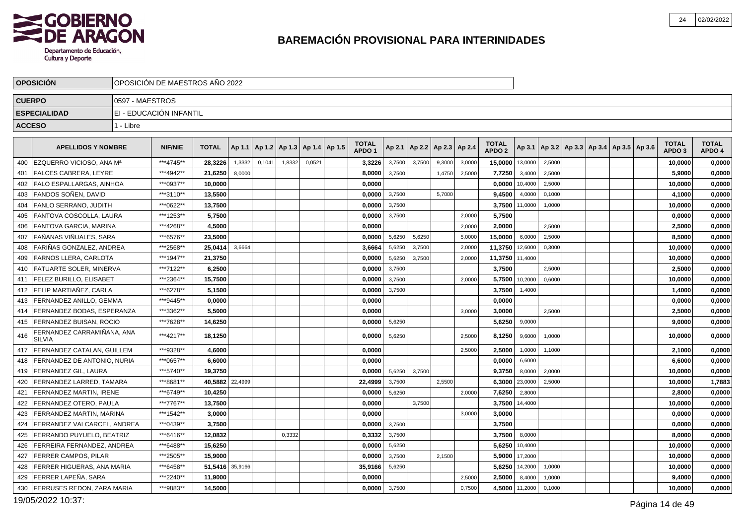# BAREMACIÓN PROVISIONAL PARA INTERINIDADES

| OPOSICIÓN | OPOSICIÓN DE MAESTROS AÑO 2022 |
|---|---|
| CUERPO | 0597 - MAESTROS |
| ESPECIALIDAD | EI - EDUCACIÓN INFANTIL |
| ACCESO | 1 - Libre |

| | APELLIDOS Y NOMBRE | NIF/NIE | TOTAL | Ap 1.1 | Ap 1.2 | Ap 1.3 | Ap 1.4 | Ap 1.5 | TOTAL APDO 1 | Ap 2.1 | Ap 2.2 | Ap 2.3 | Ap 2.4 | TOTAL APDO 2 | Ap 3.1 | Ap 3.2 | Ap 3.3 | Ap 3.4 | Ap 3.5 | Ap 3.6 | TOTAL APDO 3 | TOTAL APDO 4 |
|---|---|---|---|---|---|---|---|---|---|---|---|---|---|---|---|---|---|---|---|---|---|---|
| 400 | EZQUERRO VICIOSO, ANA Mª | ***4745** | 28,3226 | 1,3332 | 0,1041 | 1,8332 | 0,0521 | | 3,3226 | 3,7500 | 3,7500 | 9,3000 | 3,0000 | 15,0000 | 13,0000 | 2,5000 | | | | | 10,0000 | 0,0000 |
| 401 | FALCES CABRERA, LEYRE | ***4942** | 21,6250 | 8,0000 | | | | | 8,0000 | 3,7500 | | 1,4750 | 2,5000 | 7,7250 | 3,4000 | 2,5000 | | | | | 5,9000 | 0,0000 |
| 402 | FALO ESPALLARGAS, AINHOA | ***0937** | 10,0000 | | | | | | 0,0000 | | | | | 0,0000 | 10,4000 | 2,5000 | | | | | 10,0000 | 0,0000 |
| 403 | FANDOS SOÑEN, DAVID | ***3110** | 13,5500 | | | | | | 0,0000 | 3,7500 | | 5,7000 | | 9,4500 | 4,0000 | 0,1000 | | | | | 4,1000 | 0,0000 |
| 404 | FANLO SERRANO, JUDITH | ***0622** | 13,7500 | | | | | | 0,0000 | 3,7500 | | | | 3,7500 | 11,0000 | 1,0000 | | | | | 10,0000 | 0,0000 |
| 405 | FANTOVA COSCOLLA, LAURA | ***1253** | 5,7500 | | | | | | 0,0000 | 3,7500 | | | 2,0000 | 5,7500 | | | | | | | 0,0000 | 0,0000 |
| 406 | FANTOVA GARCIA, MARINA | ***4268** | 4,5000 | | | | | | 0,0000 | | | | 2,0000 | 2,0000 | | 2,5000 | | | | | 2,5000 | 0,0000 |
| 407 | FAÑANAS VIÑUALES, SARA | ***6576** | 23,5000 | | | | | | 0,0000 | 5,6250 | 5,6250 | | 5,0000 | 15,0000 | 6,0000 | 2,5000 | | | | | 8,5000 | 0,0000 |
| 408 | FARIÑAS GONZALEZ, ANDREA | ***2568** | 25,0414 | 3,6664 | | | | | 3,6664 | 5,6250 | 3,7500 | | 2,0000 | 11,3750 | 12,6000 | 0,3000 | | | | | 10,0000 | 0,0000 |
| 409 | FARNOS LLERA, CARLOTA | ***1947** | 21,3750 | | | | | | 0,0000 | 5,6250 | 3,7500 | | 2,0000 | 11,3750 | 11,4000 | | | | | | 10,0000 | 0,0000 |
| 410 | FATUARTE SOLER, MINERVA | ***7122** | 6,2500 | | | | | | 0,0000 | 3,7500 | | | | 3,7500 | | 2,5000 | | | | | 2,5000 | 0,0000 |
| 411 | FELEZ BURILLO, ELISABET | ***2364** | 15,7500 | | | | | | 0,0000 | 3,7500 | | | 2,0000 | 5,7500 | 10,2000 | 0,6000 | | | | | 10,0000 | 0,0000 |
| 412 | FELIP MARTIAÑEZ, CARLA | ***6278** | 5,1500 | | | | | | 0,0000 | 3,7500 | | | | 3,7500 | 1,4000 | | | | | | 1,4000 | 0,0000 |
| 413 | FERNANDEZ ANILLO, GEMMA | ***9445** | 0,0000 | | | | | | 0,0000 | | | | | 0,0000 | | | | | | | 0,0000 | 0,0000 |
| 414 | FERNANDEZ BODAS, ESPERANZA | ***3362** | 5,5000 | | | | | | 0,0000 | | | | 3,0000 | 3,0000 | | 2,5000 | | | | | 2,5000 | 0,0000 |
| 415 | FERNANDEZ BUISAN, ROCIO | ***7628** | 14,6250 | | | | | | 0,0000 | 5,6250 | | | | 5,6250 | 9,0000 | | | | | | 9,0000 | 0,0000 |
| 416 | FERNANDEZ CARRAMIÑANA, ANA SILVIA | ***4217** | 18,1250 | | | | | | 0,0000 | 5,6250 | | | 2,5000 | 8,1250 | 9,6000 | 1,0000 | | | | | 10,0000 | 0,0000 |
| 417 | FERNANDEZ CATALAN, GUILLEM | ***9328** | 4,6000 | | | | | | 0,0000 | | | | 2,5000 | 2,5000 | 1,0000 | 1,1000 | | | | | 2,1000 | 0,0000 |
| 418 | FERNANDEZ DE ANTONIO, NURIA | ***0657** | 6,6000 | | | | | | 0,0000 | | | | | 0,0000 | 6,6000 | | | | | | 6,6000 | 0,0000 |
| 419 | FERNANDEZ GIL, LAURA | ***5740** | 19,3750 | | | | | | 0,0000 | 5,6250 | 3,7500 | | | 9,3750 | 8,0000 | 2,0000 | | | | | 10,0000 | 0,0000 |
| 420 | FERNANDEZ LARRED, TAMARA | ***8681** | 40,5882 | 22,4999 | | | | | 22,4999 | 3,7500 | | 2,5500 | | 6,3000 | 23,0000 | 2,5000 | | | | | 10,0000 | 1,7883 |
| 421 | FERNANDEZ MARTIN, IRENE | ***6749** | 10,4250 | | | | | | 0,0000 | 5,6250 | | | 2,0000 | 7,6250 | 2,8000 | | | | | | 2,8000 | 0,0000 |
| 422 | FERNANDEZ OTERO, PAULA | ***7767** | 13,7500 | | | | | | 0,0000 | | 3,7500 | | | 3,7500 | 14,4000 | | | | | | 10,0000 | 0,0000 |
| 423 | FERRANDEZ MARTIN, MARINA | ***1542** | 3,0000 | | | | | | 0,0000 | | | | 3,0000 | 3,0000 | | | | | | | 0,0000 | 0,0000 |
| 424 | FERNANDEZ VALCARCEL, ANDREA | ***0439** | 3,7500 | | | | | | 0,0000 | 3,7500 | | | | 3,7500 | | | | | | | 0,0000 | 0,0000 |
| 425 | FERRANDO PUYUELO, BEATRIZ | ***6416** | 12,0832 | | | 0,3332 | | | 0,3332 | 3,7500 | | | | 3,7500 | 8,0000 | | | | | | 8,0000 | 0,0000 |
| 426 | FERREIRA FERNANDEZ, ANDREA | ***6488** | 15,6250 | | | | | | 0,0000 | 5,6250 | | | | 5,6250 | 10,4000 | | | | | | 10,0000 | 0,0000 |
| 427 | FERRER CAMPOS, PILAR | ***2505** | 15,9000 | | | | | | 0,0000 | 3,7500 | | 2,1500 | | 5,9000 | 17,2000 | | | | | | 10,0000 | 0,0000 |
| 428 | FERRER HIGUERAS, ANA MARIA | ***6458** | 51,5416 | 35,9166 | | | | | 35,9166 | 5,6250 | | | | 5,6250 | 14,2000 | 1,0000 | | | | | 10,0000 | 0,0000 |
| 429 | FERRER LAPEÑA, SARA | ***2240** | 11,9000 | | | | | | 0,0000 | | | | 2,5000 | 2,5000 | 8,4000 | 1,0000 | | | | | 9,4000 | 0,0000 |
| 430 | FERRUSES REDON, ZARA MARIA | ***9883** | 14,5000 | | | | | | 0,0000 | 3,7500 | | | 0,7500 | 4,5000 | 11,2000 | 0,1000 | | | | | 10,0000 | 0,0000 |

19/05/2022 10:37: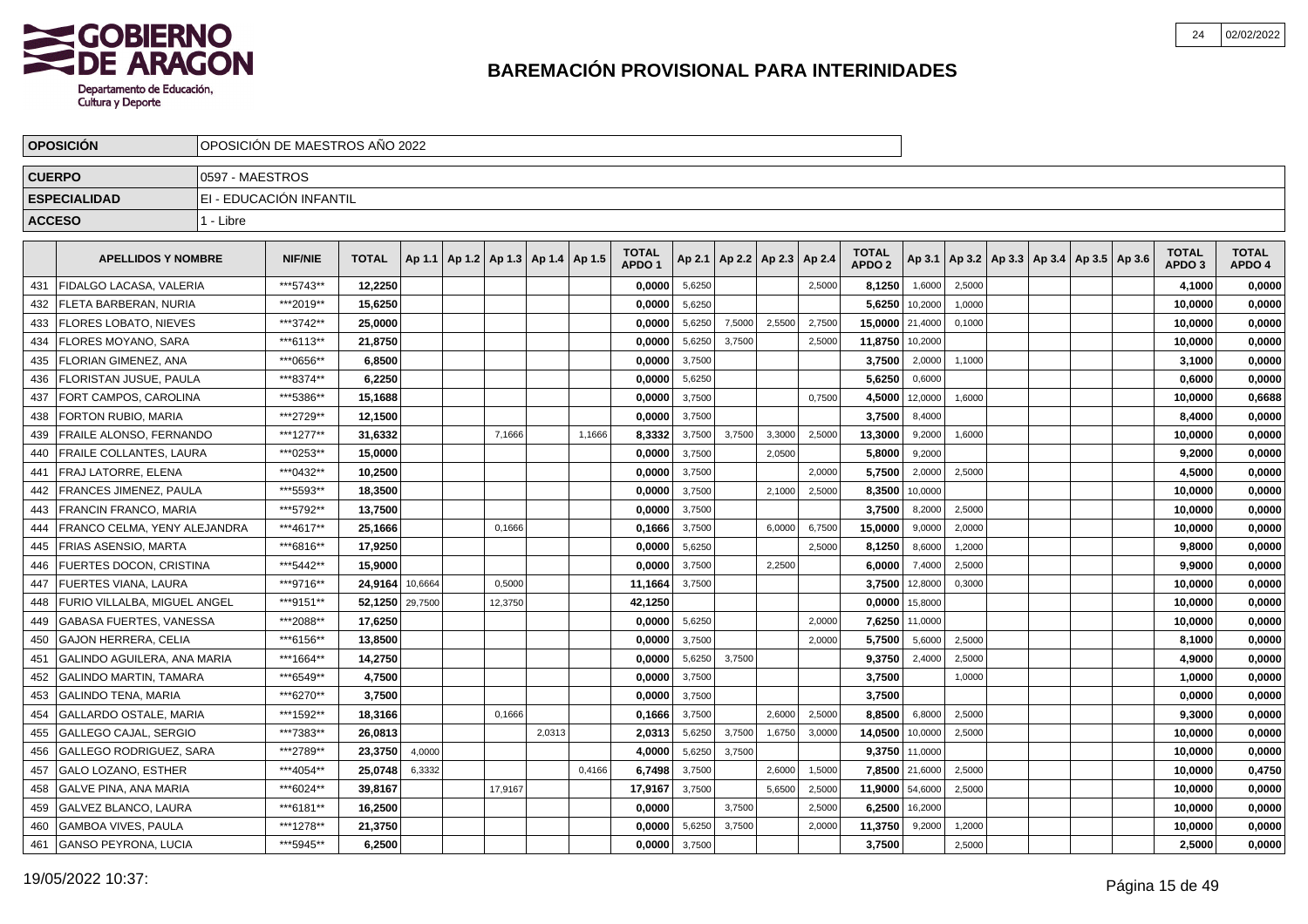# BAREMACIÓN PROVISIONAL PARA INTERINIDADES

| OPOSICIÓN | OPOSICIÓN DE MAESTROS AÑO 2022 |
|---|---|
| CUERPO | 0597 - MAESTROS |
| ESPECIALIDAD | EI - EDUCACIÓN INFANTIL |
| ACCESO | 1 - Libre |

| | APELLIDOS Y NOMBRE | NIF/NIE | TOTAL | Ap 1.1 | Ap 1.2 | Ap 1.3 | Ap 1.4 | Ap 1.5 | TOTAL APDO 1 | Ap 2.1 | Ap 2.2 | Ap 2.3 | Ap 2.4 | TOTAL APDO 2 | Ap 3.1 | Ap 3.2 | Ap 3.3 | Ap 3.4 | Ap 3.5 | Ap 3.6 | TOTAL APDO 3 | TOTAL APDO 4 |
|---|---|---|---|---|---|---|---|---|---|---|---|---|---|---|---|---|---|---|---|---|---|---|
| 431 | FIDALGO LACASA, VALERIA | ***5743** | 12,2250 | | | | | | 0,0000 | 5,6250 | | | 2,5000 | 8,1250 | 1,6000 | 2,5000 | | | | | 4,1000 | 0,0000 |
| 432 | FLETA BARBERAN, NURIA | ***2019** | 15,6250 | | | | | | 0,0000 | 5,6250 | | | | 5,6250 | 10,2000 | 1,0000 | | | | | 10,0000 | 0,0000 |
| 433 | FLORES LOBATO, NIEVES | ***3742** | 25,0000 | | | | | | 0,0000 | 5,6250 | 7,5000 | 2,5500 | 2,7500 | 15,0000 | 21,4000 | 0,1000 | | | | | 10,0000 | 0,0000 |
| 434 | FLORES MOYANO, SARA | ***6113** | 21,8750 | | | | | | 0,0000 | 5,6250 | 3,7500 | | 2,5000 | 11,8750 | 10,2000 | | | | | | 10,0000 | 0,0000 |
| 435 | FLORIAN GIMENEZ, ANA | ***0656** | 6,8500 | | | | | | 0,0000 | 3,7500 | | | | 3,7500 | 2,0000 | 1,1000 | | | | | 3,1000 | 0,0000 |
| 436 | FLORISTAN JUSUE, PAULA | ***8374** | 6,2250 | | | | | | 0,0000 | 5,6250 | | | | 5,6250 | 0,6000 | | | | | | 0,6000 | 0,0000 |
| 437 | FORT CAMPOS, CAROLINA | ***5386** | 15,1688 | | | | | | 0,0000 | 3,7500 | | | 0,7500 | 4,5000 | 12,0000 | 1,6000 | | | | | 10,0000 | 0,6688 |
| 438 | FORTON RUBIO, MARIA | ***2729** | 12,1500 | | | | | | 0,0000 | 3,7500 | | | | 3,7500 | 8,4000 | | | | | | 8,4000 | 0,0000 |
| 439 | FRAILE ALONSO, FERNANDO | ***1277** | 31,6332 | | | 7,1666 | | 1,1666 | 8,3332 | 3,7500 | 3,7500 | 3,3000 | 2,5000 | 13,3000 | 9,2000 | 1,6000 | | | | | 10,0000 | 0,0000 |
| 440 | FRAILE COLLANTES, LAURA | ***0253** | 15,0000 | | | | | | 0,0000 | 3,7500 | | 2,0500 | | 5,8000 | 9,2000 | | | | | | 9,2000 | 0,0000 |
| 441 | FRAJ LATORRE, ELENA | ***0432** | 10,2500 | | | | | | 0,0000 | 3,7500 | | | 2,0000 | 5,7500 | 2,0000 | 2,5000 | | | | | 4,5000 | 0,0000 |
| 442 | FRANCES JIMENEZ, PAULA | ***5593** | 18,3500 | | | | | | 0,0000 | 3,7500 | | 2,1000 | 2,5000 | 8,3500 | 10,0000 | | | | | | 10,0000 | 0,0000 |
| 443 | FRANCIN FRANCO, MARIA | ***5792** | 13,7500 | | | | | | 0,0000 | 3,7500 | | | | 3,7500 | 8,2000 | 2,5000 | | | | | 10,0000 | 0,0000 |
| 444 | FRANCO CELMA, YENY ALEJANDRA | ***4617** | 25,1666 | | | 0,1666 | | | 0,1666 | 3,7500 | | 6,0000 | 6,7500 | 15,0000 | 9,0000 | 2,0000 | | | | | 10,0000 | 0,0000 |
| 445 | FRIAS ASENSIO, MARTA | ***6816** | 17,9250 | | | | | | 0,0000 | 5,6250 | | | 2,5000 | 8,1250 | 8,6000 | 1,2000 | | | | | 9,8000 | 0,0000 |
| 446 | FUERTES DOCON, CRISTINA | ***5442** | 15,9000 | | | | | | 0,0000 | 3,7500 | | 2,2500 | | 6,0000 | 7,4000 | 2,5000 | | | | | 9,9000 | 0,0000 |
| 447 | FUERTES VIANA, LAURA | ***9716** | 24,9164 | 10,6664 | | 0,5000 | | | 11,1664 | 3,7500 | | | | 3,7500 | 12,8000 | 0,3000 | | | | | 10,0000 | 0,0000 |
| 448 | FURIO VILLALBA, MIGUEL ANGEL | ***9151** | 52,1250 | 29,7500 | | 12,3750 | | | 42,1250 | | | | | 0,0000 | 15,8000 | | | | | | 10,0000 | 0,0000 |
| 449 | GABASA FUERTES, VANESSA | ***2088** | 17,6250 | | | | | | 0,0000 | 5,6250 | | | 2,0000 | 7,6250 | 11,0000 | | | | | | 10,0000 | 0,0000 |
| 450 | GAJON HERRERA, CELIA | ***6156** | 13,8500 | | | | | | 0,0000 | 3,7500 | | | 2,0000 | 5,7500 | 5,6000 | 2,5000 | | | | | 8,1000 | 0,0000 |
| 451 | GALINDO AGUILERA, ANA MARIA | ***1664** | 14,2750 | | | | | | 0,0000 | 5,6250 | 3,7500 | | | 9,3750 | 2,4000 | 2,5000 | | | | | 4,9000 | 0,0000 |
| 452 | GALINDO MARTIN, TAMARA | ***6549** | 4,7500 | | | | | | 0,0000 | 3,7500 | | | | 3,7500 | | 1,0000 | | | | | 1,0000 | 0,0000 |
| 453 | GALINDO TENA, MARIA | ***6270** | 3,7500 | | | | | | 0,0000 | 3,7500 | | | | 3,7500 | | | | | | | 0,0000 | 0,0000 |
| 454 | GALLARDO OSTALE, MARIA | ***1592** | 18,3166 | | | 0,1666 | | | 0,1666 | 3,7500 | | 2,6000 | 2,5000 | 8,8500 | 6,8000 | 2,5000 | | | | | 9,3000 | 0,0000 |
| 455 | GALLEGO CAJAL, SERGIO | ***7383** | 26,0813 | | | | 2,0313 | | 2,0313 | 5,6250 | 3,7500 | 1,6750 | 3,0000 | 14,0500 | 10,0000 | 2,5000 | | | | | 10,0000 | 0,0000 |
| 456 | GALLEGO RODRIGUEZ, SARA | ***2789** | 23,3750 | 4,0000 | | | | | 4,0000 | 5,6250 | 3,7500 | | | 9,3750 | 11,0000 | | | | | | 10,0000 | 0,0000 |
| 457 | GALO LOZANO, ESTHER | ***4054** | 25,0748 | 6,3332 | | | | 0,4166 | 6,7498 | 3,7500 | | 2,6000 | 1,5000 | 7,8500 | 21,6000 | 2,5000 | | | | | 10,0000 | 0,4750 |
| 458 | GALVE PINA, ANA MARIA | ***6024** | 39,8167 | | | 17,9167 | | | 17,9167 | 3,7500 | | 5,6500 | 2,5000 | 11,9000 | 54,6000 | 2,5000 | | | | | 10,0000 | 0,0000 |
| 459 | GALVEZ BLANCO, LAURA | ***6181** | 16,2500 | | | | | | 0,0000 | | 3,7500 | | 2,5000 | 6,2500 | 16,2000 | | | | | | 10,0000 | 0,0000 |
| 460 | GAMBOA VIVES, PAULA | ***1278** | 21,3750 | | | | | | 0,0000 | 5,6250 | 3,7500 | | 2,0000 | 11,3750 | 9,2000 | 1,2000 | | | | | 10,0000 | 0,0000 |
| 461 | GANSO PEYRONA, LUCIA | ***5945** | 6,2500 | | | | | | 0,0000 | 3,7500 | | | | 3,7500 | | 2,5000 | | | | | 2,5000 | 0,0000 |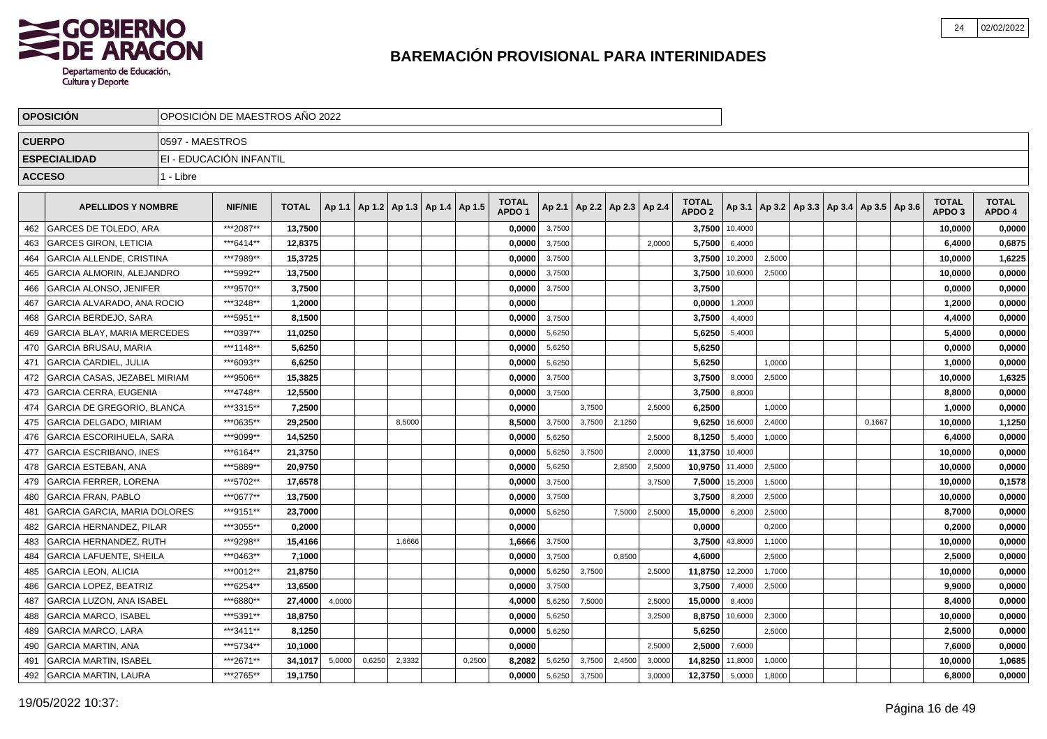# BAREMACIÓN PROVISIONAL PARA INTERINIDADES

| OPOSICIÓN | OPOSICIÓN DE MAESTROS AÑO 2022 |
|---|---|
| CUERPO | 0597 - MAESTROS |
| ESPECIALIDAD | EI - EDUCACIÓN INFANTIL |
| ACCESO | 1 - Libre |

| | APELLIDOS Y NOMBRE | NIF/NIE | TOTAL | Ap 1.1 | Ap 1.2 | Ap 1.3 | Ap 1.4 | Ap 1.5 | TOTAL APDO 1 | Ap 2.1 | Ap 2.2 | Ap 2.3 | Ap 2.4 | TOTAL APDO 2 | Ap 3.1 | Ap 3.2 | Ap 3.3 | Ap 3.4 | Ap 3.5 | Ap 3.6 | TOTAL APDO 3 | TOTAL APDO 4 |
|---|---|---|---|---|---|---|---|---|---|---|---|---|---|---|---|---|---|---|---|---|---|---|
| 462 | GARCES DE TOLEDO, ARA | ***2087** | 13,7500 | | | | | | 0,0000 | 3,7500 | | | | 3,7500 | 10,4000 | | | | | | 10,0000 | 0,0000 |
| 463 | GARCES GIRON, LETICIA | ***6414** | 12,8375 | | | | | | 0,0000 | 3,7500 | | | 2,0000 | 5,7500 | 6,4000 | | | | | | 6,4000 | 0,6875 |
| 464 | GARCIA ALLENDE, CRISTINA | ***7989** | 15,3725 | | | | | | 0,0000 | 3,7500 | | | | 3,7500 | 10,2000 | 2,5000 | | | | | 10,0000 | 1,6225 |
| 465 | GARCIA ALMORIN, ALEJANDRO | ***5992** | 13,7500 | | | | | | 0,0000 | 3,7500 | | | | 3,7500 | 10,6000 | 2,5000 | | | | | 10,0000 | 0,0000 |
| 466 | GARCIA ALONSO, JENIFER | ***9570** | 3,7500 | | | | | | 0,0000 | 3,7500 | | | | 3,7500 | | | | | | | 0,0000 | 0,0000 |
| 467 | GARCIA ALVARADO, ANA ROCIO | ***3248** | 1,2000 | | | | | | 0,0000 | | | | | 0,0000 | 1,2000 | | | | | | 1,2000 | 0,0000 |
| 468 | GARCIA BERDEJO, SARA | ***5951** | 8,1500 | | | | | | 0,0000 | 3,7500 | | | | 3,7500 | 4,4000 | | | | | | 4,4000 | 0,0000 |
| 469 | GARCIA BLAY, MARIA MERCEDES | ***0397** | 11,0250 | | | | | | 0,0000 | 5,6250 | | | | 5,6250 | 5,4000 | | | | | | 5,4000 | 0,0000 |
| 470 | GARCIA BRUSAU, MARIA | ***1148** | 5,6250 | | | | | | 0,0000 | 5,6250 | | | | 5,6250 | | | | | | | 0,0000 | 0,0000 |
| 471 | GARCIA CARDIEL, JULIA | ***6093** | 6,6250 | | | | | | 0,0000 | 5,6250 | | | | 5,6250 | | 1,0000 | | | | | 1,0000 | 0,0000 |
| 472 | GARCIA CASAS, JEZABEL MIRIAM | ***9506** | 15,3825 | | | | | | 0,0000 | 3,7500 | | | | 3,7500 | 8,0000 | 2,5000 | | | | | 10,0000 | 1,6325 |
| 473 | GARCIA CERRA, EUGENIA | ***4748** | 12,5500 | | | | | | 0,0000 | 3,7500 | | | | 3,7500 | 8,8000 | | | | | | 8,8000 | 0,0000 |
| 474 | GARCIA DE GREGORIO, BLANCA | ***3315** | 7,2500 | | | | | | 0,0000 | | 3,7500 | | 2,5000 | 6,2500 | | 1,0000 | | | | | 1,0000 | 0,0000 |
| 475 | GARCIA DELGADO, MIRIAM | ***0635** | 29,2500 | | | 8,5000 | | | 8,5000 | 3,7500 | 3,7500 | 2,1250 | | 9,6250 | 16,6000 | 2,4000 | | | 0,1667 | | 10,0000 | 1,1250 |
| 476 | GARCIA ESCORIHUELA, SARA | ***9099** | 14,5250 | | | | | | 0,0000 | 5,6250 | | | 2,5000 | 8,1250 | 5,4000 | 1,0000 | | | | | 6,4000 | 0,0000 |
| 477 | GARCIA ESCRIBANO, INES | ***6164** | 21,3750 | | | | | | 0,0000 | 5,6250 | 3,7500 | | 2,0000 | 11,3750 | 10,4000 | | | | | | 10,0000 | 0,0000 |
| 478 | GARCIA ESTEBAN, ANA | ***5889** | 20,9750 | | | | | | 0,0000 | 5,6250 | | 2,8500 | 2,5000 | 10,9750 | 11,4000 | 2,5000 | | | | | 10,0000 | 0,0000 |
| 479 | GARCIA FERRER, LORENA | ***5702** | 17,6578 | | | | | | 0,0000 | 3,7500 | | | 3,7500 | 7,5000 | 15,2000 | 1,5000 | | | | | 10,0000 | 0,1578 |
| 480 | GARCIA FRAN, PABLO | ***0677** | 13,7500 | | | | | | 0,0000 | 3,7500 | | | | 3,7500 | 8,2000 | 2,5000 | | | | | 10,0000 | 0,0000 |
| 481 | GARCIA GARCIA, MARIA DOLORES | ***9151** | 23,7000 | | | | | | 0,0000 | 5,6250 | | 7,5000 | 2,5000 | 15,0000 | 6,2000 | 2,5000 | | | | | 8,7000 | 0,0000 |
| 482 | GARCIA HERNANDEZ, PILAR | ***3055** | 0,2000 | | | | | | 0,0000 | | | | | 0,0000 | | 0,2000 | | | | | 0,2000 | 0,0000 |
| 483 | GARCIA HERNANDEZ, RUTH | ***9298** | 15,4166 | | | 1,6666 | | | 1,6666 | 3,7500 | | | | 3,7500 | 43,8000 | 1,1000 | | | | | 10,0000 | 0,0000 |
| 484 | GARCIA LAFUENTE, SHEILA | ***0463** | 7,1000 | | | | | | 0,0000 | 3,7500 | | 0,8500 | | 4,6000 | | 2,5000 | | | | | 2,5000 | 0,0000 |
| 485 | GARCIA LEON, ALICIA | ***0012** | 21,8750 | | | | | | 0,0000 | 5,6250 | 3,7500 | | 2,5000 | 11,8750 | 12,2000 | 1,7000 | | | | | 10,0000 | 0,0000 |
| 486 | GARCIA LOPEZ, BEATRIZ | ***6254** | 13,6500 | | | | | | 0,0000 | 3,7500 | | | | 3,7500 | 7,4000 | 2,5000 | | | | | 9,9000 | 0,0000 |
| 487 | GARCIA LUZON, ANA ISABEL | ***6880** | 27,4000 | 4,0000 | | | | | 4,0000 | 5,6250 | 7,5000 | | 2,5000 | 15,0000 | 8,4000 | | | | | | 8,4000 | 0,0000 |
| 488 | GARCIA MARCO, ISABEL | ***5391** | 18,8750 | | | | | | 0,0000 | 5,6250 | | | 3,2500 | 8,8750 | 10,6000 | 2,3000 | | | | | 10,0000 | 0,0000 |
| 489 | GARCIA MARCO, LARA | ***3411** | 8,1250 | | | | | | 0,0000 | 5,6250 | | | | 5,6250 | | 2,5000 | | | | | 2,5000 | 0,0000 |
| 490 | GARCIA MARTIN, ANA | ***5734** | 10,1000 | | | | | | 0,0000 | | | | 2,5000 | 2,5000 | 7,6000 | | | | | | 7,6000 | 0,0000 |
| 491 | GARCIA MARTIN, ISABEL | ***2671** | 34,1017 | 5,0000 | 0,6250 | 2,3332 | | 0,2500 | 8,2082 | 5,6250 | 3,7500 | 2,4500 | 3,0000 | 14,8250 | 11,8000 | 1,0000 | | | | | 10,0000 | 1,0685 |
| 492 | GARCIA MARTIN, LAURA | ***2765** | 19,1750 | | | | | | 0,0000 | 5,6250 | 3,7500 | | 3,0000 | 12,3750 | 5,0000 | 1,8000 | | | | | 6,8000 | 0,0000 |

19/05/2022 10:37: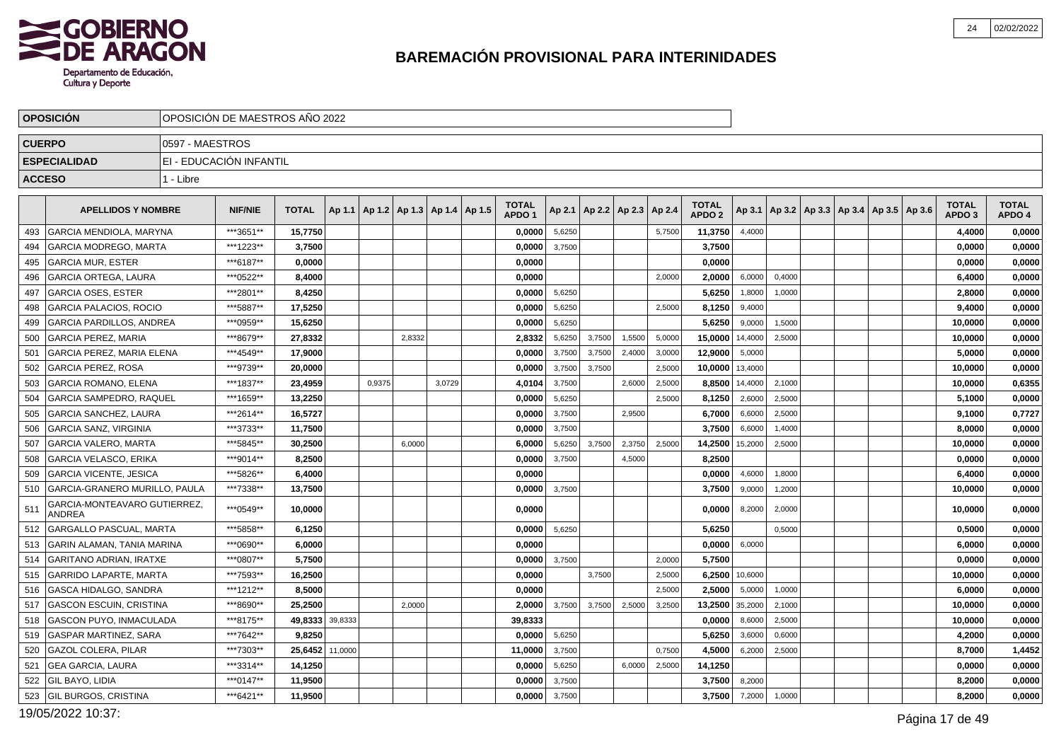# BAREMACIÓN PROVISIONAL PARA INTERINIDADES

| OPOSICIÓN | OPOSICIÓN DE MAESTROS AÑO 2022 |
|---|---|
| CUERPO | 0597 - MAESTROS |
| ESPECIALIDAD | EI - EDUCACIÓN INFANTIL |
| ACCESO | 1 - Libre |

| | APELLIDOS Y NOMBRE | NIF/NIE | TOTAL | Ap 1.1 | Ap 1.2 | Ap 1.3 | Ap 1.4 | Ap 1.5 | TOTAL APDO 1 | Ap 2.1 | Ap 2.2 | Ap 2.3 | Ap 2.4 | TOTAL APDO 2 | Ap 3.1 | Ap 3.2 | Ap 3.3 | Ap 3.4 | Ap 3.5 | Ap 3.6 | TOTAL APDO 3 | TOTAL APDO 4 |
|---|---|---|---|---|---|---|---|---|---|---|---|---|---|---|---|---|---|---|---|---|---|---|
| 493 | GARCIA MENDIOLA, MARYNA | ***3651** | 15,7750 | | | | | | 0,0000 | 5,6250 | | | 5,7500 | 11,3750 | 4,4000 | | | | | | 4,4000 | 0,0000 |
| 494 | GARCIA MODREGO, MARTA | ***1223** | 3,7500 | | | | | | 0,0000 | 3,7500 | | | | 3,7500 | | | | | | | 0,0000 | 0,0000 |
| 495 | GARCIA MUR, ESTER | ***6187** | 0,0000 | | | | | | 0,0000 | | | | | 0,0000 | | | | | | | 0,0000 | 0,0000 |
| 496 | GARCIA ORTEGA, LAURA | ***0522** | 8,4000 | | | | | | 0,0000 | | | | 2,0000 | 2,0000 | 6,0000 | 0,4000 | | | | | 6,4000 | 0,0000 |
| 497 | GARCIA OSES, ESTER | ***2801** | 8,4250 | | | | | | 0,0000 | 5,6250 | | | | 5,6250 | 1,8000 | 1,0000 | | | | | 2,8000 | 0,0000 |
| 498 | GARCIA PALACIOS, ROCIO | ***5887** | 17,5250 | | | | | | 0,0000 | 5,6250 | | | 2,5000 | 8,1250 | 9,4000 | | | | | | 9,4000 | 0,0000 |
| 499 | GARCIA PARDILLOS, ANDREA | ***0959** | 15,6250 | | | | | | 0,0000 | 5,6250 | | | | 5,6250 | 9,0000 | 1,5000 | | | | | 10,0000 | 0,0000 |
| 500 | GARCIA PEREZ, MARIA | ***8679** | 27,8332 | | | 2,8332 | | | 2,8332 | 5,6250 | 3,7500 | 1,5500 | 5,0000 | 15,0000 | 14,4000 | 2,5000 | | | | | 10,0000 | 0,0000 |
| 501 | GARCIA PEREZ, MARIA ELENA | ***4549** | 17,9000 | | | | | | 0,0000 | 3,7500 | 3,7500 | 2,4000 | 3,0000 | 12,9000 | 5,0000 | | | | | | 5,0000 | 0,0000 |
| 502 | GARCIA PEREZ, ROSA | ***9739** | 20,0000 | | | | | | 0,0000 | 3,7500 | 3,7500 | | 2,5000 | 10,0000 | 13,4000 | | | | | | 10,0000 | 0,0000 |
| 503 | GARCIA ROMANO, ELENA | ***1837** | 23,4959 | | 0,9375 | | 3,0729 | | 4,0104 | 3,7500 | | 2,6000 | 2,5000 | 8,8500 | 14,4000 | 2,1000 | | | | | 10,0000 | 0,6355 |
| 504 | GARCIA SAMPEDRO, RAQUEL | ***1659** | 13,2250 | | | | | | 0,0000 | 5,6250 | | | 2,5000 | 8,1250 | 2,6000 | 2,5000 | | | | | 5,1000 | 0,0000 |
| 505 | GARCIA SANCHEZ, LAURA | ***2614** | 16,5727 | | | | | | 0,0000 | 3,7500 | | 2,9500 | | 6,7000 | 6,6000 | 2,5000 | | | | | 9,1000 | 0,7727 |
| 506 | GARCIA SANZ, VIRGINIA | ***3733** | 11,7500 | | | | | | 0,0000 | 3,7500 | | | | 3,7500 | 6,6000 | 1,4000 | | | | | 8,0000 | 0,0000 |
| 507 | GARCIA VALERO, MARTA | ***5845** | 30,2500 | | | 6,0000 | | | 6,0000 | 5,6250 | 3,7500 | 2,3750 | 2,5000 | 14,2500 | 15,2000 | 2,5000 | | | | | 10,0000 | 0,0000 |
| 508 | GARCIA VELASCO, ERIKA | ***9014** | 8,2500 | | | | | | 0,0000 | 3,7500 | | 4,5000 | | 8,2500 | | | | | | | 0,0000 | 0,0000 |
| 509 | GARCIA VICENTE, JESICA | ***5826** | 6,4000 | | | | | | 0,0000 | | | | | 0,0000 | 4,6000 | 1,8000 | | | | | 6,4000 | 0,0000 |
| 510 | GARCIA-GRANERO MURILLO, PAULA | ***7338** | 13,7500 | | | | | | 0,0000 | 3,7500 | | | | 3,7500 | 9,0000 | 1,2000 | | | | | 10,0000 | 0,0000 |
| 511 | GARCIA-MONTEAVARO GUTIERREZ, ANDREA | ***0549** | 10,0000 | | | | | | 0,0000 | | | | | 0,0000 | 8,2000 | 2,0000 | | | | | 10,0000 | 0,0000 |
| 512 | GARGALLO PASCUAL, MARTA | ***5858** | 6,1250 | | | | | | 0,0000 | 5,6250 | | | | 5,6250 | | 0,5000 | | | | | 0,5000 | 0,0000 |
| 513 | GARIN ALAMAN, TANIA MARINA | ***0690** | 6,0000 | | | | | | 0,0000 | | | | | 0,0000 | 6,0000 | | | | | | 6,0000 | 0,0000 |
| 514 | GARITANO ADRIAN, IRATXE | ***0807** | 5,7500 | | | | | | 0,0000 | 3,7500 | | | 2,0000 | 5,7500 | | | | | | | 0,0000 | 0,0000 |
| 515 | GARRIDO LAPARTE, MARTA | ***7593** | 16,2500 | | | | | | 0,0000 | | 3,7500 | | 2,5000 | 6,2500 | 10,6000 | | | | | | 10,0000 | 0,0000 |
| 516 | GASCA HIDALGO, SANDRA | ***1212** | 8,5000 | | | | | | 0,0000 | | | | 2,5000 | 2,5000 | 5,0000 | 1,0000 | | | | | 6,0000 | 0,0000 |
| 517 | GASCON ESCUIN, CRISTINA | ***8690** | 25,2500 | | | 2,0000 | | | 2,0000 | 3,7500 | 3,7500 | 2,5000 | 3,2500 | 13,2500 | 35,2000 | 2,1000 | | | | | 10,0000 | 0,0000 |
| 518 | GASCON PUYO, INMACULADA | ***8175** | 49,8333 | 39,8333 | | | | | 39,8333 | | | | | 0,0000 | 8,6000 | 2,5000 | | | | | 10,0000 | 0,0000 |
| 519 | GASPAR MARTINEZ, SARA | ***7642** | 9,8250 | | | | | | 0,0000 | 5,6250 | | | | 5,6250 | 3,6000 | 0,6000 | | | | | 4,2000 | 0,0000 |
| 520 | GAZOL COLERA, PILAR | ***7303** | 25,6452 | 11,0000 | | | | | 11,0000 | 3,7500 | | | 0,7500 | 4,5000 | 6,2000 | 2,5000 | | | | | 8,7000 | 1,4452 |
| 521 | GEA GARCIA, LAURA | ***3314** | 14,1250 | | | | | | 0,0000 | 5,6250 | | 6,0000 | 2,5000 | 14,1250 | | | | | | | 0,0000 | 0,0000 |
| 522 | GIL BAYO, LIDIA | ***0147** | 11,9500 | | | | | | 0,0000 | 3,7500 | | | | 3,7500 | 8,2000 | | | | | | 8,2000 | 0,0000 |
| 523 | GIL BURGOS, CRISTINA | ***6421** | 11,9500 | | | | | | 0,0000 | 3,7500 | | | | 3,7500 | 7,2000 | 1,0000 | | | | | 8,2000 | 0,0000 |

19/05/2022 10:37: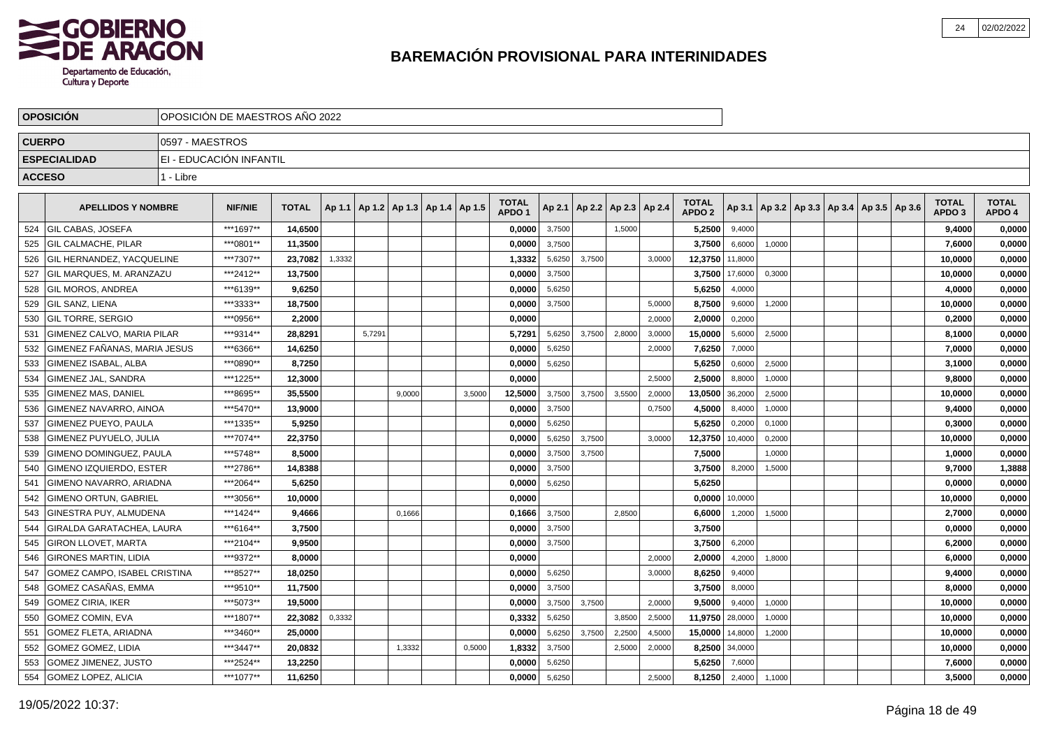# BAREMACIÓN PROVISIONAL PARA INTERINIDADES

| OPOSICIÓN | OPOSICIÓN DE MAESTROS AÑO 2022 |
|---|---|
| CUERPO | 0597 - MAESTROS |
| ESPECIALIDAD | EI - EDUCACIÓN INFANTIL |
| ACCESO | 1 - Libre |

| | APELLIDOS Y NOMBRE | NIF/NIE | TOTAL | Ap 1.1 | Ap 1.2 | Ap 1.3 | Ap 1.4 | Ap 1.5 | TOTAL APDO 1 | Ap 2.1 | Ap 2.2 | Ap 2.3 | Ap 2.4 | TOTAL APDO 2 | Ap 3.1 | Ap 3.2 | Ap 3.3 | Ap 3.4 | Ap 3.5 | Ap 3.6 | TOTAL APDO 3 | TOTAL APDO 4 |
|---|---|---|---|---|---|---|---|---|---|---|---|---|---|---|---|---|---|---|---|---|---|---|
| 524 | GIL CABAS, JOSEFA | ***1697** | 14,6500 | | | | | | 0,0000 | 3,7500 | | 1,5000 | | 5,2500 | 9,4000 | | | | | | 9,4000 | 0,0000 |
| 525 | GIL CALMACHE, PILAR | ***0801** | 11,3500 | | | | | | 0,0000 | 3,7500 | | | | 3,7500 | 6,6000 | 1,0000 | | | | | 7,6000 | 0,0000 |
| 526 | GIL HERNANDEZ, YACQUELINE | ***7307** | 23,7082 | 1,3332 | | | | | 1,3332 | 5,6250 | 3,7500 | | 3,0000 | 12,3750 | 11,8000 | | | | | | 10,0000 | 0,0000 |
| 527 | GIL MARQUES, M. ARANZAZU | ***2412** | 13,7500 | | | | | | 0,0000 | 3,7500 | | | | 3,7500 | 17,6000 | 0,3000 | | | | | 10,0000 | 0,0000 |
| 528 | GIL MOROS, ANDREA | ***6139** | 9,6250 | | | | | | 0,0000 | 5,6250 | | | | 5,6250 | 4,0000 | | | | | | 4,0000 | 0,0000 |
| 529 | GIL SANZ, LIENA | ***3333** | 18,7500 | | | | | | 0,0000 | 3,7500 | | | 5,0000 | 8,7500 | 9,6000 | 1,2000 | | | | | 10,0000 | 0,0000 |
| 530 | GIL TORRE, SERGIO | ***0956** | 2,2000 | | | | | | 0,0000 | | | | 2,0000 | 2,0000 | 0,2000 | | | | | | 0,2000 | 0,0000 |
| 531 | GIMENEZ CALVO, MARIA PILAR | ***9314** | 28,8291 | | 5,7291 | | | | 5,7291 | 5,6250 | 3,7500 | 2,8000 | 3,0000 | 15,0000 | 5,6000 | 2,5000 | | | | | 8,1000 | 0,0000 |
| 532 | GIMENEZ FAÑANAS, MARIA JESUS | ***6366** | 14,6250 | | | | | | 0,0000 | 5,6250 | | | 2,0000 | 7,6250 | 7,0000 | | | | | | 7,0000 | 0,0000 |
| 533 | GIMENEZ ISABAL, ALBA | ***0890** | 8,7250 | | | | | | 0,0000 | 5,6250 | | | | 5,6250 | 0,6000 | 2,5000 | | | | | 3,1000 | 0,0000 |
| 534 | GIMENEZ JAL, SANDRA | ***1225** | 12,3000 | | | | | | 0,0000 | | | | 2,5000 | 2,5000 | 8,8000 | 1,0000 | | | | | 9,8000 | 0,0000 |
| 535 | GIMENEZ MAS, DANIEL | ***8695** | 35,5500 | | | 9,0000 | | 3,5000 | 12,5000 | 3,7500 | 3,7500 | 3,5500 | 2,0000 | 13,0500 | 36,2000 | 2,5000 | | | | | 10,0000 | 0,0000 |
| 536 | GIMENEZ NAVARRO, AINOA | ***5470** | 13,9000 | | | | | | 0,0000 | 3,7500 | | | 0,7500 | 4,5000 | 8,4000 | 1,0000 | | | | | 9,4000 | 0,0000 |
| 537 | GIMENEZ PUEYO, PAULA | ***1335** | 5,9250 | | | | | | 0,0000 | 5,6250 | | | | 5,6250 | 0,2000 | 0,1000 | | | | | 0,3000 | 0,0000 |
| 538 | GIMENEZ PUYUELO, JULIA | ***7074** | 22,3750 | | | | | | 0,0000 | 5,6250 | 3,7500 | | 3,0000 | 12,3750 | 10,4000 | 0,2000 | | | | | 10,0000 | 0,0000 |
| 539 | GIMENO DOMINGUEZ, PAULA | ***5748** | 8,5000 | | | | | | 0,0000 | 3,7500 | 3,7500 | | | 7,5000 | | 1,0000 | | | | | 1,0000 | 0,0000 |
| 540 | GIMENO IZQUIERDO, ESTER | ***2786** | 14,8388 | | | | | | 0,0000 | 3,7500 | | | | 3,7500 | 8,2000 | 1,5000 | | | | | 9,7000 | 1,3888 |
| 541 | GIMENO NAVARRO, ARIADNA | ***2064** | 5,6250 | | | | | | 0,0000 | 5,6250 | | | | 5,6250 | | | | | | | 0,0000 | 0,0000 |
| 542 | GIMENO ORTUN, GABRIEL | ***3056** | 10,0000 | | | | | | 0,0000 | | | | | 0,0000 | 10,0000 | | | | | | 10,0000 | 0,0000 |
| 543 | GINESTRA PUY, ALMUDENA | ***1424** | 9,4666 | | | 0,1666 | | | 0,1666 | 3,7500 | | 2,8500 | | 6,6000 | 1,2000 | 1,5000 | | | | | 2,7000 | 0,0000 |
| 544 | GIRALDA GARATACHEA, LAURA | ***6164** | 3,7500 | | | | | | 0,0000 | 3,7500 | | | | 3,7500 | | | | | | | 0,0000 | 0,0000 |
| 545 | GIRON LLOVET, MARTA | ***2104** | 9,9500 | | | | | | 0,0000 | 3,7500 | | | | 3,7500 | 6,2000 | | | | | | 6,2000 | 0,0000 |
| 546 | GIRONES MARTIN, LIDIA | ***9372** | 8,0000 | | | | | | 0,0000 | | | | 2,0000 | 2,0000 | 4,2000 | 1,8000 | | | | | 6,0000 | 0,0000 |
| 547 | GOMEZ CAMPO, ISABEL CRISTINA | ***8527** | 18,0250 | | | | | | 0,0000 | 5,6250 | | | 3,0000 | 8,6250 | 9,4000 | | | | | | 9,4000 | 0,0000 |
| 548 | GOMEZ CASAÑAS, EMMA | ***9510** | 11,7500 | | | | | | 0,0000 | 3,7500 | | | | 3,7500 | 8,0000 | | | | | | 8,0000 | 0,0000 |
| 549 | GOMEZ CIRIA, IKER | ***5073** | 19,5000 | | | | | | 0,0000 | 3,7500 | 3,7500 | | 2,0000 | 9,5000 | 9,4000 | 1,0000 | | | | | 10,0000 | 0,0000 |
| 550 | GOMEZ COMIN, EVA | ***1807** | 22,3082 | 0,3332 | | | | | 0,3332 | 5,6250 | | 3,8500 | 2,5000 | 11,9750 | 28,0000 | 1,0000 | | | | | 10,0000 | 0,0000 |
| 551 | GOMEZ FLETA, ARIADNA | ***3460** | 25,0000 | | | | | | 0,0000 | 5,6250 | 3,7500 | 2,2500 | 4,5000 | 15,0000 | 14,8000 | 1,2000 | | | | | 10,0000 | 0,0000 |
| 552 | GOMEZ GOMEZ, LIDIA | ***3447** | 20,0832 | | | 1,3332 | | 0,5000 | 1,8332 | 3,7500 | | 2,5000 | 2,0000 | 8,2500 | 34,0000 | | | | | | 10,0000 | 0,0000 |
| 553 | GOMEZ JIMENEZ, JUSTO | ***2524** | 13,2250 | | | | | | 0,0000 | 5,6250 | | | | 5,6250 | 7,6000 | | | | | | 7,6000 | 0,0000 |
| 554 | GOMEZ LOPEZ, ALICIA | ***1077** | 11,6250 | | | | | | 0,0000 | 5,6250 | | | 2,5000 | 8,1250 | 2,4000 | 1,1000 | | | | | 3,5000 | 0,0000 |

19/05/2022 10:37: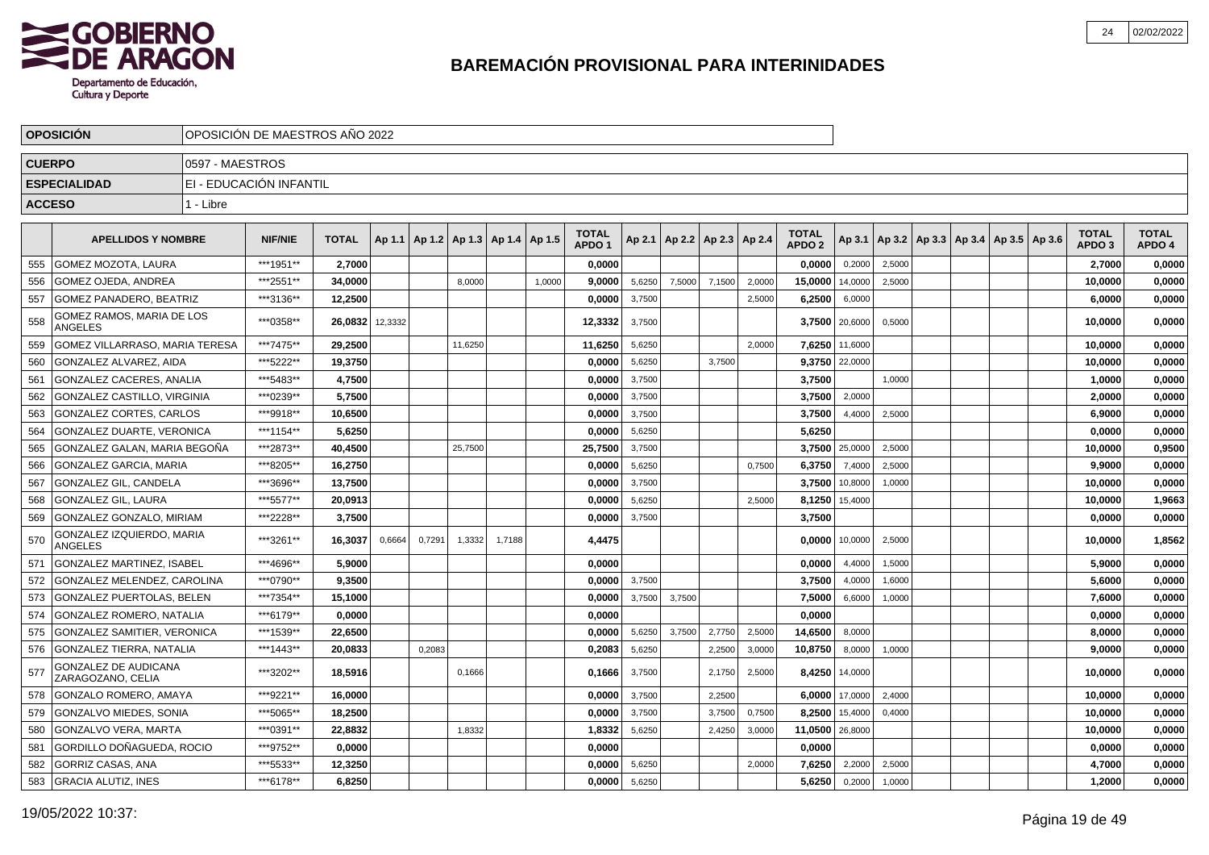# BAREMACIÓN PROVISIONAL PARA INTERINIDADES

| OPOSICIÓN | OPOSICIÓN DE MAESTROS AÑO 2022 |
|---|---|
| CUERPO | 0597 - MAESTROS |
| ESPECIALIDAD | EI - EDUCACIÓN INFANTIL |
| ACCESO | 1 - Libre |

| | APELLIDOS Y NOMBRE | NIF/NIE | TOTAL | Ap 1.1 | Ap 1.2 | Ap 1.3 | Ap 1.4 | Ap 1.5 | TOTAL APDO 1 | Ap 2.1 | Ap 2.2 | Ap 2.3 | Ap 2.4 | TOTAL APDO 2 | Ap 3.1 | Ap 3.2 | Ap 3.3 | Ap 3.4 | Ap 3.5 | Ap 3.6 | TOTAL APDO 3 | TOTAL APDO 4 |
|---|---|---|---|---|---|---|---|---|---|---|---|---|---|---|---|---|---|---|---|---|---|---|
| 555 | GOMEZ MOZOTA, LAURA | ***1951** | 2,7000 | | | | | | 0,0000 | | | | | 0,0000 | 0,2000 | 2,5000 | | | | | 2,7000 | 0,0000 |
| 556 | GOMEZ OJEDA, ANDREA | ***2551** | 34,0000 | | | 8,0000 | | 1,0000 | 9,0000 | 5,6250 | 7,5000 | 7,1500 | 2,0000 | 15,0000 | 14,0000 | 2,5000 | | | | | 10,0000 | 0,0000 |
| 557 | GOMEZ PANADERO, BEATRIZ | ***3136** | 12,2500 | | | | | | 0,0000 | 3,7500 | | | 2,5000 | 6,2500 | 6,0000 | | | | | | 6,0000 | 0,0000 |
| 558 | GOMEZ RAMOS, MARIA DE LOS ANGELES | ***0358** | 26,0832 | 12,3332 | | | | | 12,3332 | 3,7500 | | | | 3,7500 | 20,6000 | 0,5000 | | | | | 10,0000 | 0,0000 |
| 559 | GOMEZ VILLARRASO, MARIA TERESA | ***7475** | 29,2500 | | | 11,6250 | | | 11,6250 | 5,6250 | | | 2,0000 | 7,6250 | 11,6000 | | | | | | 10,0000 | 0,0000 |
| 560 | GONZALEZ ALVAREZ, AIDA | ***5222** | 19,3750 | | | | | | 0,0000 | 5,6250 | | 3,7500 | | 9,3750 | 22,0000 | | | | | | 10,0000 | 0,0000 |
| 561 | GONZALEZ CACERES, ANALIA | ***5483** | 4,7500 | | | | | | 0,0000 | 3,7500 | | | | 3,7500 | | 1,0000 | | | | | 1,0000 | 0,0000 |
| 562 | GONZALEZ CASTILLO, VIRGINIA | ***0239** | 5,7500 | | | | | | 0,0000 | 3,7500 | | | | 3,7500 | 2,0000 | | | | | | 2,0000 | 0,0000 |
| 563 | GONZALEZ CORTES, CARLOS | ***9918** | 10,6500 | | | | | | 0,0000 | 3,7500 | | | | 3,7500 | 4,4000 | 2,5000 | | | | | 6,9000 | 0,0000 |
| 564 | GONZALEZ DUARTE, VERONICA | ***1154** | 5,6250 | | | | | | 0,0000 | 5,6250 | | | | 5,6250 | | | | | | | 0,0000 | 0,0000 |
| 565 | GONZALEZ GALAN, MARIA BEGOÑA | ***2873** | 40,4500 | | | 25,7500 | | | 25,7500 | 3,7500 | | | | 3,7500 | 25,0000 | 2,5000 | | | | | 10,0000 | 0,9500 |
| 566 | GONZALEZ GARCIA, MARIA | ***8205** | 16,2750 | | | | | | 0,0000 | 5,6250 | | | 0,7500 | 6,3750 | 7,4000 | 2,5000 | | | | | 9,9000 | 0,0000 |
| 567 | GONZALEZ GIL, CANDELA | ***3696** | 13,7500 | | | | | | 0,0000 | 3,7500 | | | | 3,7500 | 10,8000 | 1,0000 | | | | | 10,0000 | 0,0000 |
| 568 | GONZALEZ GIL, LAURA | ***5577** | 20,0913 | | | | | | 0,0000 | 5,6250 | | | 2,5000 | 8,1250 | 15,4000 | | | | | | 10,0000 | 1,9663 |
| 569 | GONZALEZ GONZALO, MIRIAM | ***2228** | 3,7500 | | | | | | 0,0000 | 3,7500 | | | | 3,7500 | | | | | | | 0,0000 | 0,0000 |
| 570 | GONZALEZ IZQUIERDO, MARIA ANGELES | ***3261** | 16,3037 | 0,6664 | 0,7291 | 1,3332 | 1,7188 | | 4,4475 | | | | | 0,0000 | 10,0000 | 2,5000 | | | | | 10,0000 | 1,8562 |
| 571 | GONZALEZ MARTINEZ, ISABEL | ***4696** | 5,9000 | | | | | | 0,0000 | | | | | 0,0000 | 4,4000 | 1,5000 | | | | | 5,9000 | 0,0000 |
| 572 | GONZALEZ MELENDEZ, CAROLINA | ***0790** | 9,3500 | | | | | | 0,0000 | 3,7500 | | | | 3,7500 | 4,0000 | 1,6000 | | | | | 5,6000 | 0,0000 |
| 573 | GONZALEZ PUERTOLAS, BELEN | ***7354** | 15,1000 | | | | | | 0,0000 | 3,7500 | 3,7500 | | | 7,5000 | 6,6000 | 1,0000 | | | | | 7,6000 | 0,0000 |
| 574 | GONZALEZ ROMERO, NATALIA | ***6179** | 0,0000 | | | | | | 0,0000 | | | | | 0,0000 | | | | | | | 0,0000 | 0,0000 |
| 575 | GONZALEZ SAMITIER, VERONICA | ***1539** | 22,6500 | | | | | | 0,0000 | 5,6250 | 3,7500 | 2,7750 | 2,5000 | 14,6500 | 8,0000 | | | | | | 8,0000 | 0,0000 |
| 576 | GONZALEZ TIERRA, NATALIA | ***1443** | 20,0833 | | 0,2083 | | | | 0,2083 | 5,6250 | | 2,2500 | 3,0000 | 10,8750 | 8,0000 | 1,0000 | | | | | 9,0000 | 0,0000 |
| 577 | GONZALEZ DE AUDICANA ZARAGOZANO, CELIA | ***3202** | 18,5916 | | | 0,1666 | | | 0,1666 | 3,7500 | | 2,1750 | 2,5000 | 8,4250 | 14,0000 | | | | | | 10,0000 | 0,0000 |
| 578 | GONZALO ROMERO, AMAYA | ***9221** | 16,0000 | | | | | | 0,0000 | 3,7500 | | 2,2500 | | 6,0000 | 17,0000 | 2,4000 | | | | | 10,0000 | 0,0000 |
| 579 | GONZALVO MIEDES, SONIA | ***5065** | 18,2500 | | | | | | 0,0000 | 3,7500 | | 3,7500 | 0,7500 | 8,2500 | 15,4000 | 0,4000 | | | | | 10,0000 | 0,0000 |
| 580 | GONZALVO VERA, MARTA | ***0391** | 22,8832 | | | 1,8332 | | | 1,8332 | 5,6250 | | 2,4250 | 3,0000 | 11,0500 | 26,8000 | | | | | | 10,0000 | 0,0000 |
| 581 | GORDILLO DOÑAGUEDA, ROCIO | ***9752** | 0,0000 | | | | | | 0,0000 | | | | | 0,0000 | | | | | | | 0,0000 | 0,0000 |
| 582 | GORRIZ CASAS, ANA | ***5533** | 12,3250 | | | | | | 0,0000 | 5,6250 | | | 2,0000 | 7,6250 | 2,2000 | 2,5000 | | | | | 4,7000 | 0,0000 |
| 583 | GRACIA ALUTIZ, INES | ***6178** | 6,8250 | | | | | | 0,0000 | 5,6250 | | | | 5,6250 | 0,2000 | 1,0000 | | | | | 1,2000 | 0,0000 |

19/05/2022 10:37: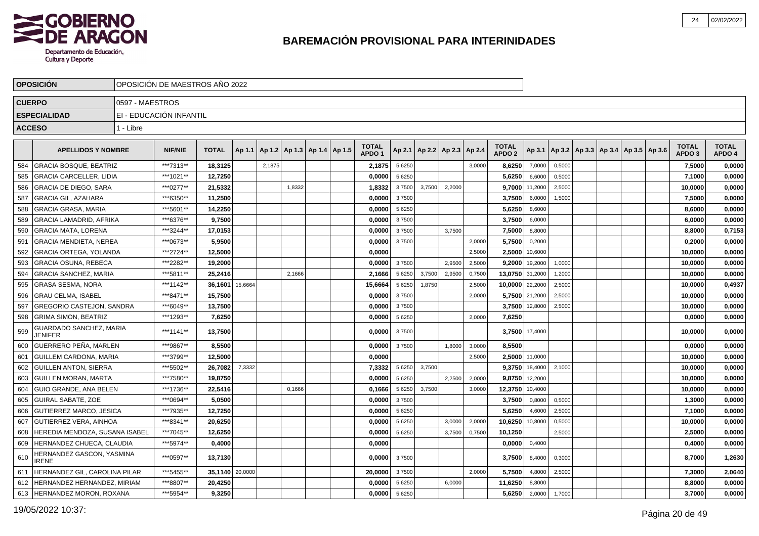# BAREMACIÓN PROVISIONAL PARA INTERINIDADES

| OPOSICIÓN | OPOSICIÓN DE MAESTROS AÑO 2022 |
|---|---|
| CUERPO | 0597 - MAESTROS |
| ESPECIALIDAD | EI - EDUCACIÓN INFANTIL |
| ACCESO | 1 - Libre |

| | APELLIDOS Y NOMBRE | NIF/NIE | TOTAL | Ap 1.1 | Ap 1.2 | Ap 1.3 | Ap 1.4 | Ap 1.5 | TOTAL APDO 1 | Ap 2.1 | Ap 2.2 | Ap 2.3 | Ap 2.4 | TOTAL APDO 2 | Ap 3.1 | Ap 3.2 | Ap 3.3 | Ap 3.4 | Ap 3.5 | Ap 3.6 | TOTAL APDO 3 | TOTAL APDO 4 |
|---|---|---|---|---|---|---|---|---|---|---|---|---|---|---|---|---|---|---|---|---|---|---|
| 584 | GRACIA BOSQUE, BEATRIZ | \*\*\*7313\*\* | 18,3125 | | 2,1875 | | | | 2,1875 | 5,6250 | | | 3,0000 | 8,6250 | 7,0000 | 0,5000 | | | | | 7,5000 | 0,0000 |
| 585 | GRACIA CARCELLER, LIDIA | \*\*\*1021\*\* | 12,7250 | | | | | | 0,0000 | 5,6250 | | | | 5,6250 | 6,6000 | 0,5000 | | | | | 7,1000 | 0,0000 |
| 586 | GRACIA DE DIEGO, SARA | \*\*\*0277\*\* | 21,5332 | | | 1,8332 | | | 1,8332 | 3,7500 | 3,7500 | 2,2000 | | 9,7000 | 11,2000 | 2,5000 | | | | | 10,0000 | 0,0000 |
| 587 | GRACIA GIL, AZAHARA | \*\*\*6350\*\* | 11,2500 | | | | | | 0,0000 | 3,7500 | | | | 3,7500 | 6,0000 | 1,5000 | | | | | 7,5000 | 0,0000 |
| 588 | GRACIA GRASA, MARIA | \*\*\*5601\*\* | 14,2250 | | | | | | 0,0000 | 5,6250 | | | | 5,6250 | 8,6000 | | | | | | 8,6000 | 0,0000 |
| 589 | GRACIA LAMADRID, AFRIKA | \*\*\*6376\*\* | 9,7500 | | | | | | 0,0000 | 3,7500 | | | | 3,7500 | 6,0000 | | | | | | 6,0000 | 0,0000 |
| 590 | GRACIA MATA, LORENA | \*\*\*3244\*\* | 17,0153 | | | | | | 0,0000 | 3,7500 | | 3,7500 | | 7,5000 | 8,8000 | | | | | | 8,8000 | 0,7153 |
| 591 | GRACIA MENDIETA, NEREA | \*\*\*0673\*\* | 5,9500 | | | | | | 0,0000 | 3,7500 | | | 2,0000 | 5,7500 | 0,2000 | | | | | | 0,2000 | 0,0000 |
| 592 | GRACIA ORTEGA, YOLANDA | \*\*\*2724\*\* | 12,5000 | | | | | | 0,0000 | | | | 2,5000 | 2,5000 | 10,6000 | | | | | | 10,0000 | 0,0000 |
| 593 | GRACIA OSUNA, REBECA | \*\*\*2282\*\* | 19,2000 | | | | | | 0,0000 | 3,7500 | | 2,9500 | 2,5000 | 9,2000 | 19,2000 | 1,0000 | | | | | 10,0000 | 0,0000 |
| 594 | GRACIA SANCHEZ, MARIA | \*\*\*5811\*\* | 25,2416 | | | 2,1666 | | | 2,1666 | 5,6250 | 3,7500 | 2,9500 | 0,7500 | 13,0750 | 31,2000 | 1,2000 | | | | | 10,0000 | 0,0000 |
| 595 | GRASA SESMA, NORA | \*\*\*1142\*\* | 36,1601 | 15,6664 | | | | | 15,6664 | 5,6250 | 1,8750 | | 2,5000 | 10,0000 | 22,2000 | 2,5000 | | | | | 10,0000 | 0,4937 |
| 596 | GRAU CELMA, ISABEL | \*\*\*8471\*\* | 15,7500 | | | | | | 0,0000 | 3,7500 | | | 2,0000 | 5,7500 | 21,2000 | 2,5000 | | | | | 10,0000 | 0,0000 |
| 597 | GREGORIO CASTEJON, SANDRA | \*\*\*6049\*\* | 13,7500 | | | | | | 0,0000 | 3,7500 | | | | 3,7500 | 12,8000 | 2,5000 | | | | | 10,0000 | 0,0000 |
| 598 | GRIMA SIMON, BEATRIZ | \*\*\*1293\*\* | 7,6250 | | | | | | 0,0000 | 5,6250 | | | 2,0000 | 7,6250 | | | | | | | 0,0000 | 0,0000 |
| 599 | GUARDADO SANCHEZ, MARIA JENIFER | \*\*\*1141\*\* | 13,7500 | | | | | | 0,0000 | 3,7500 | | | | 3,7500 | 17,4000 | | | | | | 10,0000 | 0,0000 |
| 600 | GUERRERO PEÑA, MARLEN | \*\*\*9867\*\* | 8,5500 | | | | | | 0,0000 | 3,7500 | | 1,8000 | 3,0000 | 8,5500 | | | | | | | 0,0000 | 0,0000 |
| 601 | GUILLEM CARDONA, MARIA | \*\*\*3799\*\* | 12,5000 | | | | | | 0,0000 | | | | 2,5000 | 2,5000 | 11,0000 | | | | | | 10,0000 | 0,0000 |
| 602 | GUILLEN ANTON, SIERRA | \*\*\*5502\*\* | 26,7082 | 7,3332 | | | | | 7,3332 | 5,6250 | 3,7500 | | | 9,3750 | 18,4000 | 2,1000 | | | | | 10,0000 | 0,0000 |
| 603 | GUILLEN MORAN, MARTA | \*\*\*7580\*\* | 19,8750 | | | | | | 0,0000 | 5,6250 | | 2,2500 | 2,0000 | 9,8750 | 12,2000 | | | | | | 10,0000 | 0,0000 |
| 604 | GUIO GRANDE, ANA BELEN | \*\*\*1736\*\* | 22,5416 | | | 0,1666 | | | 0,1666 | 5,6250 | 3,7500 | | 3,0000 | 12,3750 | 10,4000 | | | | | | 10,0000 | 0,0000 |
| 605 | GUIRAL SABATE, ZOE | \*\*\*0694\*\* | 5,0500 | | | | | | 0,0000 | 3,7500 | | | | 3,7500 | 0,8000 | 0,5000 | | | | | 1,3000 | 0,0000 |
| 606 | GUTIERREZ MARCO, JESICA | \*\*\*7935\*\* | 12,7250 | | | | | | 0,0000 | 5,6250 | | | | 5,6250 | 4,6000 | 2,5000 | | | | | 7,1000 | 0,0000 |
| 607 | GUTIERREZ VERA, AINHOA | \*\*\*8341\*\* | 20,6250 | | | | | | 0,0000 | 5,6250 | | 3,0000 | 2,0000 | 10,6250 | 10,8000 | 0,5000 | | | | | 10,0000 | 0,0000 |
| 608 | HEREDIA MENDOZA, SUSANA ISABEL | \*\*\*7045\*\* | 12,6250 | | | | | | 0,0000 | 5,6250 | | 3,7500 | 0,7500 | 10,1250 | | 2,5000 | | | | | 2,5000 | 0,0000 |
| 609 | HERNANDEZ CHUECA, CLAUDIA | \*\*\*5974\*\* | 0,4000 | | | | | | 0,0000 | | | | | 0,0000 | 0,4000 | | | | | | 0,4000 | 0,0000 |
| 610 | HERNANDEZ GASCON, YASMINA IRENE | \*\*\*0597\*\* | 13,7130 | | | | | | 0,0000 | 3,7500 | | | | 3,7500 | 8,4000 | 0,3000 | | | | | 8,7000 | 1,2630 |
| 611 | HERNANDEZ GIL, CAROLINA PILAR | \*\*\*5455\*\* | 35,1140 | 20,0000 | | | | | 20,0000 | 3,7500 | | | 2,0000 | 5,7500 | 4,8000 | 2,5000 | | | | | 7,3000 | 2,0640 |
| 612 | HERNANDEZ HERNANDEZ, MIRIAM | \*\*\*8807\*\* | 20,4250 | | | | | | 0,0000 | 5,6250 | | 6,0000 | | 11,6250 | 8,8000 | | | | | | 8,8000 | 0,0000 |
| 613 | HERNANDEZ MORON, ROXANA | \*\*\*5954\*\* | 9,3250 | | | | | | 0,0000 | 5,6250 | | | | 5,6250 | 2,0000 | 1,7000 | | | | | 3,7000 | 0,0000 |

19/05/2022 10:37: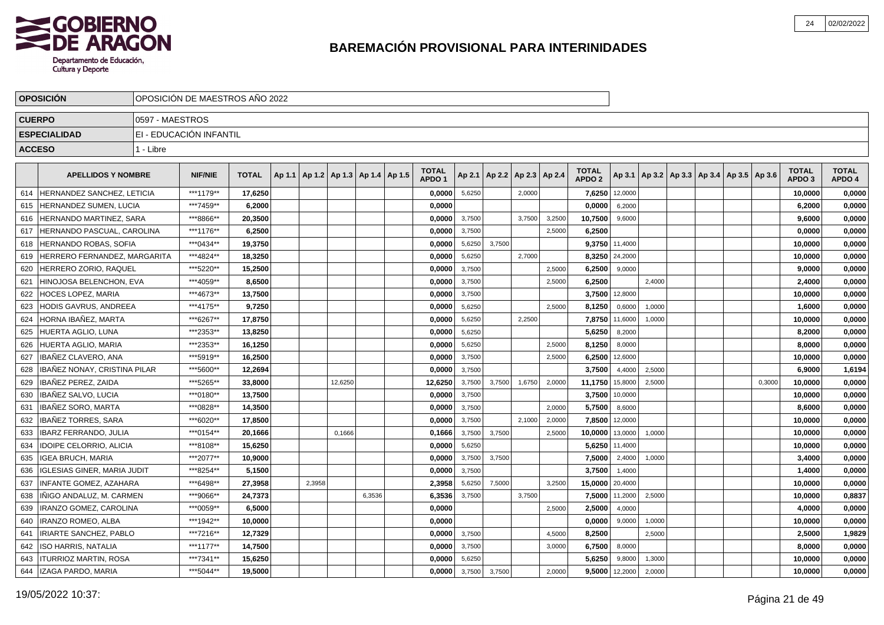# BAREMACIÓN PROVISIONAL PARA INTERINIDADES

| OPOSICIÓN | OPOSICIÓN DE MAESTROS AÑO 2022 |
|---|---|
| CUERPO | 0597 - MAESTROS |
| ESPECIALIDAD | EI - EDUCACIÓN INFANTIL |
| ACCESO | 1 - Libre |

| | APELLIDOS Y NOMBRE | NIF/NIE | TOTAL | Ap 1.1 | Ap 1.2 | Ap 1.3 | Ap 1.4 | Ap 1.5 | TOTAL APDO 1 | Ap 2.1 | Ap 2.2 | Ap 2.3 | Ap 2.4 | TOTAL APDO 2 | Ap 3.1 | Ap 3.2 | Ap 3.3 | Ap 3.4 | Ap 3.5 | Ap 3.6 | TOTAL APDO 3 | TOTAL APDO 4 |
|---|---|---|---|---|---|---|---|---|---|---|---|---|---|---|---|---|---|---|---|---|---|---|
| 614 | HERNANDEZ SANCHEZ, LETICIA | ***1179** | 17,6250 | | | | | | 0,0000 | 5,6250 | | 2,0000 | | 7,6250 | 12,0000 | | | | | | 10,0000 | 0,0000 |
| 615 | HERNANDEZ SUMEN, LUCIA | ***7459** | 6,2000 | | | | | | 0,0000 | | | | | 0,0000 | 6,2000 | | | | | | 6,2000 | 0,0000 |
| 616 | HERNANDO MARTINEZ, SARA | ***8866** | 20,3500 | | | | | | 0,0000 | 3,7500 | | 3,7500 | 3,2500 | 10,7500 | 9,6000 | | | | | | 9,6000 | 0,0000 |
| 617 | HERNANDO PASCUAL, CAROLINA | ***1176** | 6,2500 | | | | | | 0,0000 | 3,7500 | | | 2,5000 | 6,2500 | | | | | | | 0,0000 | 0,0000 |
| 618 | HERNANDO ROBAS, SOFIA | ***0434** | 19,3750 | | | | | | 0,0000 | 5,6250 | 3,7500 | | | 9,3750 | 11,4000 | | | | | | 10,0000 | 0,0000 |
| 619 | HERRERO FERNANDEZ, MARGARITA | ***4824** | 18,3250 | | | | | | 0,0000 | 5,6250 | | 2,7000 | | 8,3250 | 24,2000 | | | | | | 10,0000 | 0,0000 |
| 620 | HERRERO ZORIO, RAQUEL | ***5220** | 15,2500 | | | | | | 0,0000 | 3,7500 | | | 2,5000 | 6,2500 | 9,0000 | | | | | | 9,0000 | 0,0000 |
| 621 | HINOJOSA BELENCHON, EVA | ***4059** | 8,6500 | | | | | | 0,0000 | 3,7500 | | | 2,5000 | 6,2500 | | 2,4000 | | | | | 2,4000 | 0,0000 |
| 622 | HOCES LOPEZ, MARIA | ***4673** | 13,7500 | | | | | | 0,0000 | 3,7500 | | | | 3,7500 | 12,8000 | | | | | | 10,0000 | 0,0000 |
| 623 | HODIS GAVRUS, ANDREEA | ***4175** | 9,7250 | | | | | | 0,0000 | 5,6250 | | | 2,5000 | 8,1250 | 0,6000 | 1,0000 | | | | | 1,6000 | 0,0000 |
| 624 | HORNA IBAÑEZ, MARTA | ***6267** | 17,8750 | | | | | | 0,0000 | 5,6250 | | 2,2500 | | 7,8750 | 11,6000 | 1,0000 | | | | | 10,0000 | 0,0000 |
| 625 | HUERTA AGLIO, LUNA | ***2353** | 13,8250 | | | | | | 0,0000 | 5,6250 | | | | 5,6250 | 8,2000 | | | | | | 8,2000 | 0,0000 |
| 626 | HUERTA AGLIO, MARIA | ***2353** | 16,1250 | | | | | | 0,0000 | 5,6250 | | | 2,5000 | 8,1250 | 8,0000 | | | | | | 8,0000 | 0,0000 |
| 627 | IBAÑEZ CLAVERO, ANA | ***5919** | 16,2500 | | | | | | 0,0000 | 3,7500 | | | 2,5000 | 6,2500 | 12,6000 | | | | | | 10,0000 | 0,0000 |
| 628 | IBAÑEZ NONAY, CRISTINA PILAR | ***5600** | 12,2694 | | | | | | 0,0000 | 3,7500 | | | | 3,7500 | 4,4000 | 2,5000 | | | | | 6,9000 | 1,6194 |
| 629 | IBAÑEZ PEREZ, ZAIDA | ***5265** | 33,8000 | | | 12,6250 | | | 12,6250 | 3,7500 | 3,7500 | 1,6750 | 2,0000 | 11,1750 | 15,8000 | 2,5000 | | | | 0,3000 | 10,0000 | 0,0000 |
| 630 | IBAÑEZ SALVO, LUCIA | ***0180** | 13,7500 | | | | | | 0,0000 | 3,7500 | | | | 3,7500 | 10,0000 | | | | | | 10,0000 | 0,0000 |
| 631 | IBAÑEZ SORO, MARTA | ***0828** | 14,3500 | | | | | | 0,0000 | 3,7500 | | | 2,0000 | 5,7500 | 8,6000 | | | | | | 8,6000 | 0,0000 |
| 632 | IBAÑEZ TORRES, SARA | ***6020** | 17,8500 | | | | | | 0,0000 | 3,7500 | | 2,1000 | 2,0000 | 7,8500 | 12,0000 | | | | | | 10,0000 | 0,0000 |
| 633 | IBARZ FERRANDO, JULIA | ***0154** | 20,1666 | | | 0,1666 | | | 0,1666 | 3,7500 | 3,7500 | | 2,5000 | 10,0000 | 13,0000 | 1,0000 | | | | | 10,0000 | 0,0000 |
| 634 | IDOIPE CELORRIO, ALICIA | ***8108** | 15,6250 | | | | | | 0,0000 | 5,6250 | | | | 5,6250 | 11,4000 | | | | | | 10,0000 | 0,0000 |
| 635 | IGEA BRUCH, MARIA | ***2077** | 10,9000 | | | | | | 0,0000 | 3,7500 | 3,7500 | | | 7,5000 | 2,4000 | 1,0000 | | | | | 3,4000 | 0,0000 |
| 636 | IGLESIAS GINER, MARIA JUDIT | ***8254** | 5,1500 | | | | | | 0,0000 | 3,7500 | | | | 3,7500 | 1,4000 | | | | | | 1,4000 | 0,0000 |
| 637 | INFANTE GOMEZ, AZAHARA | ***6498** | 27,3958 | | 2,3958 | | | | 2,3958 | 5,6250 | 7,5000 | | 3,2500 | 15,0000 | 20,4000 | | | | | | 10,0000 | 0,0000 |
| 638 | IÑIGO ANDALUZ, M. CARMEN | ***9066** | 24,7373 | | | | 6,3536 | | 6,3536 | 3,7500 | | 3,7500 | | 7,5000 | 11,2000 | 2,5000 | | | | | 10,0000 | 0,8837 |
| 639 | IRANZO GOMEZ, CAROLINA | ***0059** | 6,5000 | | | | | | 0,0000 | | | | 2,5000 | 2,5000 | 4,0000 | | | | | | 4,0000 | 0,0000 |
| 640 | IRANZO ROMEO, ALBA | ***1942** | 10,0000 | | | | | | 0,0000 | | | | | 0,0000 | 9,0000 | 1,0000 | | | | | 10,0000 | 0,0000 |
| 641 | IRIARTE SANCHEZ, PABLO | ***7216** | 12,7329 | | | | | | 0,0000 | 3,7500 | | | 4,5000 | 8,2500 | | 2,5000 | | | | | 2,5000 | 1,9829 |
| 642 | ISO HARRIS, NATALIA | ***1177** | 14,7500 | | | | | | 0,0000 | 3,7500 | | | 3,0000 | 6,7500 | 8,0000 | | | | | | 8,0000 | 0,0000 |
| 643 | ITURRIOZ MARTIN, ROSA | ***7341** | 15,6250 | | | | | | 0,0000 | 5,6250 | | | | 5,6250 | 9,8000 | 1,3000 | | | | | 10,0000 | 0,0000 |
| 644 | IZAGA PARDO, MARIA | ***5044** | 19,5000 | | | | | | 0,0000 | 3,7500 | 3,7500 | | 2,0000 | 9,5000 | 12,2000 | 2,0000 | | | | | 10,0000 | 0,0000 |

19/05/2022 10:37: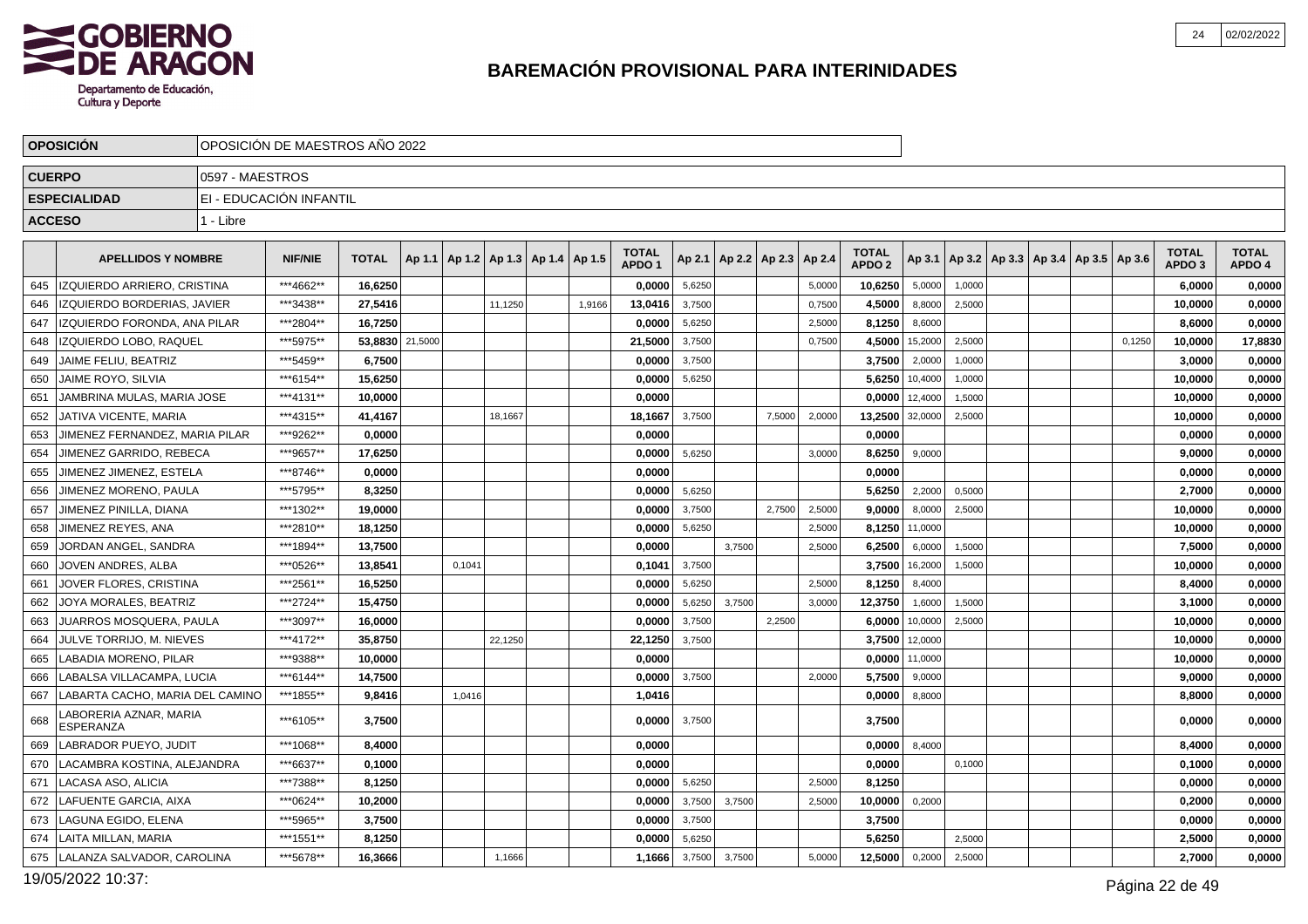# BAREMACIÓN PROVISIONAL PARA INTERINIDADES

| | |
|---|---|
| **OPOSICIÓN** | OPOSICIÓN DE MAESTROS AÑO 2022 |
| **CUERPO** | 0597 - MAESTROS |
| **ESPECIALIDAD** | EI - EDUCACIÓN INFANTIL |
| **ACCESO** | 1 - Libre |

| | APELLIDOS Y NOMBRE | NIF/NIE | TOTAL | Ap 1.1 | Ap 1.2 | Ap 1.3 | Ap 1.4 | Ap 1.5 | TOTAL APDO 1 | Ap 2.1 | Ap 2.2 | Ap 2.3 | Ap 2.4 | TOTAL APDO 2 | Ap 3.1 | Ap 3.2 | Ap 3.3 | Ap 3.4 | Ap 3.5 | Ap 3.6 | TOTAL APDO 3 | TOTAL APDO 4 |
|---|---|---|---|---|---|---|---|---|---|---|---|---|---|---|---|---|---|---|---|---|---|---|
| 645 | IZQUIERDO ARRIERO, CRISTINA | ***4662** | 16,6250 | | | | | | 0,0000 | 5,6250 | | | 5,0000 | 10,6250 | 5,0000 | 1,0000 | | | | | 6,0000 | 0,0000 |
| 646 | IZQUIERDO BORDERIAS, JAVIER | ***3438** | 27,5416 | | | 11,1250 | | 1,9166 | 13,0416 | 3,7500 | | | 0,7500 | 4,5000 | 8,8000 | 2,5000 | | | | | 10,0000 | 0,0000 |
| 647 | IZQUIERDO FORONDA, ANA PILAR | ***2804** | 16,7250 | | | | | | 0,0000 | 5,6250 | | | 2,5000 | 8,1250 | 8,6000 | | | | | | 8,6000 | 0,0000 |
| 648 | IZQUIERDO LOBO, RAQUEL | ***5975** | 53,8830 | 21,5000 | | | | | 21,5000 | 3,7500 | | | 0,7500 | 4,5000 | 15,2000 | 2,5000 | | | | 0,1250 | 10,0000 | 17,8830 |
| 649 | JAIME FELIU, BEATRIZ | ***5459** | 6,7500 | | | | | | 0,0000 | 3,7500 | | | | 3,7500 | 2,0000 | 1,0000 | | | | | 3,0000 | 0,0000 |
| 650 | JAIME ROYO, SILVIA | ***6154** | 15,6250 | | | | | | 0,0000 | 5,6250 | | | | 5,6250 | 10,4000 | 1,0000 | | | | | 10,0000 | 0,0000 |
| 651 | JAMBRINA MULAS, MARIA JOSE | ***4131** | 10,0000 | | | | | | 0,0000 | | | | | 0,0000 | 12,4000 | 1,5000 | | | | | 10,0000 | 0,0000 |
| 652 | JATIVA VICENTE, MARIA | ***4315** | 41,4167 | | | 18,1667 | | | 18,1667 | 3,7500 | | 7,5000 | 2,0000 | 13,2500 | 32,0000 | 2,5000 | | | | | 10,0000 | 0,0000 |
| 653 | JIMENEZ FERNANDEZ, MARIA PILAR | ***9262** | 0,0000 | | | | | | 0,0000 | | | | | 0,0000 | | | | | | | 0,0000 | 0,0000 |
| 654 | JIMENEZ GARRIDO, REBECA | ***9657** | 17,6250 | | | | | | 0,0000 | 5,6250 | | | 3,0000 | 8,6250 | 9,0000 | | | | | | 9,0000 | 0,0000 |
| 655 | JIMENEZ JIMENEZ, ESTELA | ***8746** | 0,0000 | | | | | | 0,0000 | | | | | 0,0000 | | | | | | | 0,0000 | 0,0000 |
| 656 | JIMENEZ MORENO, PAULA | ***5795** | 8,3250 | | | | | | 0,0000 | 5,6250 | | | | 5,6250 | 2,2000 | 0,5000 | | | | | 2,7000 | 0,0000 |
| 657 | JIMENEZ PINILLA, DIANA | ***1302** | 19,0000 | | | | | | 0,0000 | 3,7500 | | 2,7500 | 2,5000 | 9,0000 | 8,0000 | 2,5000 | | | | | 10,0000 | 0,0000 |
| 658 | JIMENEZ REYES, ANA | ***2810** | 18,1250 | | | | | | 0,0000 | 5,6250 | | | 2,5000 | 8,1250 | 11,0000 | | | | | | 10,0000 | 0,0000 |
| 659 | JORDAN ANGEL, SANDRA | ***1894** | 13,7500 | | | | | | 0,0000 | | 3,7500 | | 2,5000 | 6,2500 | 6,0000 | 1,5000 | | | | | 7,5000 | 0,0000 |
| 660 | JOVEN ANDRES, ALBA | ***0526** | 13,8541 | | 0,1041 | | | | 0,1041 | 3,7500 | | | | 3,7500 | 16,2000 | 1,5000 | | | | | 10,0000 | 0,0000 |
| 661 | JOVER FLORES, CRISTINA | ***2561** | 16,5250 | | | | | | 0,0000 | 5,6250 | | | 2,5000 | 8,1250 | 8,4000 | | | | | | 8,4000 | 0,0000 |
| 662 | JOYA MORALES, BEATRIZ | ***2724** | 15,4750 | | | | | | 0,0000 | 5,6250 | 3,7500 | | 3,0000 | 12,3750 | 1,6000 | 1,5000 | | | | | 3,1000 | 0,0000 |
| 663 | JUARROS MOSQUERA, PAULA | ***3097** | 16,0000 | | | | | | 0,0000 | 3,7500 | | 2,2500 | | 6,0000 | 10,0000 | 2,5000 | | | | | 10,0000 | 0,0000 |
| 664 | JULVE TORRIJO, M. NIEVES | ***4172** | 35,8750 | | | 22,1250 | | | 22,1250 | 3,7500 | | | | 3,7500 | 12,0000 | | | | | | 10,0000 | 0,0000 |
| 665 | LABADIA MORENO, PILAR | ***9388** | 10,0000 | | | | | | 0,0000 | | | | | 0,0000 | 11,0000 | | | | | | 10,0000 | 0,0000 |
| 666 | LABALSA VILLACAMPA, LUCIA | ***6144** | 14,7500 | | | | | | 0,0000 | 3,7500 | | | 2,0000 | 5,7500 | 9,0000 | | | | | | 9,0000 | 0,0000 |
| 667 | LABARTA CACHO, MARIA DEL CAMINO | ***1855** | 9,8416 | | 1,0416 | | | | 1,0416 | | | | | 0,0000 | 8,8000 | | | | | | 8,8000 | 0,0000 |
| 668 | LABORERIA AZNAR, MARIA ESPERANZA | ***6105** | 3,7500 | | | | | | 0,0000 | 3,7500 | | | | 3,7500 | | | | | | | 0,0000 | 0,0000 |
| 669 | LABRADOR PUEYO, JUDIT | ***1068** | 8,4000 | | | | | | 0,0000 | | | | | 0,0000 | 8,4000 | | | | | | 8,4000 | 0,0000 |
| 670 | LACAMBRA KOSTINA, ALEJANDRA | ***6637** | 0,1000 | | | | | | 0,0000 | | | | | 0,0000 | | 0,1000 | | | | | 0,1000 | 0,0000 |
| 671 | LACASA ASO, ALICIA | ***7388** | 8,1250 | | | | | | 0,0000 | 5,6250 | | | 2,5000 | 8,1250 | | | | | | | 0,0000 | 0,0000 |
| 672 | LAFUENTE GARCIA, AIXA | ***0624** | 10,2000 | | | | | | 0,0000 | 3,7500 | 3,7500 | | 2,5000 | 10,0000 | 0,2000 | | | | | | 0,2000 | 0,0000 |
| 673 | LAGUNA EGIDO, ELENA | ***5965** | 3,7500 | | | | | | 0,0000 | 3,7500 | | | | 3,7500 | | | | | | | 0,0000 | 0,0000 |
| 674 | LAITA MILLAN, MARIA | ***1551** | 8,1250 | | | | | | 0,0000 | 5,6250 | | | | 5,6250 | | 2,5000 | | | | | 2,5000 | 0,0000 |
| 675 | LALANZA SALVADOR, CAROLINA | ***5678** | 16,3666 | | | 1,1666 | | | 1,1666 | 3,7500 | 3,7500 | | 5,0000 | 12,5000 | 0,2000 | 2,5000 | | | | | 2,7000 | 0,0000 |

19/05/2022 10:37: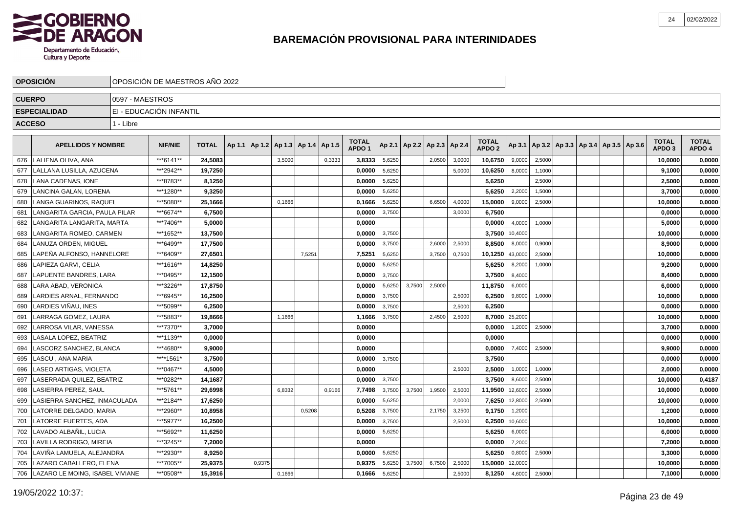# BAREMACIÓN PROVISIONAL PARA INTERINIDADES

| | |
|---|---|
| **OPOSICIÓN** | OPOSICIÓN DE MAESTROS AÑO 2022 |
| **CUERPO** | 0597 - MAESTROS |
| **ESPECIALIDAD** | EI - EDUCACIÓN INFANTIL |
| **ACCESO** | 1 - Libre |

| | APELLIDOS Y NOMBRE | NIF/NIE | TOTAL | Ap 1.1 | Ap 1.2 | Ap 1.3 | Ap 1.4 | Ap 1.5 | TOTAL APDO 1 | Ap 2.1 | Ap 2.2 | Ap 2.3 | Ap 2.4 | TOTAL APDO 2 | Ap 3.1 | Ap 3.2 | Ap 3.3 | Ap 3.4 | Ap 3.5 | Ap 3.6 | TOTAL APDO 3 | TOTAL APDO 4 |
|---|---|---|---|---|---|---|---|---|---|---|---|---|---|---|---|---|---|---|---|---|---|---|
| 676 | LALIENA OLIVA, ANA | ***6141** | 24,5083 | | | 3,5000 | | 0,3333 | 3,8333 | 5,6250 | | 2,0500 | 3,0000 | 10,6750 | 9,0000 | 2,5000 | | | | | 10,0000 | 0,0000 |
| 677 | LALLANA LUSILLA, AZUCENA | ***2942** | 19,7250 | | | | | | 0,0000 | 5,6250 | | | 5,0000 | 10,6250 | 8,0000 | 1,1000 | | | | | 9,1000 | 0,0000 |
| 678 | LANA CADENAS, IONE | ***8783** | 8,1250 | | | | | | 0,0000 | 5,6250 | | | | 5,6250 | | 2,5000 | | | | | 2,5000 | 0,0000 |
| 679 | LANCINA GALAN, LORENA | ***1280** | 9,3250 | | | | | | 0,0000 | 5,6250 | | | | 5,6250 | 2,2000 | 1,5000 | | | | | 3,7000 | 0,0000 |
| 680 | LANGA GUARINOS, RAQUEL | ***5080** | 25,1666 | | | 0,1666 | | | 0,1666 | 5,6250 | | 6,6500 | 4,0000 | 15,0000 | 9,0000 | 2,5000 | | | | | 10,0000 | 0,0000 |
| 681 | LANGARITA GARCIA, PAULA PILAR | ***6674** | 6,7500 | | | | | | 0,0000 | 3,7500 | | | 3,0000 | 6,7500 | | | | | | | 0,0000 | 0,0000 |
| 682 | LANGARITA LANGARITA, MARTA | ***7406** | 5,0000 | | | | | | 0,0000 | | | | | 0,0000 | 4,0000 | 1,0000 | | | | | 5,0000 | 0,0000 |
| 683 | LANGARITA ROMEO, CARMEN | ***1652** | 13,7500 | | | | | | 0,0000 | 3,7500 | | | | 3,7500 | 10,4000 | | | | | | 10,0000 | 0,0000 |
| 684 | LANUZA ORDEN, MIGUEL | ***6499** | 17,7500 | | | | | | 0,0000 | 3,7500 | | 2,6000 | 2,5000 | 8,8500 | 8,0000 | 0,9000 | | | | | 8,9000 | 0,0000 |
| 685 | LAPEÑA ALFONSO, HANNELORE | ***6409** | 27,6501 | | | | 7,5251 | | 7,5251 | 5,6250 | | 3,7500 | 0,7500 | 10,1250 | 43,0000 | 2,5000 | | | | | 10,0000 | 0,0000 |
| 686 | LAPIEZA GARVI, CELIA | ***1616** | 14,8250 | | | | | | 0,0000 | 5,6250 | | | | 5,6250 | 8,2000 | 1,0000 | | | | | 9,2000 | 0,0000 |
| 687 | LAPUENTE BANDRES, LARA | ***0495** | 12,1500 | | | | | | 0,0000 | 3,7500 | | | | 3,7500 | 8,4000 | | | | | | 8,4000 | 0,0000 |
| 688 | LARA ABAD, VERONICA | ***3226** | 17,8750 | | | | | | 0,0000 | 5,6250 | 3,7500 | 2,5000 | | 11,8750 | 6,0000 | | | | | | 6,0000 | 0,0000 |
| 689 | LARDIES ARNAL, FERNANDO | ***6945** | 16,2500 | | | | | | 0,0000 | 3,7500 | | | 2,5000 | 6,2500 | 9,8000 | 1,0000 | | | | | 10,0000 | 0,0000 |
| 690 | LARDIES VIÑAU, INES | ***5099** | 6,2500 | | | | | | 0,0000 | 3,7500 | | | 2,5000 | 6,2500 | | | | | | | 0,0000 | 0,0000 |
| 691 | LARRAGA GOMEZ, LAURA | ***5883** | 19,8666 | | | 1,1666 | | | 1,1666 | 3,7500 | | 2,4500 | 2,5000 | 8,7000 | 25,2000 | | | | | | 10,0000 | 0,0000 |
| 692 | LARROSA VILAR, VANESSA | ***7370** | 3,7000 | | | | | | 0,0000 | | | | | 0,0000 | 1,2000 | 2,5000 | | | | | 3,7000 | 0,0000 |
| 693 | LASALA LOPEZ, BEATRIZ | ***1139** | 0,0000 | | | | | | 0,0000 | | | | | 0,0000 | | | | | | | 0,0000 | 0,0000 |
| 694 | LASCORZ SANCHEZ, BLANCA | ***4680** | 9,9000 | | | | | | 0,0000 | | | | | 0,0000 | 7,4000 | 2,5000 | | | | | 9,9000 | 0,0000 |
| 695 | LASCU , ANA MARIA | ****1561* | 3,7500 | | | | | | 0,0000 | 3,7500 | | | | 3,7500 | | | | | | | 0,0000 | 0,0000 |
| 696 | LASEO ARTIGAS, VIOLETA | ***0467** | 4,5000 | | | | | | 0,0000 | | | | 2,5000 | 2,5000 | 1,0000 | 1,0000 | | | | | 2,0000 | 0,0000 |
| 697 | LASERRADA QUILEZ, BEATRIZ | ***0282** | 14,1687 | | | | | | 0,0000 | 3,7500 | | | | 3,7500 | 8,6000 | 2,5000 | | | | | 10,0000 | 0,4187 |
| 698 | LASIERRA PEREZ, SAUL | ***5761** | 29,6998 | | | 6,8332 | | 0,9166 | 7,7498 | 3,7500 | 3,7500 | 1,9500 | 2,5000 | 11,9500 | 12,6000 | 2,5000 | | | | | 10,0000 | 0,0000 |
| 699 | LASIERRA SANCHEZ, INMACULADA | ***2184** | 17,6250 | | | | | | 0,0000 | 5,6250 | | | 2,0000 | 7,6250 | 12,8000 | 2,5000 | | | | | 10,0000 | 0,0000 |
| 700 | LATORRE DELGADO, MARIA | ***2960** | 10,8958 | | | | 0,5208 | | 0,5208 | 3,7500 | | 2,1750 | 3,2500 | 9,1750 | 1,2000 | | | | | | 1,2000 | 0,0000 |
| 701 | LATORRE FUERTES, ADA | ***5977** | 16,2500 | | | | | | 0,0000 | 3,7500 | | | 2,5000 | 6,2500 | 10,6000 | | | | | | 10,0000 | 0,0000 |
| 702 | LAVADO ALBAÑIL, LUCIA | ***5692** | 11,6250 | | | | | | 0,0000 | 5,6250 | | | | 5,6250 | 6,0000 | | | | | | 6,0000 | 0,0000 |
| 703 | LAVILLA RODRIGO, MIREIA | ***3245** | 7,2000 | | | | | | 0,0000 | | | | | 0,0000 | 7,2000 | | | | | | 7,2000 | 0,0000 |
| 704 | LAVIÑA LAMUELA, ALEJANDRA | ***2930** | 8,9250 | | | | | | 0,0000 | 5,6250 | | | | 5,6250 | 0,8000 | 2,5000 | | | | | 3,3000 | 0,0000 |
| 705 | LAZARO CABALLERO, ELENA | ***7005** | 25,9375 | | 0,9375 | | | | 0,9375 | 5,6250 | 3,7500 | 6,7500 | 2,5000 | 15,0000 | 12,0000 | | | | | | 10,0000 | 0,0000 |
| 706 | LAZARO LE MOING, ISABEL VIVIANE | ***0508** | 15,3916 | | | 0,1666 | | | 0,1666 | 5,6250 | | | 2,5000 | 8,1250 | 4,6000 | 2,5000 | | | | | 7,1000 | 0,0000 |

19/05/2022 10:37: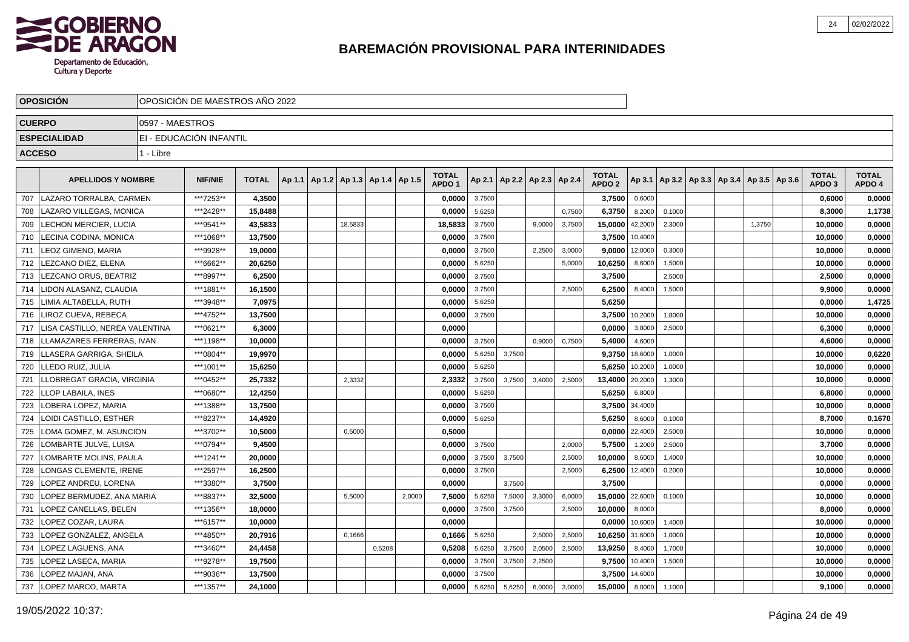# BAREMACIÓN PROVISIONAL PARA INTERINIDADES

| OPOSICIÓN | OPOSICIÓN DE MAESTROS AÑO 2022 |
|---|---|
| CUERPO | 0597 - MAESTROS |
| ESPECIALIDAD | EI - EDUCACIÓN INFANTIL |
| ACCESO | 1 - Libre |

| | APELLIDOS Y NOMBRE | NIF/NIE | TOTAL | Ap 1.1 | Ap 1.2 | Ap 1.3 | Ap 1.4 | Ap 1.5 | TOTAL APDO 1 | Ap 2.1 | Ap 2.2 | Ap 2.3 | Ap 2.4 | TOTAL APDO 2 | Ap 3.1 | Ap 3.2 | Ap 3.3 | Ap 3.4 | Ap 3.5 | Ap 3.6 | TOTAL APDO 3 | TOTAL APDO 4 |
|---|---|---|---|---|---|---|---|---|---|---|---|---|---|---|---|---|---|---|---|---|---|---|
| 707 | LAZARO TORRALBA, CARMEN | ***7253** | 4,3500 | | | | | | 0,0000 | 3,7500 | | | | 3,7500 | 0,6000 | | | | | | 0,6000 | 0,0000 |
| 708 | LAZARO VILLEGAS, MONICA | ***2428** | 15,8488 | | | | | | 0,0000 | 5,6250 | | | 0,7500 | 6,3750 | 8,2000 | 0,1000 | | | | | 8,3000 | 1,1738 |
| 709 | LECHON MERCIER, LUCIA | ***9541** | 43,5833 | | | 18,5833 | | | 18,5833 | 3,7500 | | 9,0000 | 3,7500 | 15,0000 | 42,2000 | 2,3000 | | | 1,3750 | | 10,0000 | 0,0000 |
| 710 | LECINA CODINA, MONICA | ***1068** | 13,7500 | | | | | | 0,0000 | 3,7500 | | | | 3,7500 | 10,4000 | | | | | | 10,0000 | 0,0000 |
| 711 | LEOZ GIMENO, MARIA | ***9928** | 19,0000 | | | | | | 0,0000 | 3,7500 | | 2,2500 | 3,0000 | 9,0000 | 12,0000 | 0,3000 | | | | | 10,0000 | 0,0000 |
| 712 | LEZCANO DIEZ, ELENA | ***6662** | 20,6250 | | | | | | 0,0000 | 5,6250 | | | 5,0000 | 10,6250 | 8,6000 | 1,5000 | | | | | 10,0000 | 0,0000 |
| 713 | LEZCANO ORUS, BEATRIZ | ***8997** | 6,2500 | | | | | | 0,0000 | 3,7500 | | | | 3,7500 | | 2,5000 | | | | | 2,5000 | 0,0000 |
| 714 | LIDON ALASANZ, CLAUDIA | ***1881** | 16,1500 | | | | | | 0,0000 | 3,7500 | | | 2,5000 | 6,2500 | 8,4000 | 1,5000 | | | | | 9,9000 | 0,0000 |
| 715 | LIMIA ALTABELLA, RUTH | ***3948** | 7,0975 | | | | | | 0,0000 | 5,6250 | | | | 5,6250 | | | | | | | 0,0000 | 1,4725 |
| 716 | LIROZ CUEVA, REBECA | ***4752** | 13,7500 | | | | | | 0,0000 | 3,7500 | | | | 3,7500 | 10,2000 | 1,8000 | | | | | 10,0000 | 0,0000 |
| 717 | LISA CASTILLO, NEREA VALENTINA | ***0621** | 6,3000 | | | | | | 0,0000 | | | | | 0,0000 | 3,8000 | 2,5000 | | | | | 6,3000 | 0,0000 |
| 718 | LLAMAZARES FERRERAS, IVAN | ***1198** | 10,0000 | | | | | | 0,0000 | 3,7500 | | 0,9000 | 0,7500 | 5,4000 | 4,6000 | | | | | | 4,6000 | 0,0000 |
| 719 | LLASERA GARRIGA, SHEILA | ***0804** | 19,9970 | | | | | | 0,0000 | 5,6250 | 3,7500 | | | 9,3750 | 18,6000 | 1,0000 | | | | | 10,0000 | 0,6220 |
| 720 | LLEDO RUIZ, JULIA | ***1001** | 15,6250 | | | | | | 0,0000 | 5,6250 | | | | 5,6250 | 10,2000 | 1,0000 | | | | | 10,0000 | 0,0000 |
| 721 | LLOBREGAT GRACIA, VIRGINIA | ***0452** | 25,7332 | | | 2,3332 | | | 2,3332 | 3,7500 | 3,7500 | 3,4000 | 2,5000 | 13,4000 | 29,2000 | 1,3000 | | | | | 10,0000 | 0,0000 |
| 722 | LLOP LABAILA, INES | ***0680** | 12,4250 | | | | | | 0,0000 | 5,6250 | | | | 5,6250 | 6,8000 | | | | | | 6,8000 | 0,0000 |
| 723 | LOBERA LOPEZ, MARIA | ***1388** | 13,7500 | | | | | | 0,0000 | 3,7500 | | | | 3,7500 | 34,4000 | | | | | | 10,0000 | 0,0000 |
| 724 | LOIDI CASTILLO, ESTHER | ***8237** | 14,4920 | | | | | | 0,0000 | 5,6250 | | | | 5,6250 | 8,6000 | 0,1000 | | | | | 8,7000 | 0,1670 |
| 725 | LOMA GOMEZ, M. ASUNCION | ***3702** | 10,5000 | | | 0,5000 | | | 0,5000 | | | | | 0,0000 | 22,4000 | 2,5000 | | | | | 10,0000 | 0,0000 |
| 726 | LOMBARTE JULVE, LUISA | ***0794** | 9,4500 | | | | | | 0,0000 | 3,7500 | | | 2,0000 | 5,7500 | 1,2000 | 2,5000 | | | | | 3,7000 | 0,0000 |
| 727 | LOMBARTE MOLINS, PAULA | ***1241** | 20,0000 | | | | | | 0,0000 | 3,7500 | 3,7500 | | 2,5000 | 10,0000 | 8,6000 | 1,4000 | | | | | 10,0000 | 0,0000 |
| 728 | LONGAS CLEMENTE, IRENE | ***2597** | 16,2500 | | | | | | 0,0000 | 3,7500 | | | 2,5000 | 6,2500 | 12,4000 | 0,2000 | | | | | 10,0000 | 0,0000 |
| 729 | LOPEZ ANDREU, LORENA | ***3380** | 3,7500 | | | | | | 0,0000 | | 3,7500 | | | 3,7500 | | | | | | | 0,0000 | 0,0000 |
| 730 | LOPEZ BERMUDEZ, ANA MARIA | ***8837** | 32,5000 | | | 5,5000 | | 2,0000 | 7,5000 | 5,6250 | 7,5000 | 3,3000 | 6,0000 | 15,0000 | 22,6000 | 0,1000 | | | | | 10,0000 | 0,0000 |
| 731 | LOPEZ CANELLAS, BELEN | ***1356** | 18,0000 | | | | | | 0,0000 | 3,7500 | 3,7500 | | 2,5000 | 10,0000 | 8,0000 | | | | | | 8,0000 | 0,0000 |
| 732 | LOPEZ COZAR, LAURA | ***6157** | 10,0000 | | | | | | 0,0000 | | | | | 0,0000 | 10,6000 | 1,4000 | | | | | 10,0000 | 0,0000 |
| 733 | LOPEZ GONZALEZ, ANGELA | ***4850** | 20,7916 | | | 0,1666 | | | 0,1666 | 5,6250 | | 2,5000 | 2,5000 | 10,6250 | 31,6000 | 1,0000 | | | | | 10,0000 | 0,0000 |
| 734 | LOPEZ LAGUENS, ANA | ***3460** | 24,4458 | | | | 0,5208 | | 0,5208 | 5,6250 | 3,7500 | 2,0500 | 2,5000 | 13,9250 | 8,4000 | 1,7000 | | | | | 10,0000 | 0,0000 |
| 735 | LOPEZ LASECA, MARIA | ***9278** | 19,7500 | | | | | | 0,0000 | 3,7500 | 3,7500 | 2,2500 | | 9,7500 | 10,4000 | 1,5000 | | | | | 10,0000 | 0,0000 |
| 736 | LOPEZ MAJAN, ANA | ***9036** | 13,7500 | | | | | | 0,0000 | 3,7500 | | | | 3,7500 | 14,6000 | | | | | | 10,0000 | 0,0000 |
| 737 | LOPEZ MARCO, MARTA | ***1357** | 24,1000 | | | | | | 0,0000 | 5,6250 | 5,6250 | 6,0000 | 3,0000 | 15,0000 | 8,0000 | 1,1000 | | | | | 9,1000 | 0,0000 |

19/05/2022 10:37: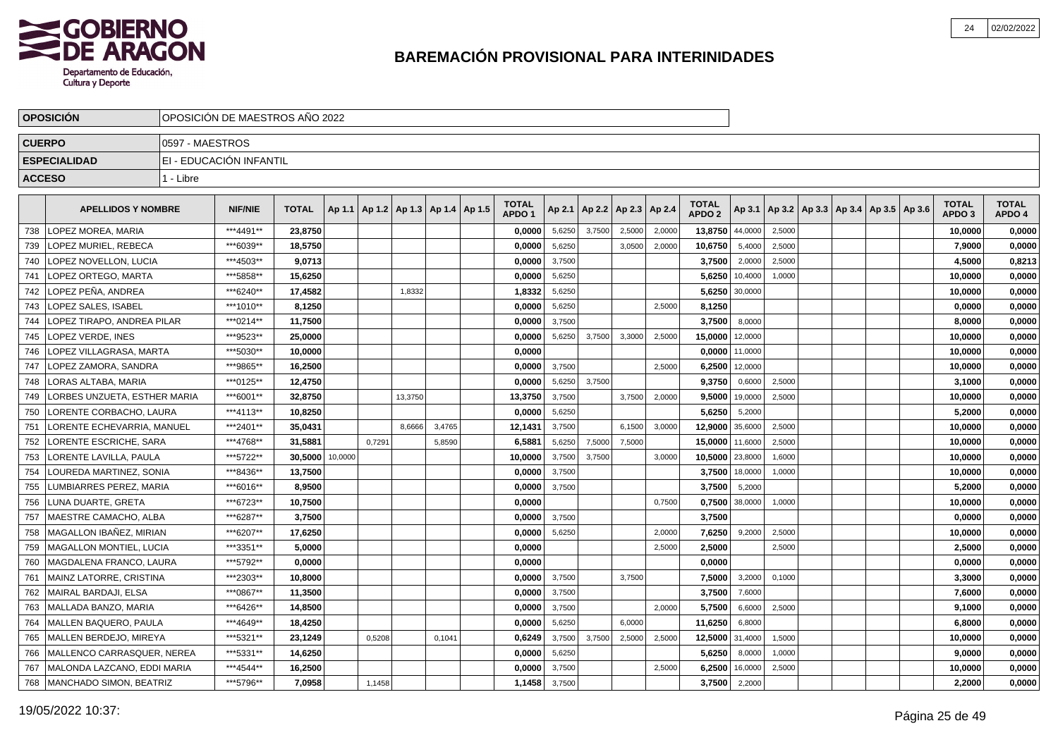# BAREMACIÓN PROVISIONAL PARA INTERINIDADES

| OPOSICIÓN | OPOSICIÓN DE MAESTROS AÑO 2022 |
|---|---|
| CUERPO | 0597 - MAESTROS |
| ESPECIALIDAD | EI - EDUCACIÓN INFANTIL |
| ACCESO | 1 - Libre |

| | APELLIDOS Y NOMBRE | NIF/NIE | TOTAL | Ap 1.1 | Ap 1.2 | Ap 1.3 | Ap 1.4 | Ap 1.5 | TOTAL APDO 1 | Ap 2.1 | Ap 2.2 | Ap 2.3 | Ap 2.4 | TOTAL APDO 2 | Ap 3.1 | Ap 3.2 | Ap 3.3 | Ap 3.4 | Ap 3.5 | Ap 3.6 | TOTAL APDO 3 | TOTAL APDO 4 |
|---|---|---|---|---|---|---|---|---|---|---|---|---|---|---|---|---|---|---|---|---|---|---|
| 738 | LOPEZ MOREA, MARIA | ***4491** | 23,8750 | | | | | | 0,0000 | 5,6250 | 3,7500 | 2,5000 | 2,0000 | 13,8750 | 44,0000 | 2,5000 | | | | | 10,0000 | 0,0000 |
| 739 | LOPEZ MURIEL, REBECA | ***6039** | 18,5750 | | | | | | 0,0000 | 5,6250 | | 3,0500 | 2,0000 | 10,6750 | 5,4000 | 2,5000 | | | | | 7,9000 | 0,0000 |
| 740 | LOPEZ NOVELLON, LUCIA | ***4503** | 9,0713 | | | | | | 0,0000 | 3,7500 | | | | 3,7500 | 2,0000 | 2,5000 | | | | | 4,5000 | 0,8213 |
| 741 | LOPEZ ORTEGO, MARTA | ***5858** | 15,6250 | | | | | | 0,0000 | 5,6250 | | | | 5,6250 | 10,4000 | 1,0000 | | | | | 10,0000 | 0,0000 |
| 742 | LOPEZ PEÑA, ANDREA | ***6240** | 17,4582 | | | 1,8332 | | | 1,8332 | 5,6250 | | | | 5,6250 | 30,0000 | | | | | | 10,0000 | 0,0000 |
| 743 | LOPEZ SALES, ISABEL | ***1010** | 8,1250 | | | | | | 0,0000 | 5,6250 | | | 2,5000 | 8,1250 | | | | | | | 0,0000 | 0,0000 |
| 744 | LOPEZ TIRAPO, ANDREA PILAR | ***0214** | 11,7500 | | | | | | 0,0000 | 3,7500 | | | | 3,7500 | 8,0000 | | | | | | 8,0000 | 0,0000 |
| 745 | LOPEZ VERDE, INES | ***9523** | 25,0000 | | | | | | 0,0000 | 5,6250 | 3,7500 | 3,3000 | 2,5000 | 15,0000 | 12,0000 | | | | | | 10,0000 | 0,0000 |
| 746 | LOPEZ VILLAGRASA, MARTA | ***5030** | 10,0000 | | | | | | 0,0000 | | | | | 0,0000 | 11,0000 | | | | | | 10,0000 | 0,0000 |
| 747 | LOPEZ ZAMORA, SANDRA | ***9865** | 16,2500 | | | | | | 0,0000 | 3,7500 | | | 2,5000 | 6,2500 | 12,0000 | | | | | | 10,0000 | 0,0000 |
| 748 | LORAS ALTABA, MARIA | ***0125** | 12,4750 | | | | | | 0,0000 | 5,6250 | 3,7500 | | | 9,3750 | 0,6000 | 2,5000 | | | | | 3,1000 | 0,0000 |
| 749 | LORBES UNZUETA, ESTHER MARIA | ***6001** | 32,8750 | | | 13,3750 | | | 13,3750 | 3,7500 | | 3,7500 | 2,0000 | 9,5000 | 19,0000 | 2,5000 | | | | | 10,0000 | 0,0000 |
| 750 | LORENTE CORBACHO, LAURA | ***4113** | 10,8250 | | | | | | 0,0000 | 5,6250 | | | | 5,6250 | 5,2000 | | | | | | 5,2000 | 0,0000 |
| 751 | LORENTE ECHEVARRIA, MANUEL | ***2401** | 35,0431 | | | 8,6666 | 3,4765 | | 12,1431 | 3,7500 | | 6,1500 | 3,0000 | 12,9000 | 35,6000 | 2,5000 | | | | | 10,0000 | 0,0000 |
| 752 | LORENTE ESCRICHE, SARA | ***4768** | 31,5881 | | 0,7291 | | 5,8590 | | 6,5881 | 5,6250 | 7,5000 | 7,5000 | | 15,0000 | 11,6000 | 2,5000 | | | | | 10,0000 | 0,0000 |
| 753 | LORENTE LAVILLA, PAULA | ***5722** | 30,5000 | 10,0000 | | | | | 10,0000 | 3,7500 | 3,7500 | | 3,0000 | 10,5000 | 23,8000 | 1,6000 | | | | | 10,0000 | 0,0000 |
| 754 | LOUREDA MARTINEZ, SONIA | ***8436** | 13,7500 | | | | | | 0,0000 | 3,7500 | | | | 3,7500 | 18,0000 | 1,0000 | | | | | 10,0000 | 0,0000 |
| 755 | LUMBIARRES PEREZ, MARIA | ***6016** | 8,9500 | | | | | | 0,0000 | 3,7500 | | | | 3,7500 | 5,2000 | | | | | | 5,2000 | 0,0000 |
| 756 | LUNA DUARTE, GRETA | ***6723** | 10,7500 | | | | | | 0,0000 | | | | 0,7500 | 0,7500 | 38,0000 | 1,0000 | | | | | 10,0000 | 0,0000 |
| 757 | MAESTRE CAMACHO, ALBA | ***6287** | 3,7500 | | | | | | 0,0000 | 3,7500 | | | | 3,7500 | | | | | | | 0,0000 | 0,0000 |
| 758 | MAGALLON IBAÑEZ, MIRIAN | ***6207** | 17,6250 | | | | | | 0,0000 | 5,6250 | | | 2,0000 | 7,6250 | 9,2000 | 2,5000 | | | | | 10,0000 | 0,0000 |
| 759 | MAGALLON MONTIEL, LUCIA | ***3351** | 5,0000 | | | | | | 0,0000 | | | | 2,5000 | 2,5000 | | 2,5000 | | | | | 2,5000 | 0,0000 |
| 760 | MAGDALENA FRANCO, LAURA | ***5792** | 0,0000 | | | | | | 0,0000 | | | | | 0,0000 | | | | | | | 0,0000 | 0,0000 |
| 761 | MAINZ LATORRE, CRISTINA | ***2303** | 10,8000 | | | | | | 0,0000 | 3,7500 | | 3,7500 | | 7,5000 | 3,2000 | 0,1000 | | | | | 3,3000 | 0,0000 |
| 762 | MAIRAL BARDAJI, ELSA | ***0867** | 11,3500 | | | | | | 0,0000 | 3,7500 | | | | 3,7500 | 7,6000 | | | | | | 7,6000 | 0,0000 |
| 763 | MALLADA BANZO, MARIA | ***6426** | 14,8500 | | | | | | 0,0000 | 3,7500 | | | 2,0000 | 5,7500 | 6,6000 | 2,5000 | | | | | 9,1000 | 0,0000 |
| 764 | MALLEN BAQUERO, PAULA | ***4649** | 18,4250 | | | | | | 0,0000 | 5,6250 | | 6,0000 | | 11,6250 | 6,8000 | | | | | | 6,8000 | 0,0000 |
| 765 | MALLEN BERDEJO, MIREYA | ***5321** | 23,1249 | | 0,5208 | | 0,1041 | | 0,6249 | 3,7500 | 3,7500 | 2,5000 | 2,5000 | 12,5000 | 31,4000 | 1,5000 | | | | | 10,0000 | 0,0000 |
| 766 | MALLENCO CARRASQUER, NEREA | ***5331** | 14,6250 | | | | | | 0,0000 | 5,6250 | | | | 5,6250 | 8,0000 | 1,0000 | | | | | 9,0000 | 0,0000 |
| 767 | MALONDA LAZCANO, EDDI MARIA | ***4544** | 16,2500 | | | | | | 0,0000 | 3,7500 | | | 2,5000 | 6,2500 | 16,0000 | 2,5000 | | | | | 10,0000 | 0,0000 |
| 768 | MANCHADO SIMON, BEATRIZ | ***5796** | 7,0958 | | 1,1458 | | | | 1,1458 | 3,7500 | | | | 3,7500 | 2,2000 | | | | | | 2,2000 | 0,0000 |

19/05/2022 10:37: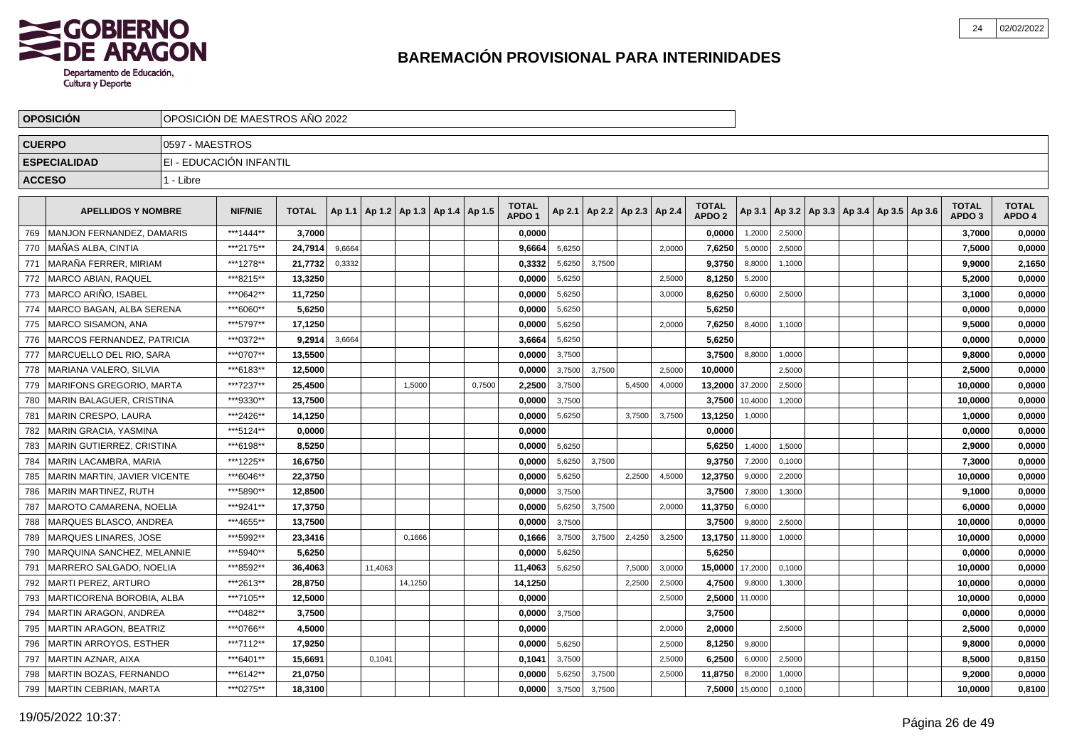# BAREMACIÓN PROVISIONAL PARA INTERINIDADES

| OPOSICIÓN | OPOSICIÓN DE MAESTROS AÑO 2022 |
|---|---|
| CUERPO | 0597 - MAESTROS |
| ESPECIALIDAD | EI - EDUCACIÓN INFANTIL |
| ACCESO | 1 - Libre |

| | APELLIDOS Y NOMBRE | NIF/NIE | TOTAL | Ap 1.1 | Ap 1.2 | Ap 1.3 | Ap 1.4 | Ap 1.5 | TOTAL APDO 1 | Ap 2.1 | Ap 2.2 | Ap 2.3 | Ap 2.4 | TOTAL APDO 2 | Ap 3.1 | Ap 3.2 | Ap 3.3 | Ap 3.4 | Ap 3.5 | Ap 3.6 | TOTAL APDO 3 | TOTAL APDO 4 |
|---|---|---|---|---|---|---|---|---|---|---|---|---|---|---|---|---|---|---|---|---|---|---|
| 769 | MANJON FERNANDEZ, DAMARIS | ***1444** | 3,7000 | | | | | | 0,0000 | | | | | 0,0000 | 1,2000 | 2,5000 | | | | | 3,7000 | 0,0000 |
| 770 | MAÑAS ALBA, CINTIA | ***2175** | 24,7914 | 9,6664 | | | | | 9,6664 | 5,6250 | | | 2,0000 | 7,6250 | 5,0000 | 2,5000 | | | | | 7,5000 | 0,0000 |
| 771 | MARAÑA FERRER, MIRIAM | ***1278** | 21,7732 | 0,3332 | | | | | 0,3332 | 5,6250 | 3,7500 | | | 9,3750 | 8,8000 | 1,1000 | | | | | 9,9000 | 2,1650 |
| 772 | MARCO ABIAN, RAQUEL | ***8215** | 13,3250 | | | | | | 0,0000 | 5,6250 | | | 2,5000 | 8,1250 | 5,2000 | | | | | | 5,2000 | 0,0000 |
| 773 | MARCO ARIÑO, ISABEL | ***0642** | 11,7250 | | | | | | 0,0000 | 5,6250 | | | 3,0000 | 8,6250 | 0,6000 | 2,5000 | | | | | 3,1000 | 0,0000 |
| 774 | MARCO BAGAN, ALBA SERENA | ***6060** | 5,6250 | | | | | | 0,0000 | 5,6250 | | | | 5,6250 | | | | | | | 0,0000 | 0,0000 |
| 775 | MARCO SISAMON, ANA | ***5797** | 17,1250 | | | | | | 0,0000 | 5,6250 | | | 2,0000 | 7,6250 | 8,4000 | 1,1000 | | | | | 9,5000 | 0,0000 |
| 776 | MARCOS FERNANDEZ, PATRICIA | ***0372** | 9,2914 | 3,6664 | | | | | 3,6664 | 5,6250 | | | | 5,6250 | | | | | | | 0,0000 | 0,0000 |
| 777 | MARCUELLO DEL RIO, SARA | ***0707** | 13,5500 | | | | | | 0,0000 | 3,7500 | | | | 3,7500 | 8,8000 | 1,0000 | | | | | 9,8000 | 0,0000 |
| 778 | MARIANA VALERO, SILVIA | ***6183** | 12,5000 | | | | | | 0,0000 | 3,7500 | 3,7500 | | 2,5000 | 10,0000 | | 2,5000 | | | | | 2,5000 | 0,0000 |
| 779 | MARIFONS GREGORIO, MARTA | ***7237** | 25,4500 | | | 1,5000 | | 0,7500 | 2,2500 | 3,7500 | | 5,4500 | 4,0000 | 13,2000 | 37,2000 | 2,5000 | | | | | 10,0000 | 0,0000 |
| 780 | MARIN BALAGUER, CRISTINA | ***9330** | 13,7500 | | | | | | 0,0000 | 3,7500 | | | | 3,7500 | 10,4000 | 1,2000 | | | | | 10,0000 | 0,0000 |
| 781 | MARIN CRESPO, LAURA | ***2426** | 14,1250 | | | | | | 0,0000 | 5,6250 | | 3,7500 | 3,7500 | 13,1250 | 1,0000 | | | | | | 1,0000 | 0,0000 |
| 782 | MARIN GRACIA, YASMINA | ***5124** | 0,0000 | | | | | | 0,0000 | | | | | 0,0000 | | | | | | | 0,0000 | 0,0000 |
| 783 | MARIN GUTIERREZ, CRISTINA | ***6198** | 8,5250 | | | | | | 0,0000 | 5,6250 | | | | 5,6250 | 1,4000 | 1,5000 | | | | | 2,9000 | 0,0000 |
| 784 | MARIN LACAMBRA, MARIA | ***1225** | 16,6750 | | | | | | 0,0000 | 5,6250 | 3,7500 | | | 9,3750 | 7,2000 | 0,1000 | | | | | 7,3000 | 0,0000 |
| 785 | MARIN MARTIN, JAVIER VICENTE | ***6046** | 22,3750 | | | | | | 0,0000 | 5,6250 | | 2,2500 | 4,5000 | 12,3750 | 9,0000 | 2,2000 | | | | | 10,0000 | 0,0000 |
| 786 | MARIN MARTINEZ, RUTH | ***5890** | 12,8500 | | | | | | 0,0000 | 3,7500 | | | | 3,7500 | 7,8000 | 1,3000 | | | | | 9,1000 | 0,0000 |
| 787 | MAROTO CAMARENA, NOELIA | ***9241** | 17,3750 | | | | | | 0,0000 | 5,6250 | 3,7500 | | 2,0000 | 11,3750 | 6,0000 | | | | | | 6,0000 | 0,0000 |
| 788 | MARQUES BLASCO, ANDREA | ***4655** | 13,7500 | | | | | | 0,0000 | 3,7500 | | | | 3,7500 | 9,8000 | 2,5000 | | | | | 10,0000 | 0,0000 |
| 789 | MARQUES LINARES, JOSE | ***5992** | 23,3416 | | | 0,1666 | | | 0,1666 | 3,7500 | 3,7500 | 2,4250 | 3,2500 | 13,1750 | 11,8000 | 1,0000 | | | | | 10,0000 | 0,0000 |
| 790 | MARQUINA SANCHEZ, MELANNIE | ***5940** | 5,6250 | | | | | | 0,0000 | 5,6250 | | | | 5,6250 | | | | | | | 0,0000 | 0,0000 |
| 791 | MARRERO SALGADO, NOELIA | ***8592** | 36,4063 | | 11,4063 | | | | 11,4063 | 5,6250 | | 7,5000 | 3,0000 | 15,0000 | 17,2000 | 0,1000 | | | | | 10,0000 | 0,0000 |
| 792 | MARTI PEREZ, ARTURO | ***2613** | 28,8750 | | | 14,1250 | | | 14,1250 | | | 2,2500 | 2,5000 | 4,7500 | 9,8000 | 1,3000 | | | | | 10,0000 | 0,0000 |
| 793 | MARTICORENA BOROBIA, ALBA | ***7105** | 12,5000 | | | | | | 0,0000 | | | | 2,5000 | 2,5000 | 11,0000 | | | | | | 10,0000 | 0,0000 |
| 794 | MARTIN ARAGON, ANDREA | ***0482** | 3,7500 | | | | | | 0,0000 | 3,7500 | | | | 3,7500 | | | | | | | 0,0000 | 0,0000 |
| 795 | MARTIN ARAGON, BEATRIZ | ***0766** | 4,5000 | | | | | | 0,0000 | | | | 2,0000 | 2,0000 | | 2,5000 | | | | | 2,5000 | 0,0000 |
| 796 | MARTIN ARROYOS, ESTHER | ***7112** | 17,9250 | | | | | | 0,0000 | 5,6250 | | | 2,5000 | 8,1250 | 9,8000 | | | | | | 9,8000 | 0,0000 |
| 797 | MARTIN AZNAR, AIXA | ***6401** | 15,6691 | | 0,1041 | | | | 0,1041 | 3,7500 | | | 2,5000 | 6,2500 | 6,0000 | 2,5000 | | | | | 8,5000 | 0,8150 |
| 798 | MARTIN BOZAS, FERNANDO | ***6142** | 21,0750 | | | | | | 0,0000 | 5,6250 | 3,7500 | | 2,5000 | 11,8750 | 8,2000 | 1,0000 | | | | | 9,2000 | 0,0000 |
| 799 | MARTIN CEBRIAN, MARTA | ***0275** | 18,3100 | | | | | | 0,0000 | 3,7500 | 3,7500 | | | 7,5000 | 15,0000 | 0,1000 | | | | | 10,0000 | 0,8100 |

19/05/2022 10:37: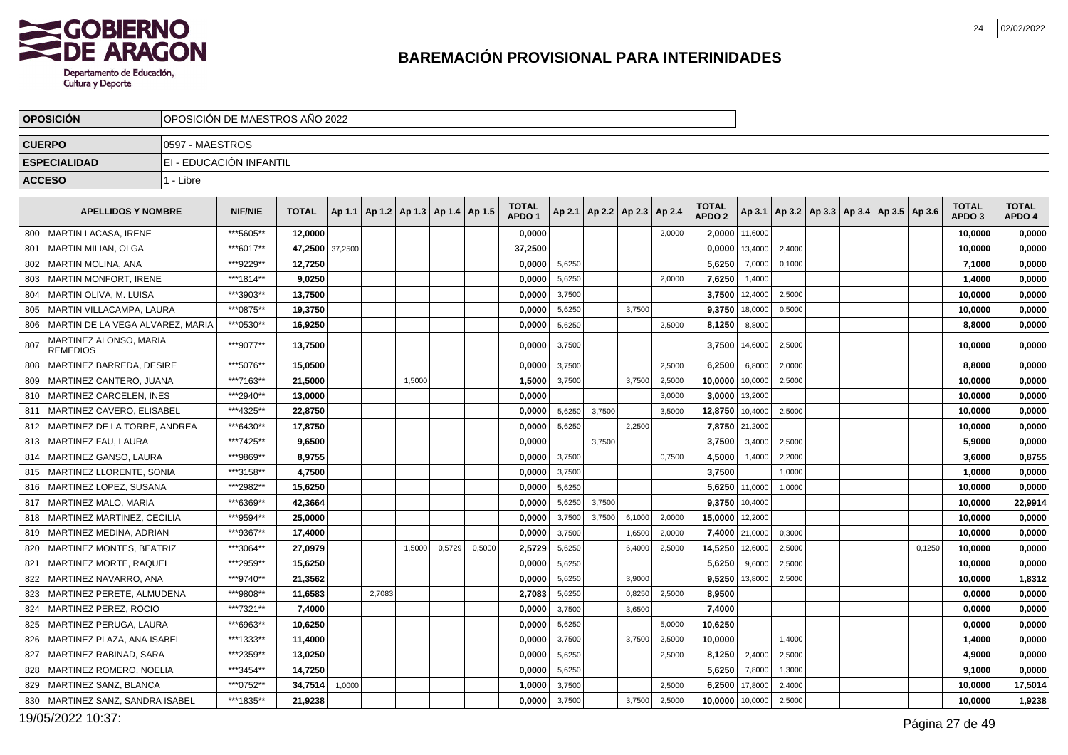# BAREMACIÓN PROVISIONAL PARA INTERINIDADES

Gobierno de Aragón
Departamento de Educación, Cultura y Deporte

| OPOSICIÓN | OPOSICIÓN DE MAESTROS AÑO 2022 |
|---|---|
| CUERPO | 0597 - MAESTROS |
| ESPECIALIDAD | EI - EDUCACIÓN INFANTIL |
| ACCESO | 1 - Libre |

| | APELLIDOS Y NOMBRE | NIF/NIE | TOTAL | Ap 1.1 | Ap 1.2 | Ap 1.3 | Ap 1.4 | Ap 1.5 | TOTAL APDO 1 | Ap 2.1 | Ap 2.2 | Ap 2.3 | Ap 2.4 | TOTAL APDO 2 | Ap 3.1 | Ap 3.2 | Ap 3.3 | Ap 3.4 | Ap 3.5 | Ap 3.6 | TOTAL APDO 3 | TOTAL APDO 4 |
|---|---|---|---|---|---|---|---|---|---|---|---|---|---|---|---|---|---|---|---|---|---|---|
| 800 | MARTIN LACASA, IRENE | ***5605** | 12,0000 | | | | | | 0,0000 | | | | 2,0000 | 2,0000 | 11,6000 | | | | | | 10,0000 | 0,0000 |
| 801 | MARTIN MILIAN, OLGA | ***6017** | 47,2500 | 37,2500 | | | | | 37,2500 | | | | | 0,0000 | 13,4000 | 2,4000 | | | | | 10,0000 | 0,0000 |
| 802 | MARTIN MOLINA, ANA | ***9229** | 12,7250 | | | | | | 0,0000 | 5,6250 | | | | 5,6250 | 7,0000 | 0,1000 | | | | | 7,1000 | 0,0000 |
| 803 | MARTIN MONFORT, IRENE | ***1814** | 9,0250 | | | | | | 0,0000 | 5,6250 | | | 2,0000 | 7,6250 | 1,4000 | | | | | | 1,4000 | 0,0000 |
| 804 | MARTIN OLIVA, M. LUISA | ***3903** | 13,7500 | | | | | | 0,0000 | 3,7500 | | | | 3,7500 | 12,4000 | 2,5000 | | | | | 10,0000 | 0,0000 |
| 805 | MARTIN VILLACAMPA, LAURA | ***0875** | 19,3750 | | | | | | 0,0000 | 5,6250 | | 3,7500 | | 9,3750 | 18,0000 | 0,5000 | | | | | 10,0000 | 0,0000 |
| 806 | MARTIN DE LA VEGA ALVAREZ, MARIA | ***0530** | 16,9250 | | | | | | 0,0000 | 5,6250 | | | 2,5000 | 8,1250 | 8,8000 | | | | | | 8,8000 | 0,0000 |
| 807 | MARTINEZ ALONSO, MARIA REMEDIOS | ***9077** | 13,7500 | | | | | | 0,0000 | 3,7500 | | | | 3,7500 | 14,6000 | 2,5000 | | | | | 10,0000 | 0,0000 |
| 808 | MARTINEZ BARREDA, DESIRE | ***5076** | 15,0500 | | | | | | 0,0000 | 3,7500 | | | 2,5000 | 6,2500 | 6,8000 | 2,0000 | | | | | 8,8000 | 0,0000 |
| 809 | MARTINEZ CANTERO, JUANA | ***7163** | 21,5000 | | | 1,5000 | | | 1,5000 | 3,7500 | | 3,7500 | 2,5000 | 10,0000 | 10,0000 | 2,5000 | | | | | 10,0000 | 0,0000 |
| 810 | MARTINEZ CARCELEN, INES | ***2940** | 13,0000 | | | | | | 0,0000 | | | | 3,0000 | 3,0000 | 13,2000 | | | | | | 10,0000 | 0,0000 |
| 811 | MARTINEZ CAVERO, ELISABEL | ***4325** | 22,8750 | | | | | | 0,0000 | 5,6250 | 3,7500 | | 3,5000 | 12,8750 | 10,4000 | 2,5000 | | | | | 10,0000 | 0,0000 |
| 812 | MARTINEZ DE LA TORRE, ANDREA | ***6430** | 17,8750 | | | | | | 0,0000 | 5,6250 | | 2,2500 | | 7,8750 | 21,2000 | | | | | | 10,0000 | 0,0000 |
| 813 | MARTINEZ FAU, LAURA | ***7425** | 9,6500 | | | | | | 0,0000 | | 3,7500 | | | 3,7500 | 3,4000 | 2,5000 | | | | | 5,9000 | 0,0000 |
| 814 | MARTINEZ GANSO, LAURA | ***9869** | 8,9755 | | | | | | 0,0000 | 3,7500 | | | 0,7500 | 4,5000 | 1,4000 | 2,2000 | | | | | 3,6000 | 0,8755 |
| 815 | MARTINEZ LLORENTE, SONIA | ***3158** | 4,7500 | | | | | | 0,0000 | 3,7500 | | | | 3,7500 | | 1,0000 | | | | | 1,0000 | 0,0000 |
| 816 | MARTINEZ LOPEZ, SUSANA | ***2982** | 15,6250 | | | | | | 0,0000 | 5,6250 | | | | 5,6250 | 11,0000 | 1,0000 | | | | | 10,0000 | 0,0000 |
| 817 | MARTINEZ MALO, MARIA | ***6369** | 42,3664 | | | | | | 0,0000 | 5,6250 | 3,7500 | | | 9,3750 | 10,4000 | | | | | | 10,0000 | 22,9914 |
| 818 | MARTINEZ MARTINEZ, CECILIA | ***9594** | 25,0000 | | | | | | 0,0000 | 3,7500 | 3,7500 | 6,1000 | 2,0000 | 15,0000 | 12,2000 | | | | | | 10,0000 | 0,0000 |
| 819 | MARTINEZ MEDINA, ADRIAN | ***9367** | 17,4000 | | | | | | 0,0000 | 3,7500 | | 1,6500 | 2,0000 | 7,4000 | 21,0000 | 0,3000 | | | | | 10,0000 | 0,0000 |
| 820 | MARTINEZ MONTES, BEATRIZ | ***3064** | 27,0979 | | | 1,5000 | 0,5729 | 0,5000 | 2,5729 | 5,6250 | | 6,4000 | 2,5000 | 14,5250 | 12,6000 | 2,5000 | | | | 0,1250 | 10,0000 | 0,0000 |
| 821 | MARTINEZ MORTE, RAQUEL | ***2959** | 15,6250 | | | | | | 0,0000 | 5,6250 | | | | 5,6250 | 9,6000 | 2,5000 | | | | | 10,0000 | 0,0000 |
| 822 | MARTINEZ NAVARRO, ANA | ***9740** | 21,3562 | | | | | | 0,0000 | 5,6250 | | 3,9000 | | 9,5250 | 13,8000 | 2,5000 | | | | | 10,0000 | 1,8312 |
| 823 | MARTINEZ PERETE, ALMUDENA | ***9808** | 11,6583 | | 2,7083 | | | | 2,7083 | 5,6250 | | 0,8250 | 2,5000 | 8,9500 | | | | | | | 0,0000 | 0,0000 |
| 824 | MARTINEZ PEREZ, ROCIO | ***7321** | 7,4000 | | | | | | 0,0000 | 3,7500 | | 3,6500 | | 7,4000 | | | | | | | 0,0000 | 0,0000 |
| 825 | MARTINEZ PERUGA, LAURA | ***6963** | 10,6250 | | | | | | 0,0000 | 5,6250 | | | 5,0000 | 10,6250 | | | | | | | 0,0000 | 0,0000 |
| 826 | MARTINEZ PLAZA, ANA ISABEL | ***1333** | 11,4000 | | | | | | 0,0000 | 3,7500 | | 3,7500 | 2,5000 | 10,0000 | | 1,4000 | | | | | 1,4000 | 0,0000 |
| 827 | MARTINEZ RABINAD, SARA | ***2359** | 13,0250 | | | | | | 0,0000 | 5,6250 | | | 2,5000 | 8,1250 | 2,4000 | 2,5000 | | | | | 4,9000 | 0,0000 |
| 828 | MARTINEZ ROMERO, NOELIA | ***3454** | 14,7250 | | | | | | 0,0000 | 5,6250 | | | | 5,6250 | 7,8000 | 1,3000 | | | | | 9,1000 | 0,0000 |
| 829 | MARTINEZ SANZ, BLANCA | ***0752** | 34,7514 | 1,0000 | | | | | 1,0000 | 3,7500 | | | 2,5000 | 6,2500 | 17,8000 | 2,4000 | | | | | 10,0000 | 17,5014 |
| 830 | MARTINEZ SANZ, SANDRA ISABEL | ***1835** | 21,9238 | | | | | | 0,0000 | 3,7500 | | 3,7500 | 2,5000 | 10,0000 | 10,0000 | 2,5000 | | | | | 10,0000 | 1,9238 |

19/05/2022 10:37: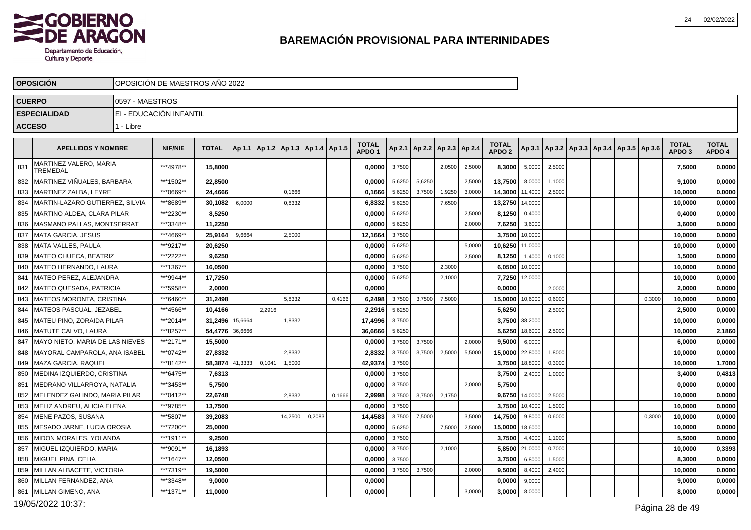# BAREMACIÓN PROVISIONAL PARA INTERINIDADES

| OPOSICIÓN | OPOSICIÓN DE MAESTROS AÑO 2022 |
|---|---|
| CUERPO | 0597 - MAESTROS |
| ESPECIALIDAD | EI - EDUCACIÓN INFANTIL |
| ACCESO | 1 - Libre |

| | APELLIDOS Y NOMBRE | NIF/NIE | TOTAL | Ap 1.1 | Ap 1.2 | Ap 1.3 | Ap 1.4 | Ap 1.5 | TOTAL APDO 1 | Ap 2.1 | Ap 2.2 | Ap 2.3 | Ap 2.4 | TOTAL APDO 2 | Ap 3.1 | Ap 3.2 | Ap 3.3 | Ap 3.4 | Ap 3.5 | Ap 3.6 | TOTAL APDO 3 | TOTAL APDO 4 |
|---|---|---|---|---|---|---|---|---|---|---|---|---|---|---|---|---|---|---|---|---|---|---|
| 831 | MARTINEZ VALERO, MARIA TREMEDAL | ***4978** | 15,8000 | | | | | | 0,0000 | 3,7500 | | 2,0500 | 2,5000 | 8,3000 | 5,0000 | 2,5000 | | | | | 7,5000 | 0,0000 |
| 832 | MARTINEZ VIÑUALES, BARBARA | ***1502** | 22,8500 | | | | | | 0,0000 | 5,6250 | 5,6250 | | 2,5000 | 13,7500 | 8,0000 | 1,1000 | | | | | 9,1000 | 0,0000 |
| 833 | MARTINEZ ZALBA, LEYRE | ***0669** | 24,4666 | | | 0,1666 | | | 0,1666 | 5,6250 | 3,7500 | 1,9250 | 3,0000 | 14,3000 | 11,4000 | 2,5000 | | | | | 10,0000 | 0,0000 |
| 834 | MARTIN-LAZARO GUTIERREZ, SILVIA | ***8689** | 30,1082 | 6,0000 | | 0,8332 | | | 6,8332 | 5,6250 | | 7,6500 | | 13,2750 | 14,0000 | | | | | | 10,0000 | 0,0000 |
| 835 | MARTINO ALDEA, CLARA PILAR | ***2230** | 8,5250 | | | | | | 0,0000 | 5,6250 | | | 2,5000 | 8,1250 | 0,4000 | | | | | | 0,4000 | 0,0000 |
| 836 | MASMANO PALLAS, MONTSERRAT | ***3348** | 11,2250 | | | | | | 0,0000 | 5,6250 | | | 2,0000 | 7,6250 | 3,6000 | | | | | | 3,6000 | 0,0000 |
| 837 | MATA GARCIA, JESUS | ***4669** | 25,9164 | 9,6664 | | 2,5000 | | | 12,1664 | 3,7500 | | | | 3,7500 | 10,0000 | | | | | | 10,0000 | 0,0000 |
| 838 | MATA VALLES, PAULA | ***9217** | 20,6250 | | | | | | 0,0000 | 5,6250 | | | 5,0000 | 10,6250 | 11,0000 | | | | | | 10,0000 | 0,0000 |
| 839 | MATEO CHUECA, BEATRIZ | ***2222** | 9,6250 | | | | | | 0,0000 | 5,6250 | | | 2,5000 | 8,1250 | 1,4000 | 0,1000 | | | | | 1,5000 | 0,0000 |
| 840 | MATEO HERNANDO, LAURA | ***1367** | 16,0500 | | | | | | 0,0000 | 3,7500 | | 2,3000 | | 6,0500 | 10,0000 | | | | | | 10,0000 | 0,0000 |
| 841 | MATEO PEREZ, ALEJANDRA | ***9944** | 17,7250 | | | | | | 0,0000 | 5,6250 | | 2,1000 | | 7,7250 | 12,0000 | | | | | | 10,0000 | 0,0000 |
| 842 | MATEO QUESADA, PATRICIA | ***5958** | 2,0000 | | | | | | 0,0000 | | | | | 0,0000 | | 2,0000 | | | | | 2,0000 | 0,0000 |
| 843 | MATEOS MORONTA, CRISTINA | ***6460** | 31,2498 | | | 5,8332 | | 0,4166 | 6,2498 | 3,7500 | 3,7500 | 7,5000 | | 15,0000 | 10,6000 | 0,6000 | | | | 0,3000 | 10,0000 | 0,0000 |
| 844 | MATEOS PASCUAL, JEZABEL | ***4566** | 10,4166 | | 2,2916 | | | | 2,2916 | 5,6250 | | | | 5,6250 | | 2,5000 | | | | | 2,5000 | 0,0000 |
| 845 | MATEU PINO, ZORAIDA PILAR | ***2014** | 31,2496 | 15,6664 | | 1,8332 | | | 17,4996 | 3,7500 | | | | 3,7500 | 38,2000 | | | | | | 10,0000 | 0,0000 |
| 846 | MATUTE CALVO, LAURA | ***8257** | 54,4776 | 36,6666 | | | | | 36,6666 | 5,6250 | | | | 5,6250 | 18,6000 | 2,5000 | | | | | 10,0000 | 2,1860 |
| 847 | MAYO NIETO, MARIA DE LAS NIEVES | ***2171** | 15,5000 | | | | | | 0,0000 | 3,7500 | 3,7500 | | 2,0000 | 9,5000 | 6,0000 | | | | | | 6,0000 | 0,0000 |
| 848 | MAYORAL CAMPAROLA, ANA ISABEL | ***0742** | 27,8332 | | | 2,8332 | | | 2,8332 | 3,7500 | 3,7500 | 2,5000 | 5,5000 | 15,0000 | 22,8000 | 1,8000 | | | | | 10,0000 | 0,0000 |
| 849 | MAZA GARCIA, RAQUEL | ***8142** | 58,3874 | 41,3333 | 0,1041 | 1,5000 | | | 42,9374 | 3,7500 | | | | 3,7500 | 18,8000 | 0,3000 | | | | | 10,0000 | 1,7000 |
| 850 | MEDINA IZQUIERDO, CRISTINA | ***6475** | 7,6313 | | | | | | 0,0000 | 3,7500 | | | | 3,7500 | 2,4000 | 1,0000 | | | | | 3,4000 | 0,4813 |
| 851 | MEDRANO VILLARROYA, NATALIA | ***3453** | 5,7500 | | | | | | 0,0000 | 3,7500 | | | 2,0000 | 5,7500 | | | | | | | 0,0000 | 0,0000 |
| 852 | MELENDEZ GALINDO, MARIA PILAR | ***0412** | 22,6748 | | | 2,8332 | | 0,1666 | 2,9998 | 3,7500 | 3,7500 | 2,1750 | | 9,6750 | 14,0000 | 2,5000 | | | | | 10,0000 | 0,0000 |
| 853 | MELIZ ANDREU, ALICIA ELENA | ***9785** | 13,7500 | | | | | | 0,0000 | 3,7500 | | | | 3,7500 | 10,4000 | 1,5000 | | | | | 10,0000 | 0,0000 |
| 854 | MENE PAZOS, SUSANA | ***5807** | 39,2083 | | | 14,2500 | 0,2083 | | 14,4583 | 3,7500 | 7,5000 | | 3,5000 | 14,7500 | 9,8000 | 0,6000 | | | | 0,3000 | 10,0000 | 0,0000 |
| 855 | MESADO JARNE, LUCIA OROSIA | ***7200** | 25,0000 | | | | | | 0,0000 | 5,6250 | | 7,5000 | 2,5000 | 15,0000 | 18,6000 | | | | | | 10,0000 | 0,0000 |
| 856 | MIDON MORALES, YOLANDA | ***1911** | 9,2500 | | | | | | 0,0000 | 3,7500 | | | | 3,7500 | 4,4000 | 1,1000 | | | | | 5,5000 | 0,0000 |
| 857 | MIGUEL IZQUIERDO, MARIA | ***9091** | 16,1893 | | | | | | 0,0000 | 3,7500 | | 2,1000 | | 5,8500 | 21,0000 | 0,7000 | | | | | 10,0000 | 0,3393 |
| 858 | MIGUEL PINA, CELIA | ***1647** | 12,0500 | | | | | | 0,0000 | 3,7500 | | | | 3,7500 | 6,8000 | 1,5000 | | | | | 8,3000 | 0,0000 |
| 859 | MILLAN ALBACETE, VICTORIA | ***7319** | 19,5000 | | | | | | 0,0000 | 3,7500 | 3,7500 | | 2,0000 | 9,5000 | 8,4000 | 2,4000 | | | | | 10,0000 | 0,0000 |
| 860 | MILLAN FERNANDEZ, ANA | ***3348** | 9,0000 | | | | | | 0,0000 | | | | | 0,0000 | 9,0000 | | | | | | 9,0000 | 0,0000 |
| 861 | MILLAN GIMENO, ANA | ***1371** | 11,0000 | | | | | | 0,0000 | | | | 3,0000 | 3,0000 | 8,0000 | | | | | | 8,0000 | 0,0000 |

19/05/2022 10:37: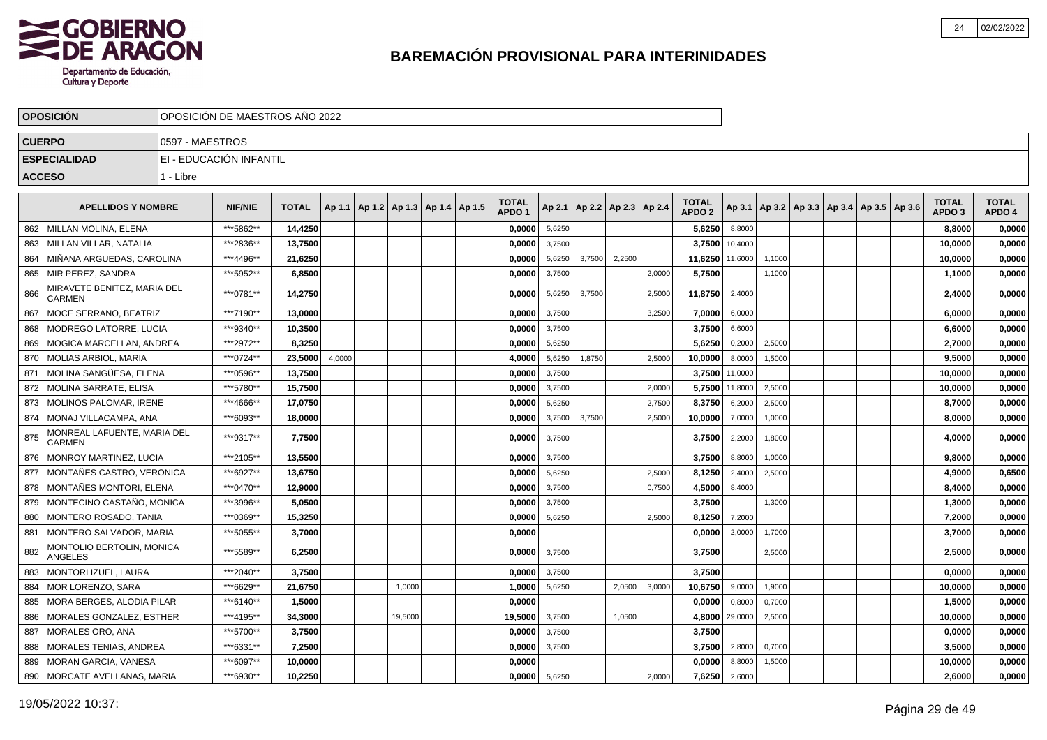# BAREMACIÓN PROVISIONAL PARA INTERINIDADES

| OPOSICIÓN | OPOSICIÓN DE MAESTROS AÑO 2022 |
|---|---|
| CUERPO | 0597 - MAESTROS |
| ESPECIALIDAD | EI - EDUCACIÓN INFANTIL |
| ACCESO | 1 - Libre |

| | APELLIDOS Y NOMBRE | NIF/NIE | TOTAL | Ap 1.1 | Ap 1.2 | Ap 1.3 | Ap 1.4 | Ap 1.5 | TOTAL APDO 1 | Ap 2.1 | Ap 2.2 | Ap 2.3 | Ap 2.4 | TOTAL APDO 2 | Ap 3.1 | Ap 3.2 | Ap 3.3 | Ap 3.4 | Ap 3.5 | Ap 3.6 | TOTAL APDO 3 | TOTAL APDO 4 |
|---|---|---|---|---|---|---|---|---|---|---|---|---|---|---|---|---|---|---|---|---|---|---|
| 862 | MILLAN MOLINA, ELENA | ***5862** | 14,4250 | | | | | | 0,0000 | 5,6250 | | | | 5,6250 | 8,8000 | | | | | | 8,8000 | 0,0000 |
| 863 | MILLAN VILLAR, NATALIA | ***2836** | 13,7500 | | | | | | 0,0000 | 3,7500 | | | | 3,7500 | 10,4000 | | | | | | 10,0000 | 0,0000 |
| 864 | MIÑANA ARGUEDAS, CAROLINA | ***4496** | 21,6250 | | | | | | 0,0000 | 5,6250 | 3,7500 | 2,2500 | | 11,6250 | 11,6000 | 1,1000 | | | | | 10,0000 | 0,0000 |
| 865 | MIR PEREZ, SANDRA | ***5952** | 6,8500 | | | | | | 0,0000 | 3,7500 | | | 2,0000 | 5,7500 | | 1,1000 | | | | | 1,1000 | 0,0000 |
| 866 | MIRAVETE BENITEZ, MARIA DEL CARMEN | ***0781** | 14,2750 | | | | | | 0,0000 | 5,6250 | 3,7500 | | 2,5000 | 11,8750 | 2,4000 | | | | | | 2,4000 | 0,0000 |
| 867 | MOCE SERRANO, BEATRIZ | ***7190** | 13,0000 | | | | | | 0,0000 | 3,7500 | | | 3,2500 | 7,0000 | 6,0000 | | | | | | 6,0000 | 0,0000 |
| 868 | MODREGO LATORRE, LUCIA | ***9340** | 10,3500 | | | | | | 0,0000 | 3,7500 | | | | 3,7500 | 6,6000 | | | | | | 6,6000 | 0,0000 |
| 869 | MOGICA MARCELLAN, ANDREA | ***2972** | 8,3250 | | | | | | 0,0000 | 5,6250 | | | | 5,6250 | 0,2000 | 2,5000 | | | | | 2,7000 | 0,0000 |
| 870 | MOLIAS ARBIOL, MARIA | ***0724** | 23,5000 | 4,0000 | | | | | 4,0000 | 5,6250 | 1,8750 | | 2,5000 | 10,0000 | 8,0000 | 1,5000 | | | | | 9,5000 | 0,0000 |
| 871 | MOLINA SANGÜESA, ELENA | ***0596** | 13,7500 | | | | | | 0,0000 | 3,7500 | | | | 3,7500 | 11,0000 | | | | | | 10,0000 | 0,0000 |
| 872 | MOLINA SARRATE, ELISA | ***5780** | 15,7500 | | | | | | 0,0000 | 3,7500 | | | 2,0000 | 5,7500 | 11,8000 | 2,5000 | | | | | 10,0000 | 0,0000 |
| 873 | MOLINOS PALOMAR, IRENE | ***4666** | 17,0750 | | | | | | 0,0000 | 5,6250 | | | 2,7500 | 8,3750 | 6,2000 | 2,5000 | | | | | 8,7000 | 0,0000 |
| 874 | MONAJ VILLACAMPA, ANA | ***6093** | 18,0000 | | | | | | 0,0000 | 3,7500 | 3,7500 | | 2,5000 | 10,0000 | 7,0000 | 1,0000 | | | | | 8,0000 | 0,0000 |
| 875 | MONREAL LAFUENTE, MARIA DEL CARMEN | ***9317** | 7,7500 | | | | | | 0,0000 | 3,7500 | | | | 3,7500 | 2,2000 | 1,8000 | | | | | 4,0000 | 0,0000 |
| 876 | MONROY MARTINEZ, LUCIA | ***2105** | 13,5500 | | | | | | 0,0000 | 3,7500 | | | | 3,7500 | 8,8000 | 1,0000 | | | | | 9,8000 | 0,0000 |
| 877 | MONTAÑES CASTRO, VERONICA | ***6927** | 13,6750 | | | | | | 0,0000 | 5,6250 | | | 2,5000 | 8,1250 | 2,4000 | 2,5000 | | | | | 4,9000 | 0,6500 |
| 878 | MONTAÑES MONTORI, ELENA | ***0470** | 12,9000 | | | | | | 0,0000 | 3,7500 | | | 0,7500 | 4,5000 | 8,4000 | | | | | | 8,4000 | 0,0000 |
| 879 | MONTECINO CASTAÑO, MONICA | ***3996** | 5,0500 | | | | | | 0,0000 | 3,7500 | | | | 3,7500 | | 1,3000 | | | | | 1,3000 | 0,0000 |
| 880 | MONTERO ROSADO, TANIA | ***0369** | 15,3250 | | | | | | 0,0000 | 5,6250 | | | 2,5000 | 8,1250 | 7,2000 | | | | | | 7,2000 | 0,0000 |
| 881 | MONTERO SALVADOR, MARIA | ***5055** | 3,7000 | | | | | | 0,0000 | | | | | 0,0000 | 2,0000 | 1,7000 | | | | | 3,7000 | 0,0000 |
| 882 | MONTOLIO BERTOLIN, MONICA ANGELES | ***5589** | 6,2500 | | | | | | 0,0000 | 3,7500 | | | | 3,7500 | | 2,5000 | | | | | 2,5000 | 0,0000 |
| 883 | MONTORI IZUEL, LAURA | ***2040** | 3,7500 | | | | | | 0,0000 | 3,7500 | | | | 3,7500 | | | | | | | 0,0000 | 0,0000 |
| 884 | MOR LORENZO, SARA | ***6629** | 21,6750 | | | 1,0000 | | | 1,0000 | 5,6250 | | 2,0500 | 3,0000 | 10,6750 | 9,0000 | 1,9000 | | | | | 10,0000 | 0,0000 |
| 885 | MORA BERGES, ALODIA PILAR | ***6140** | 1,5000 | | | | | | 0,0000 | | | | | 0,0000 | 0,8000 | 0,7000 | | | | | 1,5000 | 0,0000 |
| 886 | MORALES GONZALEZ, ESTHER | ***4195** | 34,3000 | | | 19,5000 | | | 19,5000 | 3,7500 | | 1,0500 | | 4,8000 | 29,0000 | 2,5000 | | | | | 10,0000 | 0,0000 |
| 887 | MORALES ORO, ANA | ***5700** | 3,7500 | | | | | | 0,0000 | 3,7500 | | | | 3,7500 | | | | | | | 0,0000 | 0,0000 |
| 888 | MORALES TENIAS, ANDREA | ***6331** | 7,2500 | | | | | | 0,0000 | 3,7500 | | | | 3,7500 | 2,8000 | 0,7000 | | | | | 3,5000 | 0,0000 |
| 889 | MORAN GARCIA, VANESA | ***6097** | 10,0000 | | | | | | 0,0000 | | | | | 0,0000 | 8,8000 | 1,5000 | | | | | 10,0000 | 0,0000 |
| 890 | MORCATE AVELLANAS, MARIA | ***6930** | 10,2250 | | | | | | 0,0000 | 5,6250 | | | 2,0000 | 7,6250 | 2,6000 | | | | | | 2,6000 | 0,0000 |

19/05/2022 10:37: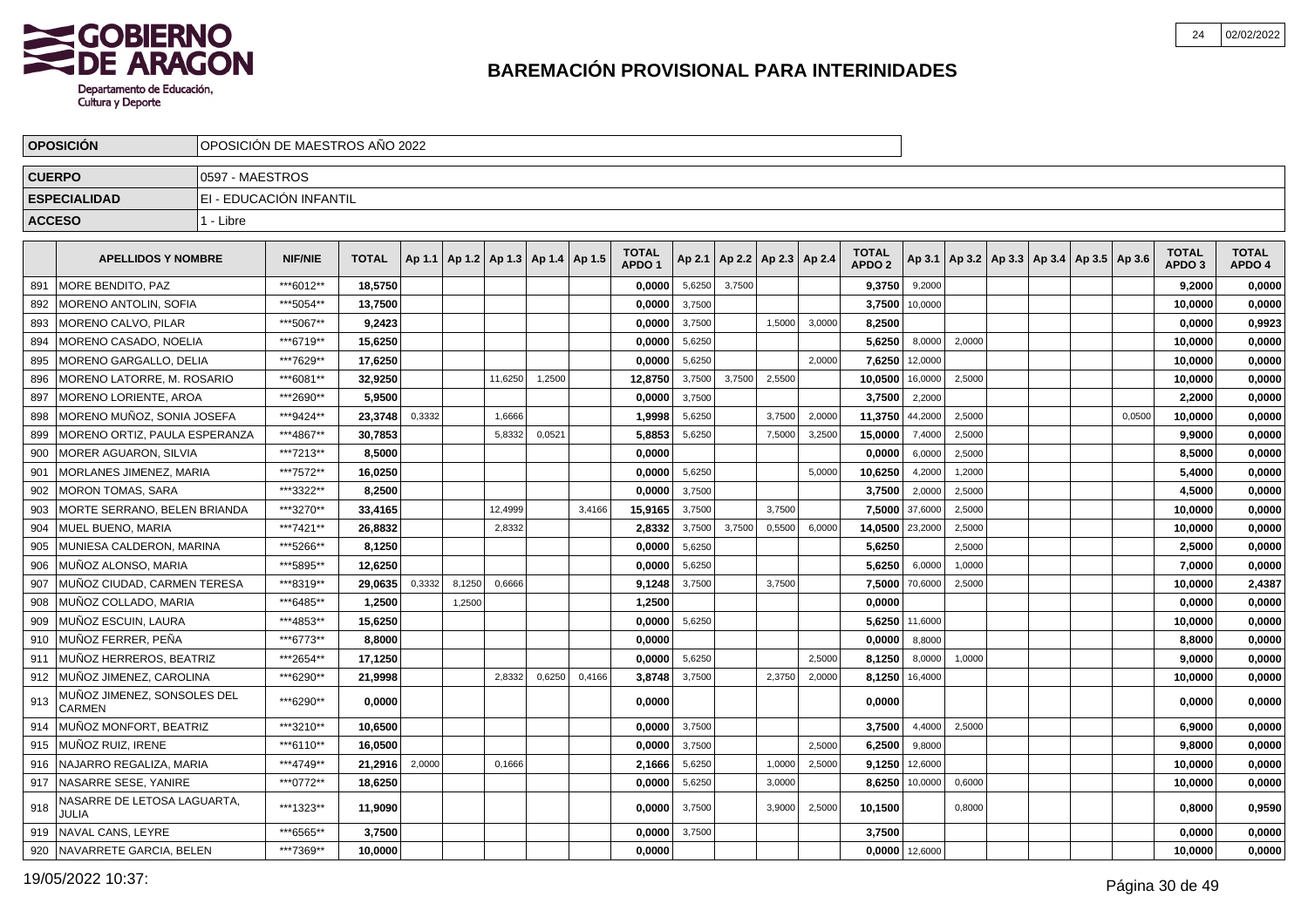## BAREMACIÓN PROVISIONAL PARA INTERINIDADES

| OPOSICIÓN | OPOSICIÓN DE MAESTROS AÑO 2022 |
|---|---|
| CUERPO | 0597 - MAESTROS |
| ESPECIALIDAD | EI - EDUCACIÓN INFANTIL |
| ACCESO | 1 - Libre |

| | APELLIDOS Y NOMBRE | NIF/NIE | TOTAL | Ap 1.1 | Ap 1.2 | Ap 1.3 | Ap 1.4 | Ap 1.5 | TOTAL APDO 1 | Ap 2.1 | Ap 2.2 | Ap 2.3 | Ap 2.4 | TOTAL APDO 2 | Ap 3.1 | Ap 3.2 | Ap 3.3 | Ap 3.4 | Ap 3.5 | Ap 3.6 | TOTAL APDO 3 | TOTAL APDO 4 |
|---|---|---|---|---|---|---|---|---|---|---|---|---|---|---|---|---|---|---|---|---|---|---|
| 891 | MORE BENDITO, PAZ | ***6012** | 18,5750 | | | | | | 0,0000 | 5,6250 | 3,7500 | | | 9,3750 | 9,2000 | | | | | | 9,2000 | 0,0000 |
| 892 | MORENO ANTOLIN, SOFIA | ***5054** | 13,7500 | | | | | | 0,0000 | 3,7500 | | | | 3,7500 | 10,0000 | | | | | | 10,0000 | 0,0000 |
| 893 | MORENO CALVO, PILAR | ***5067** | 9,2423 | | | | | | 0,0000 | 3,7500 | | 1,5000 | 3,0000 | 8,2500 | | | | | | | 0,0000 | 0,9923 |
| 894 | MORENO CASADO, NOELIA | ***6719** | 15,6250 | | | | | | 0,0000 | 5,6250 | | | | 5,6250 | 8,0000 | 2,0000 | | | | | 10,0000 | 0,0000 |
| 895 | MORENO GARGALLO, DELIA | ***7629** | 17,6250 | | | | | | 0,0000 | 5,6250 | | | 2,0000 | 7,6250 | 12,0000 | | | | | | 10,0000 | 0,0000 |
| 896 | MORENO LATORRE, M. ROSARIO | ***6081** | 32,9250 | | | 11,6250 | 1,2500 | | 12,8750 | 3,7500 | 3,7500 | 2,5500 | | 10,0500 | 16,0000 | 2,5000 | | | | | 10,0000 | 0,0000 |
| 897 | MORENO LORIENTE, AROA | ***2690** | 5,9500 | | | | | | 0,0000 | 3,7500 | | | | 3,7500 | 2,2000 | | | | | | 2,2000 | 0,0000 |
| 898 | MORENO MUÑOZ, SONIA JOSEFA | ***9424** | 23,3748 | 0,3332 | | 1,6666 | | | 1,9998 | 5,6250 | | 3,7500 | 2,0000 | 11,3750 | 44,2000 | 2,5000 | | | | 0,0500 | 10,0000 | 0,0000 |
| 899 | MORENO ORTIZ, PAULA ESPERANZA | ***4867** | 30,7853 | | | 5,8332 | 0,0521 | | 5,8853 | 5,6250 | | 7,5000 | 3,2500 | 15,0000 | 7,4000 | 2,5000 | | | | | 9,9000 | 0,0000 |
| 900 | MORER AGUARON, SILVIA | ***7213** | 8,5000 | | | | | | 0,0000 | | | | | 0,0000 | 6,0000 | 2,5000 | | | | | 8,5000 | 0,0000 |
| 901 | MORLANES JIMENEZ, MARIA | ***7572** | 16,0250 | | | | | | 0,0000 | 5,6250 | | | 5,0000 | 10,6250 | 4,2000 | 1,2000 | | | | | 5,4000 | 0,0000 |
| 902 | MORON TOMAS, SARA | ***3322** | 8,2500 | | | | | | 0,0000 | 3,7500 | | | | 3,7500 | 2,0000 | 2,5000 | | | | | 4,5000 | 0,0000 |
| 903 | MORTE SERRANO, BELEN BRIANDA | ***3270** | 33,4165 | | | 12,4999 | | 3,4166 | 15,9165 | 3,7500 | | 3,7500 | | 7,5000 | 37,6000 | 2,5000 | | | | | 10,0000 | 0,0000 |
| 904 | MUEL BUENO, MARIA | ***7421** | 26,8832 | | | 2,8332 | | | 2,8332 | 3,7500 | 3,7500 | 0,5500 | 6,0000 | 14,0500 | 23,2000 | 2,5000 | | | | | 10,0000 | 0,0000 |
| 905 | MUNIESA CALDERON, MARINA | ***5266** | 8,1250 | | | | | | 0,0000 | 5,6250 | | | | 5,6250 | | 2,5000 | | | | | 2,5000 | 0,0000 |
| 906 | MUÑOZ ALONSO, MARIA | ***5895** | 12,6250 | | | | | | 0,0000 | 5,6250 | | | | 5,6250 | 6,0000 | 1,0000 | | | | | 7,0000 | 0,0000 |
| 907 | MUÑOZ CIUDAD, CARMEN TERESA | ***8319** | 29,0635 | 0,3332 | 8,1250 | 0,6666 | | | 9,1248 | 3,7500 | | 3,7500 | | 7,5000 | 70,6000 | 2,5000 | | | | | 10,0000 | 2,4387 |
| 908 | MUÑOZ COLLADO, MARIA | ***6485** | 1,2500 | | 1,2500 | | | | 1,2500 | | | | | 0,0000 | | | | | | | 0,0000 | 0,0000 |
| 909 | MUÑOZ ESCUIN, LAURA | ***4853** | 15,6250 | | | | | | 0,0000 | 5,6250 | | | | 5,6250 | 11,6000 | | | | | | 10,0000 | 0,0000 |
| 910 | MUÑOZ FERRER, PEÑA | ***6773** | 8,8000 | | | | | | 0,0000 | | | | | 0,0000 | 8,8000 | | | | | | 8,8000 | 0,0000 |
| 911 | MUÑOZ HERREROS, BEATRIZ | ***2654** | 17,1250 | | | | | | 0,0000 | 5,6250 | | | 2,5000 | 8,1250 | 8,0000 | 1,0000 | | | | | 9,0000 | 0,0000 |
| 912 | MUÑOZ JIMENEZ, CAROLINA | ***6290** | 21,9998 | | | 2,8332 | 0,6250 | 0,4166 | 3,8748 | 3,7500 | | 2,3750 | 2,0000 | 8,1250 | 16,4000 | | | | | | 10,0000 | 0,0000 |
| 913 | MUÑOZ JIMENEZ, SONSOLES DEL CARMEN | ***6290** | 0,0000 | | | | | | 0,0000 | | | | | 0,0000 | | | | | | | 0,0000 | 0,0000 |
| 914 | MUÑOZ MONFORT, BEATRIZ | ***3210** | 10,6500 | | | | | | 0,0000 | 3,7500 | | | | 3,7500 | 4,4000 | 2,5000 | | | | | 6,9000 | 0,0000 |
| 915 | MUÑOZ RUIZ, IRENE | ***6110** | 16,0500 | | | | | | 0,0000 | 3,7500 | | | 2,5000 | 6,2500 | 9,8000 | | | | | | 9,8000 | 0,0000 |
| 916 | NAJARRO REGALIZA, MARIA | ***4749** | 21,2916 | 2,0000 | | 0,1666 | | | 2,1666 | 5,6250 | | 1,0000 | 2,5000 | 9,1250 | 12,6000 | | | | | | 10,0000 | 0,0000 |
| 917 | NASARRE SESE, YANIRE | ***0772** | 18,6250 | | | | | | 0,0000 | 5,6250 | | 3,0000 | | 8,6250 | 10,0000 | 0,6000 | | | | | 10,0000 | 0,0000 |
| 918 | NASARRE DE LETOSA LAGUARTA, JULIA | ***1323** | 11,9090 | | | | | | 0,0000 | 3,7500 | | 3,9000 | 2,5000 | 10,1500 | | 0,8000 | | | | | 0,8000 | 0,9590 |
| 919 | NAVAL CANS, LEYRE | ***6565** | 3,7500 | | | | | | 0,0000 | 3,7500 | | | | 3,7500 | | | | | | | 0,0000 | 0,0000 |
| 920 | NAVARRETE GARCIA, BELEN | ***7369** | 10,0000 | | | | | | 0,0000 | | | | | 0,0000 | 12,6000 | | | | | | 10,0000 | 0,0000 |

19/05/2022 10:37: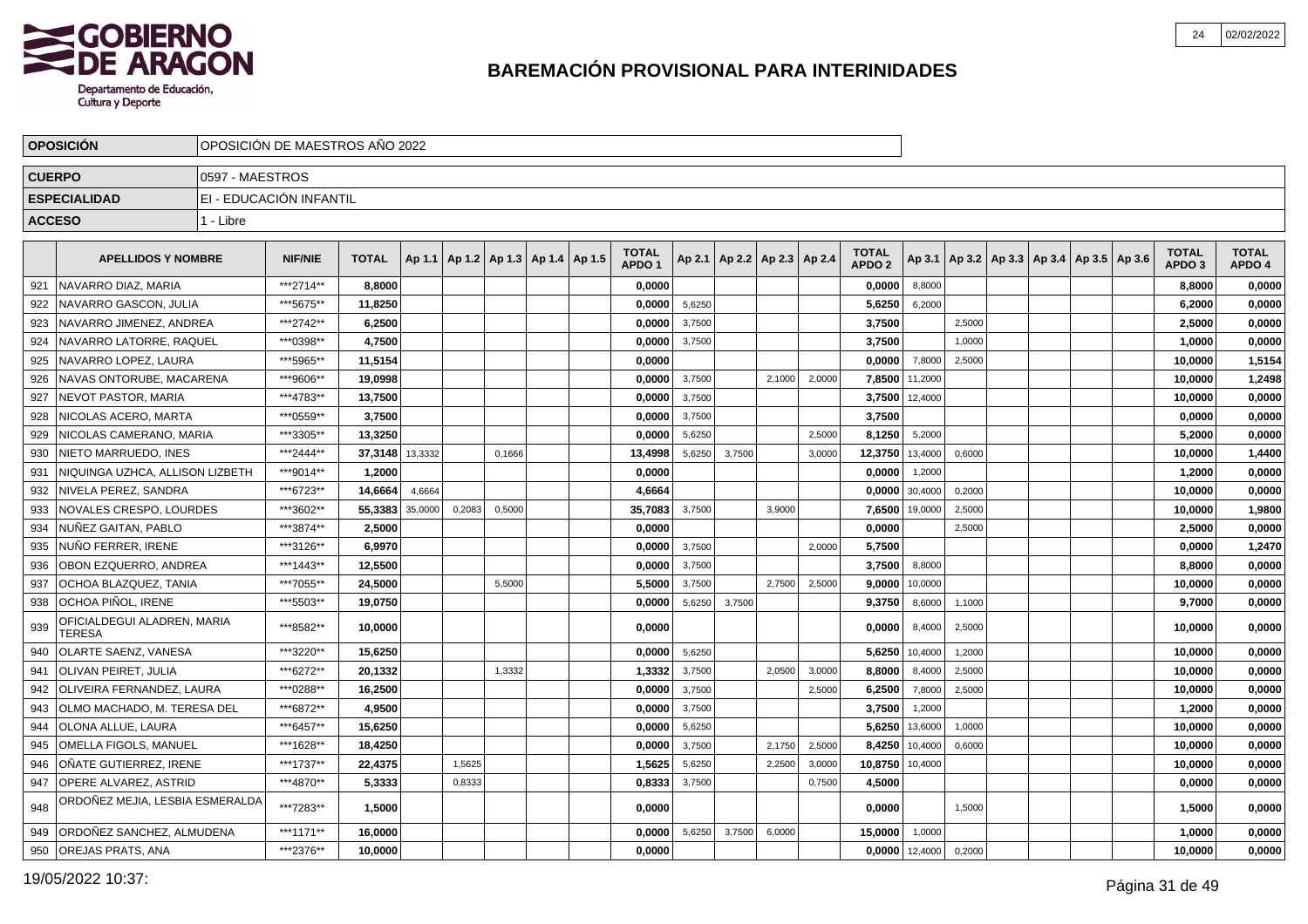# BAREMACIÓN PROVISIONAL PARA INTERINIDADES

| OPOSICIÓN | OPOSICIÓN DE MAESTROS AÑO 2022 |
|---|---|
| CUERPO | 0597 - MAESTROS |
| ESPECIALIDAD | EI - EDUCACIÓN INFANTIL |
| ACCESO | 1 - Libre |

| | APELLIDOS Y NOMBRE | NIF/NIE | TOTAL | Ap 1.1 | Ap 1.2 | Ap 1.3 | Ap 1.4 | Ap 1.5 | TOTAL APDO 1 | Ap 2.1 | Ap 2.2 | Ap 2.3 | Ap 2.4 | TOTAL APDO 2 | Ap 3.1 | Ap 3.2 | Ap 3.3 | Ap 3.4 | Ap 3.5 | Ap 3.6 | TOTAL APDO 3 | TOTAL APDO 4 |
|---|---|---|---|---|---|---|---|---|---|---|---|---|---|---|---|---|---|---|---|---|---|---|
| 921 | NAVARRO DIAZ, MARIA | ***2714** | 8,8000 | | | | | | 0,0000 | | | | | 0,0000 | 8,8000 | | | | | | 8,8000 | 0,0000 |
| 922 | NAVARRO GASCON, JULIA | ***5675** | 11,8250 | | | | | | 0,0000 | 5,6250 | | | | 5,6250 | 6,2000 | | | | | | 6,2000 | 0,0000 |
| 923 | NAVARRO JIMENEZ, ANDREA | ***2742** | 6,2500 | | | | | | 0,0000 | 3,7500 | | | | 3,7500 | | 2,5000 | | | | | 2,5000 | 0,0000 |
| 924 | NAVARRO LATORRE, RAQUEL | ***0398** | 4,7500 | | | | | | 0,0000 | 3,7500 | | | | 3,7500 | | 1,0000 | | | | | 1,0000 | 0,0000 |
| 925 | NAVARRO LOPEZ, LAURA | ***5965** | 11,5154 | | | | | | 0,0000 | | | | | 0,0000 | 7,8000 | 2,5000 | | | | | 10,0000 | 1,5154 |
| 926 | NAVAS ONTORUBE, MACARENA | ***9606** | 19,0998 | | | | | | 0,0000 | 3,7500 | | 2,1000 | 2,0000 | 7,8500 | 11,2000 | | | | | | 10,0000 | 1,2498 |
| 927 | NEVOT PASTOR, MARIA | ***4783** | 13,7500 | | | | | | 0,0000 | 3,7500 | | | | 3,7500 | 12,4000 | | | | | | 10,0000 | 0,0000 |
| 928 | NICOLAS ACERO, MARTA | ***0559** | 3,7500 | | | | | | 0,0000 | 3,7500 | | | | 3,7500 | | | | | | | 0,0000 | 0,0000 |
| 929 | NICOLAS CAMERANO, MARIA | ***3305** | 13,3250 | | | | | | 0,0000 | 5,6250 | | | 2,5000 | 8,1250 | 5,2000 | | | | | | 5,2000 | 0,0000 |
| 930 | NIETO MARRUEDO, INES | ***2444** | 37,3148 | 13,3332 | | 0,1666 | | | 13,4998 | 5,6250 | 3,7500 | | 3,0000 | 12,3750 | 13,4000 | 0,6000 | | | | | 10,0000 | 1,4400 |
| 931 | NIQUINGA UZHCA, ALLISON LIZBETH | ***9014** | 1,2000 | | | | | | 0,0000 | | | | | 0,0000 | 1,2000 | | | | | | 1,2000 | 0,0000 |
| 932 | NIVELA PEREZ, SANDRA | ***6723** | 14,6664 | 4,6664 | | | | | 4,6664 | | | | | 0,0000 | 30,4000 | 0,2000 | | | | | 10,0000 | 0,0000 |
| 933 | NOVALES CRESPO, LOURDES | ***3602** | 55,3383 | 35,0000 | 0,2083 | 0,5000 | | | 35,7083 | 3,7500 | | 3,9000 | | 7,6500 | 19,0000 | 2,5000 | | | | | 10,0000 | 1,9800 |
| 934 | NUÑEZ GAITAN, PABLO | ***3874** | 2,5000 | | | | | | 0,0000 | | | | | 0,0000 | | 2,5000 | | | | | 2,5000 | 0,0000 |
| 935 | NUÑO FERRER, IRENE | ***3126** | 6,9970 | | | | | | 0,0000 | 3,7500 | | | 2,0000 | 5,7500 | | | | | | | 0,0000 | 1,2470 |
| 936 | OBON EZQUERRO, ANDREA | ***1443** | 12,5500 | | | | | | 0,0000 | 3,7500 | | | | 3,7500 | 8,8000 | | | | | | 8,8000 | 0,0000 |
| 937 | OCHOA BLAZQUEZ, TANIA | ***7055** | 24,5000 | | | 5,5000 | | | 5,5000 | 3,7500 | | 2,7500 | 2,5000 | 9,0000 | 10,0000 | | | | | | 10,0000 | 0,0000 |
| 938 | OCHOA PIÑOL, IRENE | ***5503** | 19,0750 | | | | | | 0,0000 | 5,6250 | 3,7500 | | | 9,3750 | 8,6000 | 1,1000 | | | | | 9,7000 | 0,0000 |
| 939 | OFICIALDEGUI ALADREN, MARIA TERESA | ***8582** | 10,0000 | | | | | | 0,0000 | | | | | 0,0000 | 8,4000 | 2,5000 | | | | | 10,0000 | 0,0000 |
| 940 | OLARTE SAENZ, VANESA | ***3220** | 15,6250 | | | | | | 0,0000 | 5,6250 | | | | 5,6250 | 10,4000 | 1,2000 | | | | | 10,0000 | 0,0000 |
| 941 | OLIVAN PEIRET, JULIA | ***6272** | 20,1332 | | | 1,3332 | | | 1,3332 | 3,7500 | | 2,0500 | 3,0000 | 8,8000 | 8,4000 | 2,5000 | | | | | 10,0000 | 0,0000 |
| 942 | OLIVEIRA FERNANDEZ, LAURA | ***0288** | 16,2500 | | | | | | 0,0000 | 3,7500 | | | 2,5000 | 6,2500 | 7,8000 | 2,5000 | | | | | 10,0000 | 0,0000 |
| 943 | OLMO MACHADO, M. TERESA DEL | ***6872** | 4,9500 | | | | | | 0,0000 | 3,7500 | | | | 3,7500 | 1,2000 | | | | | | 1,2000 | 0,0000 |
| 944 | OLONA ALLUE, LAURA | ***6457** | 15,6250 | | | | | | 0,0000 | 5,6250 | | | | 5,6250 | 13,6000 | 1,0000 | | | | | 10,0000 | 0,0000 |
| 945 | OMELLA FIGOLS, MANUEL | ***1628** | 18,4250 | | | | | | 0,0000 | 3,7500 | | 2,1750 | 2,5000 | 8,4250 | 10,4000 | 0,6000 | | | | | 10,0000 | 0,0000 |
| 946 | OÑATE GUTIERREZ, IRENE | ***1737** | 22,4375 | | 1,5625 | | | | 1,5625 | 5,6250 | | 2,2500 | 3,0000 | 10,8750 | 10,4000 | | | | | | 10,0000 | 0,0000 |
| 947 | OPERE ALVAREZ, ASTRID | ***4870** | 5,3333 | | 0,8333 | | | | 0,8333 | 3,7500 | | | 0,7500 | 4,5000 | | | | | | | 0,0000 | 0,0000 |
| 948 | ORDOÑEZ MEJIA, LESBIA ESMERALDA | ***7283** | 1,5000 | | | | | | 0,0000 | | | | | 0,0000 | | 1,5000 | | | | | 1,5000 | 0,0000 |
| 949 | ORDOÑEZ SANCHEZ, ALMUDENA | ***1171** | 16,0000 | | | | | | 0,0000 | 5,6250 | 3,7500 | 6,0000 | | 15,0000 | 1,0000 | | | | | | 1,0000 | 0,0000 |
| 950 | OREJAS PRATS, ANA | ***2376** | 10,0000 | | | | | | 0,0000 | | | | | 0,0000 | 12,4000 | 0,2000 | | | | | 10,0000 | 0,0000 |

19/05/2022 10:37: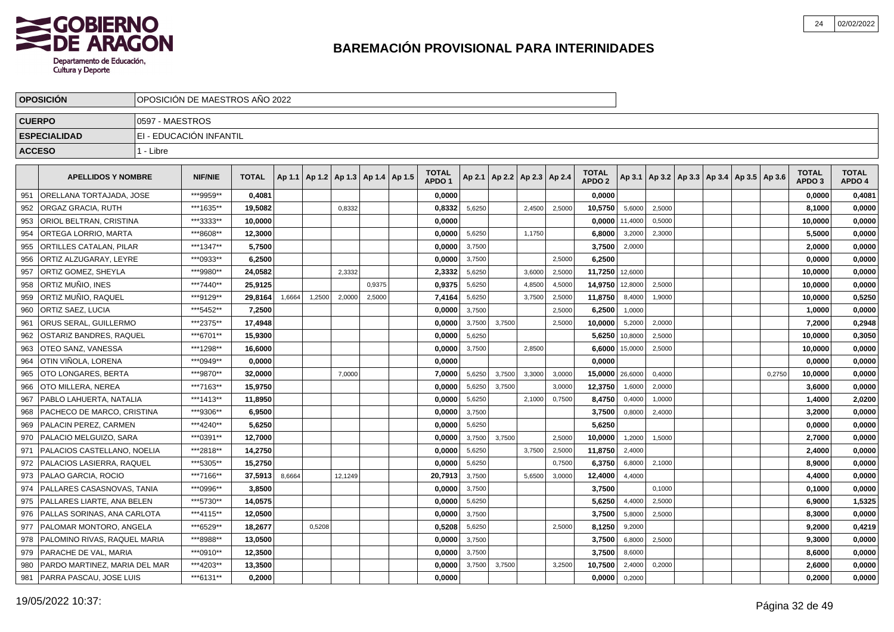# BAREMACIÓN PROVISIONAL PARA INTERINIDADES

| OPOSICIÓN | OPOSICIÓN DE MAESTROS AÑO 2022 |
|---|---|
| CUERPO | 0597 - MAESTROS |
| ESPECIALIDAD | EI - EDUCACIÓN INFANTIL |
| ACCESO | 1 - Libre |

| | APELLIDOS Y NOMBRE | NIF/NIE | TOTAL | Ap 1.1 | Ap 1.2 | Ap 1.3 | Ap 1.4 | Ap 1.5 | TOTAL APDO 1 | Ap 2.1 | Ap 2.2 | Ap 2.3 | Ap 2.4 | TOTAL APDO 2 | Ap 3.1 | Ap 3.2 | Ap 3.3 | Ap 3.4 | Ap 3.5 | Ap 3.6 | TOTAL APDO 3 | TOTAL APDO 4 |
|---|---|---|---|---|---|---|---|---|---|---|---|---|---|---|---|---|---|---|---|---|---|---|
| 951 | ORELLANA TORTAJADA, JOSE | ***9959** | 0,4081 | | | | | | 0,0000 | | | | | 0,0000 | | | | | | | 0,0000 | 0,4081 |
| 952 | ORGAZ GRACIA, RUTH | ***1635** | 19,5082 | | | 0,8332 | | | 0,8332 | 5,6250 | | 2,4500 | 2,5000 | 10,5750 | 5,6000 | 2,5000 | | | | | 8,1000 | 0,0000 |
| 953 | ORIOL BELTRAN, CRISTINA | ***3333** | 10,0000 | | | | | | 0,0000 | | | | | 0,0000 | 11,4000 | 0,5000 | | | | | 10,0000 | 0,0000 |
| 954 | ORTEGA LORRIO, MARTA | ***8608** | 12,3000 | | | | | | 0,0000 | 5,6250 | | 1,1750 | | 6,8000 | 3,2000 | 2,3000 | | | | | 5,5000 | 0,0000 |
| 955 | ORTILLES CATALAN, PILAR | ***1347** | 5,7500 | | | | | | 0,0000 | 3,7500 | | | | 3,7500 | 2,0000 | | | | | | 2,0000 | 0,0000 |
| 956 | ORTIZ ALZUGARAY, LEYRE | ***0933** | 6,2500 | | | | | | 0,0000 | 3,7500 | | | 2,5000 | 6,2500 | | | | | | | 0,0000 | 0,0000 |
| 957 | ORTIZ GOMEZ, SHEYLA | ***9980** | 24,0582 | | | 2,3332 | | | 2,3332 | 5,6250 | | 3,6000 | 2,5000 | 11,7250 | 12,6000 | | | | | | 10,0000 | 0,0000 |
| 958 | ORTIZ MUÑIO, INES | ***7440** | 25,9125 | | | | 0,9375 | | 0,9375 | 5,6250 | | 4,8500 | 4,5000 | 14,9750 | 12,8000 | 2,5000 | | | | | 10,0000 | 0,0000 |
| 959 | ORTIZ MUÑIO, RAQUEL | ***9129** | 29,8164 | 1,6664 | 1,2500 | 2,0000 | 2,5000 | | 7,4164 | 5,6250 | | 3,7500 | 2,5000 | 11,8750 | 8,4000 | 1,9000 | | | | | 10,0000 | 0,5250 |
| 960 | ORTIZ SAEZ, LUCIA | ***5452** | 7,2500 | | | | | | 0,0000 | 3,7500 | | | 2,5000 | 6,2500 | 1,0000 | | | | | | 1,0000 | 0,0000 |
| 961 | ORUS SERAL, GUILLERMO | ***2375** | 17,4948 | | | | | | 0,0000 | 3,7500 | 3,7500 | | 2,5000 | 10,0000 | 5,2000 | 2,0000 | | | | | 7,2000 | 0,2948 |
| 962 | OSTARIZ BANDRES, RAQUEL | ***6701** | 15,9300 | | | | | | 0,0000 | 5,6250 | | | | 5,6250 | 10,8000 | 2,5000 | | | | | 10,0000 | 0,3050 |
| 963 | OTEO SANZ, VANESSA | ***1298** | 16,6000 | | | | | | 0,0000 | 3,7500 | | 2,8500 | | 6,6000 | 15,0000 | 2,5000 | | | | | 10,0000 | 0,0000 |
| 964 | OTIN VIÑOLA, LORENA | ***0949** | 0,0000 | | | | | | 0,0000 | | | | | 0,0000 | | | | | | | 0,0000 | 0,0000 |
| 965 | OTO LONGARES, BERTA | ***9870** | 32,0000 | | | 7,0000 | | | 7,0000 | 5,6250 | 3,7500 | 3,3000 | 3,0000 | 15,0000 | 26,6000 | 0,4000 | | | | 0,2750 | 10,0000 | 0,0000 |
| 966 | OTO MILLERA, NEREA | ***7163** | 15,9750 | | | | | | 0,0000 | 5,6250 | 3,7500 | | 3,0000 | 12,3750 | 1,6000 | 2,0000 | | | | | 3,6000 | 0,0000 |
| 967 | PABLO LAHUERTA, NATALIA | ***1413** | 11,8950 | | | | | | 0,0000 | 5,6250 | | 2,1000 | 0,7500 | 8,4750 | 0,4000 | 1,0000 | | | | | 1,4000 | 2,0200 |
| 968 | PACHECO DE MARCO, CRISTINA | ***9306** | 6,9500 | | | | | | 0,0000 | 3,7500 | | | | 3,7500 | 0,8000 | 2,4000 | | | | | 3,2000 | 0,0000 |
| 969 | PALACIN PEREZ, CARMEN | ***4240** | 5,6250 | | | | | | 0,0000 | 5,6250 | | | | 5,6250 | | | | | | | 0,0000 | 0,0000 |
| 970 | PALACIO MELGUIZO, SARA | ***0391** | 12,7000 | | | | | | 0,0000 | 3,7500 | 3,7500 | | 2,5000 | 10,0000 | 1,2000 | 1,5000 | | | | | 2,7000 | 0,0000 |
| 971 | PALACIOS CASTELLANO, NOELIA | ***2818** | 14,2750 | | | | | | 0,0000 | 5,6250 | | 3,7500 | 2,5000 | 11,8750 | 2,4000 | | | | | | 2,4000 | 0,0000 |
| 972 | PALACIOS LASIERRA, RAQUEL | ***5305** | 15,2750 | | | | | | 0,0000 | 5,6250 | | | 0,7500 | 6,3750 | 6,8000 | 2,1000 | | | | | 8,9000 | 0,0000 |
| 973 | PALAO GARCIA, ROCIO | ***7166** | 37,5913 | 8,6664 | | 12,1249 | | | 20,7913 | 3,7500 | | 5,6500 | 3,0000 | 12,4000 | 4,4000 | | | | | | 4,4000 | 0,0000 |
| 974 | PALLARES CASASNOVAS, TANIA | ***0996** | 3,8500 | | | | | | 0,0000 | 3,7500 | | | | 3,7500 | | 0,1000 | | | | | 0,1000 | 0,0000 |
| 975 | PALLARES LIARTE, ANA BELEN | ***5730** | 14,0575 | | | | | | 0,0000 | 5,6250 | | | | 5,6250 | 4,4000 | 2,5000 | | | | | 6,9000 | 1,5325 |
| 976 | PALLAS SORINAS, ANA CARLOTA | ***4115** | 12,0500 | | | | | | 0,0000 | 3,7500 | | | | 3,7500 | 5,8000 | 2,5000 | | | | | 8,3000 | 0,0000 |
| 977 | PALOMAR MONTORO, ANGELA | ***6529** | 18,2677 | | 0,5208 | | | | 0,5208 | 5,6250 | | | 2,5000 | 8,1250 | 9,2000 | | | | | | 9,2000 | 0,4219 |
| 978 | PALOMINO RIVAS, RAQUEL MARIA | ***8988** | 13,0500 | | | | | | 0,0000 | 3,7500 | | | | 3,7500 | 6,8000 | 2,5000 | | | | | 9,3000 | 0,0000 |
| 979 | PARACHE DE VAL, MARIA | ***0910** | 12,3500 | | | | | | 0,0000 | 3,7500 | | | | 3,7500 | 8,6000 | | | | | | 8,6000 | 0,0000 |
| 980 | PARDO MARTINEZ, MARIA DEL MAR | ***4203** | 13,3500 | | | | | | 0,0000 | 3,7500 | 3,7500 | | 3,2500 | 10,7500 | 2,4000 | 0,2000 | | | | | 2,6000 | 0,0000 |
| 981 | PARRA PASCAU, JOSE LUIS | ***6131** | 0,2000 | | | | | | 0,0000 | | | | | 0,0000 | 0,2000 | | | | | | 0,2000 | 0,0000 |

19/05/2022 10:37: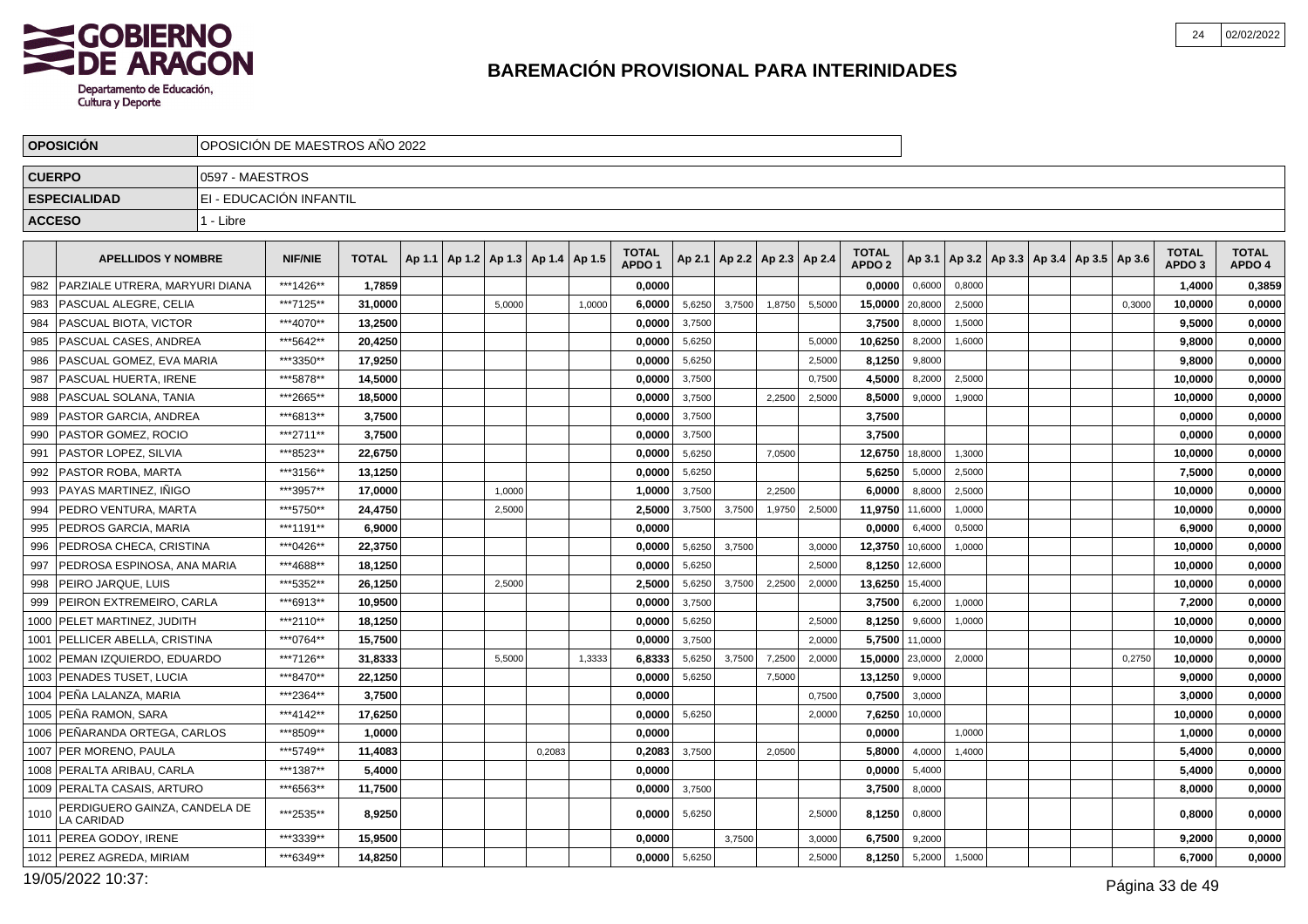# BAREMACIÓN PROVISIONAL PARA INTERINIDADES

| OPOSICIÓN | OPOSICIÓN DE MAESTROS AÑO 2022 |
|---|---|
| CUERPO | 0597 - MAESTROS |
| ESPECIALIDAD | EI - EDUCACIÓN INFANTIL |
| ACCESO | 1 - Libre |

| | APELLIDOS Y NOMBRE | NIF/NIE | TOTAL | Ap 1.1 | Ap 1.2 | Ap 1.3 | Ap 1.4 | Ap 1.5 | TOTAL APDO 1 | Ap 2.1 | Ap 2.2 | Ap 2.3 | Ap 2.4 | TOTAL APDO 2 | Ap 3.1 | Ap 3.2 | Ap 3.3 | Ap 3.4 | Ap 3.5 | Ap 3.6 | TOTAL APDO 3 | TOTAL APDO 4 |
|---|---|---|---|---|---|---|---|---|---|---|---|---|---|---|---|---|---|---|---|---|---|---|
| 982 | PARZIALE UTRERA, MARYURI DIANA | ***1426** | 1,7859 | | | | | | 0,0000 | | | | | 0,0000 | 0,6000 | 0,8000 | | | | | 1,4000 | 0,3859 |
| 983 | PASCUAL ALEGRE, CELIA | ***7125** | 31,0000 | | | 5,0000 | | 1,0000 | 6,0000 | 5,6250 | 3,7500 | 1,8750 | 5,5000 | 15,0000 | 20,8000 | 2,5000 | | | | 0,3000 | 10,0000 | 0,0000 |
| 984 | PASCUAL BIOTA, VICTOR | ***4070** | 13,2500 | | | | | | 0,0000 | 3,7500 | | | | 3,7500 | 8,0000 | 1,5000 | | | | | 9,5000 | 0,0000 |
| 985 | PASCUAL CASES, ANDREA | ***5642** | 20,4250 | | | | | | 0,0000 | 5,6250 | | | 5,0000 | 10,6250 | 8,2000 | 1,6000 | | | | | 9,8000 | 0,0000 |
| 986 | PASCUAL GOMEZ, EVA MARIA | ***3350** | 17,9250 | | | | | | 0,0000 | 5,6250 | | | 2,5000 | 8,1250 | 9,8000 | | | | | | 9,8000 | 0,0000 |
| 987 | PASCUAL HUERTA, IRENE | ***5878** | 14,5000 | | | | | | 0,0000 | 3,7500 | | | 0,7500 | 4,5000 | 8,2000 | 2,5000 | | | | | 10,0000 | 0,0000 |
| 988 | PASCUAL SOLANA, TANIA | ***2665** | 18,5000 | | | | | | 0,0000 | 3,7500 | | 2,2500 | 2,5000 | 8,5000 | 9,0000 | 1,9000 | | | | | 10,0000 | 0,0000 |
| 989 | PASTOR GARCIA, ANDREA | ***6813** | 3,7500 | | | | | | 0,0000 | 3,7500 | | | | 3,7500 | | | | | | | 0,0000 | 0,0000 |
| 990 | PASTOR GOMEZ, ROCIO | ***2711** | 3,7500 | | | | | | 0,0000 | 3,7500 | | | | 3,7500 | | | | | | | 0,0000 | 0,0000 |
| 991 | PASTOR LOPEZ, SILVIA | ***8523** | 22,6750 | | | | | | 0,0000 | 5,6250 | | 7,0500 | | 12,6750 | 18,8000 | 1,3000 | | | | | 10,0000 | 0,0000 |
| 992 | PASTOR ROBA, MARTA | ***3156** | 13,1250 | | | | | | 0,0000 | 5,6250 | | | | 5,6250 | 5,0000 | 2,5000 | | | | | 7,5000 | 0,0000 |
| 993 | PAYAS MARTINEZ, IÑIGO | ***3957** | 17,0000 | | | 1,0000 | | | 1,0000 | 3,7500 | | 2,2500 | | 6,0000 | 8,8000 | 2,5000 | | | | | 10,0000 | 0,0000 |
| 994 | PEDRO VENTURA, MARTA | ***5750** | 24,4750 | | | 2,5000 | | | 2,5000 | 3,7500 | 3,7500 | 1,9750 | 2,5000 | 11,9750 | 11,6000 | 1,0000 | | | | | 10,0000 | 0,0000 |
| 995 | PEDROS GARCIA, MARIA | ***1191** | 6,9000 | | | | | | 0,0000 | | | | | 0,0000 | 6,4000 | 0,5000 | | | | | 6,9000 | 0,0000 |
| 996 | PEDROSA CHECA, CRISTINA | ***0426** | 22,3750 | | | | | | 0,0000 | 5,6250 | 3,7500 | | 3,0000 | 12,3750 | 10,6000 | 1,0000 | | | | | 10,0000 | 0,0000 |
| 997 | PEDROSA ESPINOSA, ANA MARIA | ***4688** | 18,1250 | | | | | | 0,0000 | 5,6250 | | | 2,5000 | 8,1250 | 12,6000 | | | | | | 10,0000 | 0,0000 |
| 998 | PEIRO JARQUE, LUIS | ***5352** | 26,1250 | | | 2,5000 | | | 2,5000 | 5,6250 | 3,7500 | 2,2500 | 2,0000 | 13,6250 | 15,4000 | | | | | | 10,0000 | 0,0000 |
| 999 | PEIRON EXTREMEIRO, CARLA | ***6913** | 10,9500 | | | | | | 0,0000 | 3,7500 | | | | 3,7500 | 6,2000 | 1,0000 | | | | | 7,2000 | 0,0000 |
| 1000 | PELET MARTINEZ, JUDITH | ***2110** | 18,1250 | | | | | | 0,0000 | 5,6250 | | | 2,5000 | 8,1250 | 9,6000 | 1,0000 | | | | | 10,0000 | 0,0000 |
| 1001 | PELLICER ABELLA, CRISTINA | ***0764** | 15,7500 | | | | | | 0,0000 | 3,7500 | | | 2,0000 | 5,7500 | 11,0000 | | | | | | 10,0000 | 0,0000 |
| 1002 | PEMAN IZQUIERDO, EDUARDO | ***7126** | 31,8333 | | | 5,5000 | | 1,3333 | 6,8333 | 5,6250 | 3,7500 | 7,2500 | 2,0000 | 15,0000 | 23,0000 | 2,0000 | | | | 0,2750 | 10,0000 | 0,0000 |
| 1003 | PENADES TUSET, LUCIA | ***8470** | 22,1250 | | | | | | 0,0000 | 5,6250 | | 7,5000 | | 13,1250 | 9,0000 | | | | | | 9,0000 | 0,0000 |
| 1004 | PEÑA LALANZA, MARIA | ***2364** | 3,7500 | | | | | | 0,0000 | | | | 0,7500 | 0,7500 | 3,0000 | | | | | | 3,0000 | 0,0000 |
| 1005 | PEÑA RAMON, SARA | ***4142** | 17,6250 | | | | | | 0,0000 | 5,6250 | | | 2,0000 | 7,6250 | 10,0000 | | | | | | 10,0000 | 0,0000 |
| 1006 | PEÑARANDA ORTEGA, CARLOS | ***8509** | 1,0000 | | | | | | 0,0000 | | | | | 0,0000 | | 1,0000 | | | | | 1,0000 | 0,0000 |
| 1007 | PER MORENO, PAULA | ***5749** | 11,4083 | | | | 0,2083 | | 0,2083 | 3,7500 | | 2,0500 | | 5,8000 | 4,0000 | 1,4000 | | | | | 5,4000 | 0,0000 |
| 1008 | PERALTA ARIBAU, CARLA | ***1387** | 5,4000 | | | | | | 0,0000 | | | | | 0,0000 | 5,4000 | | | | | | 5,4000 | 0,0000 |
| 1009 | PERALTA CASAIS, ARTURO | ***6563** | 11,7500 | | | | | | 0,0000 | 3,7500 | | | | 3,7500 | 8,0000 | | | | | | 8,0000 | 0,0000 |
| 1010 | PERDIGUERO GAINZA, CANDELA DE LA CARIDAD | ***2535** | 8,9250 | | | | | | 0,0000 | 5,6250 | | | 2,5000 | 8,1250 | 0,8000 | | | | | | 0,8000 | 0,0000 |
| 1011 | PEREA GODOY, IRENE | ***3339** | 15,9500 | | | | | | 0,0000 | | 3,7500 | | 3,0000 | 6,7500 | 9,2000 | | | | | | 9,2000 | 0,0000 |
| 1012 | PEREZ AGREDA, MIRIAM | ***6349** | 14,8250 | | | | | | 0,0000 | 5,6250 | | | 2,5000 | 8,1250 | 5,2000 | 1,5000 | | | | | 6,7000 | 0,0000 |

19/05/2022 10:37: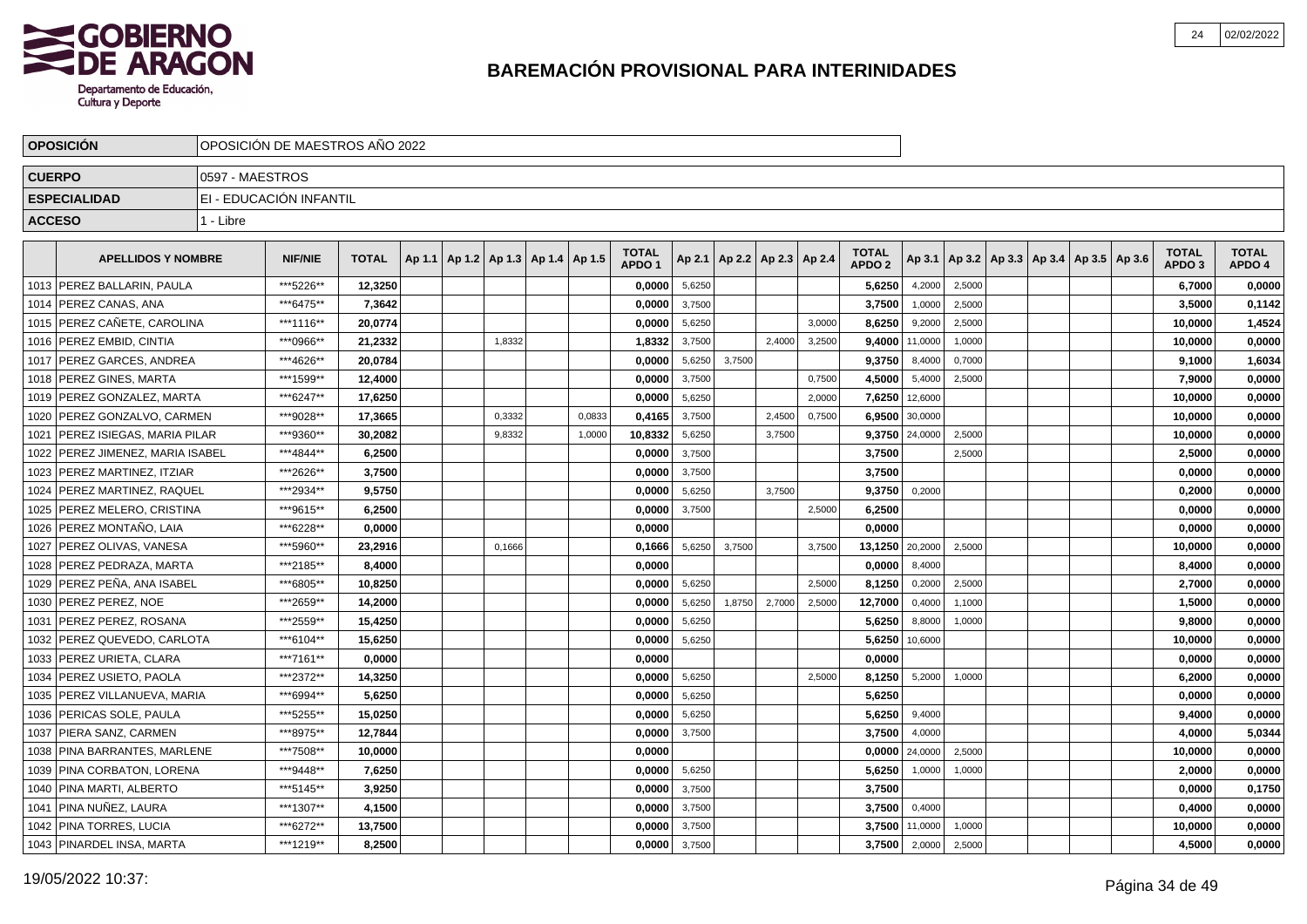# BAREMACIÓN PROVISIONAL PARA INTERINIDADES

| OPOSICIÓN | OPOSICIÓN DE MAESTROS AÑO 2022 |
|---|---|
| CUERPO | 0597 - MAESTROS |
| ESPECIALIDAD | EI - EDUCACIÓN INFANTIL |
| ACCESO | 1 - Libre |

| | APELLIDOS Y NOMBRE | NIF/NIE | TOTAL | Ap 1.1 | Ap 1.2 | Ap 1.3 | Ap 1.4 | Ap 1.5 | TOTAL APDO 1 | Ap 2.1 | Ap 2.2 | Ap 2.3 | Ap 2.4 | TOTAL APDO 2 | Ap 3.1 | Ap 3.2 | Ap 3.3 | Ap 3.4 | Ap 3.5 | Ap 3.6 | TOTAL APDO 3 | TOTAL APDO 4 |
|---|---|---|---|---|---|---|---|---|---|---|---|---|---|---|---|---|---|---|---|---|---|---|
| 1013 | PEREZ BALLARIN, PAULA | ***5226** | 12,3250 | | | | | | 0,0000 | 5,6250 | | | | 5,6250 | 4,2000 | 2,5000 | | | | | 6,7000 | 0,0000 |
| 1014 | PEREZ CANAS, ANA | ***6475** | 7,3642 | | | | | | 0,0000 | 3,7500 | | | | 3,7500 | 1,0000 | 2,5000 | | | | | 3,5000 | 0,1142 |
| 1015 | PEREZ CAÑETE, CAROLINA | ***1116** | 20,0774 | | | | | | 0,0000 | 5,6250 | | | 3,0000 | 8,6250 | 9,2000 | 2,5000 | | | | | 10,0000 | 1,4524 |
| 1016 | PEREZ EMBID, CINTIA | ***0966** | 21,2332 | | | 1,8332 | | | 1,8332 | 3,7500 | | 2,4000 | 3,2500 | 9,4000 | 11,0000 | 1,0000 | | | | | 10,0000 | 0,0000 |
| 1017 | PEREZ GARCES, ANDREA | ***4626** | 20,0784 | | | | | | 0,0000 | 5,6250 | 3,7500 | | | 9,3750 | 8,4000 | 0,7000 | | | | | 9,1000 | 1,6034 |
| 1018 | PEREZ GINES, MARTA | ***1599** | 12,4000 | | | | | | 0,0000 | 3,7500 | | | 0,7500 | 4,5000 | 5,4000 | 2,5000 | | | | | 7,9000 | 0,0000 |
| 1019 | PEREZ GONZALEZ, MARTA | ***6247** | 17,6250 | | | | | | 0,0000 | 5,6250 | | | 2,0000 | 7,6250 | 12,6000 | | | | | | 10,0000 | 0,0000 |
| 1020 | PEREZ GONZALVO, CARMEN | ***9028** | 17,3665 | | | 0,3332 | | 0,0833 | 0,4165 | 3,7500 | | 2,4500 | 0,7500 | 6,9500 | 30,0000 | | | | | | 10,0000 | 0,0000 |
| 1021 | PEREZ ISIEGAS, MARIA PILAR | ***9360** | 30,2082 | | | 9,8332 | | 1,0000 | 10,8332 | 5,6250 | | 3,7500 | | 9,3750 | 24,0000 | 2,5000 | | | | | 10,0000 | 0,0000 |
| 1022 | PEREZ JIMENEZ, MARIA ISABEL | ***4844** | 6,2500 | | | | | | 0,0000 | 3,7500 | | | | 3,7500 | | 2,5000 | | | | | 2,5000 | 0,0000 |
| 1023 | PEREZ MARTINEZ, ITZIAR | ***2626** | 3,7500 | | | | | | 0,0000 | 3,7500 | | | | 3,7500 | | | | | | | 0,0000 | 0,0000 |
| 1024 | PEREZ MARTINEZ, RAQUEL | ***2934** | 9,5750 | | | | | | 0,0000 | 5,6250 | | 3,7500 | | 9,3750 | 0,2000 | | | | | | 0,2000 | 0,0000 |
| 1025 | PEREZ MELERO, CRISTINA | ***9615** | 6,2500 | | | | | | 0,0000 | 3,7500 | | | 2,5000 | 6,2500 | | | | | | | 0,0000 | 0,0000 |
| 1026 | PEREZ MONTAÑO, LAIA | ***6228** | 0,0000 | | | | | | 0,0000 | | | | | 0,0000 | | | | | | | 0,0000 | 0,0000 |
| 1027 | PEREZ OLIVAS, VANESA | ***5960** | 23,2916 | | | 0,1666 | | | 0,1666 | 5,6250 | 3,7500 | | 3,7500 | 13,1250 | 20,2000 | 2,5000 | | | | | 10,0000 | 0,0000 |
| 1028 | PEREZ PEDRAZA, MARTA | ***2185** | 8,4000 | | | | | | 0,0000 | | | | | 0,0000 | 8,4000 | | | | | | 8,4000 | 0,0000 |
| 1029 | PEREZ PEÑA, ANA ISABEL | ***6805** | 10,8250 | | | | | | 0,0000 | 5,6250 | | | 2,5000 | 8,1250 | 0,2000 | 2,5000 | | | | | 2,7000 | 0,0000 |
| 1030 | PEREZ PEREZ, NOE | ***2659** | 14,2000 | | | | | | 0,0000 | 5,6250 | 1,8750 | 2,7000 | 2,5000 | 12,7000 | 0,4000 | 1,1000 | | | | | 1,5000 | 0,0000 |
| 1031 | PEREZ PEREZ, ROSANA | ***2559** | 15,4250 | | | | | | 0,0000 | 5,6250 | | | | 5,6250 | 8,8000 | 1,0000 | | | | | 9,8000 | 0,0000 |
| 1032 | PEREZ QUEVEDO, CARLOTA | ***6104** | 15,6250 | | | | | | 0,0000 | 5,6250 | | | | 5,6250 | 10,6000 | | | | | | 10,0000 | 0,0000 |
| 1033 | PEREZ URIETA, CLARA | ***7161** | 0,0000 | | | | | | 0,0000 | | | | | 0,0000 | | | | | | | 0,0000 | 0,0000 |
| 1034 | PEREZ USIETO, PAOLA | ***2372** | 14,3250 | | | | | | 0,0000 | 5,6250 | | | 2,5000 | 8,1250 | 5,2000 | 1,0000 | | | | | 6,2000 | 0,0000 |
| 1035 | PEREZ VILLANUEVA, MARIA | ***6994** | 5,6250 | | | | | | 0,0000 | 5,6250 | | | | 5,6250 | | | | | | | 0,0000 | 0,0000 |
| 1036 | PERICAS SOLE, PAULA | ***5255** | 15,0250 | | | | | | 0,0000 | 5,6250 | | | | 5,6250 | 9,4000 | | | | | | 9,4000 | 0,0000 |
| 1037 | PIERA SANZ, CARMEN | ***8975** | 12,7844 | | | | | | 0,0000 | 3,7500 | | | | 3,7500 | 4,0000 | | | | | | 4,0000 | 5,0344 |
| 1038 | PINA BARRANTES, MARLENE | ***7508** | 10,0000 | | | | | | 0,0000 | | | | | 0,0000 | 24,0000 | 2,5000 | | | | | 10,0000 | 0,0000 |
| 1039 | PINA CORBATON, LORENA | ***9448** | 7,6250 | | | | | | 0,0000 | 5,6250 | | | | 5,6250 | 1,0000 | 1,0000 | | | | | 2,0000 | 0,0000 |
| 1040 | PINA MARTI, ALBERTO | ***5145** | 3,9250 | | | | | | 0,0000 | 3,7500 | | | | 3,7500 | | | | | | | 0,0000 | 0,1750 |
| 1041 | PINA NUÑEZ, LAURA | ***1307** | 4,1500 | | | | | | 0,0000 | 3,7500 | | | | 3,7500 | 0,4000 | | | | | | 0,4000 | 0,0000 |
| 1042 | PINA TORRES, LUCIA | ***6272** | 13,7500 | | | | | | 0,0000 | 3,7500 | | | | 3,7500 | 11,0000 | 1,0000 | | | | | 10,0000 | 0,0000 |
| 1043 | PINARDEL INSA, MARTA | ***1219** | 8,2500 | | | | | | 0,0000 | 3,7500 | | | | 3,7500 | 2,0000 | 2,5000 | | | | | 4,5000 | 0,0000 |

19/05/2022 10:37: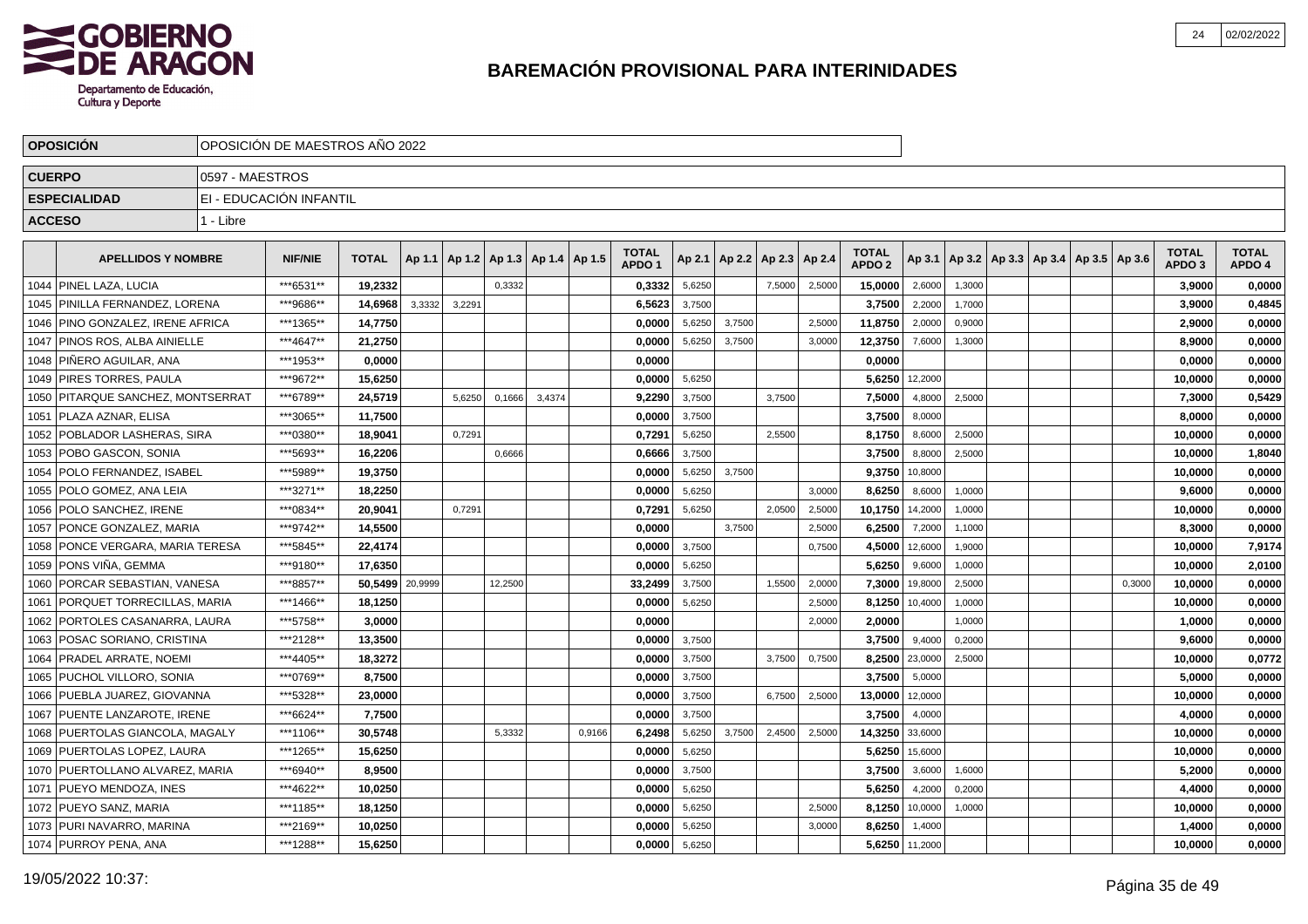# BAREMACIÓN PROVISIONAL PARA INTERINIDADES

| OPOSICIÓN | OPOSICIÓN DE MAESTROS AÑO 2022 |
|---|---|
| CUERPO | 0597 - MAESTROS |
| ESPECIALIDAD | EI - EDUCACIÓN INFANTIL |
| ACCESO | 1 - Libre |

| | APELLIDOS Y NOMBRE | NIF/NIE | TOTAL | Ap 1.1 | Ap 1.2 | Ap 1.3 | Ap 1.4 | Ap 1.5 | TOTAL APDO 1 | Ap 2.1 | Ap 2.2 | Ap 2.3 | Ap 2.4 | TOTAL APDO 2 | Ap 3.1 | Ap 3.2 | Ap 3.3 | Ap 3.4 | Ap 3.5 | Ap 3.6 | TOTAL APDO 3 | TOTAL APDO 4 |
|---|---|---|---|---|---|---|---|---|---|---|---|---|---|---|---|---|---|---|---|---|---|---|
| 1044 | PINEL LAZA, LUCIA | ***6531** | 19,2332 | | | 0,3332 | | | 0,3332 | 5,6250 | | 7,5000 | 2,5000 | 15,0000 | 2,6000 | 1,3000 | | | | | 3,9000 | 0,0000 |
| 1045 | PINILLA FERNANDEZ, LORENA | ***9686** | 14,6968 | 3,3332 | 3,2291 | | | | 6,5623 | 3,7500 | | | | 3,7500 | 2,2000 | 1,7000 | | | | | 3,9000 | 0,4845 |
| 1046 | PINO GONZALEZ, IRENE AFRICA | ***1365** | 14,7750 | | | | | | 0,0000 | 5,6250 | 3,7500 | | 2,5000 | 11,8750 | 2,0000 | 0,9000 | | | | | 2,9000 | 0,0000 |
| 1047 | PINOS ROS, ALBA AINIELLE | ***4647** | 21,2750 | | | | | | 0,0000 | 5,6250 | 3,7500 | | 3,0000 | 12,3750 | 7,6000 | 1,3000 | | | | | 8,9000 | 0,0000 |
| 1048 | PIÑERO AGUILAR, ANA | ***1953** | 0,0000 | | | | | | 0,0000 | | | | | 0,0000 | | | | | | | 0,0000 | 0,0000 |
| 1049 | PIRES TORRES, PAULA | ***9672** | 15,6250 | | | | | | 0,0000 | 5,6250 | | | | 5,6250 | 12,2000 | | | | | | 10,0000 | 0,0000 |
| 1050 | PITARQUE SANCHEZ, MONTSERRAT | ***6789** | 24,5719 | | 5,6250 | 0,1666 | 3,4374 | | 9,2290 | 3,7500 | | 3,7500 | | 7,5000 | 4,8000 | 2,5000 | | | | | 7,3000 | 0,5429 |
| 1051 | PLAZA AZNAR, ELISA | ***3065** | 11,7500 | | | | | | 0,0000 | 3,7500 | | | | 3,7500 | 8,0000 | | | | | | 8,0000 | 0,0000 |
| 1052 | POBLADOR LASHERAS, SIRA | ***0380** | 18,9041 | | 0,7291 | | | | 0,7291 | 5,6250 | | 2,5500 | | 8,1750 | 8,6000 | 2,5000 | | | | | 10,0000 | 0,0000 |
| 1053 | POBO GASCON, SONIA | ***5693** | 16,2206 | | | 0,6666 | | | 0,6666 | 3,7500 | | | | 3,7500 | 8,8000 | 2,5000 | | | | | 10,0000 | 1,8040 |
| 1054 | POLO FERNANDEZ, ISABEL | ***5989** | 19,3750 | | | | | | 0,0000 | 5,6250 | 3,7500 | | | 9,3750 | 10,8000 | | | | | | 10,0000 | 0,0000 |
| 1055 | POLO GOMEZ, ANA LEIA | ***3271** | 18,2250 | | | | | | 0,0000 | 5,6250 | | | 3,0000 | 8,6250 | 8,6000 | 1,0000 | | | | | 9,6000 | 0,0000 |
| 1056 | POLO SANCHEZ, IRENE | ***0834** | 20,9041 | | 0,7291 | | | | 0,7291 | 5,6250 | | 2,0500 | 2,5000 | 10,1750 | 14,2000 | 1,0000 | | | | | 10,0000 | 0,0000 |
| 1057 | PONCE GONZALEZ, MARIA | ***9742** | 14,5500 | | | | | | 0,0000 | | 3,7500 | | 2,5000 | 6,2500 | 7,2000 | 1,1000 | | | | | 8,3000 | 0,0000 |
| 1058 | PONCE VERGARA, MARIA TERESA | ***5845** | 22,4174 | | | | | | 0,0000 | 3,7500 | | | 0,7500 | 4,5000 | 12,6000 | 1,9000 | | | | | 10,0000 | 7,9174 |
| 1059 | PONS VIÑA, GEMMA | ***9180** | 17,6350 | | | | | | 0,0000 | 5,6250 | | | | 5,6250 | 9,6000 | 1,0000 | | | | | 10,0000 | 2,0100 |
| 1060 | PORCAR SEBASTIAN, VANESA | ***8857** | 50,5499 | 20,9999 | | 12,2500 | | | 33,2499 | 3,7500 | | 1,5500 | 2,0000 | 7,3000 | 19,8000 | 2,5000 | | | | 0,3000 | 10,0000 | 0,0000 |
| 1061 | PORQUET TORRECILLAS, MARIA | ***1466** | 18,1250 | | | | | | 0,0000 | 5,6250 | | | 2,5000 | 8,1250 | 10,4000 | 1,0000 | | | | | 10,0000 | 0,0000 |
| 1062 | PORTOLES CASANARRA, LAURA | ***5758** | 3,0000 | | | | | | 0,0000 | | | | 2,0000 | 2,0000 | | 1,0000 | | | | | 1,0000 | 0,0000 |
| 1063 | POSAC SORIANO, CRISTINA | ***2128** | 13,3500 | | | | | | 0,0000 | 3,7500 | | | | 3,7500 | 9,4000 | 0,2000 | | | | | 9,6000 | 0,0000 |
| 1064 | PRADEL ARRATE, NOEMI | ***4405** | 18,3272 | | | | | | 0,0000 | 3,7500 | | 3,7500 | 0,7500 | 8,2500 | 23,0000 | 2,5000 | | | | | 10,0000 | 0,0772 |
| 1065 | PUCHOL VILLORO, SONIA | ***0769** | 8,7500 | | | | | | 0,0000 | 3,7500 | | | | 3,7500 | 5,0000 | | | | | | 5,0000 | 0,0000 |
| 1066 | PUEBLA JUAREZ, GIOVANNA | ***5328** | 23,0000 | | | | | | 0,0000 | 3,7500 | | 6,7500 | 2,5000 | 13,0000 | 12,0000 | | | | | | 10,0000 | 0,0000 |
| 1067 | PUENTE LANZAROTE, IRENE | ***6624** | 7,7500 | | | | | | 0,0000 | 3,7500 | | | | 3,7500 | 4,0000 | | | | | | 4,0000 | 0,0000 |
| 1068 | PUERTOLAS GIANCOLA, MAGALY | ***1106** | 30,5748 | | | 5,3332 | | 0,9166 | 6,2498 | 5,6250 | 3,7500 | 2,4500 | 2,5000 | 14,3250 | 33,6000 | | | | | | 10,0000 | 0,0000 |
| 1069 | PUERTOLAS LOPEZ, LAURA | ***1265** | 15,6250 | | | | | | 0,0000 | 5,6250 | | | | 5,6250 | 15,6000 | | | | | | 10,0000 | 0,0000 |
| 1070 | PUERTOLLANO ALVAREZ, MARIA | ***6940** | 8,9500 | | | | | | 0,0000 | 3,7500 | | | | 3,7500 | 3,6000 | 1,6000 | | | | | 5,2000 | 0,0000 |
| 1071 | PUEYO MENDOZA, INES | ***4622** | 10,0250 | | | | | | 0,0000 | 5,6250 | | | | 5,6250 | 4,2000 | 0,2000 | | | | | 4,4000 | 0,0000 |
| 1072 | PUEYO SANZ, MARIA | ***1185** | 18,1250 | | | | | | 0,0000 | 5,6250 | | | 2,5000 | 8,1250 | 10,0000 | 1,0000 | | | | | 10,0000 | 0,0000 |
| 1073 | PURI NAVARRO, MARINA | ***2169** | 10,0250 | | | | | | 0,0000 | 5,6250 | | | 3,0000 | 8,6250 | 1,4000 | | | | | | 1,4000 | 0,0000 |
| 1074 | PURROY PENA, ANA | ***1288** | 15,6250 | | | | | | 0,0000 | 5,6250 | | | | 5,6250 | 11,2000 | | | | | | 10,0000 | 0,0000 |

19/05/2022 10:37: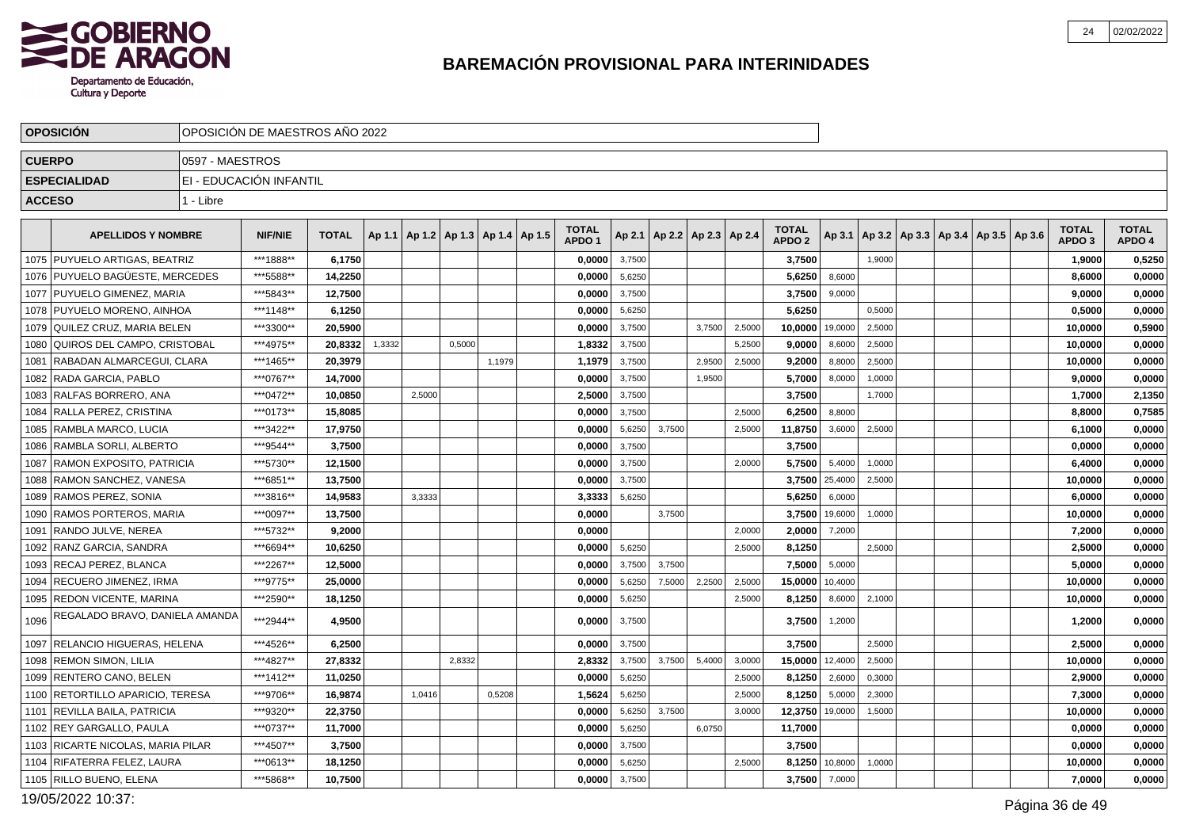## BAREMACIÓN PROVISIONAL PARA INTERINIDADES

| OPOSICIÓN | OPOSICIÓN DE MAESTROS AÑO 2022 |
|---|---|
| CUERPO | 0597 - MAESTROS |
| ESPECIALIDAD | EI - EDUCACIÓN INFANTIL |
| ACCESO | 1 - Libre |

| | APELLIDOS Y NOMBRE | NIF/NIE | TOTAL | Ap 1.1 | Ap 1.2 | Ap 1.3 | Ap 1.4 | Ap 1.5 | TOTAL APDO 1 | Ap 2.1 | Ap 2.2 | Ap 2.3 | Ap 2.4 | TOTAL APDO 2 | Ap 3.1 | Ap 3.2 | Ap 3.3 | Ap 3.4 | Ap 3.5 | Ap 3.6 | TOTAL APDO 3 | TOTAL APDO 4 |
|---|---|---|---|---|---|---|---|---|---|---|---|---|---|---|---|---|---|---|---|---|---|---|
| 1075 | PUYUELO ARTIGAS, BEATRIZ | ***1888** | 6,1750 | | | | | | 0,0000 | 3,7500 | | | | 3,7500 | | 1,9000 | | | | | 1,9000 | 0,5250 |
| 1076 | PUYUELO BAGÜESTE, MERCEDES | ***5588** | 14,2250 | | | | | | 0,0000 | 5,6250 | | | | 5,6250 | 8,6000 | | | | | | 8,6000 | 0,0000 |
| 1077 | PUYUELO GIMENEZ, MARIA | ***5843** | 12,7500 | | | | | | 0,0000 | 3,7500 | | | | 3,7500 | 9,0000 | | | | | | 9,0000 | 0,0000 |
| 1078 | PUYUELO MORENO, AINHOA | ***1148** | 6,1250 | | | | | | 0,0000 | 5,6250 | | | | 5,6250 | | 0,5000 | | | | | 0,5000 | 0,0000 |
| 1079 | QUILEZ CRUZ, MARIA BELEN | ***3300** | 20,5900 | | | | | | 0,0000 | 3,7500 | | 3,7500 | 2,5000 | 10,0000 | 19,0000 | 2,5000 | | | | | 10,0000 | 0,5900 |
| 1080 | QUIROS DEL CAMPO, CRISTOBAL | ***4975** | 20,8332 | 1,3332 | | 0,5000 | | | 1,8332 | 3,7500 | | | 5,2500 | 9,0000 | 8,6000 | 2,5000 | | | | | 10,0000 | 0,0000 |
| 1081 | RABADAN ALMARCEGUI, CLARA | ***1465** | 20,3979 | | | | 1,1979 | | 1,1979 | 3,7500 | | 2,9500 | 2,5000 | 9,2000 | 8,8000 | 2,5000 | | | | | 10,0000 | 0,0000 |
| 1082 | RADA GARCIA, PABLO | ***0767** | 14,7000 | | | | | | 0,0000 | 3,7500 | | 1,9500 | | 5,7000 | 8,0000 | 1,0000 | | | | | 9,0000 | 0,0000 |
| 1083 | RALFAS BORRERO, ANA | ***0472** | 10,0850 | | 2,5000 | | | | 2,5000 | 3,7500 | | | | 3,7500 | | 1,7000 | | | | | 1,7000 | 2,1350 |
| 1084 | RALLA PEREZ, CRISTINA | ***0173** | 15,8085 | | | | | | 0,0000 | 3,7500 | | | 2,5000 | 6,2500 | 8,8000 | | | | | | 8,8000 | 0,7585 |
| 1085 | RAMBLA MARCO, LUCIA | ***3422** | 17,9750 | | | | | | 0,0000 | 5,6250 | 3,7500 | | 2,5000 | 11,8750 | 3,6000 | 2,5000 | | | | | 6,1000 | 0,0000 |
| 1086 | RAMBLA SORLI, ALBERTO | ***9544** | 3,7500 | | | | | | 0,0000 | 3,7500 | | | | 3,7500 | | | | | | | 0,0000 | 0,0000 |
| 1087 | RAMON EXPOSITO, PATRICIA | ***5730** | 12,1500 | | | | | | 0,0000 | 3,7500 | | | 2,0000 | 5,7500 | 5,4000 | 1,0000 | | | | | 6,4000 | 0,0000 |
| 1088 | RAMON SANCHEZ, VANESA | ***6851** | 13,7500 | | | | | | 0,0000 | 3,7500 | | | | 3,7500 | 25,4000 | 2,5000 | | | | | 10,0000 | 0,0000 |
| 1089 | RAMOS PEREZ, SONIA | ***3816** | 14,9583 | | 3,3333 | | | | 3,3333 | 5,6250 | | | | 5,6250 | 6,0000 | | | | | | 6,0000 | 0,0000 |
| 1090 | RAMOS PORTEROS, MARIA | ***0097** | 13,7500 | | | | | | 0,0000 | | 3,7500 | | | 3,7500 | 19,6000 | 1,0000 | | | | | 10,0000 | 0,0000 |
| 1091 | RANDO JULVE, NEREA | ***5732** | 9,2000 | | | | | | 0,0000 | | | | 2,0000 | 2,0000 | 7,2000 | | | | | | 7,2000 | 0,0000 |
| 1092 | RANZ GARCIA, SANDRA | ***6694** | 10,6250 | | | | | | 0,0000 | 5,6250 | | | 2,5000 | 8,1250 | | 2,5000 | | | | | 2,5000 | 0,0000 |
| 1093 | RECAJ PEREZ, BLANCA | ***2267** | 12,5000 | | | | | | 0,0000 | 3,7500 | 3,7500 | | | 7,5000 | 5,0000 | | | | | | 5,0000 | 0,0000 |
| 1094 | RECUERO JIMENEZ, IRMA | ***9775** | 25,0000 | | | | | | 0,0000 | 5,6250 | 7,5000 | 2,2500 | 2,5000 | 15,0000 | 10,4000 | | | | | | 10,0000 | 0,0000 |
| 1095 | REDON VICENTE, MARINA | ***2590** | 18,1250 | | | | | | 0,0000 | 5,6250 | | | 2,5000 | 8,1250 | 8,6000 | 2,1000 | | | | | 10,0000 | 0,0000 |
| 1096 | REGALADO BRAVO, DANIELA AMANDA | ***2944** | 4,9500 | | | | | | 0,0000 | 3,7500 | | | | 3,7500 | 1,2000 | | | | | | 1,2000 | 0,0000 |
| 1097 | RELANCIO HIGUERAS, HELENA | ***4526** | 6,2500 | | | | | | 0,0000 | 3,7500 | | | | 3,7500 | | 2,5000 | | | | | 2,5000 | 0,0000 |
| 1098 | REMON SIMON, LILIA | ***4827** | 27,8332 | | | 2,8332 | | | 2,8332 | 3,7500 | 3,7500 | 5,4000 | 3,0000 | 15,0000 | 12,4000 | 2,5000 | | | | | 10,0000 | 0,0000 |
| 1099 | RENTERO CANO, BELEN | ***1412** | 11,0250 | | | | | | 0,0000 | 5,6250 | | | 2,5000 | 8,1250 | 2,6000 | 0,3000 | | | | | 2,9000 | 0,0000 |
| 1100 | RETORTILLO APARICIO, TERESA | ***9706** | 16,9874 | | 1,0416 | | 0,5208 | | 1,5624 | 5,6250 | | | 2,5000 | 8,1250 | 5,0000 | 2,3000 | | | | | 7,3000 | 0,0000 |
| 1101 | REVILLA BAILA, PATRICIA | ***9320** | 22,3750 | | | | | | 0,0000 | 5,6250 | 3,7500 | | 3,0000 | 12,3750 | 19,0000 | 1,5000 | | | | | 10,0000 | 0,0000 |
| 1102 | REY GARGALLO, PAULA | ***0737** | 11,7000 | | | | | | 0,0000 | 5,6250 | | 6,0750 | | 11,7000 | | | | | | | 0,0000 | 0,0000 |
| 1103 | RICARTE NICOLAS, MARIA PILAR | ***4507** | 3,7500 | | | | | | 0,0000 | 3,7500 | | | | 3,7500 | | | | | | | 0,0000 | 0,0000 |
| 1104 | RIFATERRA FELEZ, LAURA | ***0613** | 18,1250 | | | | | | 0,0000 | 5,6250 | | | 2,5000 | 8,1250 | 10,8000 | 1,0000 | | | | | 10,0000 | 0,0000 |
| 1105 | RILLO BUENO, ELENA | ***5868** | 10,7500 | | | | | | 0,0000 | 3,7500 | | | | 3,7500 | 7,0000 | | | | | | 7,0000 | 0,0000 |

19/05/2022 10:37: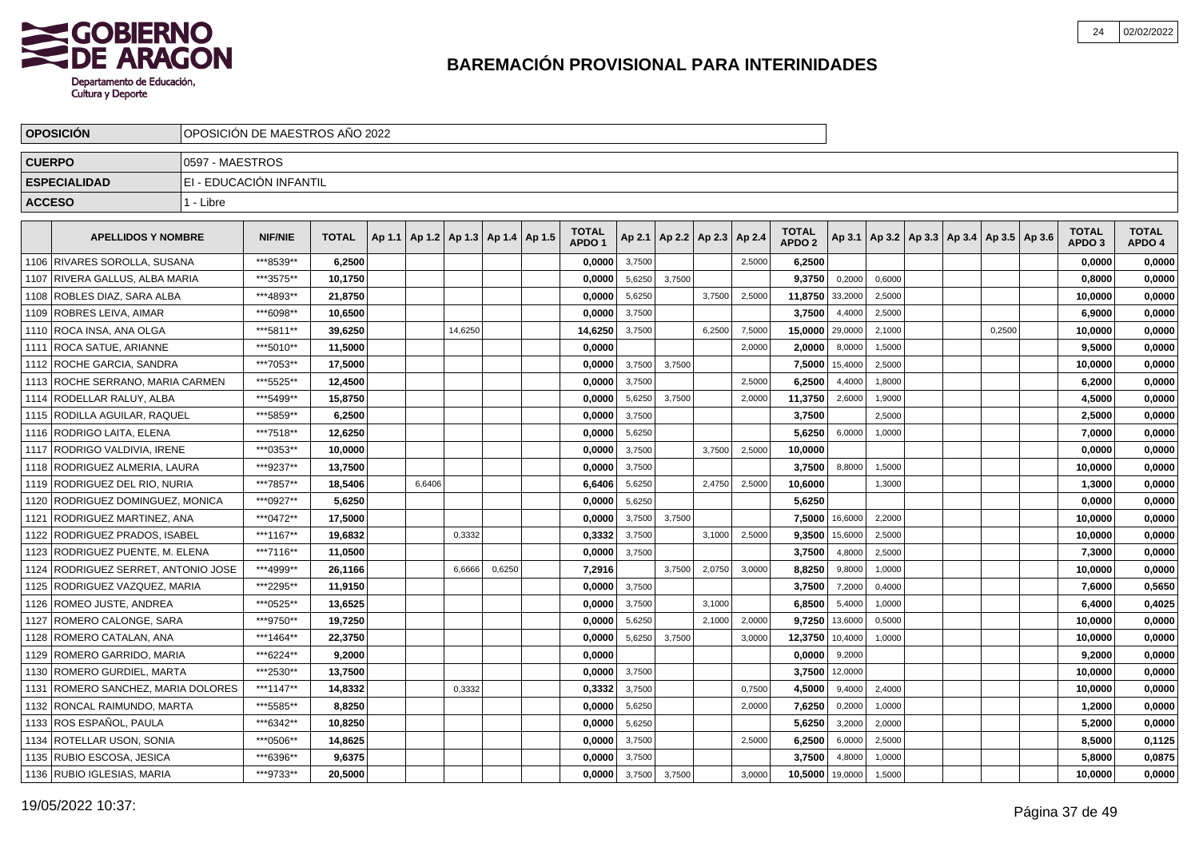# BAREMACIÓN PROVISIONAL PARA INTERINIDADES

| OPOSICIÓN | OPOSICIÓN DE MAESTROS AÑO 2022 |
|---|---|
| CUERPO | 0597 - MAESTROS |
| ESPECIALIDAD | EI - EDUCACIÓN INFANTIL |
| ACCESO | 1 - Libre |

| | APELLIDOS Y NOMBRE | NIF/NIE | TOTAL | Ap 1.1 | Ap 1.2 | Ap 1.3 | Ap 1.4 | Ap 1.5 | TOTAL APDO 1 | Ap 2.1 | Ap 2.2 | Ap 2.3 | Ap 2.4 | TOTAL APDO 2 | Ap 3.1 | Ap 3.2 | Ap 3.3 | Ap 3.4 | Ap 3.5 | Ap 3.6 | TOTAL APDO 3 | TOTAL APDO 4 |
|---|---|---|---|---|---|---|---|---|---|---|---|---|---|---|---|---|---|---|---|---|---|---|
| 1106 | RIVARES SOROLLA, SUSANA | ***8539** | 6,2500 | | | | | | 0,0000 | 3,7500 | | | 2,5000 | 6,2500 | | | | | | | 0,0000 | 0,0000 |
| 1107 | RIVERA GALLUS, ALBA MARIA | ***3575** | 10,1750 | | | | | | 0,0000 | 5,6250 | 3,7500 | | | 9,3750 | 0,2000 | 0,6000 | | | | | 0,8000 | 0,0000 |
| 1108 | ROBLES DIAZ, SARA ALBA | ***4893** | 21,8750 | | | | | | 0,0000 | 5,6250 | | 3,7500 | 2,5000 | 11,8750 | 33,2000 | 2,5000 | | | | | 10,0000 | 0,0000 |
| 1109 | ROBLES LEIVA, AIMAR | ***6098** | 10,6500 | | | | | | 0,0000 | 3,7500 | | | | 3,7500 | 4,4000 | 2,5000 | | | | | 6,9000 | 0,0000 |
| 1110 | ROCA INSA, ANA OLGA | ***5811** | 39,6250 | | | 14,6250 | | | 14,6250 | 3,7500 | | 6,2500 | 7,5000 | 15,0000 | 29,0000 | 2,1000 | | | 0,2500 | | 10,0000 | 0,0000 |
| 1111 | ROCA SATUE, ARIANNE | ***5010** | 11,5000 | | | | | | 0,0000 | | | | 2,0000 | 2,0000 | 8,0000 | 1,5000 | | | | | 9,5000 | 0,0000 |
| 1112 | ROCHE GARCIA, SANDRA | ***7053** | 17,5000 | | | | | | 0,0000 | 3,7500 | 3,7500 | | | 7,5000 | 15,4000 | 2,5000 | | | | | 10,0000 | 0,0000 |
| 1113 | ROCHE SERRANO, MARIA CARMEN | ***5525** | 12,4500 | | | | | | 0,0000 | 3,7500 | | | 2,5000 | 6,2500 | 4,4000 | 1,8000 | | | | | 6,2000 | 0,0000 |
| 1114 | RODELLAR RALUY, ALBA | ***5499** | 15,8750 | | | | | | 0,0000 | 5,6250 | 3,7500 | | 2,0000 | 11,3750 | 2,6000 | 1,9000 | | | | | 4,5000 | 0,0000 |
| 1115 | RODILLA AGUILAR, RAQUEL | ***5859** | 6,2500 | | | | | | 0,0000 | 3,7500 | | | | 3,7500 | | 2,5000 | | | | | 2,5000 | 0,0000 |
| 1116 | RODRIGO LAITA, ELENA | ***7518** | 12,6250 | | | | | | 0,0000 | 5,6250 | | | | 5,6250 | 6,0000 | 1,0000 | | | | | 7,0000 | 0,0000 |
| 1117 | RODRIGO VALDIVIA, IRENE | ***0353** | 10,0000 | | | | | | 0,0000 | 3,7500 | | 3,7500 | 2,5000 | 10,0000 | | | | | | | 0,0000 | 0,0000 |
| 1118 | RODRIGUEZ ALMERIA, LAURA | ***9237** | 13,7500 | | | | | | 0,0000 | 3,7500 | | | | 3,7500 | 8,8000 | 1,5000 | | | | | 10,0000 | 0,0000 |
| 1119 | RODRIGUEZ DEL RIO, NURIA | ***7857** | 18,5406 | | 6,6406 | | | | 6,6406 | 5,6250 | | 2,4750 | 2,5000 | 10,6000 | | 1,3000 | | | | | 1,3000 | 0,0000 |
| 1120 | RODRIGUEZ DOMINGUEZ, MONICA | ***0927** | 5,6250 | | | | | | 0,0000 | 5,6250 | | | | 5,6250 | | | | | | | 0,0000 | 0,0000 |
| 1121 | RODRIGUEZ MARTINEZ, ANA | ***0472** | 17,5000 | | | | | | 0,0000 | 3,7500 | 3,7500 | | | 7,5000 | 16,6000 | 2,2000 | | | | | 10,0000 | 0,0000 |
| 1122 | RODRIGUEZ PRADOS, ISABEL | ***1167** | 19,6832 | | | 0,3332 | | | 0,3332 | 3,7500 | | 3,1000 | 2,5000 | 9,3500 | 15,6000 | 2,5000 | | | | | 10,0000 | 0,0000 |
| 1123 | RODRIGUEZ PUENTE, M. ELENA | ***7116** | 11,0500 | | | | | | 0,0000 | 3,7500 | | | | 3,7500 | 4,8000 | 2,5000 | | | | | 7,3000 | 0,0000 |
| 1124 | RODRIGUEZ SERRET, ANTONIO JOSE | ***4999** | 26,1166 | | | 6,6666 | 0,6250 | | 7,2916 | | 3,7500 | 2,0750 | 3,0000 | 8,8250 | 9,8000 | 1,0000 | | | | | 10,0000 | 0,0000 |
| 1125 | RODRIGUEZ VAZQUEZ, MARIA | ***2295** | 11,9150 | | | | | | 0,0000 | 3,7500 | | | | 3,7500 | 7,2000 | 0,4000 | | | | | 7,6000 | 0,5650 |
| 1126 | ROMEO JUSTE, ANDREA | ***0525** | 13,6525 | | | | | | 0,0000 | 3,7500 | | 3,1000 | | 6,8500 | 5,4000 | 1,0000 | | | | | 6,4000 | 0,4025 |
| 1127 | ROMERO CALONGE, SARA | ***9750** | 19,7250 | | | | | | 0,0000 | 5,6250 | | 2,1000 | 2,0000 | 9,7250 | 13,6000 | 0,5000 | | | | | 10,0000 | 0,0000 |
| 1128 | ROMERO CATALAN, ANA | ***1464** | 22,3750 | | | | | | 0,0000 | 5,6250 | 3,7500 | | 3,0000 | 12,3750 | 10,4000 | 1,0000 | | | | | 10,0000 | 0,0000 |
| 1129 | ROMERO GARRIDO, MARIA | ***6224** | 9,2000 | | | | | | 0,0000 | | | | | 0,0000 | 9,2000 | | | | | | 9,2000 | 0,0000 |
| 1130 | ROMERO GURDIEL, MARTA | ***2530** | 13,7500 | | | | | | 0,0000 | 3,7500 | | | | 3,7500 | 12,0000 | | | | | | 10,0000 | 0,0000 |
| 1131 | ROMERO SANCHEZ, MARIA DOLORES | ***1147** | 14,8332 | | | 0,3332 | | | 0,3332 | 3,7500 | | | 0,7500 | 4,5000 | 9,4000 | 2,4000 | | | | | 10,0000 | 0,0000 |
| 1132 | RONCAL RAIMUNDO, MARTA | ***5585** | 8,8250 | | | | | | 0,0000 | 5,6250 | | | 2,0000 | 7,6250 | 0,2000 | 1,0000 | | | | | 1,2000 | 0,0000 |
| 1133 | ROS ESPAÑOL, PAULA | ***6342** | 10,8250 | | | | | | 0,0000 | 5,6250 | | | | 5,6250 | 3,2000 | 2,0000 | | | | | 5,2000 | 0,0000 |
| 1134 | ROTELLAR USON, SONIA | ***0506** | 14,8625 | | | | | | 0,0000 | 3,7500 | | | 2,5000 | 6,2500 | 6,0000 | 2,5000 | | | | | 8,5000 | 0,1125 |
| 1135 | RUBIO ESCOSA, JESICA | ***6396** | 9,6375 | | | | | | 0,0000 | 3,7500 | | | | 3,7500 | 4,8000 | 1,0000 | | | | | 5,8000 | 0,0875 |
| 1136 | RUBIO IGLESIAS, MARIA | ***9733** | 20,5000 | | | | | | 0,0000 | 3,7500 | 3,7500 | | 3,0000 | 10,5000 | 19,0000 | 1,5000 | | | | | 10,0000 | 0,0000 |

19/05/2022 10:37: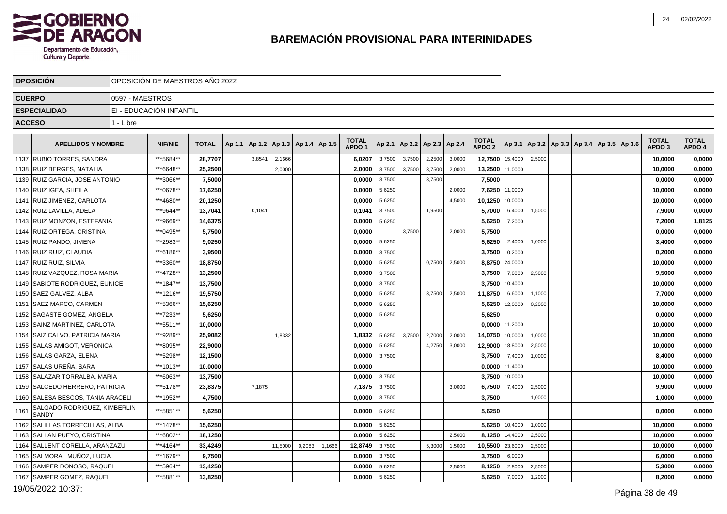# BAREMACIÓN PROVISIONAL PARA INTERINIDADES

| OPOSICIÓN | OPOSICIÓN DE MAESTROS AÑO 2022 |
|---|---|
| CUERPO | 0597 - MAESTROS |
| ESPECIALIDAD | EI - EDUCACIÓN INFANTIL |
| ACCESO | 1 - Libre |

| | APELLIDOS Y NOMBRE | NIF/NIE | TOTAL | Ap 1.1 | Ap 1.2 | Ap 1.3 | Ap 1.4 | Ap 1.5 | TOTAL APDO 1 | Ap 2.1 | Ap 2.2 | Ap 2.3 | Ap 2.4 | TOTAL APDO 2 | Ap 3.1 | Ap 3.2 | Ap 3.3 | Ap 3.4 | Ap 3.5 | Ap 3.6 | TOTAL APDO 3 | TOTAL APDO 4 |
|---|---|---|---|---|---|---|---|---|---|---|---|---|---|---|---|---|---|---|---|---|---|---|
| 1137 | RUBIO TORRES, SANDRA | ***5684** | 28,7707 | | 3,8541 | 2,1666 | | | 6,0207 | 3,7500 | 3,7500 | 2,2500 | 3,0000 | 12,7500 | 15,4000 | 2,5000 | | | | | 10,0000 | 0,0000 |
| 1138 | RUIZ BERGES, NATALIA | ***6648** | 25,2500 | | | 2,0000 | | | 2,0000 | 3,7500 | 3,7500 | 3,7500 | 2,0000 | 13,2500 | 11,0000 | | | | | | 10,0000 | 0,0000 |
| 1139 | RUIZ GARCIA, JOSE ANTONIO | ***3066** | 7,5000 | | | | | | 0,0000 | 3,7500 | | 3,7500 | | 7,5000 | | | | | | | 0,0000 | 0,0000 |
| 1140 | RUIZ IGEA, SHEILA | ***0678** | 17,6250 | | | | | | 0,0000 | 5,6250 | | | 2,0000 | 7,6250 | 11,0000 | | | | | | 10,0000 | 0,0000 |
| 1141 | RUIZ JIMENEZ, CARLOTA | ***4680** | 20,1250 | | | | | | 0,0000 | 5,6250 | | | 4,5000 | 10,1250 | 10,0000 | | | | | | 10,0000 | 0,0000 |
| 1142 | RUIZ LAVILLA, ADELA | ***9644** | 13,7041 | | 0,1041 | | | | 0,1041 | 3,7500 | | 1,9500 | | 5,7000 | 6,4000 | 1,5000 | | | | | 7,9000 | 0,0000 |
| 1143 | RUIZ MONZON, ESTEFANIA | ***9669** | 14,6375 | | | | | | 0,0000 | 5,6250 | | | | 5,6250 | 7,2000 | | | | | | 7,2000 | 1,8125 |
| 1144 | RUIZ ORTEGA, CRISTINA | ***0495** | 5,7500 | | | | | | 0,0000 | | 3,7500 | | 2,0000 | 5,7500 | | | | | | | 0,0000 | 0,0000 |
| 1145 | RUIZ PANDO, JIMENA | ***2983** | 9,0250 | | | | | | 0,0000 | 5,6250 | | | | 5,6250 | 2,4000 | 1,0000 | | | | | 3,4000 | 0,0000 |
| 1146 | RUIZ RUIZ, CLAUDIA | ***6186** | 3,9500 | | | | | | 0,0000 | 3,7500 | | | | 3,7500 | 0,2000 | | | | | | 0,2000 | 0,0000 |
| 1147 | RUIZ RUIZ, SILVIA | ***3360** | 18,8750 | | | | | | 0,0000 | 5,6250 | | 0,7500 | 2,5000 | 8,8750 | 24,0000 | | | | | | 10,0000 | 0,0000 |
| 1148 | RUIZ VAZQUEZ, ROSA MARIA | ***4728** | 13,2500 | | | | | | 0,0000 | 3,7500 | | | | 3,7500 | 7,0000 | 2,5000 | | | | | 9,5000 | 0,0000 |
| 1149 | SABIOTE RODRIGUEZ, EUNICE | ***1847** | 13,7500 | | | | | | 0,0000 | 3,7500 | | | | 3,7500 | 10,4000 | | | | | | 10,0000 | 0,0000 |
| 1150 | SAEZ GALVEZ, ALBA | ***1216** | 19,5750 | | | | | | 0,0000 | 5,6250 | | 3,7500 | 2,5000 | 11,8750 | 6,6000 | 1,1000 | | | | | 7,7000 | 0,0000 |
| 1151 | SAEZ MARCO, CARMEN | ***5366** | 15,6250 | | | | | | 0,0000 | 5,6250 | | | | 5,6250 | 12,0000 | 0,2000 | | | | | 10,0000 | 0,0000 |
| 1152 | SAGASTE GOMEZ, ANGELA | ***7233** | 5,6250 | | | | | | 0,0000 | 5,6250 | | | | 5,6250 | | | | | | | 0,0000 | 0,0000 |
| 1153 | SAINZ MARTINEZ, CARLOTA | ***5511** | 10,0000 | | | | | | 0,0000 | | | | | 0,0000 | 11,2000 | | | | | | 10,0000 | 0,0000 |
| 1154 | SAIZ CALVO, PATRICIA MARIA | ***9289** | 25,9082 | | | 1,8332 | | | 1,8332 | 5,6250 | 3,7500 | 2,7000 | 2,0000 | 14,0750 | 10,0000 | 1,0000 | | | | | 10,0000 | 0,0000 |
| 1155 | SALAS AMIGOT, VERONICA | ***8095** | 22,9000 | | | | | | 0,0000 | 5,6250 | | 4,2750 | 3,0000 | 12,9000 | 18,8000 | 2,5000 | | | | | 10,0000 | 0,0000 |
| 1156 | SALAS GARZA, ELENA | ***5298** | 12,1500 | | | | | | 0,0000 | 3,7500 | | | | 3,7500 | 7,4000 | 1,0000 | | | | | 8,4000 | 0,0000 |
| 1157 | SALAS UREÑA, SARA | ***1013** | 10,0000 | | | | | | 0,0000 | | | | | 0,0000 | 11,4000 | | | | | | 10,0000 | 0,0000 |
| 1158 | SALAZAR TORRALBA, MARIA | ***6063** | 13,7500 | | | | | | 0,0000 | 3,7500 | | | | 3,7500 | 10,0000 | | | | | | 10,0000 | 0,0000 |
| 1159 | SALCEDO HERRERO, PATRICIA | ***5178** | 23,8375 | | 7,1875 | | | | 7,1875 | 3,7500 | | | 3,0000 | 6,7500 | 7,4000 | 2,5000 | | | | | 9,9000 | 0,0000 |
| 1160 | SALESA BESCOS, TANIA ARACELI | ***1952** | 4,7500 | | | | | | 0,0000 | 3,7500 | | | | 3,7500 | | 1,0000 | | | | | 1,0000 | 0,0000 |
| 1161 | SALGADO RODRIGUEZ, KIMBERLIN SANDY | ***5851** | 5,6250 | | | | | | 0,0000 | 5,6250 | | | | 5,6250 | | | | | | | 0,0000 | 0,0000 |
| 1162 | SALILLAS TORRECILLAS, ALBA | ***1478** | 15,6250 | | | | | | 0,0000 | 5,6250 | | | | 5,6250 | 10,4000 | 1,0000 | | | | | 10,0000 | 0,0000 |
| 1163 | SALLAN PUEYO, CRISTINA | ***6802** | 18,1250 | | | | | | 0,0000 | 5,6250 | | | 2,5000 | 8,1250 | 14,4000 | 2,5000 | | | | | 10,0000 | 0,0000 |
| 1164 | SALLENT CORELLA, ARANZAZU | ***4164** | 33,4249 | | | 11,5000 | 0,2083 | 1,1666 | 12,8749 | 3,7500 | | 5,3000 | 1,5000 | 10,5500 | 23,6000 | 2,5000 | | | | | 10,0000 | 0,0000 |
| 1165 | SALMORAL MUÑOZ, LUCIA | ***1679** | 9,7500 | | | | | | 0,0000 | 3,7500 | | | | 3,7500 | 6,0000 | | | | | | 6,0000 | 0,0000 |
| 1166 | SAMPER DONOSO, RAQUEL | ***5964** | 13,4250 | | | | | | 0,0000 | 5,6250 | | | 2,5000 | 8,1250 | 2,8000 | 2,5000 | | | | | 5,3000 | 0,0000 |
| 1167 | SAMPER GOMEZ, RAQUEL | ***5881** | 13,8250 | | | | | | 0,0000 | 5,6250 | | | | 5,6250 | 7,0000 | 1,2000 | | | | | 8,2000 | 0,0000 |

19/05/2022 10:37: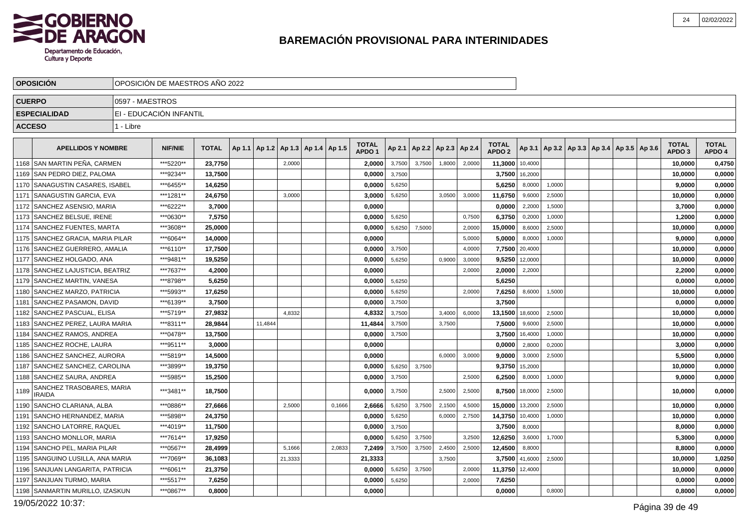# BAREMACIÓN PROVISIONAL PARA INTERINIDADES

| OPOSICIÓN | OPOSICIÓN DE MAESTROS AÑO 2022 |
|---|---|
| CUERPO | 0597 - MAESTROS |
| ESPECIALIDAD | EI - EDUCACIÓN INFANTIL |
| ACCESO | 1 - Libre |

| | APELLIDOS Y NOMBRE | NIF/NIE | TOTAL | Ap 1.1 | Ap 1.2 | Ap 1.3 | Ap 1.4 | Ap 1.5 | TOTAL APDO 1 | Ap 2.1 | Ap 2.2 | Ap 2.3 | Ap 2.4 | TOTAL APDO 2 | Ap 3.1 | Ap 3.2 | Ap 3.3 | Ap 3.4 | Ap 3.5 | Ap 3.6 | TOTAL APDO 3 | TOTAL APDO 4 |
|---|---|---|---|---|---|---|---|---|---|---|---|---|---|---|---|---|---|---|---|---|---|---|
| 1168 | SAN MARTIN PEÑA, CARMEN | ***5220** | 23,7750 | | | 2,0000 | | | 2,0000 | 3,7500 | 3,7500 | 1,8000 | 2,0000 | 11,3000 | 10,4000 | | | | | | 10,0000 | 0,4750 |
| 1169 | SAN PEDRO DIEZ, PALOMA | ***9234** | 13,7500 | | | | | | 0,0000 | 3,7500 | | | | 3,7500 | 16,2000 | | | | | | 10,0000 | 0,0000 |
| 1170 | SANAGUSTIN CASARES, ISABEL | ***6455** | 14,6250 | | | | | | 0,0000 | 5,6250 | | | | 5,6250 | 8,0000 | 1,0000 | | | | | 9,0000 | 0,0000 |
| 1171 | SANAGUSTIN GARCIA, EVA | ***1281** | 24,6750 | | | 3,0000 | | | 3,0000 | 5,6250 | | 3,0500 | 3,0000 | 11,6750 | 9,6000 | 2,5000 | | | | | 10,0000 | 0,0000 |
| 1172 | SANCHEZ ASENSIO, MARIA | ***6222** | 3,7000 | | | | | | 0,0000 | | | | | 0,0000 | 2,2000 | 1,5000 | | | | | 3,7000 | 0,0000 |
| 1173 | SANCHEZ BELSUE, IRENE | ***0630** | 7,5750 | | | | | | 0,0000 | 5,6250 | | | 0,7500 | 6,3750 | 0,2000 | 1,0000 | | | | | 1,2000 | 0,0000 |
| 1174 | SANCHEZ FUENTES, MARTA | ***3608** | 25,0000 | | | | | | 0,0000 | 5,6250 | 7,5000 | | 2,0000 | 15,0000 | 8,6000 | 2,5000 | | | | | 10,0000 | 0,0000 |
| 1175 | SANCHEZ GRACIA, MARIA PILAR | ***6064** | 14,0000 | | | | | | 0,0000 | | | | 5,0000 | 5,0000 | 8,0000 | 1,0000 | | | | | 9,0000 | 0,0000 |
| 1176 | SANCHEZ GUERRERO, AMALIA | ***6110** | 17,7500 | | | | | | 0,0000 | 3,7500 | | | 4,0000 | 7,7500 | 20,4000 | | | | | | 10,0000 | 0,0000 |
| 1177 | SANCHEZ HOLGADO, ANA | ***9481** | 19,5250 | | | | | | 0,0000 | 5,6250 | | 0,9000 | 3,0000 | 9,5250 | 12,0000 | | | | | | 10,0000 | 0,0000 |
| 1178 | SANCHEZ LAJUSTICIA, BEATRIZ | ***7637** | 4,2000 | | | | | | 0,0000 | | | | 2,0000 | 2,0000 | 2,2000 | | | | | | 2,2000 | 0,0000 |
| 1179 | SANCHEZ MARTIN, VANESA | ***8798** | 5,6250 | | | | | | 0,0000 | 5,6250 | | | | 5,6250 | | | | | | | 0,0000 | 0,0000 |
| 1180 | SANCHEZ MARZO, PATRICIA | ***5993** | 17,6250 | | | | | | 0,0000 | 5,6250 | | | 2,0000 | 7,6250 | 8,6000 | 1,5000 | | | | | 10,0000 | 0,0000 |
| 1181 | SANCHEZ PASAMON, DAVID | ***6139** | 3,7500 | | | | | | 0,0000 | 3,7500 | | | | 3,7500 | | | | | | | 0,0000 | 0,0000 |
| 1182 | SANCHEZ PASCUAL, ELISA | ***5719** | 27,9832 | | | 4,8332 | | | 4,8332 | 3,7500 | | 3,4000 | 6,0000 | 13,1500 | 18,6000 | 2,5000 | | | | | 10,0000 | 0,0000 |
| 1183 | SANCHEZ PEREZ, LAURA MARIA | ***8311** | 28,9844 | | 11,4844 | | | | 11,4844 | 3,7500 | | 3,7500 | | 7,5000 | 9,6000 | 2,5000 | | | | | 10,0000 | 0,0000 |
| 1184 | SANCHEZ RAMOS, ANDREA | ***0478** | 13,7500 | | | | | | 0,0000 | 3,7500 | | | | 3,7500 | 16,4000 | 1,0000 | | | | | 10,0000 | 0,0000 |
| 1185 | SANCHEZ ROCHE, LAURA | ***9511** | 3,0000 | | | | | | 0,0000 | | | | | 0,0000 | 2,8000 | 0,2000 | | | | | 3,0000 | 0,0000 |
| 1186 | SANCHEZ SANCHEZ, AURORA | ***5819** | 14,5000 | | | | | | 0,0000 | | | 6,0000 | 3,0000 | 9,0000 | 3,0000 | 2,5000 | | | | | 5,5000 | 0,0000 |
| 1187 | SANCHEZ SANCHEZ, CAROLINA | ***3899** | 19,3750 | | | | | | 0,0000 | 5,6250 | 3,7500 | | | 9,3750 | 15,2000 | | | | | | 10,0000 | 0,0000 |
| 1188 | SANCHEZ SAURA, ANDREA | ***5985** | 15,2500 | | | | | | 0,0000 | 3,7500 | | | 2,5000 | 6,2500 | 8,0000 | 1,0000 | | | | | 9,0000 | 0,0000 |
| 1189 | SANCHEZ TRASOBARES, MARIA IRAIDA | ***3481** | 18,7500 | | | | | | 0,0000 | 3,7500 | | 2,5000 | 2,5000 | 8,7500 | 18,0000 | 2,5000 | | | | | 10,0000 | 0,0000 |
| 1190 | SANCHO CLARIANA, ALBA | ***0886** | 27,6666 | | | 2,5000 | | 0,1666 | 2,6666 | 5,6250 | 3,7500 | 2,1500 | 4,5000 | 15,0000 | 13,2000 | 2,5000 | | | | | 10,0000 | 0,0000 |
| 1191 | SANCHO HERNANDEZ, MARIA | ***5898** | 24,3750 | | | | | | 0,0000 | 5,6250 | | 6,0000 | 2,7500 | 14,3750 | 10,4000 | 1,0000 | | | | | 10,0000 | 0,0000 |
| 1192 | SANCHO LATORRE, RAQUEL | ***4019** | 11,7500 | | | | | | 0,0000 | 3,7500 | | | | 3,7500 | 8,0000 | | | | | | 8,0000 | 0,0000 |
| 1193 | SANCHO MONLLOR, MARIA | ***7614** | 17,9250 | | | | | | 0,0000 | 5,6250 | 3,7500 | | 3,2500 | 12,6250 | 3,6000 | 1,7000 | | | | | 5,3000 | 0,0000 |
| 1194 | SANCHO PEL, MARIA PILAR | ***0567** | 28,4999 | | | 5,1666 | | 2,0833 | 7,2499 | 3,7500 | 3,7500 | 2,4500 | 2,5000 | 12,4500 | 8,8000 | | | | | | 8,8000 | 0,0000 |
| 1195 | SANGUINO LUSILLA, ANA MARIA | ***7069** | 36,1083 | | | 21,3333 | | | 21,3333 | | | 3,7500 | | 3,7500 | 41,6000 | 2,5000 | | | | | 10,0000 | 1,0250 |
| 1196 | SANJUAN LANGARITA, PATRICIA | ***6061** | 21,3750 | | | | | | 0,0000 | 5,6250 | 3,7500 | | 2,0000 | 11,3750 | 12,4000 | | | | | | 10,0000 | 0,0000 |
| 1197 | SANJUAN TURMO, MARIA | ***5517** | 7,6250 | | | | | | 0,0000 | 5,6250 | | | 2,0000 | 7,6250 | | | | | | | 0,0000 | 0,0000 |
| 1198 | SANMARTIN MURILLO, IZASKUN | ***0867** | 0,8000 | | | | | | 0,0000 | | | | | 0,0000 | | 0,8000 | | | | | 0,8000 | 0,0000 |

19/05/2022 10:37: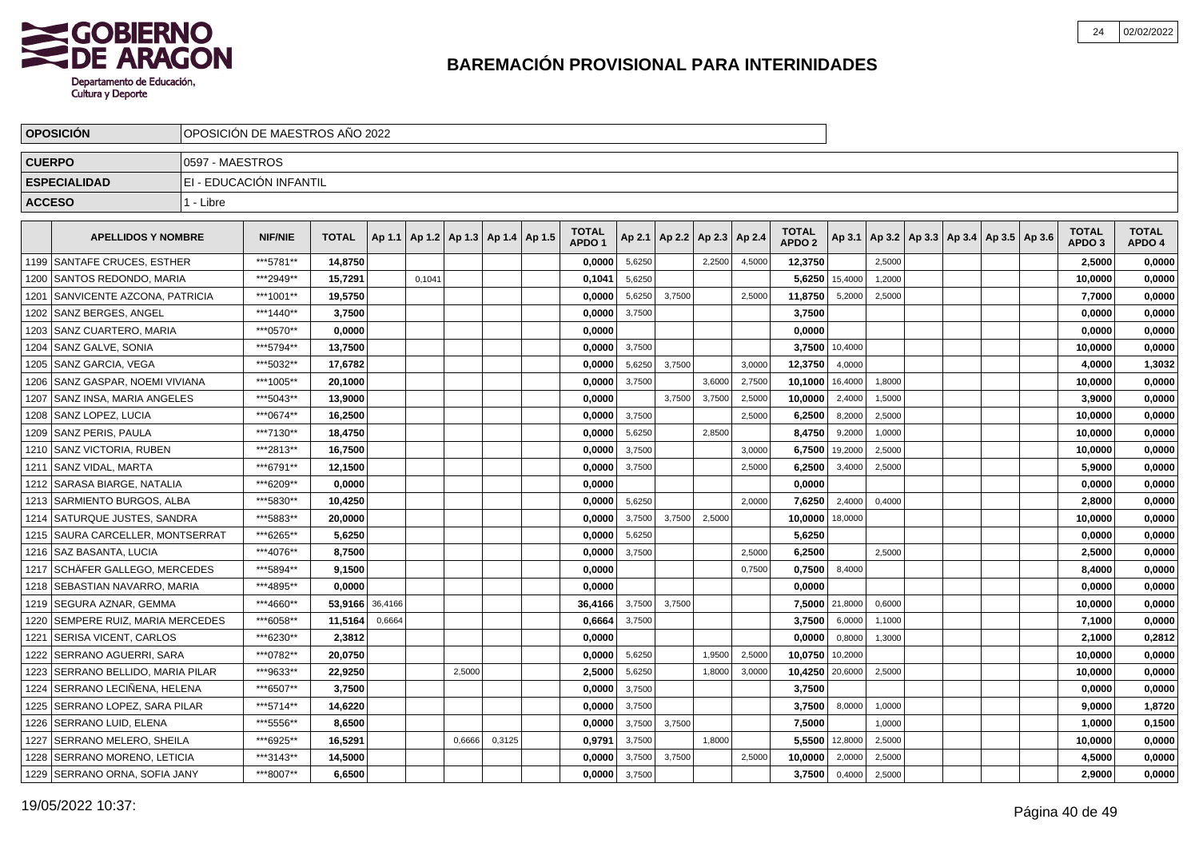# BAREMACIÓN PROVISIONAL PARA INTERINIDADES

| OPOSICIÓN | OPOSICIÓN DE MAESTROS AÑO 2022 |
|---|---|
| CUERPO | 0597 - MAESTROS |
| ESPECIALIDAD | EI - EDUCACIÓN INFANTIL |
| ACCESO | 1 - Libre |

| | APELLIDOS Y NOMBRE | NIF/NIE | TOTAL | Ap 1.1 | Ap 1.2 | Ap 1.3 | Ap 1.4 | Ap 1.5 | TOTAL APDO 1 | Ap 2.1 | Ap 2.2 | Ap 2.3 | Ap 2.4 | TOTAL APDO 2 | Ap 3.1 | Ap 3.2 | Ap 3.3 | Ap 3.4 | Ap 3.5 | Ap 3.6 | TOTAL APDO 3 | TOTAL APDO 4 |
|---|---|---|---|---|---|---|---|---|---|---|---|---|---|---|---|---|---|---|---|---|---|---|
| 1199 | SANTAFE CRUCES, ESTHER | ***5781** | 14,8750 | | | | | | 0,0000 | 5,6250 | | 2,2500 | 4,5000 | 12,3750 | | 2,5000 | | | | | 2,5000 | 0,0000 |
| 1200 | SANTOS REDONDO, MARIA | ***2949** | 15,7291 | | 0,1041 | | | | 0,1041 | 5,6250 | | | | 5,6250 | 15,4000 | 1,2000 | | | | | 10,0000 | 0,0000 |
| 1201 | SANVICENTE AZCONA, PATRICIA | ***1001** | 19,5750 | | | | | | 0,0000 | 5,6250 | 3,7500 | | 2,5000 | 11,8750 | 5,2000 | 2,5000 | | | | | 7,7000 | 0,0000 |
| 1202 | SANZ BERGES, ANGEL | ***1440** | 3,7500 | | | | | | 0,0000 | 3,7500 | | | | 3,7500 | | | | | | | 0,0000 | 0,0000 |
| 1203 | SANZ CUARTERO, MARIA | ***0570** | 0,0000 | | | | | | 0,0000 | | | | | 0,0000 | | | | | | | 0,0000 | 0,0000 |
| 1204 | SANZ GALVE, SONIA | ***5794** | 13,7500 | | | | | | 0,0000 | 3,7500 | | | | 3,7500 | 10,4000 | | | | | | 10,0000 | 0,0000 |
| 1205 | SANZ GARCIA, VEGA | ***5032** | 17,6782 | | | | | | 0,0000 | 5,6250 | 3,7500 | | 3,0000 | 12,3750 | 4,0000 | | | | | | 4,0000 | 1,3032 |
| 1206 | SANZ GASPAR, NOEMI VIVIANA | ***1005** | 20,1000 | | | | | | 0,0000 | 3,7500 | | 3,6000 | 2,7500 | 10,1000 | 16,4000 | 1,8000 | | | | | 10,0000 | 0,0000 |
| 1207 | SANZ INSA, MARIA ANGELES | ***5043** | 13,9000 | | | | | | 0,0000 | | 3,7500 | 3,7500 | 2,5000 | 10,0000 | 2,4000 | 1,5000 | | | | | 3,9000 | 0,0000 |
| 1208 | SANZ LOPEZ, LUCIA | ***0674** | 16,2500 | | | | | | 0,0000 | 3,7500 | | | 2,5000 | 6,2500 | 8,2000 | 2,5000 | | | | | 10,0000 | 0,0000 |
| 1209 | SANZ PERIS, PAULA | ***7130** | 18,4750 | | | | | | 0,0000 | 5,6250 | | 2,8500 | | 8,4750 | 9,2000 | 1,0000 | | | | | 10,0000 | 0,0000 |
| 1210 | SANZ VICTORIA, RUBEN | ***2813** | 16,7500 | | | | | | 0,0000 | 3,7500 | | | 3,0000 | 6,7500 | 19,2000 | 2,5000 | | | | | 10,0000 | 0,0000 |
| 1211 | SANZ VIDAL, MARTA | ***6791** | 12,1500 | | | | | | 0,0000 | 3,7500 | | | 2,5000 | 6,2500 | 3,4000 | 2,5000 | | | | | 5,9000 | 0,0000 |
| 1212 | SARASA BIARGE, NATALIA | ***6209** | 0,0000 | | | | | | 0,0000 | | | | | 0,0000 | | | | | | | 0,0000 | 0,0000 |
| 1213 | SARMIENTO BURGOS, ALBA | ***5830** | 10,4250 | | | | | | 0,0000 | 5,6250 | | | 2,0000 | 7,6250 | 2,4000 | 0,4000 | | | | | 2,8000 | 0,0000 |
| 1214 | SATURQUE JUSTES, SANDRA | ***5883** | 20,0000 | | | | | | 0,0000 | 3,7500 | 3,7500 | 2,5000 | | 10,0000 | 18,0000 | | | | | | 10,0000 | 0,0000 |
| 1215 | SAURA CARCELLER, MONTSERRAT | ***6265** | 5,6250 | | | | | | 0,0000 | 5,6250 | | | | 5,6250 | | | | | | | 0,0000 | 0,0000 |
| 1216 | SAZ BASANTA, LUCIA | ***4076** | 8,7500 | | | | | | 0,0000 | 3,7500 | | | 2,5000 | 6,2500 | | 2,5000 | | | | | 2,5000 | 0,0000 |
| 1217 | SCHÄFER GALLEGO, MERCEDES | ***5894** | 9,1500 | | | | | | 0,0000 | | | | 0,7500 | 0,7500 | 8,4000 | | | | | | 8,4000 | 0,0000 |
| 1218 | SEBASTIAN NAVARRO, MARIA | ***4895** | 0,0000 | | | | | | 0,0000 | | | | | 0,0000 | | | | | | | 0,0000 | 0,0000 |
| 1219 | SEGURA AZNAR, GEMMA | ***4660** | 53,9166 | 36,4166 | | | | | 36,4166 | 3,7500 | 3,7500 | | | 7,5000 | 21,8000 | 0,6000 | | | | | 10,0000 | 0,0000 |
| 1220 | SEMPERE RUIZ, MARIA MERCEDES | ***6058** | 11,5164 | 0,6664 | | | | | 0,6664 | 3,7500 | | | | 3,7500 | 6,0000 | 1,1000 | | | | | 7,1000 | 0,0000 |
| 1221 | SERISA VICENT, CARLOS | ***6230** | 2,3812 | | | | | | 0,0000 | | | | | 0,0000 | 0,8000 | 1,3000 | | | | | 2,1000 | 0,2812 |
| 1222 | SERRANO AGUERRI, SARA | ***0782** | 20,0750 | | | | | | 0,0000 | 5,6250 | | 1,9500 | 2,5000 | 10,0750 | 10,2000 | | | | | | 10,0000 | 0,0000 |
| 1223 | SERRANO BELLIDO, MARIA PILAR | ***9633** | 22,9250 | | | 2,5000 | | | 2,5000 | 5,6250 | | 1,8000 | 3,0000 | 10,4250 | 20,6000 | 2,5000 | | | | | 10,0000 | 0,0000 |
| 1224 | SERRANO LECIÑENA, HELENA | ***6507** | 3,7500 | | | | | | 0,0000 | 3,7500 | | | | 3,7500 | | | | | | | 0,0000 | 0,0000 |
| 1225 | SERRANO LOPEZ, SARA PILAR | ***5714** | 14,6220 | | | | | | 0,0000 | 3,7500 | | | | 3,7500 | 8,0000 | 1,0000 | | | | | 9,0000 | 1,8720 |
| 1226 | SERRANO LUID, ELENA | ***5556** | 8,6500 | | | | | | 0,0000 | 3,7500 | 3,7500 | | | 7,5000 | | 1,0000 | | | | | 1,0000 | 0,1500 |
| 1227 | SERRANO MELERO, SHEILA | ***6925** | 16,5291 | | | 0,6666 | 0,3125 | | 0,9791 | 3,7500 | | 1,8000 | | 5,5500 | 12,8000 | 2,5000 | | | | | 10,0000 | 0,0000 |
| 1228 | SERRANO MORENO, LETICIA | ***3143** | 14,5000 | | | | | | 0,0000 | 3,7500 | 3,7500 | | 2,5000 | 10,0000 | 2,0000 | 2,5000 | | | | | 4,5000 | 0,0000 |
| 1229 | SERRANO ORNA, SOFIA JANY | ***8007** | 6,6500 | | | | | | 0,0000 | 3,7500 | | | | 3,7500 | 0,4000 | 2,5000 | | | | | 2,9000 | 0,0000 |

19/05/2022 10:37: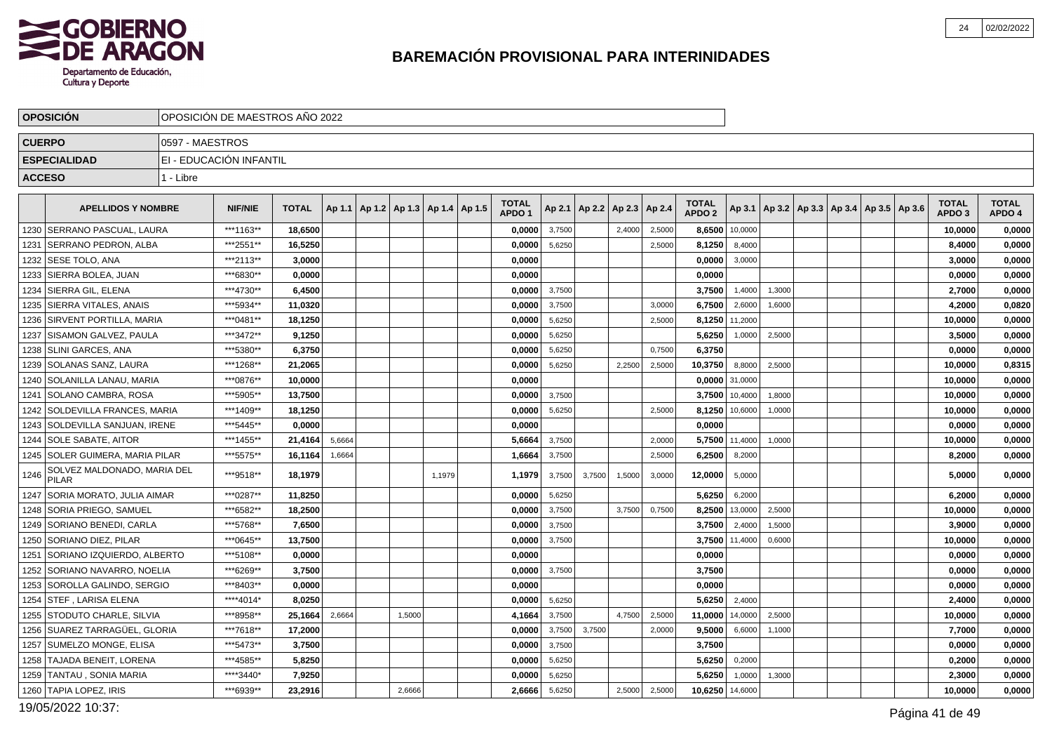# BAREMACIÓN PROVISIONAL PARA INTERINIDADES

| OPOSICIÓN | OPOSICIÓN DE MAESTROS AÑO 2022 |
|---|---|
| CUERPO | 0597 - MAESTROS |
| ESPECIALIDAD | EI - EDUCACIÓN INFANTIL |
| ACCESO | 1 - Libre |

| | APELLIDOS Y NOMBRE | NIF/NIE | TOTAL | Ap 1.1 | Ap 1.2 | Ap 1.3 | Ap 1.4 | Ap 1.5 | TOTAL APDO 1 | Ap 2.1 | Ap 2.2 | Ap 2.3 | Ap 2.4 | TOTAL APDO 2 | Ap 3.1 | Ap 3.2 | Ap 3.3 | Ap 3.4 | Ap 3.5 | Ap 3.6 | TOTAL APDO 3 | TOTAL APDO 4 |
|---|---|---|---|---|---|---|---|---|---|---|---|---|---|---|---|---|---|---|---|---|---|---|
| 1230 | SERRANO PASCUAL, LAURA | ***1163** | 18,6500 | | | | | | 0,0000 | 3,7500 | | 2,4000 | 2,5000 | 8,6500 | 10,0000 | | | | | | 10,0000 | 0,0000 |
| 1231 | SERRANO PEDRON, ALBA | ***2551** | 16,5250 | | | | | | 0,0000 | 5,6250 | | | 2,5000 | 8,1250 | 8,4000 | | | | | | 8,4000 | 0,0000 |
| 1232 | SESE TOLO, ANA | ***2113** | 3,0000 | | | | | | 0,0000 | | | | | 0,0000 | 3,0000 | | | | | | 3,0000 | 0,0000 |
| 1233 | SIERRA BOLEA, JUAN | ***6830** | 0,0000 | | | | | | 0,0000 | | | | | 0,0000 | | | | | | | 0,0000 | 0,0000 |
| 1234 | SIERRA GIL, ELENA | ***4730** | 6,4500 | | | | | | 0,0000 | 3,7500 | | | | 3,7500 | 1,4000 | 1,3000 | | | | | 2,7000 | 0,0000 |
| 1235 | SIERRA VITALES, ANAIS | ***5934** | 11,0320 | | | | | | 0,0000 | 3,7500 | | | 3,0000 | 6,7500 | 2,6000 | 1,6000 | | | | | 4,2000 | 0,0820 |
| 1236 | SIRVENT PORTILLA, MARIA | ***0481** | 18,1250 | | | | | | 0,0000 | 5,6250 | | | 2,5000 | 8,1250 | 11,2000 | | | | | | 10,0000 | 0,0000 |
| 1237 | SISAMON GALVEZ, PAULA | ***3472** | 9,1250 | | | | | | 0,0000 | 5,6250 | | | | 5,6250 | 1,0000 | 2,5000 | | | | | 3,5000 | 0,0000 |
| 1238 | SLINI GARCES, ANA | ***5380** | 6,3750 | | | | | | 0,0000 | 5,6250 | | | 0,7500 | 6,3750 | | | | | | | 0,0000 | 0,0000 |
| 1239 | SOLANAS SANZ, LAURA | ***1268** | 21,2065 | | | | | | 0,0000 | 5,6250 | | 2,2500 | 2,5000 | 10,3750 | 8,8000 | 2,5000 | | | | | 10,0000 | 0,8315 |
| 1240 | SOLANILLA LANAU, MARIA | ***0876** | 10,0000 | | | | | | 0,0000 | | | | | 0,0000 | 31,0000 | | | | | | 10,0000 | 0,0000 |
| 1241 | SOLANO CAMBRA, ROSA | ***5905** | 13,7500 | | | | | | 0,0000 | 3,7500 | | | | 3,7500 | 10,4000 | 1,8000 | | | | | 10,0000 | 0,0000 |
| 1242 | SOLDEVILLA FRANCES, MARIA | ***1409** | 18,1250 | | | | | | 0,0000 | 5,6250 | | | 2,5000 | 8,1250 | 10,6000 | 1,0000 | | | | | 10,0000 | 0,0000 |
| 1243 | SOLDEVILLA SANJUAN, IRENE | ***5445** | 0,0000 | | | | | | 0,0000 | | | | | 0,0000 | | | | | | | 0,0000 | 0,0000 |
| 1244 | SOLE SABATE, AITOR | ***1455** | 21,4164 | 5,6664 | | | | | 5,6664 | 3,7500 | | | 2,0000 | 5,7500 | 11,4000 | 1,0000 | | | | | 10,0000 | 0,0000 |
| 1245 | SOLER GUIMERA, MARIA PILAR | ***5575** | 16,1164 | 1,6664 | | | | | 1,6664 | 3,7500 | | | 2,5000 | 6,2500 | 8,2000 | | | | | | 8,2000 | 0,0000 |
| 1246 | SOLVEZ MALDONADO, MARIA DEL PILAR | ***9518** | 18,1979 | | | | 1,1979 | | 1,1979 | 3,7500 | 3,7500 | 1,5000 | 3,0000 | 12,0000 | 5,0000 | | | | | | 5,0000 | 0,0000 |
| 1247 | SORIA MORATO, JULIA AIMAR | ***0287** | 11,8250 | | | | | | 0,0000 | 5,6250 | | | | 5,6250 | 6,2000 | | | | | | 6,2000 | 0,0000 |
| 1248 | SORIA PRIEGO, SAMUEL | ***6582** | 18,2500 | | | | | | 0,0000 | 3,7500 | | 3,7500 | 0,7500 | 8,2500 | 13,0000 | 2,5000 | | | | | 10,0000 | 0,0000 |
| 1249 | SORIANO BENEDI, CARLA | ***5768** | 7,6500 | | | | | | 0,0000 | 3,7500 | | | | 3,7500 | 2,4000 | 1,5000 | | | | | 3,9000 | 0,0000 |
| 1250 | SORIANO DIEZ, PILAR | ***0645** | 13,7500 | | | | | | 0,0000 | 3,7500 | | | | 3,7500 | 11,4000 | 0,6000 | | | | | 10,0000 | 0,0000 |
| 1251 | SORIANO IZQUIERDO, ALBERTO | ***5108** | 0,0000 | | | | | | 0,0000 | | | | | 0,0000 | | | | | | | 0,0000 | 0,0000 |
| 1252 | SORIANO NAVARRO, NOELIA | ***6269** | 3,7500 | | | | | | 0,0000 | 3,7500 | | | | 3,7500 | | | | | | | 0,0000 | 0,0000 |
| 1253 | SOROLLA GALINDO, SERGIO | ***8403** | 0,0000 | | | | | | 0,0000 | | | | | 0,0000 | | | | | | | 0,0000 | 0,0000 |
| 1254 | STEF , LARISA ELENA | ****4014* | 8,0250 | | | | | | 0,0000 | 5,6250 | | | | 5,6250 | 2,4000 | | | | | | 2,4000 | 0,0000 |
| 1255 | STODUTO CHARLE, SILVIA | ***8958** | 25,1664 | 2,6664 | | 1,5000 | | | 4,1664 | 3,7500 | | 4,7500 | 2,5000 | 11,0000 | 14,0000 | 2,5000 | | | | | 10,0000 | 0,0000 |
| 1256 | SUAREZ TARRAGÜEL, GLORIA | ***7618** | 17,2000 | | | | | | 0,0000 | 3,7500 | 3,7500 | | 2,0000 | 9,5000 | 6,6000 | 1,1000 | | | | | 7,7000 | 0,0000 |
| 1257 | SUMELZO MONGE, ELISA | ***5473** | 3,7500 | | | | | | 0,0000 | 3,7500 | | | | 3,7500 | | | | | | | 0,0000 | 0,0000 |
| 1258 | TAJADA BENEIT, LORENA | ***4585** | 5,8250 | | | | | | 0,0000 | 5,6250 | | | | 5,6250 | 0,2000 | | | | | | 0,2000 | 0,0000 |
| 1259 | TANTAU , SONIA MARIA | ****3440* | 7,9250 | | | | | | 0,0000 | 5,6250 | | | | 5,6250 | 1,0000 | 1,3000 | | | | | 2,3000 | 0,0000 |
| 1260 | TAPIA LOPEZ, IRIS | ***6939** | 23,2916 | | | 2,6666 | | | 2,6666 | 5,6250 | | 2,5000 | 2,5000 | 10,6250 | 14,6000 | | | | | | 10,0000 | 0,0000 |

19/05/2022 10:37: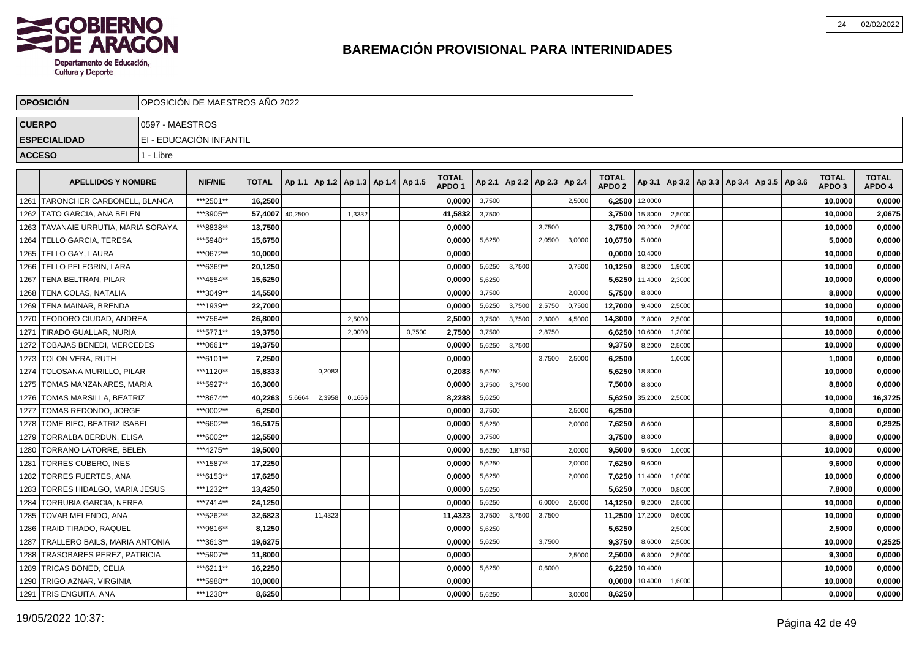# BAREMACIÓN PROVISIONAL PARA INTERINIDADES

| OPOSICIÓN | OPOSICIÓN DE MAESTROS AÑO 2022 |
|---|---|
| CUERPO | 0597 - MAESTROS |
| ESPECIALIDAD | EI - EDUCACIÓN INFANTIL |
| ACCESO | 1 - Libre |

| | APELLIDOS Y NOMBRE | NIF/NIE | TOTAL | Ap 1.1 | Ap 1.2 | Ap 1.3 | Ap 1.4 | Ap 1.5 | TOTAL APDO 1 | Ap 2.1 | Ap 2.2 | Ap 2.3 | Ap 2.4 | TOTAL APDO 2 | Ap 3.1 | Ap 3.2 | Ap 3.3 | Ap 3.4 | Ap 3.5 | Ap 3.6 | TOTAL APDO 3 | TOTAL APDO 4 |
|---|---|---|---|---|---|---|---|---|---|---|---|---|---|---|---|---|---|---|---|---|---|---|
| 1261 | TARONCHER CARBONELL, BLANCA | ***2501** | 16,2500 | | | | | | 0,0000 | 3,7500 | | | 2,5000 | 6,2500 | 12,0000 | | | | | | 10,0000 | 0,0000 |
| 1262 | TATO GARCIA, ANA BELEN | ***3905** | 57,4007 | 40,2500 | | 1,3332 | | | 41,5832 | 3,7500 | | | | 3,7500 | 15,8000 | 2,5000 | | | | | 10,0000 | 2,0675 |
| 1263 | TAVANAIE URRUTIA, MARIA SORAYA | ***8838** | 13,7500 | | | | | | 0,0000 | | | 3,7500 | | 3,7500 | 20,2000 | 2,5000 | | | | | 10,0000 | 0,0000 |
| 1264 | TELLO GARCIA, TERESA | ***5948** | 15,6750 | | | | | | 0,0000 | 5,6250 | | 2,0500 | 3,0000 | 10,6750 | 5,0000 | | | | | | 5,0000 | 0,0000 |
| 1265 | TELLO GAY, LAURA | ***0672** | 10,0000 | | | | | | 0,0000 | | | | | 0,0000 | 10,4000 | | | | | | 10,0000 | 0,0000 |
| 1266 | TELLO PELEGRIN, LARA | ***6369** | 20,1250 | | | | | | 0,0000 | 5,6250 | 3,7500 | | 0,7500 | 10,1250 | 8,2000 | 1,9000 | | | | | 10,0000 | 0,0000 |
| 1267 | TENA BELTRAN, PILAR | ***4554** | 15,6250 | | | | | | 0,0000 | 5,6250 | | | | 5,6250 | 11,4000 | 2,3000 | | | | | 10,0000 | 0,0000 |
| 1268 | TENA COLAS, NATALIA | ***3049** | 14,5500 | | | | | | 0,0000 | 3,7500 | | | 2,0000 | 5,7500 | 8,8000 | | | | | | 8,8000 | 0,0000 |
| 1269 | TENA MAINAR, BRENDA | ***1939** | 22,7000 | | | | | | 0,0000 | 5,6250 | 3,7500 | 2,5750 | 0,7500 | 12,7000 | 9,4000 | 2,5000 | | | | | 10,0000 | 0,0000 |
| 1270 | TEODORO CIUDAD, ANDREA | ***7564** | 26,8000 | | | 2,5000 | | | 2,5000 | 3,7500 | 3,7500 | 2,3000 | 4,5000 | 14,3000 | 7,8000 | 2,5000 | | | | | 10,0000 | 0,0000 |
| 1271 | TIRADO GUALLAR, NURIA | ***5771** | 19,3750 | | | 2,0000 | | 0,7500 | 2,7500 | 3,7500 | | 2,8750 | | 6,6250 | 10,6000 | 1,2000 | | | | | 10,0000 | 0,0000 |
| 1272 | TOBAJAS BENEDI, MERCEDES | ***0661** | 19,3750 | | | | | | 0,0000 | 5,6250 | 3,7500 | | | 9,3750 | 8,2000 | 2,5000 | | | | | 10,0000 | 0,0000 |
| 1273 | TOLON VERA, RUTH | ***6101** | 7,2500 | | | | | | 0,0000 | | | 3,7500 | 2,5000 | 6,2500 | | 1,0000 | | | | | 1,0000 | 0,0000 |
| 1274 | TOLOSANA MURILLO, PILAR | ***1120** | 15,8333 | | 0,2083 | | | | 0,2083 | 5,6250 | | | | 5,6250 | 18,8000 | | | | | | 10,0000 | 0,0000 |
| 1275 | TOMAS MANZANARES, MARIA | ***5927** | 16,3000 | | | | | | 0,0000 | 3,7500 | 3,7500 | | | 7,5000 | 8,8000 | | | | | | 8,8000 | 0,0000 |
| 1276 | TOMAS MARSILLA, BEATRIZ | ***8674** | 40,2263 | 5,6664 | 2,3958 | 0,1666 | | | 8,2288 | 5,6250 | | | | 5,6250 | 35,2000 | 2,5000 | | | | | 10,0000 | 16,3725 |
| 1277 | TOMAS REDONDO, JORGE | ***0002** | 6,2500 | | | | | | 0,0000 | 3,7500 | | | 2,5000 | 6,2500 | | | | | | | 0,0000 | 0,0000 |
| 1278 | TOME BIEC, BEATRIZ ISABEL | ***6602** | 16,5175 | | | | | | 0,0000 | 5,6250 | | | 2,0000 | 7,6250 | 8,6000 | | | | | | 8,6000 | 0,2925 |
| 1279 | TORRALBA BERDUN, ELISA | ***6002** | 12,5500 | | | | | | 0,0000 | 3,7500 | | | | 3,7500 | 8,8000 | | | | | | 8,8000 | 0,0000 |
| 1280 | TORRANO LATORRE, BELEN | ***4275** | 19,5000 | | | | | | 0,0000 | 5,6250 | 1,8750 | | 2,0000 | 9,5000 | 9,6000 | 1,0000 | | | | | 10,0000 | 0,0000 |
| 1281 | TORRES CUBERO, INES | ***1587** | 17,2250 | | | | | | 0,0000 | 5,6250 | | | 2,0000 | 7,6250 | 9,6000 | | | | | | 9,6000 | 0,0000 |
| 1282 | TORRES FUERTES, ANA | ***6153** | 17,6250 | | | | | | 0,0000 | 5,6250 | | | 2,0000 | 7,6250 | 11,4000 | 1,0000 | | | | | 10,0000 | 0,0000 |
| 1283 | TORRES HIDALGO, MARIA JESUS | ***1232** | 13,4250 | | | | | | 0,0000 | 5,6250 | | | | 5,6250 | 7,0000 | 0,8000 | | | | | 7,8000 | 0,0000 |
| 1284 | TORRUBIA GARCIA, NEREA | ***7414** | 24,1250 | | | | | | 0,0000 | 5,6250 | | 6,0000 | 2,5000 | 14,1250 | 9,2000 | 2,5000 | | | | | 10,0000 | 0,0000 |
| 1285 | TOVAR MELENDO, ANA | ***5262** | 32,6823 | | 11,4323 | | | | 11,4323 | 3,7500 | 3,7500 | 3,7500 | | 11,2500 | 17,2000 | 0,6000 | | | | | 10,0000 | 0,0000 |
| 1286 | TRAID TIRADO, RAQUEL | ***9816** | 8,1250 | | | | | | 0,0000 | 5,6250 | | | | 5,6250 | | 2,5000 | | | | | 2,5000 | 0,0000 |
| 1287 | TRALLERO BAILS, MARIA ANTONIA | ***3613** | 19,6275 | | | | | | 0,0000 | 5,6250 | | 3,7500 | | 9,3750 | 8,6000 | 2,5000 | | | | | 10,0000 | 0,2525 |
| 1288 | TRASOBARES PEREZ, PATRICIA | ***5907** | 11,8000 | | | | | | 0,0000 | | | | 2,5000 | 2,5000 | 6,8000 | 2,5000 | | | | | 9,3000 | 0,0000 |
| 1289 | TRICAS BONED, CELIA | ***6211** | 16,2250 | | | | | | 0,0000 | 5,6250 | | 0,6000 | | 6,2250 | 10,4000 | | | | | | 10,0000 | 0,0000 |
| 1290 | TRIGO AZNAR, VIRGINIA | ***5988** | 10,0000 | | | | | | 0,0000 | | | | | 0,0000 | 10,4000 | 1,6000 | | | | | 10,0000 | 0,0000 |
| 1291 | TRIS ENGUITA, ANA | ***1238** | 8,6250 | | | | | | 0,0000 | 5,6250 | | | 3,0000 | 8,6250 | | | | | | | 0,0000 | 0,0000 |

19/05/2022 10:37: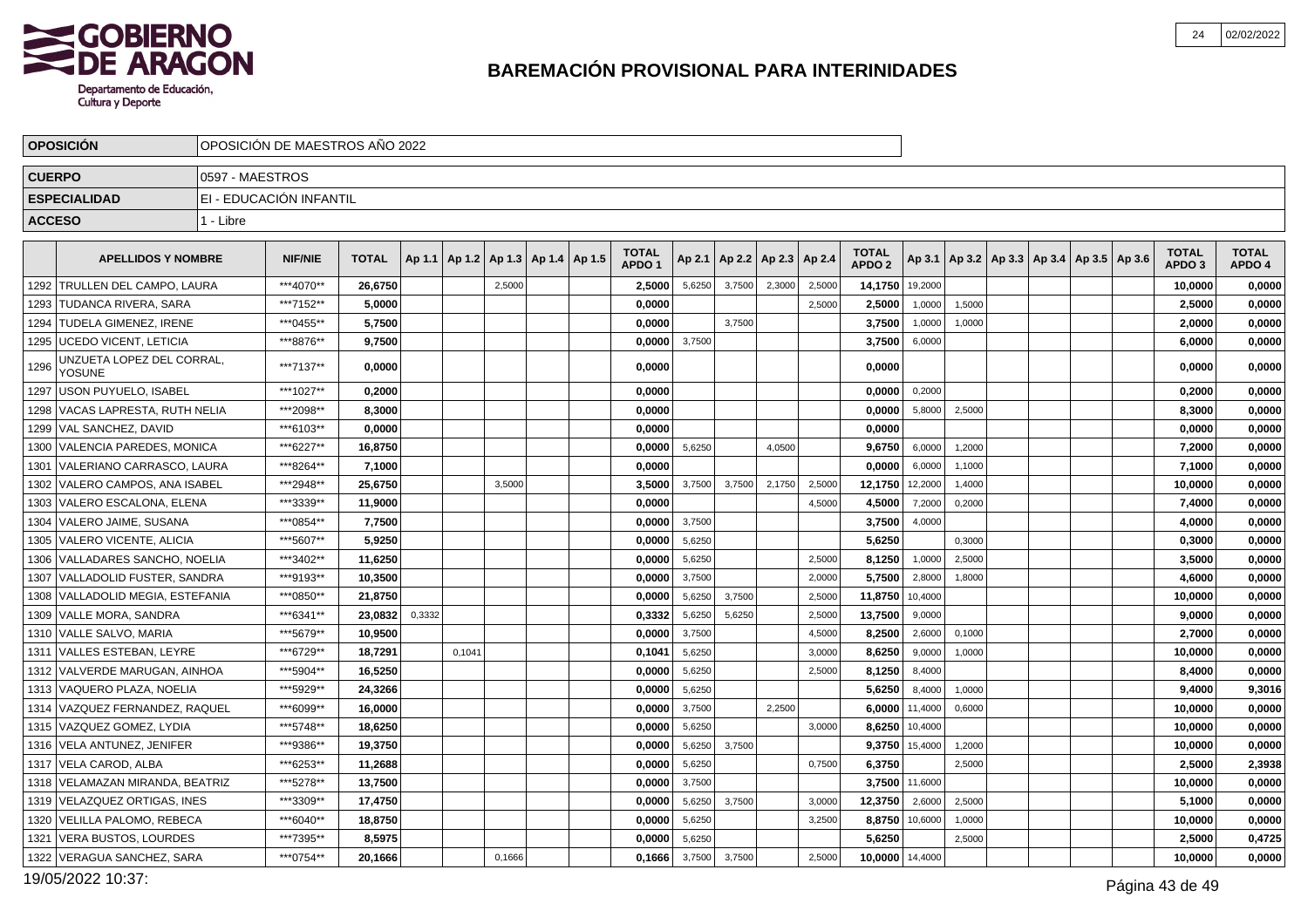# BAREMACIÓN PROVISIONAL PARA INTERINIDADES

| | |
|---|---|
| **OPOSICIÓN** | OPOSICIÓN DE MAESTROS AÑO 2022 |
| **CUERPO** | 0597 - MAESTROS |
| **ESPECIALIDAD** | EI - EDUCACIÓN INFANTIL |
| **ACCESO** | 1 - Libre |

| | APELLIDOS Y NOMBRE | NIF/NIE | TOTAL | Ap 1.1 | Ap 1.2 | Ap 1.3 | Ap 1.4 | Ap 1.5 | TOTAL APDO 1 | Ap 2.1 | Ap 2.2 | Ap 2.3 | Ap 2.4 | TOTAL APDO 2 | Ap 3.1 | Ap 3.2 | Ap 3.3 | Ap 3.4 | Ap 3.5 | Ap 3.6 | TOTAL APDO 3 | TOTAL APDO 4 |
|---|---|---|---|---|---|---|---|---|---|---|---|---|---|---|---|---|---|---|---|---|---|---|
| 1292 | TRULLEN DEL CAMPO, LAURA | ***4070** | 26,6750 | | | 2,5000 | | | 2,5000 | 5,6250 | 3,7500 | 2,3000 | 2,5000 | 14,1750 | 19,2000 | | | | | | 10,0000 | 0,0000 |
| 1293 | TUDANCA RIVERA, SARA | ***7152** | 5,0000 | | | | | | 0,0000 | | | | 2,5000 | 2,5000 | 1,0000 | 1,5000 | | | | | 2,5000 | 0,0000 |
| 1294 | TUDELA GIMENEZ, IRENE | ***0455** | 5,7500 | | | | | | 0,0000 | | 3,7500 | | | 3,7500 | 1,0000 | 1,0000 | | | | | 2,0000 | 0,0000 |
| 1295 | UCEDO VICENT, LETICIA | ***8876** | 9,7500 | | | | | | 0,0000 | 3,7500 | | | | 3,7500 | 6,0000 | | | | | | 6,0000 | 0,0000 |
| 1296 | UNZUETA LOPEZ DEL CORRAL, YOSUNE | ***7137** | 0,0000 | | | | | | 0,0000 | | | | | 0,0000 | | | | | | | 0,0000 | 0,0000 |
| 1297 | USON PUYUELO, ISABEL | ***1027** | 0,2000 | | | | | | 0,0000 | | | | | 0,0000 | 0,2000 | | | | | | 0,2000 | 0,0000 |
| 1298 | VACAS LAPRESTA, RUTH NELIA | ***2098** | 8,3000 | | | | | | 0,0000 | | | | | 0,0000 | 5,8000 | 2,5000 | | | | | 8,3000 | 0,0000 |
| 1299 | VAL SANCHEZ, DAVID | ***6103** | 0,0000 | | | | | | 0,0000 | | | | | 0,0000 | | | | | | | 0,0000 | 0,0000 |
| 1300 | VALENCIA PAREDES, MONICA | ***6227** | 16,8750 | | | | | | 0,0000 | 5,6250 | | 4,0500 | | 9,6750 | 6,0000 | 1,2000 | | | | | 7,2000 | 0,0000 |
| 1301 | VALERIANO CARRASCO, LAURA | ***8264** | 7,1000 | | | | | | 0,0000 | | | | | 0,0000 | 6,0000 | 1,1000 | | | | | 7,1000 | 0,0000 |
| 1302 | VALERO CAMPOS, ANA ISABEL | ***2948** | 25,6750 | | | 3,5000 | | | 3,5000 | 3,7500 | 3,7500 | 2,1750 | 2,5000 | 12,1750 | 12,2000 | 1,4000 | | | | | 10,0000 | 0,0000 |
| 1303 | VALERO ESCALONA, ELENA | ***3339** | 11,9000 | | | | | | 0,0000 | | | | 4,5000 | 4,5000 | 7,2000 | 0,2000 | | | | | 7,4000 | 0,0000 |
| 1304 | VALERO JAIME, SUSANA | ***0854** | 7,7500 | | | | | | 0,0000 | 3,7500 | | | | 3,7500 | 4,0000 | | | | | | 4,0000 | 0,0000 |
| 1305 | VALERO VICENTE, ALICIA | ***5607** | 5,9250 | | | | | | 0,0000 | 5,6250 | | | | 5,6250 | | 0,3000 | | | | | 0,3000 | 0,0000 |
| 1306 | VALLADARES SANCHO, NOELIA | ***3402** | 11,6250 | | | | | | 0,0000 | 5,6250 | | | 2,5000 | 8,1250 | 1,0000 | 2,5000 | | | | | 3,5000 | 0,0000 |
| 1307 | VALLADOLID FUSTER, SANDRA | ***9193** | 10,3500 | | | | | | 0,0000 | 3,7500 | | | 2,0000 | 5,7500 | 2,8000 | 1,8000 | | | | | 4,6000 | 0,0000 |
| 1308 | VALLADOLID MEGIA, ESTEFANIA | ***0850** | 21,8750 | | | | | | 0,0000 | 5,6250 | 3,7500 | | 2,5000 | 11,8750 | 10,4000 | | | | | | 10,0000 | 0,0000 |
| 1309 | VALLE MORA, SANDRA | ***6341** | 23,0832 | 0,3332 | | | | | 0,3332 | 5,6250 | 5,6250 | | 2,5000 | 13,7500 | 9,0000 | | | | | | 9,0000 | 0,0000 |
| 1310 | VALLE SALVO, MARIA | ***5679** | 10,9500 | | | | | | 0,0000 | 3,7500 | | | 4,5000 | 8,2500 | 2,6000 | 0,1000 | | | | | 2,7000 | 0,0000 |
| 1311 | VALLES ESTEBAN, LEYRE | ***6729** | 18,7291 | | 0,1041 | | | | 0,1041 | 5,6250 | | | 3,0000 | 8,6250 | 9,0000 | 1,0000 | | | | | 10,0000 | 0,0000 |
| 1312 | VALVERDE MARUGAN, AINHOA | ***5904** | 16,5250 | | | | | | 0,0000 | 5,6250 | | | 2,5000 | 8,1250 | 8,4000 | | | | | | 8,4000 | 0,0000 |
| 1313 | VAQUERO PLAZA, NOELIA | ***5929** | 24,3266 | | | | | | 0,0000 | 5,6250 | | | | 5,6250 | 8,4000 | 1,0000 | | | | | 9,4000 | 9,3016 |
| 1314 | VAZQUEZ FERNANDEZ, RAQUEL | ***6099** | 16,0000 | | | | | | 0,0000 | 3,7500 | | 2,2500 | | 6,0000 | 11,4000 | 0,6000 | | | | | 10,0000 | 0,0000 |
| 1315 | VAZQUEZ GOMEZ, LYDIA | ***5748** | 18,6250 | | | | | | 0,0000 | 5,6250 | | | 3,0000 | 8,6250 | 10,4000 | | | | | | 10,0000 | 0,0000 |
| 1316 | VELA ANTUNEZ, JENIFER | ***9386** | 19,3750 | | | | | | 0,0000 | 5,6250 | 3,7500 | | | 9,3750 | 15,4000 | 1,2000 | | | | | 10,0000 | 0,0000 |
| 1317 | VELA CAROD, ALBA | ***6253** | 11,2688 | | | | | | 0,0000 | 5,6250 | | | 0,7500 | 6,3750 | | 2,5000 | | | | | 2,5000 | 2,3938 |
| 1318 | VELAMAZAN MIRANDA, BEATRIZ | ***5278** | 13,7500 | | | | | | 0,0000 | 3,7500 | | | | 3,7500 | 11,6000 | | | | | | 10,0000 | 0,0000 |
| 1319 | VELAZQUEZ ORTIGAS, INES | ***3309** | 17,4750 | | | | | | 0,0000 | 5,6250 | 3,7500 | | 3,0000 | 12,3750 | 2,6000 | 2,5000 | | | | | 5,1000 | 0,0000 |
| 1320 | VELILLA PALOMO, REBECA | ***6040** | 18,8750 | | | | | | 0,0000 | 5,6250 | | | 3,2500 | 8,8750 | 10,6000 | 1,0000 | | | | | 10,0000 | 0,0000 |
| 1321 | VERA BUSTOS, LOURDES | ***7395** | 8,5975 | | | | | | 0,0000 | 5,6250 | | | | 5,6250 | | 2,5000 | | | | | 2,5000 | 0,4725 |
| 1322 | VERAGUA SANCHEZ, SARA | ***0754** | 20,1666 | | | 0,1666 | | | 0,1666 | 3,7500 | 3,7500 | | 2,5000 | 10,0000 | 14,4000 | | | | | | 10,0000 | 0,0000 |

19/05/2022 10:37: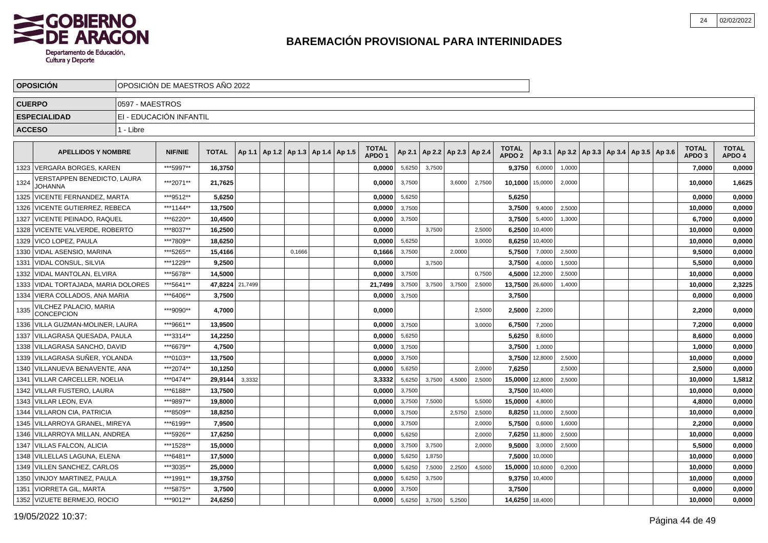# BAREMACIÓN PROVISIONAL PARA INTERINIDADES

| OPOSICIÓN | OPOSICIÓN DE MAESTROS AÑO 2022 |
|---|---|
| CUERPO | 0597 - MAESTROS |
| ESPECIALIDAD | EI - EDUCACIÓN INFANTIL |
| ACCESO | 1 - Libre |

| | APELLIDOS Y NOMBRE | NIF/NIE | TOTAL | Ap 1.1 | Ap 1.2 | Ap 1.3 | Ap 1.4 | Ap 1.5 | TOTAL APDO 1 | Ap 2.1 | Ap 2.2 | Ap 2.3 | Ap 2.4 | TOTAL APDO 2 | Ap 3.1 | Ap 3.2 | Ap 3.3 | Ap 3.4 | Ap 3.5 | Ap 3.6 | TOTAL APDO 3 | TOTAL APDO 4 |
|---|---|---|---|---|---|---|---|---|---|---|---|---|---|---|---|---|---|---|---|---|---|---|
| 1323 | VERGARA BORGES, KAREN | ***5997** | 16,3750 | | | | | | 0,0000 | 5,6250 | 3,7500 | | | 9,3750 | 6,0000 | 1,0000 | | | | | 7,0000 | 0,0000 |
| 1324 | VERSTAPPEN BENEDICTO, LAURA JOHANNA | ***2071** | 21,7625 | | | | | | 0,0000 | 3,7500 | | 3,6000 | 2,7500 | 10,1000 | 15,0000 | 2,0000 | | | | | 10,0000 | 1,6625 |
| 1325 | VICENTE FERNANDEZ, MARTA | ***9512** | 5,6250 | | | | | | 0,0000 | 5,6250 | | | | 5,6250 | | | | | | | 0,0000 | 0,0000 |
| 1326 | VICENTE GUTIERREZ, REBECA | ***1144** | 13,7500 | | | | | | 0,0000 | 3,7500 | | | | 3,7500 | 9,4000 | 2,5000 | | | | | 10,0000 | 0,0000 |
| 1327 | VICENTE PEINADO, RAQUEL | ***6220** | 10,4500 | | | | | | 0,0000 | 3,7500 | | | | 3,7500 | 5,4000 | 1,3000 | | | | | 6,7000 | 0,0000 |
| 1328 | VICENTE VALVERDE, ROBERTO | ***8037** | 16,2500 | | | | | | 0,0000 | | 3,7500 | | 2,5000 | 6,2500 | 10,4000 | | | | | | 10,0000 | 0,0000 |
| 1329 | VICO LOPEZ, PAULA | ***7809** | 18,6250 | | | | | | 0,0000 | 5,6250 | | | 3,0000 | 8,6250 | 10,4000 | | | | | | 10,0000 | 0,0000 |
| 1330 | VIDAL ASENSIO, MARINA | ***5265** | 15,4166 | | | 0,1666 | | | 0,1666 | 3,7500 | | 2,0000 | | 5,7500 | 7,0000 | 2,5000 | | | | | 9,5000 | 0,0000 |
| 1331 | VIDAL CONSUL, SILVIA | ***1229** | 9,2500 | | | | | | 0,0000 | | 3,7500 | | | 3,7500 | 4,0000 | 1,5000 | | | | | 5,5000 | 0,0000 |
| 1332 | VIDAL MANTOLAN, ELVIRA | ***5678** | 14,5000 | | | | | | 0,0000 | 3,7500 | | | 0,7500 | 4,5000 | 12,2000 | 2,5000 | | | | | 10,0000 | 0,0000 |
| 1333 | VIDAL TORTAJADA, MARIA DOLORES | ***5641** | 47,8224 | 21,7499 | | | | | 21,7499 | 3,7500 | 3,7500 | 3,7500 | 2,5000 | 13,7500 | 26,6000 | 1,4000 | | | | | 10,0000 | 2,3225 |
| 1334 | VIERA COLLADOS, ANA MARIA | ***6406** | 3,7500 | | | | | | 0,0000 | 3,7500 | | | | 3,7500 | | | | | | | 0,0000 | 0,0000 |
| 1335 | VILCHEZ PALACIO, MARIA CONCEPCION | ***9090** | 4,7000 | | | | | | 0,0000 | | | | 2,5000 | 2,5000 | 2,2000 | | | | | | 2,2000 | 0,0000 |
| 1336 | VILLA GUZMAN-MOLINER, LAURA | ***9661** | 13,9500 | | | | | | 0,0000 | 3,7500 | | | 3,0000 | 6,7500 | 7,2000 | | | | | | 7,2000 | 0,0000 |
| 1337 | VILLAGRASA QUESADA, PAULA | ***3314** | 14,2250 | | | | | | 0,0000 | 5,6250 | | | | 5,6250 | 8,6000 | | | | | | 8,6000 | 0,0000 |
| 1338 | VILLAGRASA SANCHO, DAVID | ***6679** | 4,7500 | | | | | | 0,0000 | 3,7500 | | | | 3,7500 | 1,0000 | | | | | | 1,0000 | 0,0000 |
| 1339 | VILLAGRASA SUÑER, YOLANDA | ***0103** | 13,7500 | | | | | | 0,0000 | 3,7500 | | | | 3,7500 | 12,8000 | 2,5000 | | | | | 10,0000 | 0,0000 |
| 1340 | VILLANUEVA BENAVENTE, ANA | ***2074** | 10,1250 | | | | | | 0,0000 | 5,6250 | | | 2,0000 | 7,6250 | | 2,5000 | | | | | 2,5000 | 0,0000 |
| 1341 | VILLAR CARCELLER, NOELIA | ***0474** | 29,9144 | 3,3332 | | | | | 3,3332 | 5,6250 | 3,7500 | 4,5000 | 2,5000 | 15,0000 | 12,8000 | 2,5000 | | | | | 10,0000 | 1,5812 |
| 1342 | VILLAR FUSTERO, LAURA | ***6188** | 13,7500 | | | | | | 0,0000 | 3,7500 | | | | 3,7500 | 10,4000 | | | | | | 10,0000 | 0,0000 |
| 1343 | VILLAR LEON, EVA | ***9897** | 19,8000 | | | | | | 0,0000 | 3,7500 | 7,5000 | | 5,5000 | 15,0000 | 4,8000 | | | | | | 4,8000 | 0,0000 |
| 1344 | VILLARON CIA, PATRICIA | ***8509** | 18,8250 | | | | | | 0,0000 | 3,7500 | | 2,5750 | 2,5000 | 8,8250 | 11,0000 | 2,5000 | | | | | 10,0000 | 0,0000 |
| 1345 | VILLARROYA GRANEL, MIREYA | ***6199** | 7,9500 | | | | | | 0,0000 | 3,7500 | | | 2,0000 | 5,7500 | 0,6000 | 1,6000 | | | | | 2,2000 | 0,0000 |
| 1346 | VILLARROYA MILLAN, ANDREA | ***5926** | 17,6250 | | | | | | 0,0000 | 5,6250 | | | 2,0000 | 7,6250 | 11,8000 | 2,5000 | | | | | 10,0000 | 0,0000 |
| 1347 | VILLAS FALCON, ALICIA | ***1528** | 15,0000 | | | | | | 0,0000 | 3,7500 | 3,7500 | | 2,0000 | 9,5000 | 3,0000 | 2,5000 | | | | | 5,5000 | 0,0000 |
| 1348 | VILLELLAS LAGUNA, ELENA | ***6481** | 17,5000 | | | | | | 0,0000 | 5,6250 | 1,8750 | | | 7,5000 | 10,0000 | | | | | | 10,0000 | 0,0000 |
| 1349 | VILLEN SANCHEZ, CARLOS | ***3035** | 25,0000 | | | | | | 0,0000 | 5,6250 | 7,5000 | 2,2500 | 4,5000 | 15,0000 | 10,6000 | 0,2000 | | | | | 10,0000 | 0,0000 |
| 1350 | VINJOY MARTINEZ, PAULA | ***1991** | 19,3750 | | | | | | 0,0000 | 5,6250 | 3,7500 | | | 9,3750 | 10,4000 | | | | | | 10,0000 | 0,0000 |
| 1351 | VIORRETA GIL, MARTA | ***5875** | 3,7500 | | | | | | 0,0000 | 3,7500 | | | | 3,7500 | | | | | | | 0,0000 | 0,0000 |
| 1352 | VIZUETE BERMEJO, ROCIO | ***9012** | 24,6250 | | | | | | 0,0000 | 5,6250 | 3,7500 | 5,2500 | | 14,6250 | 18,4000 | | | | | | 10,0000 | 0,0000 |

19/05/2022 10:37: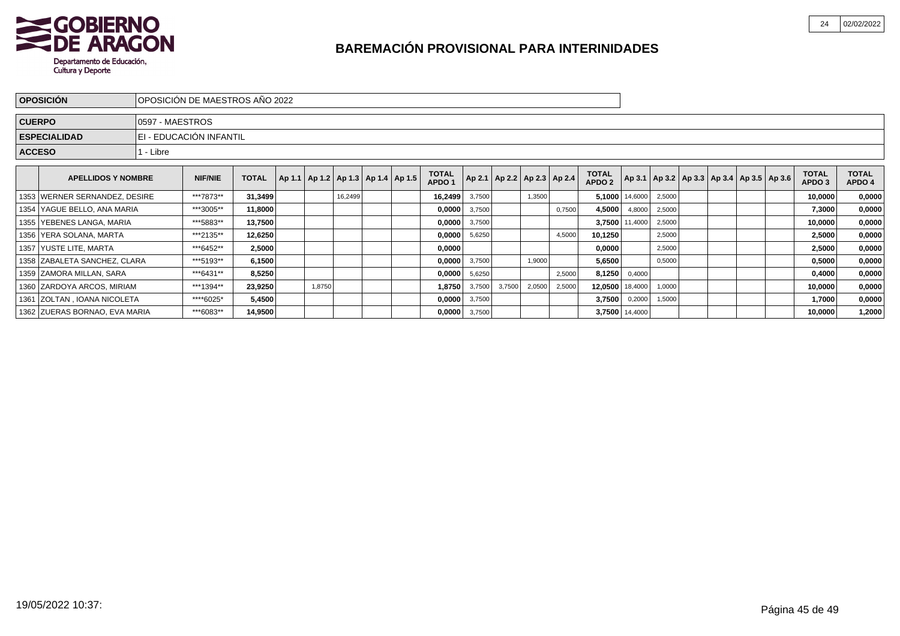# BAREMACIÓN PROVISIONAL PARA INTERINIDADES

| OPOSICIÓN | OPOSICIÓN DE MAESTROS AÑO 2022 |
|---|---|
| CUERPO | 0597 - MAESTROS |
| ESPECIALIDAD | EI - EDUCACIÓN INFANTIL |
| ACCESO | 1 - Libre |

| | APELLIDOS Y NOMBRE | NIF/NIE | TOTAL | Ap 1.1 | Ap 1.2 | Ap 1.3 | Ap 1.4 | Ap 1.5 | TOTAL APDO 1 | Ap 2.1 | Ap 2.2 | Ap 2.3 | Ap 2.4 | TOTAL APDO 2 | Ap 3.1 | Ap 3.2 | Ap 3.3 | Ap 3.4 | Ap 3.5 | Ap 3.6 | TOTAL APDO 3 | TOTAL APDO 4 |
|---|---|---|---|---|---|---|---|---|---|---|---|---|---|---|---|---|---|---|---|---|---|---|
| 1353 | WERNER SERNANDEZ, DESIRE | ***7873** | 31,3499 | | | 16,2499 | | | 16,2499 | 3,7500 | | 1,3500 | | 5,1000 | 14,6000 | 2,5000 | | | | | 10,0000 | 0,0000 |
| 1354 | YAGUE BELLO, ANA MARIA | ***3005** | 11,8000 | | | | | | 0,0000 | 3,7500 | | | 0,7500 | 4,5000 | 4,8000 | 2,5000 | | | | | 7,3000 | 0,0000 |
| 1355 | YEBENES LANGA, MARIA | ***5883** | 13,7500 | | | | | | 0,0000 | 3,7500 | | | | 3,7500 | 11,4000 | 2,5000 | | | | | 10,0000 | 0,0000 |
| 1356 | YERA SOLANA, MARTA | ***2135** | 12,6250 | | | | | | 0,0000 | 5,6250 | | | 4,5000 | 10,1250 | | 2,5000 | | | | | 2,5000 | 0,0000 |
| 1357 | YUSTE LITE, MARTA | ***6452** | 2,5000 | | | | | | 0,0000 | | | | | 0,0000 | | 2,5000 | | | | | 2,5000 | 0,0000 |
| 1358 | ZABALETA SANCHEZ, CLARA | ***5193** | 6,1500 | | | | | | 0,0000 | 3,7500 | | 1,9000 | | 5,6500 | | 0,5000 | | | | | 0,5000 | 0,0000 |
| 1359 | ZAMORA MILLAN, SARA | ***6431** | 8,5250 | | | | | | 0,0000 | 5,6250 | | | 2,5000 | 8,1250 | 0,4000 | | | | | | 0,4000 | 0,0000 |
| 1360 | ZARDOYA ARCOS, MIRIAM | ***1394** | 23,9250 | | 1,8750 | | | | 1,8750 | 3,7500 | 3,7500 | 2,0500 | 2,5000 | 12,0500 | 18,4000 | 1,0000 | | | | | 10,0000 | 0,0000 |
| 1361 | ZOLTAN , IOANA NICOLETA | ****6025* | 5,4500 | | | | | | 0,0000 | 3,7500 | | | | 3,7500 | 0,2000 | 1,5000 | | | | | 1,7000 | 0,0000 |
| 1362 | ZUERAS BORNAO, EVA MARIA | ***6083** | 14,9500 | | | | | | 0,0000 | 3,7500 | | | | 3,7500 | 14,4000 | | | | | | 10,0000 | 1,2000 |

19/05/2022 10:37: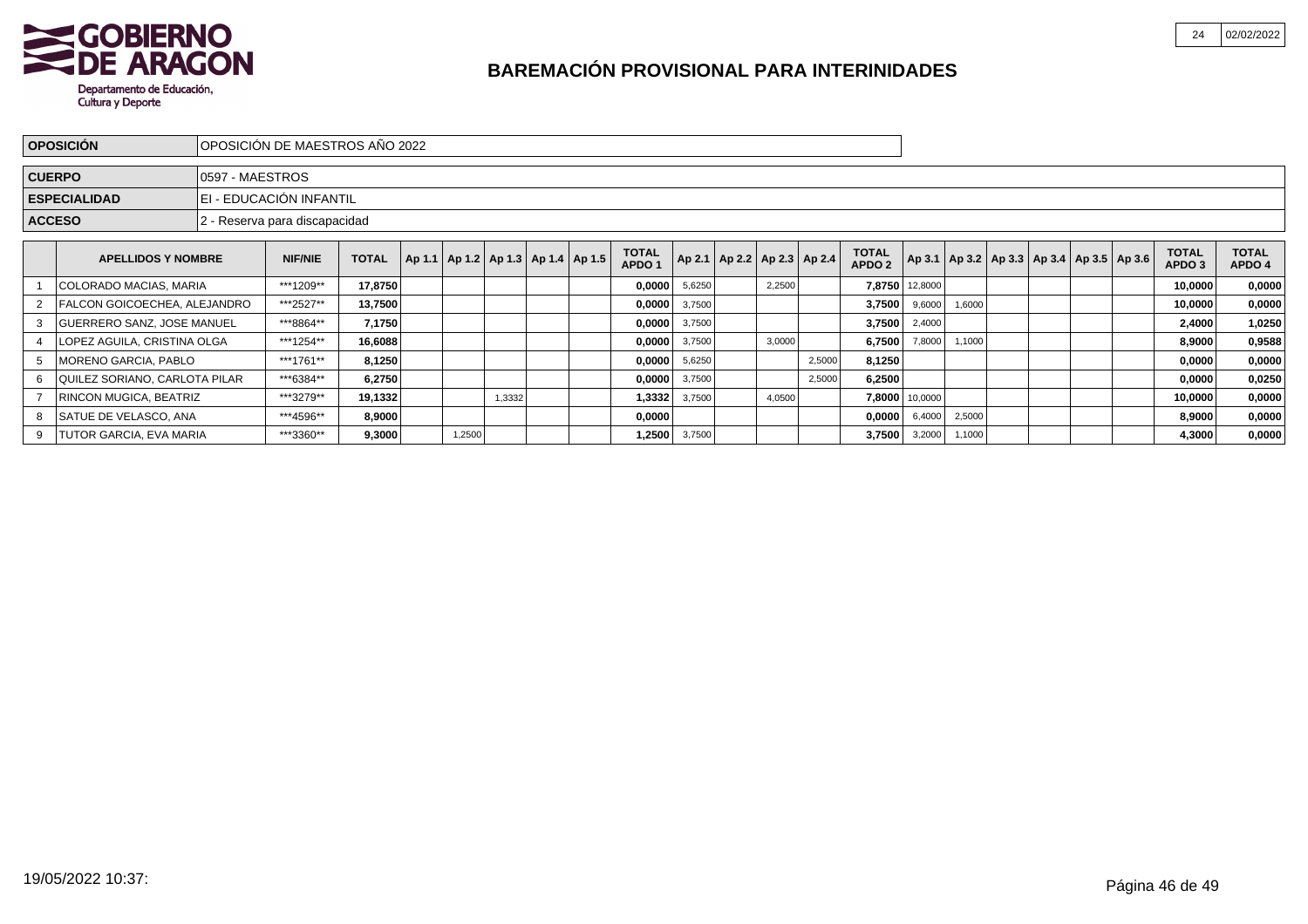# BAREMACIÓN PROVISIONAL PARA INTERINIDADES

| OPOSICIÓN | OPOSICIÓN DE MAESTROS AÑO 2022 |
|---|---|
| CUERPO | 0597 - MAESTROS |
| ESPECIALIDAD | EI - EDUCACIÓN INFANTIL |
| ACCESO | 2 - Reserva para discapacidad |

| | APELLIDOS Y NOMBRE | NIF/NIE | TOTAL | Ap 1.1 | Ap 1.2 | Ap 1.3 | Ap 1.4 | Ap 1.5 | TOTAL APDO 1 | Ap 2.1 | Ap 2.2 | Ap 2.3 | Ap 2.4 | TOTAL APDO 2 | Ap 3.1 | Ap 3.2 | Ap 3.3 | Ap 3.4 | Ap 3.5 | Ap 3.6 | TOTAL APDO 3 | TOTAL APDO 4 |
|---|---|---|---|---|---|---|---|---|---|---|---|---|---|---|---|---|---|---|---|---|---|---|
| 1 | COLORADO MACIAS, MARIA | ***1209** | 17,8750 | | | | | | 0,0000 | 5,6250 | | 2,2500 | | 7,8750 | 12,8000 | | | | | | 10,0000 | 0,0000 |
| 2 | FALCON GOICOECHEA, ALEJANDRO | ***2527** | 13,7500 | | | | | | 0,0000 | 3,7500 | | | | 3,7500 | 9,6000 | 1,6000 | | | | | 10,0000 | 0,0000 |
| 3 | GUERRERO SANZ, JOSE MANUEL | ***8864** | 7,1750 | | | | | | 0,0000 | 3,7500 | | | | 3,7500 | 2,4000 | | | | | | 2,4000 | 1,0250 |
| 4 | LOPEZ AGUILA, CRISTINA OLGA | ***1254** | 16,6088 | | | | | | 0,0000 | 3,7500 | | 3,0000 | | 6,7500 | 7,8000 | 1,1000 | | | | | 8,9000 | 0,9588 |
| 5 | MORENO GARCIA, PABLO | ***1761** | 8,1250 | | | | | | 0,0000 | 5,6250 | | | 2,5000 | 8,1250 | | | | | | | 0,0000 | 0,0000 |
| 6 | QUILEZ SORIANO, CARLOTA PILAR | ***6384** | 6,2750 | | | | | | 0,0000 | 3,7500 | | | 2,5000 | 6,2500 | | | | | | | 0,0000 | 0,0250 |
| 7 | RINCON MUGICA, BEATRIZ | ***3279** | 19,1332 | | | 1,3332 | | | 1,3332 | 3,7500 | | 4,0500 | | 7,8000 | 10,0000 | | | | | | 10,0000 | 0,0000 |
| 8 | SATUE DE VELASCO, ANA | ***4596** | 8,9000 | | | | | | 0,0000 | | | | | 0,0000 | 6,4000 | 2,5000 | | | | | 8,9000 | 0,0000 |
| 9 | TUTOR GARCIA, EVA MARIA | ***3360** | 9,3000 | | 1,2500 | | | | 1,2500 | 3,7500 | | | | 3,7500 | 3,2000 | 1,1000 | | | | | 4,3000 | 0,0000 |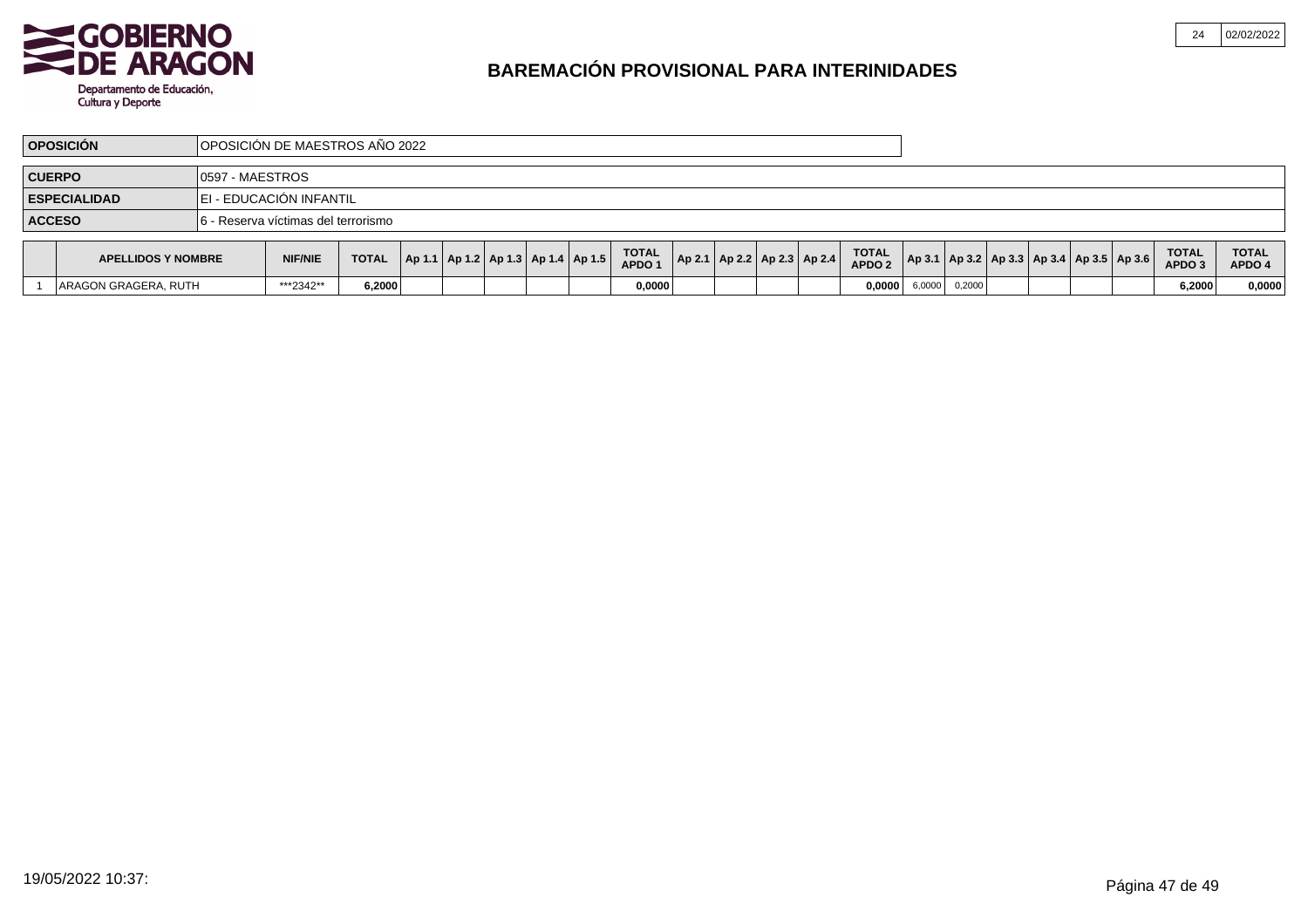# BAREMACIÓN PROVISIONAL PARA INTERINIDADES

| | |
|---|---|
| **OPOSICIÓN** | OPOSICIÓN DE MAESTROS AÑO 2022 |
| **CUERPO** | 0597 - MAESTROS |
| **ESPECIALIDAD** | EI - EDUCACIÓN INFANTIL |
| **ACCESO** | 6 - Reserva víctimas del terrorismo |

| | APELLIDOS Y NOMBRE | NIF/NIE | TOTAL | Ap 1.1 | Ap 1.2 | Ap 1.3 | Ap 1.4 | Ap 1.5 | TOTAL APDO 1 | Ap 2.1 | Ap 2.2 | Ap 2.3 | Ap 2.4 | TOTAL APDO 2 | Ap 3.1 | Ap 3.2 | Ap 3.3 | Ap 3.4 | Ap 3.5 | Ap 3.6 | TOTAL APDO 3 | TOTAL APDO 4 |
|---|---|---|---|---|---|---|---|---|---|---|---|---|---|---|---|---|---|---|---|---|---|---|
| 1 | ARAGON GRAGERA, RUTH | \*\*\*2342\*\* | 6,2000 | | | | | | 0,0000 | | | | | 0,0000 | 6,0000 | 0,2000 | | | | | 6,2000 | 0,0000 |

19/05/2022 10:37: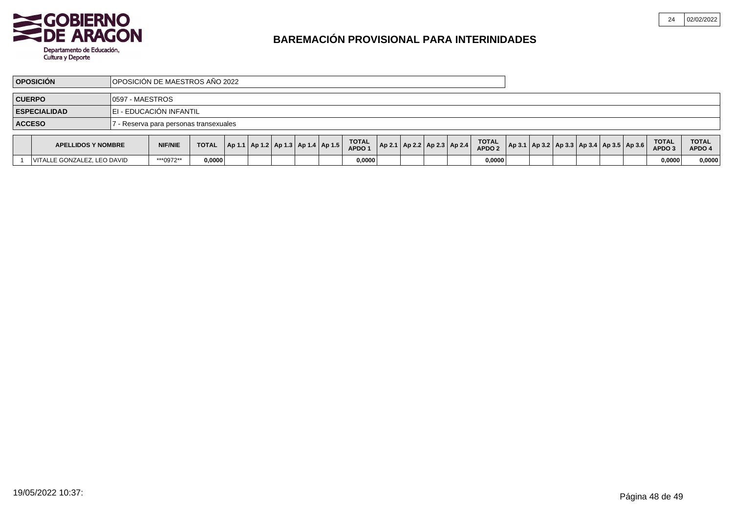# BAREMACIÓN PROVISIONAL PARA INTERINIDADES

| | |
|---|---|
| **OPOSICIÓN** | OPOSICIÓN DE MAESTROS AÑO 2022 |
| **CUERPO** | 0597 - MAESTROS |
| **ESPECIALIDAD** | EI - EDUCACIÓN INFANTIL |
| **ACCESO** | 7 - Reserva para personas transexuales |

| | APELLIDOS Y NOMBRE | NIF/NIE | TOTAL | Ap 1.1 | Ap 1.2 | Ap 1.3 | Ap 1.4 | Ap 1.5 | TOTAL APDO 1 | Ap 2.1 | Ap 2.2 | Ap 2.3 | Ap 2.4 | TOTAL APDO 2 | Ap 3.1 | Ap 3.2 | Ap 3.3 | Ap 3.4 | Ap 3.5 | Ap 3.6 | TOTAL APDO 3 | TOTAL APDO 4 |
|---|---|---|---|---|---|---|---|---|---|---|---|---|---|---|---|---|---|---|---|---|---|---|
| 1 | VITALLE GONZALEZ, LEO DAVID | ***0972** | 0,0000 | | | | | | 0,0000 | | | | | 0,0000 | | | | | | | 0,0000 | 0,0000 |

19/05/2022 10:37: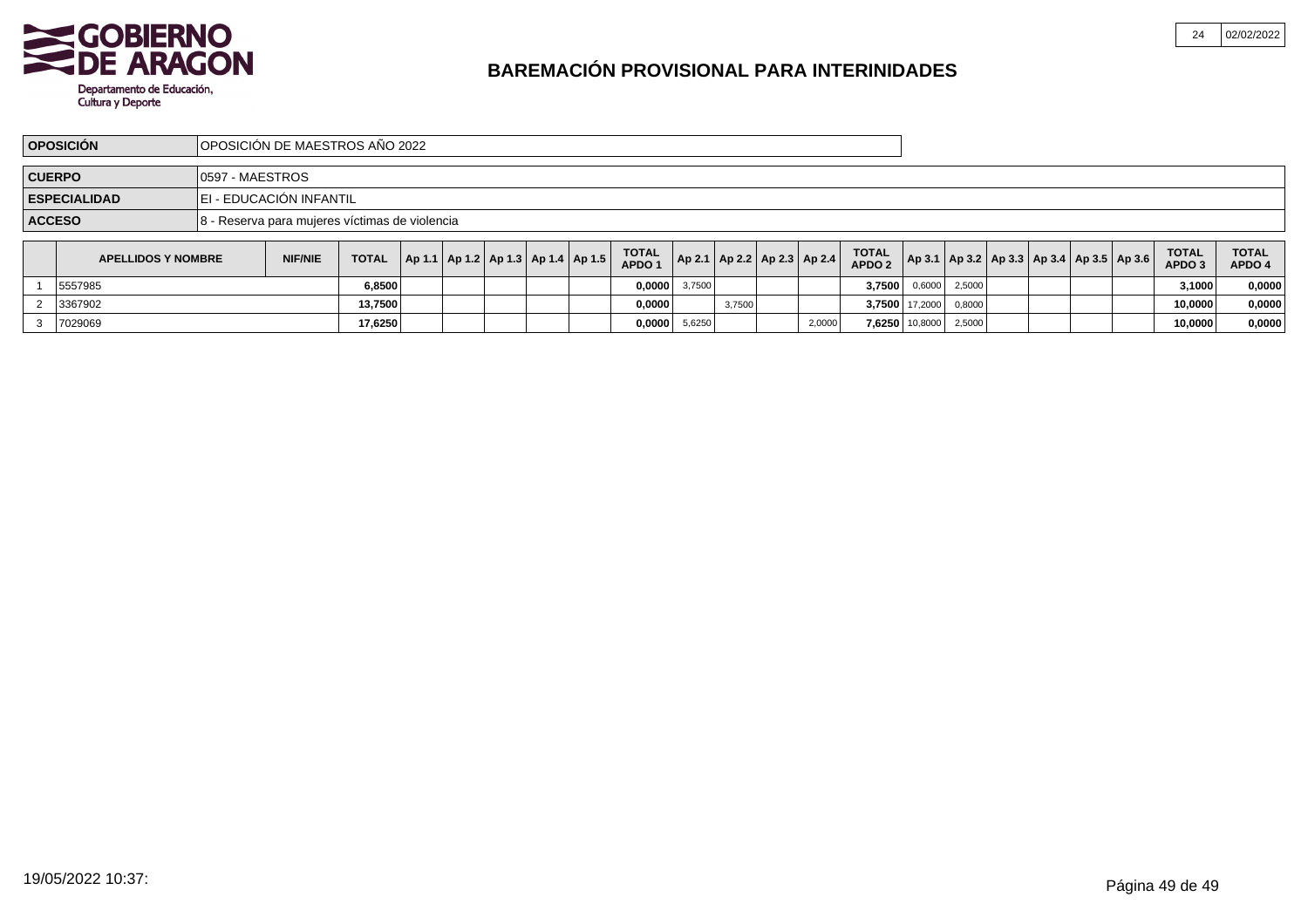# BAREMACIÓN PROVISIONAL PARA INTERINIDADES

| | |
|---|---|
| **OPOSICIÓN** | OPOSICIÓN DE MAESTROS AÑO 2022 |
| **CUERPO** | 0597 - MAESTROS |
| **ESPECIALIDAD** | EI - EDUCACIÓN INFANTIL |
| **ACCESO** | 8 - Reserva para mujeres víctimas de violencia |

| | APELLIDOS Y NOMBRE | NIF/NIE | TOTAL | Ap 1.1 | Ap 1.2 | Ap 1.3 | Ap 1.4 | Ap 1.5 | TOTAL APDO 1 | Ap 2.1 | Ap 2.2 | Ap 2.3 | Ap 2.4 | TOTAL APDO 2 | Ap 3.1 | Ap 3.2 | Ap 3.3 | Ap 3.4 | Ap 3.5 | Ap 3.6 | TOTAL APDO 3 | TOTAL APDO 4 |
|---|---|---|---|---|---|---|---|---|---|---|---|---|---|---|---|---|---|---|---|---|---|---|
| 1 | 5557985 | | 6,8500 | | | | | | 0,0000 | 3,7500 | | | | 3,7500 | 0,6000 | 2,5000 | | | | | 3,1000 | 0,0000 |
| 2 | 3367902 | | 13,7500 | | | | | | 0,0000 | | 3,7500 | | | 3,7500 | 17,2000 | 0,8000 | | | | | 10,0000 | 0,0000 |
| 3 | 7029069 | | 17,6250 | | | | | | 0,0000 | 5,6250 | | | 2,0000 | 7,6250 | 10,8000 | 2,5000 | | | | | 10,0000 | 0,0000 |

19/05/2022 10:37: